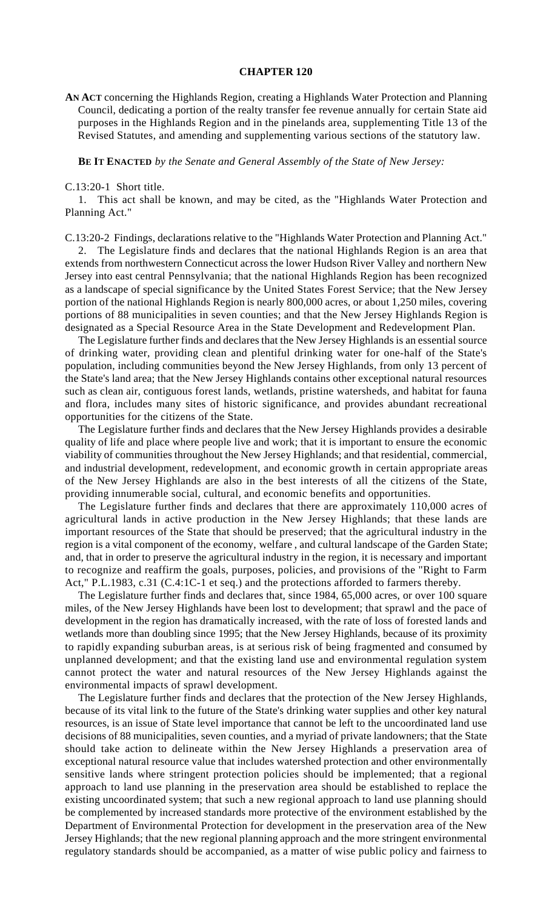# CHAPTER 120

**AN ACT** concerning the Highlands Region, creating a Highlands Water Protection and Planning Council, dedicating a portion of the realty transfer fee revenue annually for certain State aid purposes in the Highlands Region and in the pinelands area, supplementing Title 13 of the Revised Statutes, and amending and supplementing various sections of the statutory law.

**BE IT ENACTED** *by the Senate and General Assembly of the State of New Jersey:*

C.13:20-1 Short title.

1. This act shall be known, and may be cited, as the "Highlands Water Protection and Planning Act."

C.13:20-2 Findings, declarations relative to the "Highlands Water Protection and Planning Act."

2. The Legislature finds and declares that the national Highlands Region is an area that extends from northwestern Connecticut across the lower Hudson River Valley and northern New Jersey into east central Pennsylvania; that the national Highlands Region has been recognized as a landscape of special significance by the United States Forest Service; that the New Jersey portion of the national Highlands Region is nearly 800,000 acres, or about 1,250 miles, covering portions of 88 municipalities in seven counties; and that the New Jersey Highlands Region is designated as a Special Resource Area in the State Development and Redevelopment Plan.

The Legislature further finds and declares that the New Jersey Highlands is an essential source of drinking water, providing clean and plentiful drinking water for one-half of the State's population, including communities beyond the New Jersey Highlands, from only 13 percent of the State's land area; that the New Jersey Highlands contains other exceptional natural resources such as clean air, contiguous forest lands, wetlands, pristine watersheds, and habitat for fauna and flora, includes many sites of historic significance, and provides abundant recreational opportunities for the citizens of the State.

The Legislature further finds and declares that the New Jersey Highlands provides a desirable quality of life and place where people live and work; that it is important to ensure the economic viability of communities throughout the New Jersey Highlands; and that residential, commercial, and industrial development, redevelopment, and economic growth in certain appropriate areas of the New Jersey Highlands are also in the best interests of all the citizens of the State, providing innumerable social, cultural, and economic benefits and opportunities.

The Legislature further finds and declares that there are approximately 110,000 acres of agricultural lands in active production in the New Jersey Highlands; that these lands are important resources of the State that should be preserved; that the agricultural industry in the region is a vital component of the economy, welfare , and cultural landscape of the Garden State; and, that in order to preserve the agricultural industry in the region, it is necessary and important to recognize and reaffirm the goals, purposes, policies, and provisions of the "Right to Farm Act," P.L.1983, c.31 (C.4:1C-1 et seq.) and the protections afforded to farmers thereby.

The Legislature further finds and declares that, since 1984, 65,000 acres, or over 100 square miles, of the New Jersey Highlands have been lost to development; that sprawl and the pace of development in the region has dramatically increased, with the rate of loss of forested lands and wetlands more than doubling since 1995; that the New Jersey Highlands, because of its proximity to rapidly expanding suburban areas, is at serious risk of being fragmented and consumed by unplanned development; and that the existing land use and environmental regulation system cannot protect the water and natural resources of the New Jersey Highlands against the environmental impacts of sprawl development.

The Legislature further finds and declares that the protection of the New Jersey Highlands, because of its vital link to the future of the State's drinking water supplies and other key natural resources, is an issue of State level importance that cannot be left to the uncoordinated land use decisions of 88 municipalities, seven counties, and a myriad of private landowners; that the State should take action to delineate within the New Jersey Highlands a preservation area of exceptional natural resource value that includes watershed protection and other environmentally sensitive lands where stringent protection policies should be implemented; that a regional approach to land use planning in the preservation area should be established to replace the existing uncoordinated system; that such a new regional approach to land use planning should be complemented by increased standards more protective of the environment established by the Department of Environmental Protection for development in the preservation area of the New Jersey Highlands; that the new regional planning approach and the more stringent environmental regulatory standards should be accompanied, as a matter of wise public policy and fairness to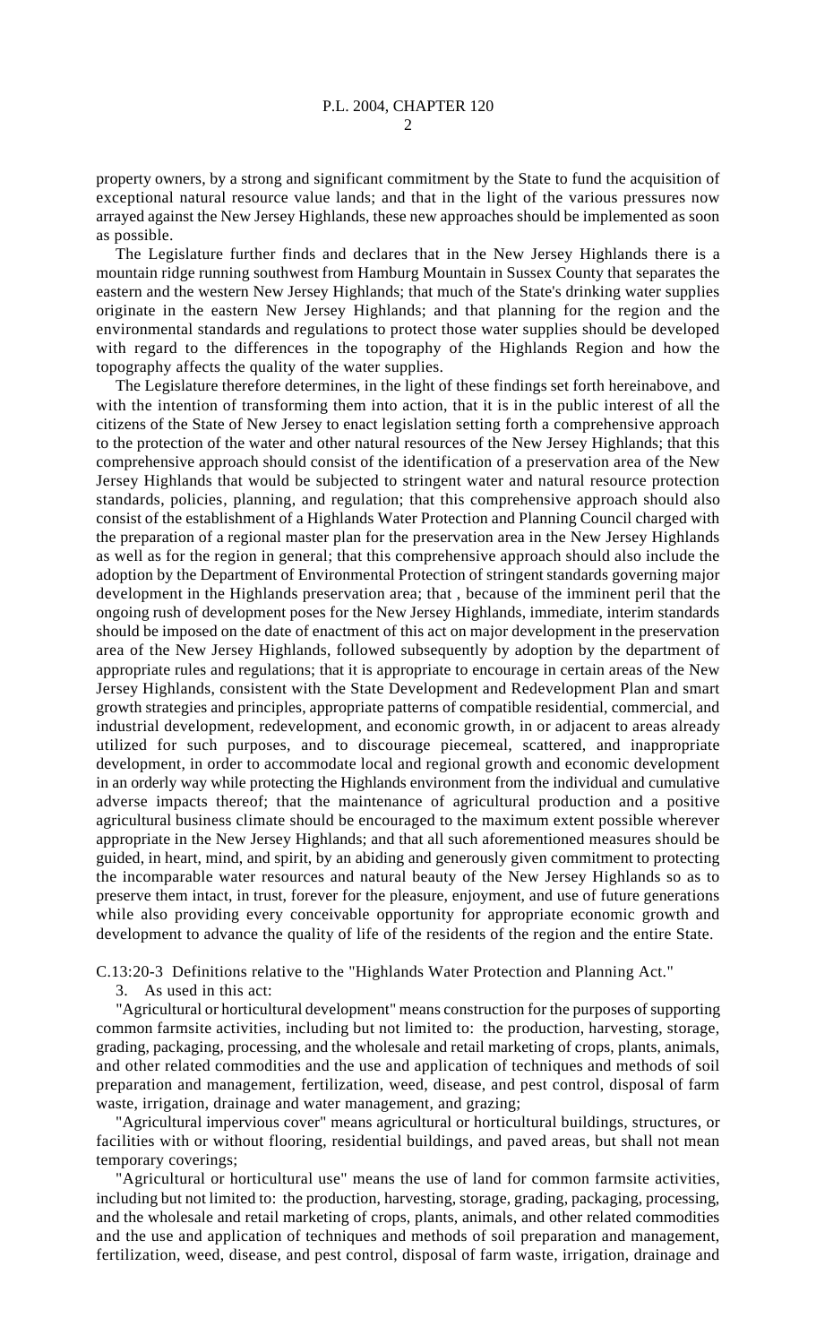property owners, by a strong and significant commitment by the State to fund the acquisition of exceptional natural resource value lands; and that in the light of the various pressures now arrayed against the New Jersey Highlands, these new approaches should be implemented as soon as possible.

The Legislature further finds and declares that in the New Jersey Highlands there is a mountain ridge running southwest from Hamburg Mountain in Sussex County that separates the eastern and the western New Jersey Highlands; that much of the State's drinking water supplies originate in the eastern New Jersey Highlands; and that planning for the region and the environmental standards and regulations to protect those water supplies should be developed with regard to the differences in the topography of the Highlands Region and how the topography affects the quality of the water supplies.

The Legislature therefore determines, in the light of these findings set forth hereinabove, and with the intention of transforming them into action, that it is in the public interest of all the citizens of the State of New Jersey to enact legislation setting forth a comprehensive approach to the protection of the water and other natural resources of the New Jersey Highlands; that this comprehensive approach should consist of the identification of a preservation area of the New Jersey Highlands that would be subjected to stringent water and natural resource protection standards, policies, planning, and regulation; that this comprehensive approach should also consist of the establishment of a Highlands Water Protection and Planning Council charged with the preparation of a regional master plan for the preservation area in the New Jersey Highlands as well as for the region in general; that this comprehensive approach should also include the adoption by the Department of Environmental Protection of stringent standards governing major development in the Highlands preservation area; that , because of the imminent peril that the ongoing rush of development poses for the New Jersey Highlands, immediate, interim standards should be imposed on the date of enactment of this act on major development in the preservation area of the New Jersey Highlands, followed subsequently by adoption by the department of appropriate rules and regulations; that it is appropriate to encourage in certain areas of the New Jersey Highlands, consistent with the State Development and Redevelopment Plan and smart growth strategies and principles, appropriate patterns of compatible residential, commercial, and industrial development, redevelopment, and economic growth, in or adjacent to areas already utilized for such purposes, and to discourage piecemeal, scattered, and inappropriate development, in order to accommodate local and regional growth and economic development in an orderly way while protecting the Highlands environment from the individual and cumulative adverse impacts thereof; that the maintenance of agricultural production and a positive agricultural business climate should be encouraged to the maximum extent possible wherever appropriate in the New Jersey Highlands; and that all such aforementioned measures should be guided, in heart, mind, and spirit, by an abiding and generously given commitment to protecting the incomparable water resources and natural beauty of the New Jersey Highlands so as to preserve them intact, in trust, forever for the pleasure, enjoyment, and use of future generations while also providing every conceivable opportunity for appropriate economic growth and development to advance the quality of life of the residents of the region and the entire State.

C.13:20-3 Definitions relative to the "Highlands Water Protection and Planning Act."

3. As used in this act:

"Agricultural or horticultural development" means construction for the purposes of supporting common farmsite activities, including but not limited to: the production, harvesting, storage, grading, packaging, processing, and the wholesale and retail marketing of crops, plants, animals, and other related commodities and the use and application of techniques and methods of soil preparation and management, fertilization, weed, disease, and pest control, disposal of farm waste, irrigation, drainage and water management, and grazing;

"Agricultural impervious cover" means agricultural or horticultural buildings, structures, or facilities with or without flooring, residential buildings, and paved areas, but shall not mean temporary coverings;

"Agricultural or horticultural use" means the use of land for common farmsite activities, including but not limited to: the production, harvesting, storage, grading, packaging, processing, and the wholesale and retail marketing of crops, plants, animals, and other related commodities and the use and application of techniques and methods of soil preparation and management, fertilization, weed, disease, and pest control, disposal of farm waste, irrigation, drainage and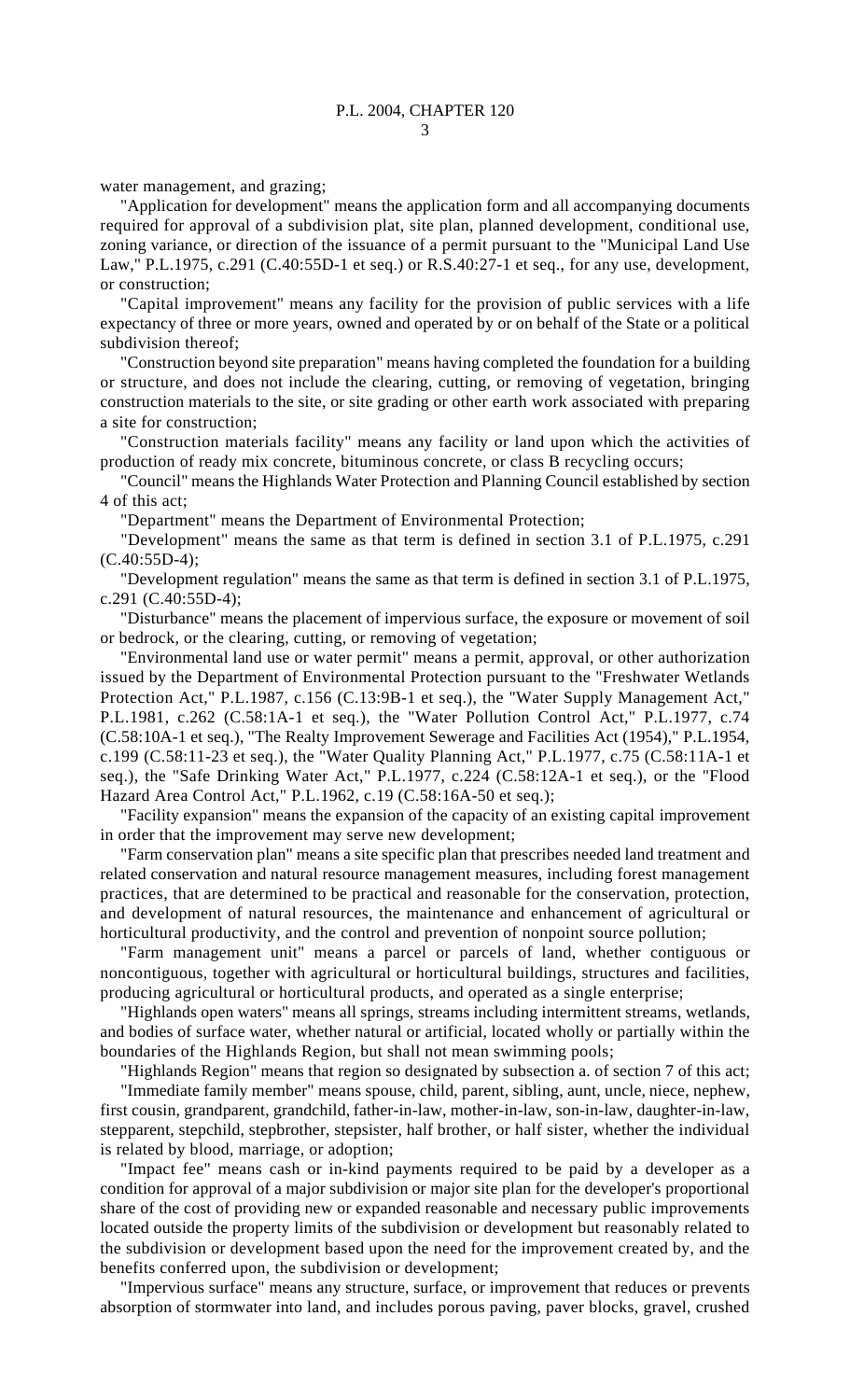water management, and grazing;

"Application for development" means the application form and all accompanying documents required for approval of a subdivision plat, site plan, planned development, conditional use, zoning variance, or direction of the issuance of a permit pursuant to the "Municipal Land Use Law," P.L.1975, c.291 (C.40:55D-1 et seq.) or R.S.40:27-1 et seq., for any use, development, or construction;

"Capital improvement" means any facility for the provision of public services with a life expectancy of three or more years, owned and operated by or on behalf of the State or a political subdivision thereof;

"Construction beyond site preparation" means having completed the foundation for a building or structure, and does not include the clearing, cutting, or removing of vegetation, bringing construction materials to the site, or site grading or other earth work associated with preparing a site for construction;

"Construction materials facility" means any facility or land upon which the activities of production of ready mix concrete, bituminous concrete, or class B recycling occurs;

"Council" means the Highlands Water Protection and Planning Council established by section 4 of this act;

"Department" means the Department of Environmental Protection;

"Development" means the same as that term is defined in section 3.1 of P.L.1975, c.291 (C.40:55D-4);

"Development regulation" means the same as that term is defined in section 3.1 of P.L.1975, c.291 (C.40:55D-4);

"Disturbance" means the placement of impervious surface, the exposure or movement of soil or bedrock, or the clearing, cutting, or removing of vegetation;

"Environmental land use or water permit" means a permit, approval, or other authorization issued by the Department of Environmental Protection pursuant to the "Freshwater Wetlands Protection Act," P.L.1987, c.156 (C.13:9B-1 et seq.), the "Water Supply Management Act," P.L.1981, c.262 (C.58:1A-1 et seq.), the "Water Pollution Control Act," P.L.1977, c.74 (C.58:10A-1 et seq.), "The Realty Improvement Sewerage and Facilities Act (1954)," P.L.1954, c.199 (C.58:11-23 et seq.), the "Water Quality Planning Act," P.L.1977, c.75 (C.58:11A-1 et seq.), the "Safe Drinking Water Act," P.L.1977, c.224 (C.58:12A-1 et seq.), or the "Flood Hazard Area Control Act," P.L.1962, c.19 (C.58:16A-50 et seq.);

"Facility expansion" means the expansion of the capacity of an existing capital improvement in order that the improvement may serve new development;

"Farm conservation plan" means a site specific plan that prescribes needed land treatment and related conservation and natural resource management measures, including forest management practices, that are determined to be practical and reasonable for the conservation, protection, and development of natural resources, the maintenance and enhancement of agricultural or horticultural productivity, and the control and prevention of nonpoint source pollution;

"Farm management unit" means a parcel or parcels of land, whether contiguous or noncontiguous, together with agricultural or horticultural buildings, structures and facilities, producing agricultural or horticultural products, and operated as a single enterprise;

"Highlands open waters" means all springs, streams including intermittent streams, wetlands, and bodies of surface water, whether natural or artificial, located wholly or partially within the boundaries of the Highlands Region, but shall not mean swimming pools;

"Highlands Region" means that region so designated by subsection a. of section 7 of this act;

"Immediate family member" means spouse, child, parent, sibling, aunt, uncle, niece, nephew, first cousin, grandparent, grandchild, father-in-law, mother-in-law, son-in-law, daughter-in-law, stepparent, stepchild, stepbrother, stepsister, half brother, or half sister, whether the individual is related by blood, marriage, or adoption;

"Impact fee" means cash or in-kind payments required to be paid by a developer as a condition for approval of a major subdivision or major site plan for the developer's proportional share of the cost of providing new or expanded reasonable and necessary public improvements located outside the property limits of the subdivision or development but reasonably related to the subdivision or development based upon the need for the improvement created by, and the benefits conferred upon, the subdivision or development;

"Impervious surface" means any structure, surface, or improvement that reduces or prevents absorption of stormwater into land, and includes porous paving, paver blocks, gravel, crushed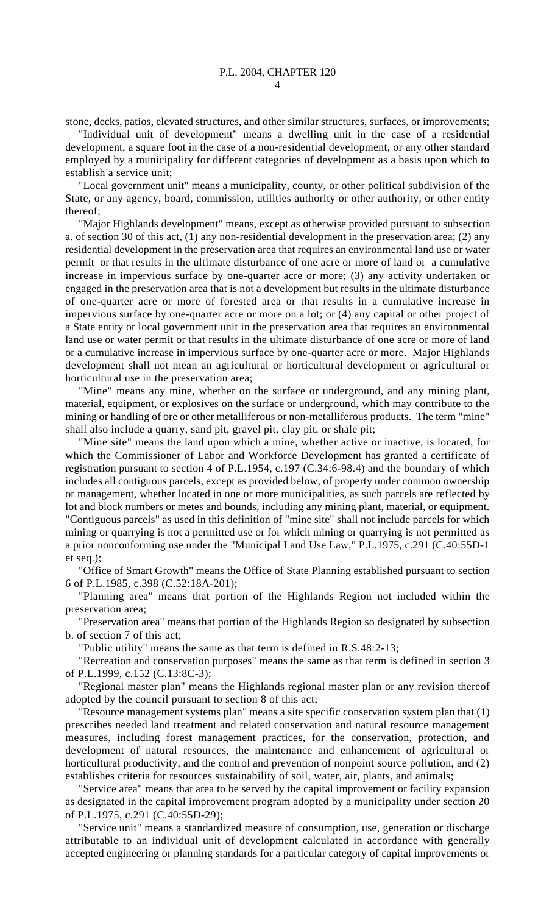stone, decks, patios, elevated structures, and other similar structures, surfaces, or improvements;

"Individual unit of development" means a dwelling unit in the case of a residential development, a square foot in the case of a non-residential development, or any other standard employed by a municipality for different categories of development as a basis upon which to establish a service unit;

"Local government unit" means a municipality, county, or other political subdivision of the State, or any agency, board, commission, utilities authority or other authority, or other entity thereof;

"Major Highlands development" means, except as otherwise provided pursuant to subsection a. of section 30 of this act, (1) any non-residential development in the preservation area; (2) any residential development in the preservation area that requires an environmental land use or water permit or that results in the ultimate disturbance of one acre or more of land or a cumulative increase in impervious surface by one-quarter acre or more; (3) any activity undertaken or engaged in the preservation area that is not a development but results in the ultimate disturbance of one-quarter acre or more of forested area or that results in a cumulative increase in impervious surface by one-quarter acre or more on a lot; or (4) any capital or other project of a State entity or local government unit in the preservation area that requires an environmental land use or water permit or that results in the ultimate disturbance of one acre or more of land or a cumulative increase in impervious surface by one-quarter acre or more. Major Highlands development shall not mean an agricultural or horticultural development or agricultural or horticultural use in the preservation area;

"Mine" means any mine, whether on the surface or underground, and any mining plant, material, equipment, or explosives on the surface or underground, which may contribute to the mining or handling of ore or other metalliferous or non-metalliferous products. The term "mine" shall also include a quarry, sand pit, gravel pit, clay pit, or shale pit;

"Mine site" means the land upon which a mine, whether active or inactive, is located, for which the Commissioner of Labor and Workforce Development has granted a certificate of registration pursuant to section 4 of P.L.1954, c.197 (C.34:6-98.4) and the boundary of which includes all contiguous parcels, except as provided below, of property under common ownership or management, whether located in one or more municipalities, as such parcels are reflected by lot and block numbers or metes and bounds, including any mining plant, material, or equipment. "Contiguous parcels" as used in this definition of "mine site" shall not include parcels for which mining or quarrying is not a permitted use or for which mining or quarrying is not permitted as a prior nonconforming use under the "Municipal Land Use Law," P.L.1975, c.291 (C.40:55D-1 et seq.);

"Office of Smart Growth" means the Office of State Planning established pursuant to section 6 of P.L.1985, c.398 (C.52:18A-201);

"Planning area" means that portion of the Highlands Region not included within the preservation area;

"Preservation area" means that portion of the Highlands Region so designated by subsection b. of section 7 of this act;

"Public utility" means the same as that term is defined in R.S.48:2-13;

"Recreation and conservation purposes" means the same as that term is defined in section 3 of P.L.1999, c.152 (C.13:8C-3);

"Regional master plan" means the Highlands regional master plan or any revision thereof adopted by the council pursuant to section 8 of this act;

"Resource management systems plan" means a site specific conservation system plan that (1) prescribes needed land treatment and related conservation and natural resource management measures, including forest management practices, for the conservation, protection, and development of natural resources, the maintenance and enhancement of agricultural or horticultural productivity, and the control and prevention of nonpoint source pollution, and (2) establishes criteria for resources sustainability of soil, water, air, plants, and animals;

"Service area" means that area to be served by the capital improvement or facility expansion as designated in the capital improvement program adopted by a municipality under section 20 of P.L.1975, c.291 (C.40:55D-29);

"Service unit" means a standardized measure of consumption, use, generation or discharge attributable to an individual unit of development calculated in accordance with generally accepted engineering or planning standards for a particular category of capital improvements or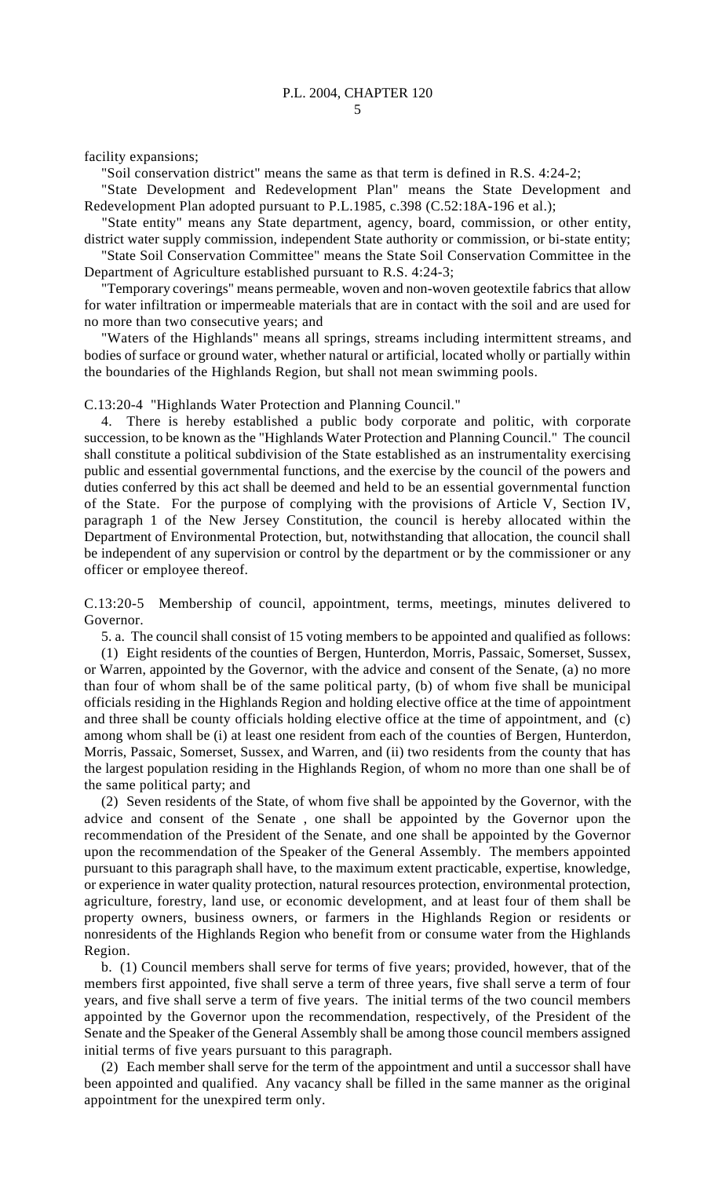facility expansions;

"Soil conservation district" means the same as that term is defined in R.S. 4:24-2;

"State Development and Redevelopment Plan" means the State Development and Redevelopment Plan adopted pursuant to P.L.1985, c.398 (C.52:18A-196 et al.);

"State entity" means any State department, agency, board, commission, or other entity, district water supply commission, independent State authority or commission, or bi-state entity;

"State Soil Conservation Committee" means the State Soil Conservation Committee in the Department of Agriculture established pursuant to R.S. 4:24-3;

"Temporary coverings" means permeable, woven and non-woven geotextile fabrics that allow for water infiltration or impermeable materials that are in contact with the soil and are used for no more than two consecutive years; and

"Waters of the Highlands" means all springs, streams including intermittent streams, and bodies of surface or ground water, whether natural or artificial, located wholly or partially within the boundaries of the Highlands Region, but shall not mean swimming pools.

C.13:20-4 "Highlands Water Protection and Planning Council."

4. There is hereby established a public body corporate and politic, with corporate succession, to be known as the "Highlands Water Protection and Planning Council." The council shall constitute a political subdivision of the State established as an instrumentality exercising public and essential governmental functions, and the exercise by the council of the powers and duties conferred by this act shall be deemed and held to be an essential governmental function of the State. For the purpose of complying with the provisions of Article V, Section IV, paragraph 1 of the New Jersey Constitution, the council is hereby allocated within the Department of Environmental Protection, but, notwithstanding that allocation, the council shall be independent of any supervision or control by the department or by the commissioner or any officer or employee thereof.

C.13:20-5 Membership of council, appointment, terms, meetings, minutes delivered to Governor.

5. a. The council shall consist of 15 voting members to be appointed and qualified as follows:

(1) Eight residents of the counties of Bergen, Hunterdon, Morris, Passaic, Somerset, Sussex, or Warren, appointed by the Governor, with the advice and consent of the Senate, (a) no more than four of whom shall be of the same political party, (b) of whom five shall be municipal officials residing in the Highlands Region and holding elective office at the time of appointment and three shall be county officials holding elective office at the time of appointment, and (c) among whom shall be (i) at least one resident from each of the counties of Bergen, Hunterdon, Morris, Passaic, Somerset, Sussex, and Warren, and (ii) two residents from the county that has the largest population residing in the Highlands Region, of whom no more than one shall be of the same political party; and

(2) Seven residents of the State, of whom five shall be appointed by the Governor, with the advice and consent of the Senate , one shall be appointed by the Governor upon the recommendation of the President of the Senate, and one shall be appointed by the Governor upon the recommendation of the Speaker of the General Assembly. The members appointed pursuant to this paragraph shall have, to the maximum extent practicable, expertise, knowledge, or experience in water quality protection, natural resources protection, environmental protection, agriculture, forestry, land use, or economic development, and at least four of them shall be property owners, business owners, or farmers in the Highlands Region or residents or nonresidents of the Highlands Region who benefit from or consume water from the Highlands Region.

b. (1) Council members shall serve for terms of five years; provided, however, that of the members first appointed, five shall serve a term of three years, five shall serve a term of four years, and five shall serve a term of five years. The initial terms of the two council members appointed by the Governor upon the recommendation, respectively, of the President of the Senate and the Speaker of the General Assembly shall be among those council members assigned initial terms of five years pursuant to this paragraph.

(2) Each member shall serve for the term of the appointment and until a successor shall have been appointed and qualified. Any vacancy shall be filled in the same manner as the original appointment for the unexpired term only.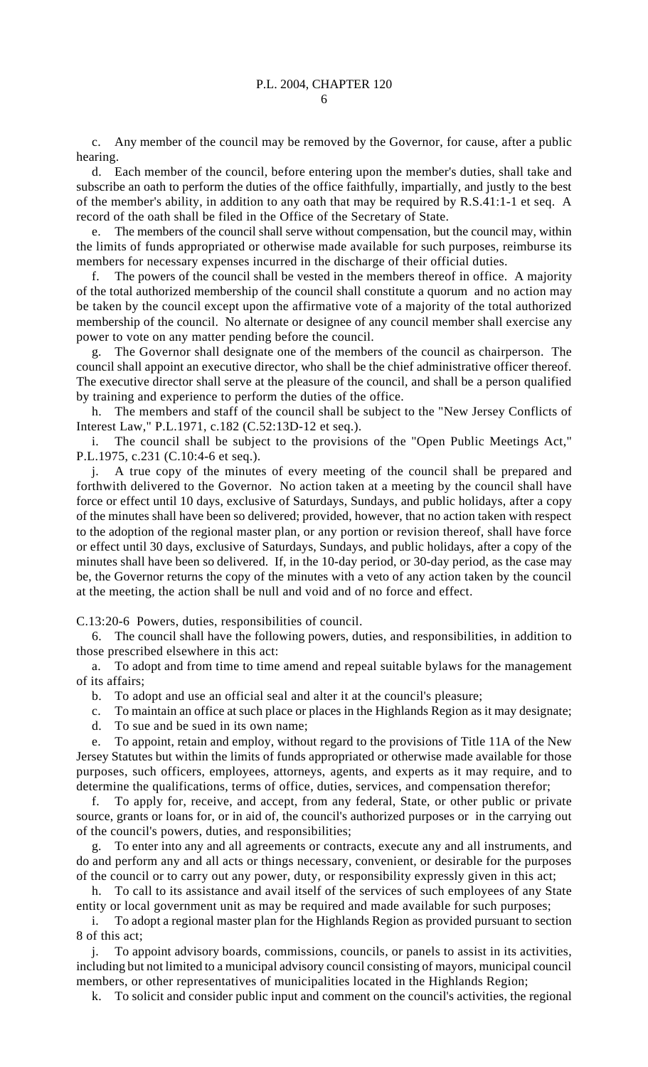c. Any member of the council may be removed by the Governor, for cause, after a public hearing.

d. Each member of the council, before entering upon the member's duties, shall take and subscribe an oath to perform the duties of the office faithfully, impartially, and justly to the best of the member's ability, in addition to any oath that may be required by R.S.41:1-1 et seq. A record of the oath shall be filed in the Office of the Secretary of State.

e. The members of the council shall serve without compensation, but the council may, within the limits of funds appropriated or otherwise made available for such purposes, reimburse its members for necessary expenses incurred in the discharge of their official duties.

f. The powers of the council shall be vested in the members thereof in office. A majority of the total authorized membership of the council shall constitute a quorum and no action may be taken by the council except upon the affirmative vote of a majority of the total authorized membership of the council. No alternate or designee of any council member shall exercise any power to vote on any matter pending before the council.

g. The Governor shall designate one of the members of the council as chairperson. The council shall appoint an executive director, who shall be the chief administrative officer thereof. The executive director shall serve at the pleasure of the council, and shall be a person qualified by training and experience to perform the duties of the office.

h. The members and staff of the council shall be subject to the "New Jersey Conflicts of Interest Law," P.L.1971, c.182 (C.52:13D-12 et seq.).

i. The council shall be subject to the provisions of the "Open Public Meetings Act," P.L.1975, c.231 (C.10:4-6 et seq.).

j. A true copy of the minutes of every meeting of the council shall be prepared and forthwith delivered to the Governor. No action taken at a meeting by the council shall have force or effect until 10 days, exclusive of Saturdays, Sundays, and public holidays, after a copy of the minutes shall have been so delivered; provided, however, that no action taken with respect to the adoption of the regional master plan, or any portion or revision thereof, shall have force or effect until 30 days, exclusive of Saturdays, Sundays, and public holidays, after a copy of the minutes shall have been so delivered. If, in the 10-day period, or 30-day period, as the case may be, the Governor returns the copy of the minutes with a veto of any action taken by the council at the meeting, the action shall be null and void and of no force and effect.

C.13:20-6 Powers, duties, responsibilities of council.

6. The council shall have the following powers, duties, and responsibilities, in addition to those prescribed elsewhere in this act:

a. To adopt and from time to time amend and repeal suitable bylaws for the management of its affairs;

b. To adopt and use an official seal and alter it at the council's pleasure;

c. To maintain an office at such place or places in the Highlands Region as it may designate;

d. To sue and be sued in its own name;

e. To appoint, retain and employ, without regard to the provisions of Title 11A of the New Jersey Statutes but within the limits of funds appropriated or otherwise made available for those purposes, such officers, employees, attorneys, agents, and experts as it may require, and to determine the qualifications, terms of office, duties, services, and compensation therefor;

f. To apply for, receive, and accept, from any federal, State, or other public or private source, grants or loans for, or in aid of, the council's authorized purposes or in the carrying out of the council's powers, duties, and responsibilities;

g. To enter into any and all agreements or contracts, execute any and all instruments, and do and perform any and all acts or things necessary, convenient, or desirable for the purposes of the council or to carry out any power, duty, or responsibility expressly given in this act;

h. To call to its assistance and avail itself of the services of such employees of any State entity or local government unit as may be required and made available for such purposes;

i. To adopt a regional master plan for the Highlands Region as provided pursuant to section 8 of this act;

j. To appoint advisory boards, commissions, councils, or panels to assist in its activities, including but not limited to a municipal advisory council consisting of mayors, municipal council members, or other representatives of municipalities located in the Highlands Region;

k. To solicit and consider public input and comment on the council's activities, the regional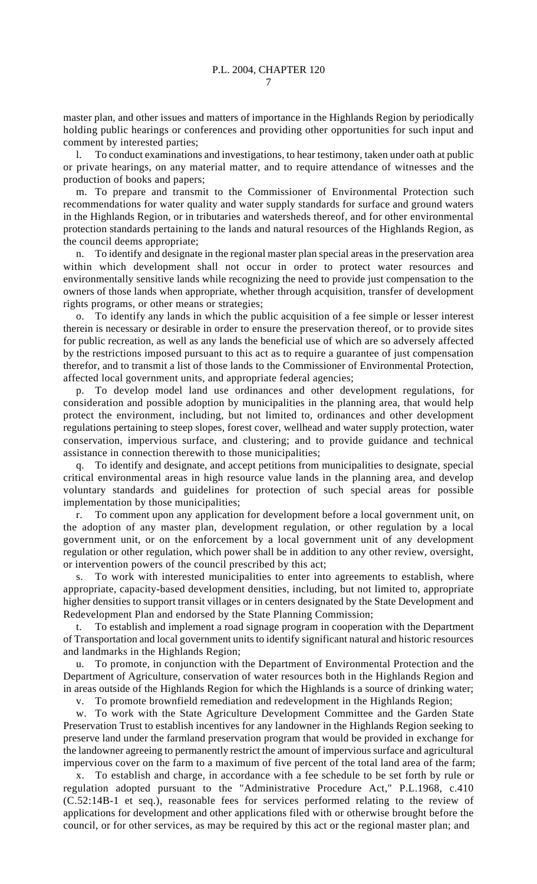master plan, and other issues and matters of importance in the Highlands Region by periodically holding public hearings or conferences and providing other opportunities for such input and comment by interested parties;

l. To conduct examinations and investigations, to hear testimony, taken under oath at public or private hearings, on any material matter, and to require attendance of witnesses and the production of books and papers;

m. To prepare and transmit to the Commissioner of Environmental Protection such recommendations for water quality and water supply standards for surface and ground waters in the Highlands Region, or in tributaries and watersheds thereof, and for other environmental protection standards pertaining to the lands and natural resources of the Highlands Region, as the council deems appropriate;

n. To identify and designate in the regional master plan special areas in the preservation area within which development shall not occur in order to protect water resources and environmentally sensitive lands while recognizing the need to provide just compensation to the owners of those lands when appropriate, whether through acquisition, transfer of development rights programs, or other means or strategies;

o. To identify any lands in which the public acquisition of a fee simple or lesser interest therein is necessary or desirable in order to ensure the preservation thereof, or to provide sites for public recreation, as well as any lands the beneficial use of which are so adversely affected by the restrictions imposed pursuant to this act as to require a guarantee of just compensation therefor, and to transmit a list of those lands to the Commissioner of Environmental Protection, affected local government units, and appropriate federal agencies;

p. To develop model land use ordinances and other development regulations, for consideration and possible adoption by municipalities in the planning area, that would help protect the environment, including, but not limited to, ordinances and other development regulations pertaining to steep slopes, forest cover, wellhead and water supply protection, water conservation, impervious surface, and clustering; and to provide guidance and technical assistance in connection therewith to those municipalities;

q. To identify and designate, and accept petitions from municipalities to designate, special critical environmental areas in high resource value lands in the planning area, and develop voluntary standards and guidelines for protection of such special areas for possible implementation by those municipalities;

r. To comment upon any application for development before a local government unit, on the adoption of any master plan, development regulation, or other regulation by a local government unit, or on the enforcement by a local government unit of any development regulation or other regulation, which power shall be in addition to any other review, oversight, or intervention powers of the council prescribed by this act;

s. To work with interested municipalities to enter into agreements to establish, where appropriate, capacity-based development densities, including, but not limited to, appropriate higher densities to support transit villages or in centers designated by the State Development and Redevelopment Plan and endorsed by the State Planning Commission;

t. To establish and implement a road signage program in cooperation with the Department of Transportation and local government units to identify significant natural and historic resources and landmarks in the Highlands Region;

u. To promote, in conjunction with the Department of Environmental Protection and the Department of Agriculture, conservation of water resources both in the Highlands Region and in areas outside of the Highlands Region for which the Highlands is a source of drinking water;

v. To promote brownfield remediation and redevelopment in the Highlands Region;

w. To work with the State Agriculture Development Committee and the Garden State Preservation Trust to establish incentives for any landowner in the Highlands Region seeking to preserve land under the farmland preservation program that would be provided in exchange for the landowner agreeing to permanently restrict the amount of impervious surface and agricultural impervious cover on the farm to a maximum of five percent of the total land area of the farm;

x. To establish and charge, in accordance with a fee schedule to be set forth by rule or regulation adopted pursuant to the "Administrative Procedure Act," P.L.1968, c.410 (C.52:14B-1 et seq.), reasonable fees for services performed relating to the review of applications for development and other applications filed with or otherwise brought before the council, or for other services, as may be required by this act or the regional master plan; and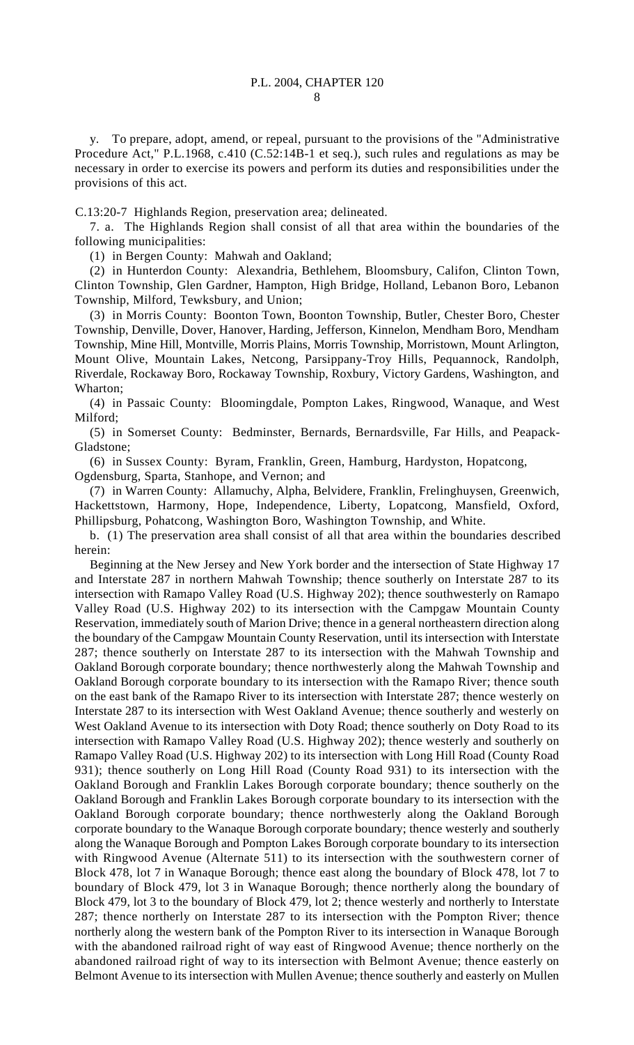y. To prepare, adopt, amend, or repeal, pursuant to the provisions of the "Administrative Procedure Act," P.L.1968, c.410 (C.52:14B-1 et seq.), such rules and regulations as may be necessary in order to exercise its powers and perform its duties and responsibilities under the provisions of this act.

C.13:20-7 Highlands Region, preservation area; delineated.

7. a. The Highlands Region shall consist of all that area within the boundaries of the following municipalities:

(1) in Bergen County: Mahwah and Oakland;

(2) in Hunterdon County: Alexandria, Bethlehem, Bloomsbury, Califon, Clinton Town, Clinton Township, Glen Gardner, Hampton, High Bridge, Holland, Lebanon Boro, Lebanon Township, Milford, Tewksbury, and Union;

(3) in Morris County: Boonton Town, Boonton Township, Butler, Chester Boro, Chester Township, Denville, Dover, Hanover, Harding, Jefferson, Kinnelon, Mendham Boro, Mendham Township, Mine Hill, Montville, Morris Plains, Morris Township, Morristown, Mount Arlington, Mount Olive, Mountain Lakes, Netcong, Parsippany-Troy Hills, Pequannock, Randolph, Riverdale, Rockaway Boro, Rockaway Township, Roxbury, Victory Gardens, Washington, and Wharton;

(4) in Passaic County: Bloomingdale, Pompton Lakes, Ringwood, Wanaque, and West Milford;

(5) in Somerset County: Bedminster, Bernards, Bernardsville, Far Hills, and Peapack-Gladstone;

(6) in Sussex County: Byram, Franklin, Green, Hamburg, Hardyston, Hopatcong, Ogdensburg, Sparta, Stanhope, and Vernon; and

(7) in Warren County: Allamuchy, Alpha, Belvidere, Franklin, Frelinghuysen, Greenwich, Hackettstown, Harmony, Hope, Independence, Liberty, Lopatcong, Mansfield, Oxford, Phillipsburg, Pohatcong, Washington Boro, Washington Township, and White.

b. (1) The preservation area shall consist of all that area within the boundaries described herein:

Beginning at the New Jersey and New York border and the intersection of State Highway 17 and Interstate 287 in northern Mahwah Township; thence southerly on Interstate 287 to its intersection with Ramapo Valley Road (U.S. Highway 202); thence southwesterly on Ramapo Valley Road (U.S. Highway 202) to its intersection with the Campgaw Mountain County Reservation, immediately south of Marion Drive; thence in a general northeastern direction along the boundary of the Campgaw Mountain County Reservation, until its intersection with Interstate 287; thence southerly on Interstate 287 to its intersection with the Mahwah Township and Oakland Borough corporate boundary; thence northwesterly along the Mahwah Township and Oakland Borough corporate boundary to its intersection with the Ramapo River; thence south on the east bank of the Ramapo River to its intersection with Interstate 287; thence westerly on Interstate 287 to its intersection with West Oakland Avenue; thence southerly and westerly on West Oakland Avenue to its intersection with Doty Road; thence southerly on Doty Road to its intersection with Ramapo Valley Road (U.S. Highway 202); thence westerly and southerly on Ramapo Valley Road (U.S. Highway 202) to its intersection with Long Hill Road (County Road 931); thence southerly on Long Hill Road (County Road 931) to its intersection with the Oakland Borough and Franklin Lakes Borough corporate boundary; thence southerly on the Oakland Borough and Franklin Lakes Borough corporate boundary to its intersection with the Oakland Borough corporate boundary; thence northwesterly along the Oakland Borough corporate boundary to the Wanaque Borough corporate boundary; thence westerly and southerly along the Wanaque Borough and Pompton Lakes Borough corporate boundary to its intersection with Ringwood Avenue (Alternate 511) to its intersection with the southwestern corner of Block 478, lot 7 in Wanaque Borough; thence east along the boundary of Block 478, lot 7 to boundary of Block 479, lot 3 in Wanaque Borough; thence northerly along the boundary of Block 479, lot 3 to the boundary of Block 479, lot 2; thence westerly and northerly to Interstate 287; thence northerly on Interstate 287 to its intersection with the Pompton River; thence northerly along the western bank of the Pompton River to its intersection in Wanaque Borough with the abandoned railroad right of way east of Ringwood Avenue; thence northerly on the abandoned railroad right of way to its intersection with Belmont Avenue; thence easterly on Belmont Avenue to its intersection with Mullen Avenue; thence southerly and easterly on Mullen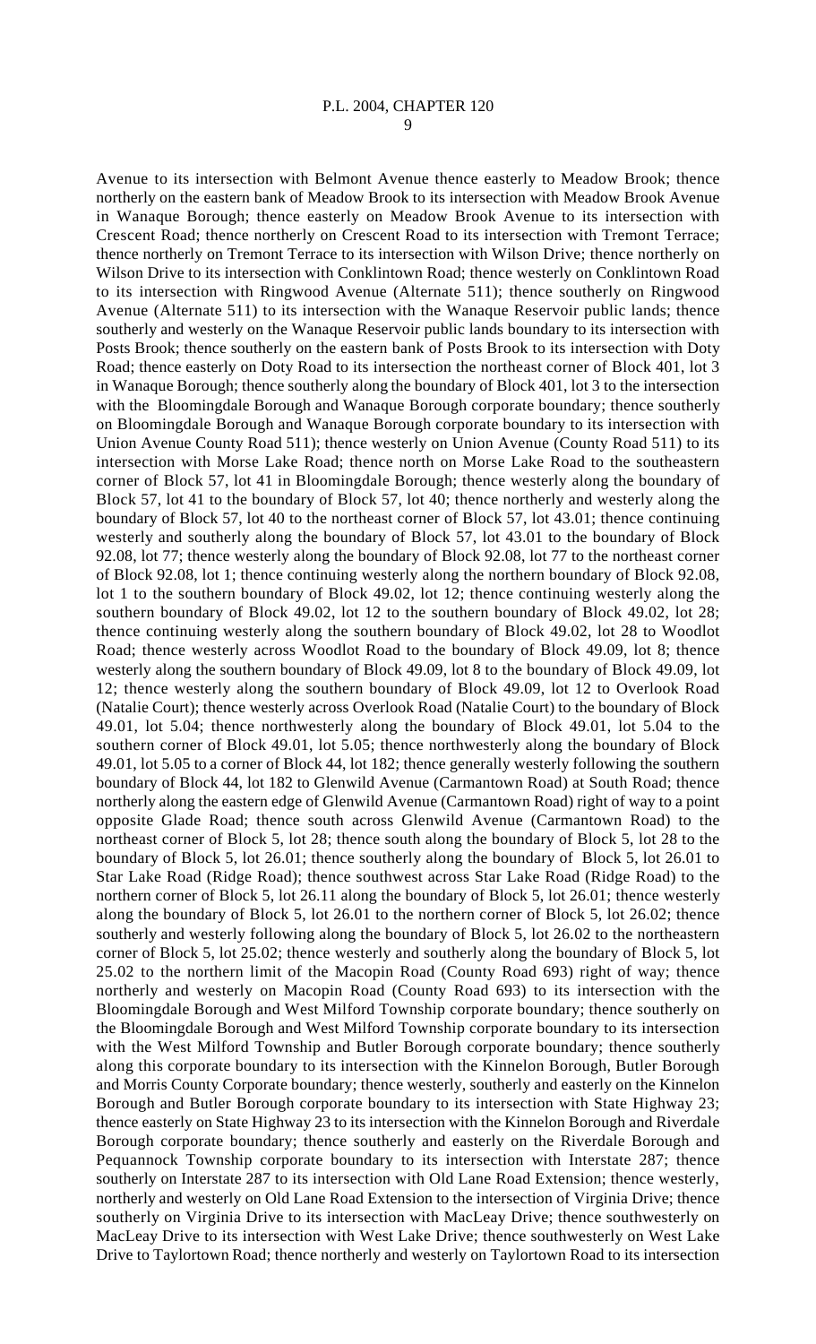Avenue to its intersection with Belmont Avenue thence easterly to Meadow Brook; thence northerly on the eastern bank of Meadow Brook to its intersection with Meadow Brook Avenue in Wanaque Borough; thence easterly on Meadow Brook Avenue to its intersection with Crescent Road; thence northerly on Crescent Road to its intersection with Tremont Terrace; thence northerly on Tremont Terrace to its intersection with Wilson Drive; thence northerly on Wilson Drive to its intersection with Conklintown Road; thence westerly on Conklintown Road to its intersection with Ringwood Avenue (Alternate 511); thence southerly on Ringwood Avenue (Alternate 511) to its intersection with the Wanaque Reservoir public lands; thence southerly and westerly on the Wanaque Reservoir public lands boundary to its intersection with Posts Brook; thence southerly on the eastern bank of Posts Brook to its intersection with Doty Road; thence easterly on Doty Road to its intersection the northeast corner of Block 401, lot 3 in Wanaque Borough; thence southerly along the boundary of Block 401, lot 3 to the intersection with the Bloomingdale Borough and Wanaque Borough corporate boundary; thence southerly on Bloomingdale Borough and Wanaque Borough corporate boundary to its intersection with Union Avenue County Road 511); thence westerly on Union Avenue (County Road 511) to its intersection with Morse Lake Road; thence north on Morse Lake Road to the southeastern corner of Block 57, lot 41 in Bloomingdale Borough; thence westerly along the boundary of Block 57, lot 41 to the boundary of Block 57, lot 40; thence northerly and westerly along the boundary of Block 57, lot 40 to the northeast corner of Block 57, lot 43.01; thence continuing westerly and southerly along the boundary of Block 57, lot 43.01 to the boundary of Block 92.08, lot 77; thence westerly along the boundary of Block 92.08, lot 77 to the northeast corner of Block 92.08, lot 1; thence continuing westerly along the northern boundary of Block 92.08, lot 1 to the southern boundary of Block 49.02, lot 12; thence continuing westerly along the southern boundary of Block 49.02, lot 12 to the southern boundary of Block 49.02, lot 28; thence continuing westerly along the southern boundary of Block 49.02, lot 28 to Woodlot Road; thence westerly across Woodlot Road to the boundary of Block 49.09, lot 8; thence westerly along the southern boundary of Block 49.09, lot 8 to the boundary of Block 49.09, lot 12; thence westerly along the southern boundary of Block 49.09, lot 12 to Overlook Road (Natalie Court); thence westerly across Overlook Road (Natalie Court) to the boundary of Block 49.01, lot 5.04; thence northwesterly along the boundary of Block 49.01, lot 5.04 to the southern corner of Block 49.01, lot 5.05; thence northwesterly along the boundary of Block 49.01, lot 5.05 to a corner of Block 44, lot 182; thence generally westerly following the southern boundary of Block 44, lot 182 to Glenwild Avenue (Carmantown Road) at South Road; thence northerly along the eastern edge of Glenwild Avenue (Carmantown Road) right of way to a point opposite Glade Road; thence south across Glenwild Avenue (Carmantown Road) to the northeast corner of Block 5, lot 28; thence south along the boundary of Block 5, lot 28 to the boundary of Block 5, lot 26.01; thence southerly along the boundary of Block 5, lot 26.01 to Star Lake Road (Ridge Road); thence southwest across Star Lake Road (Ridge Road) to the northern corner of Block 5, lot 26.11 along the boundary of Block 5, lot 26.01; thence westerly along the boundary of Block 5, lot 26.01 to the northern corner of Block 5, lot 26.02; thence southerly and westerly following along the boundary of Block 5, lot 26.02 to the northeastern corner of Block 5, lot 25.02; thence westerly and southerly along the boundary of Block 5, lot 25.02 to the northern limit of the Macopin Road (County Road 693) right of way; thence northerly and westerly on Macopin Road (County Road 693) to its intersection with the Bloomingdale Borough and West Milford Township corporate boundary; thence southerly on the Bloomingdale Borough and West Milford Township corporate boundary to its intersection with the West Milford Township and Butler Borough corporate boundary; thence southerly along this corporate boundary to its intersection with the Kinnelon Borough, Butler Borough and Morris County Corporate boundary; thence westerly, southerly and easterly on the Kinnelon Borough and Butler Borough corporate boundary to its intersection with State Highway 23; thence easterly on State Highway 23 to its intersection with the Kinnelon Borough and Riverdale Borough corporate boundary; thence southerly and easterly on the Riverdale Borough and Pequannock Township corporate boundary to its intersection with Interstate 287; thence southerly on Interstate 287 to its intersection with Old Lane Road Extension; thence westerly, northerly and westerly on Old Lane Road Extension to the intersection of Virginia Drive; thence southerly on Virginia Drive to its intersection with MacLeay Drive; thence southwesterly on MacLeay Drive to its intersection with West Lake Drive; thence southwesterly on West Lake Drive to Taylortown Road; thence northerly and westerly on Taylortown Road to its intersection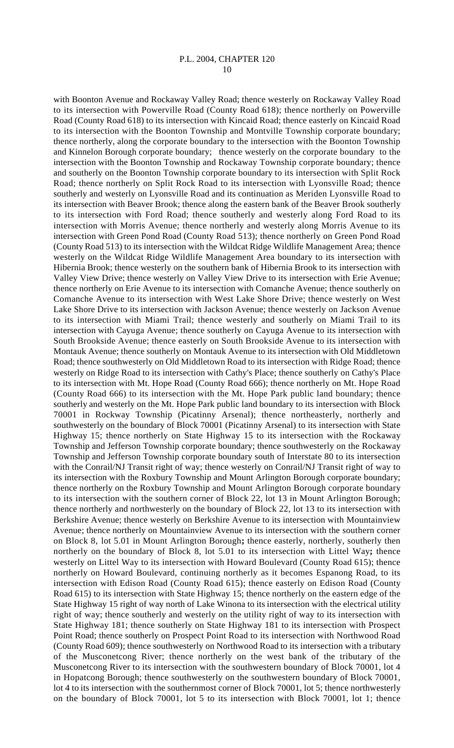with Boonton Avenue and Rockaway Valley Road; thence westerly on Rockaway Valley Road to its intersection with Powerville Road (County Road 618); thence northerly on Powerville Road (County Road 618) to its intersection with Kincaid Road; thence easterly on Kincaid Road to its intersection with the Boonton Township and Montville Township corporate boundary; thence northerly, along the corporate boundary to the intersection with the Boonton Township and Kinnelon Borough corporate boundary; thence westerly on the corporate boundary to the intersection with the Boonton Township and Rockaway Township corporate boundary; thence and southerly on the Boonton Township corporate boundary to its intersection with Split Rock Road; thence northerly on Split Rock Road to its intersection with Lyonsville Road; thence southerly and westerly on Lyonsville Road and its continuation as Meriden Lyonsville Road to its intersection with Beaver Brook; thence along the eastern bank of the Beaver Brook southerly to its intersection with Ford Road; thence southerly and westerly along Ford Road to its intersection with Morris Avenue; thence northerly and westerly along Morris Avenue to its intersection with Green Pond Road (County Road 513); thence northerly on Green Pond Road (County Road 513) to its intersection with the Wildcat Ridge Wildlife Management Area; thence westerly on the Wildcat Ridge Wildlife Management Area boundary to its intersection with Hibernia Brook; thence westerly on the southern bank of Hibernia Brook to its intersection with Valley View Drive; thence westerly on Valley View Drive to its intersection with Erie Avenue; thence northerly on Erie Avenue to its intersection with Comanche Avenue; thence southerly on Comanche Avenue to its intersection with West Lake Shore Drive; thence westerly on West Lake Shore Drive to its intersection with Jackson Avenue; thence westerly on Jackson Avenue to its intersection with Miami Trail; thence westerly and southerly on Miami Trail to its intersection with Cayuga Avenue; thence southerly on Cayuga Avenue to its intersection with South Brookside Avenue; thence easterly on South Brookside Avenue to its intersection with Montauk Avenue; thence southerly on Montauk Avenue to its intersection with Old Middletown Road; thence southwesterly on Old Middletown Road to its intersection with Ridge Road; thence westerly on Ridge Road to its intersection with Cathy's Place; thence southerly on Cathy's Place to its intersection with Mt. Hope Road (County Road 666); thence northerly on Mt. Hope Road (County Road 666) to its intersection with the Mt. Hope Park public land boundary; thence southerly and westerly on the Mt. Hope Park public land boundary to its intersection with Block 70001 in Rockway Township (Picatinny Arsenal); thence northeasterly, northerly and southwesterly on the boundary of Block 70001 (Picatinny Arsenal) to its intersection with State Highway 15; thence northerly on State Highway 15 to its intersection with the Rockaway Township and Jefferson Township corporate boundary; thence southwesterly on the Rockaway Township and Jefferson Township corporate boundary south of Interstate 80 to its intersection with the Conrail/NJ Transit right of way; thence westerly on Conrail/NJ Transit right of way to its intersection with the Roxbury Township and Mount Arlington Borough corporate boundary; thence northerly on the Roxbury Township and Mount Arlington Borough corporate boundary to its intersection with the southern corner of Block 22, lot 13 in Mount Arlington Borough; thence northerly and northwesterly on the boundary of Block 22, lot 13 to its intersection with Berkshire Avenue; thence westerly on Berkshire Avenue to its intersection with Mountainview Avenue; thence northerly on Mountainview Avenue to its intersection with the southern corner on Block 8, lot 5.01 in Mount Arlington Borough**;** thence easterly, northerly, southerly then northerly on the boundary of Block 8, lot 5.01 to its intersection with Littel Way**;** thence westerly on Littel Way to its intersection with Howard Boulevard (County Road 615); thence northerly on Howard Boulevard, continuing northerly as it becomes Espanong Road, to its intersection with Edison Road (County Road 615); thence easterly on Edison Road (County Road 615) to its intersection with State Highway 15; thence northerly on the eastern edge of the State Highway 15 right of way north of Lake Winona to its intersection with the electrical utility right of way; thence southerly and westerly on the utility right of way to its intersection with State Highway 181; thence southerly on State Highway 181 to its intersection with Prospect Point Road; thence southerly on Prospect Point Road to its intersection with Northwood Road (County Road 609); thence southwesterly on Northwood Road to its intersection with a tributary of the Musconetcong River; thence northerly on the west bank of the tributary of the Musconetcong River to its intersection with the southwestern boundary of Block 70001, lot 4 in Hopatcong Borough; thence southwesterly on the southwestern boundary of Block 70001, lot 4 to its intersection with the southernmost corner of Block 70001, lot 5; thence northwesterly on the boundary of Block 70001, lot 5 to its intersection with Block 70001, lot 1; thence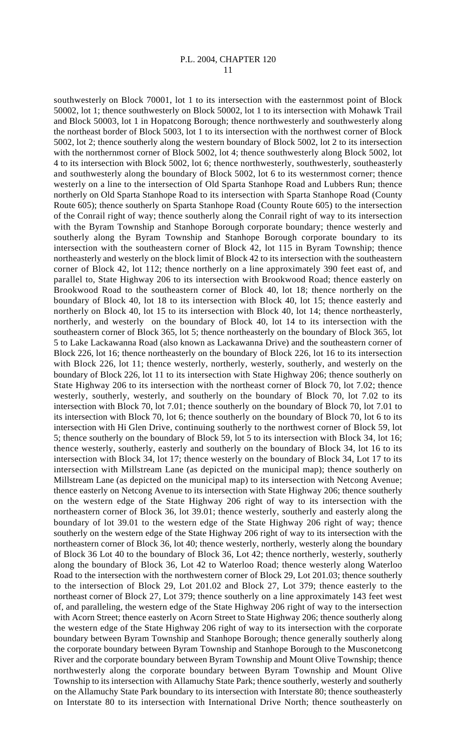southwesterly on Block 70001, lot 1 to its intersection with the easternmost point of Block 50002, lot 1; thence southwesterly on Block 50002, lot 1 to its intersection with Mohawk Trail and Block 50003, lot 1 in Hopatcong Borough; thence northwesterly and southwesterly along the northeast border of Block 5003, lot 1 to its intersection with the northwest corner of Block 5002, lot 2; thence southerly along the western boundary of Block 5002, lot 2 to its intersection with the northernmost corner of Block 5002, lot 4; thence southwesterly along Block 5002, lot 4 to its intersection with Block 5002, lot 6; thence northwesterly, southwesterly, southeasterly and southwesterly along the boundary of Block 5002, lot 6 to its westernmost corner; thence westerly on a line to the intersection of Old Sparta Stanhope Road and Lubbers Run; thence northerly on Old Sparta Stanhope Road to its intersection with Sparta Stanhope Road (County Route 605); thence southerly on Sparta Stanhope Road (County Route 605) to the intersection of the Conrail right of way; thence southerly along the Conrail right of way to its intersection with the Byram Township and Stanhope Borough corporate boundary; thence westerly and southerly along the Byram Township and Stanhope Borough corporate boundary to its intersection with the southeastern corner of Block 42, lot 115 in Byram Township; thence northeasterly and westerly on the block limit of Block 42 to its intersection with the southeastern corner of Block 42, lot 112; thence northerly on a line approximately 390 feet east of, and parallel to, State Highway 206 to its intersection with Brookwood Road; thence easterly on Brookwood Road to the southeastern corner of Block 40, lot 18; thence northerly on the boundary of Block 40, lot 18 to its intersection with Block 40, lot 15; thence easterly and northerly on Block 40, lot 15 to its intersection with Block 40, lot 14; thence northeasterly, northerly, northerly, and westerly on the boundary of Block 40, lot 14 to its intersection with the southeastern corner of Block 365, lot 5; thence northeasterly on the boundary of Block 365, lot 5 to Lake Lackawanna Road (also known as Lackawanna Drive) and the southeastern corner of Block 226, lot 16; thence northeasterly on the boundary of Block 226, lot 16 to its intersection with Block 226, lot 11; thence westerly, northerly, westerly, southerly, and westerly on the boundary of Block 226, lot 11 to its intersection with State Highway 206; thence southerly on State Highway 206 to its intersection with the northeast corner of Block 70, lot 7.02; thence westerly, southerly, westerly, and southerly on the boundary of Block 70, lot 7.02 to its intersection with Block 70, lot 7.01; thence southerly on the boundary of Block 70, lot 7.01 to its intersection with Block 70, lot 6; thence southerly on the boundary of Block 70, lot 6 to its intersection with Hi Glen Drive, continuing southerly to the northwest corner of Block 59, lot 5; thence southerly on the boundary of Block 59, lot 5 to its intersection with Block 34, lot 16; thence westerly, southerly, easterly and southerly on the boundary of Block 34, lot 16 to its intersection with Block 34, lot 17; thence westerly on the boundary of Block 34, Lot 17 to its intersection with Millstream Lane (as depicted on the municipal map); thence southerly on Millstream Lane (as depicted on the municipal map) to its intersection with Netcong Avenue; thence easterly on Netcong Avenue to its intersection with State Highway 206; thence southerly on the western edge of the State Highway 206 right of way to its intersection with the northeastern corner of Block 36, lot 39.01; thence westerly, southerly and easterly along the boundary of lot 39.01 to the western edge of the State Highway 206 right of way; thence southerly on the western edge of the State Highway 206 right of way to its intersection with the northeastern corner of Block 36, lot 40; thence westerly, northerly, westerly along the boundary of Block 36 Lot 40 to the boundary of Block 36, Lot 42; thence northerly, westerly, southerly along the boundary of Block 36, Lot 42 to Waterloo Road; thence westerly along Waterloo Road to the intersection with the northwestern corner of Block 29, Lot 201.03; thence southerly to the intersection of Block 29, Lot 201.02 and Block 27, Lot 379; thence easterly to the northeast corner of Block 27, Lot 379; thence southerly on a line approximately 143 feet west of, and paralleling, the western edge of the State Highway 206 right of way to the intersection with Acorn Street; thence easterly on Acorn Street to State Highway 206; thence southerly along the western edge of the State Highway 206 right of way to its intersection with the corporate boundary between Byram Township and Stanhope Borough; thence generally southerly along the corporate boundary between Byram Township and Stanhope Borough to the Musconetcong River and the corporate boundary between Byram Township and Mount Olive Township; thence northwesterly along the corporate boundary between Byram Township and Mount Olive Township to its intersection with Allamuchy State Park; thence southerly, westerly and southerly on the Allamuchy State Park boundary to its intersection with Interstate 80; thence southeasterly on Interstate 80 to its intersection with International Drive North; thence southeasterly on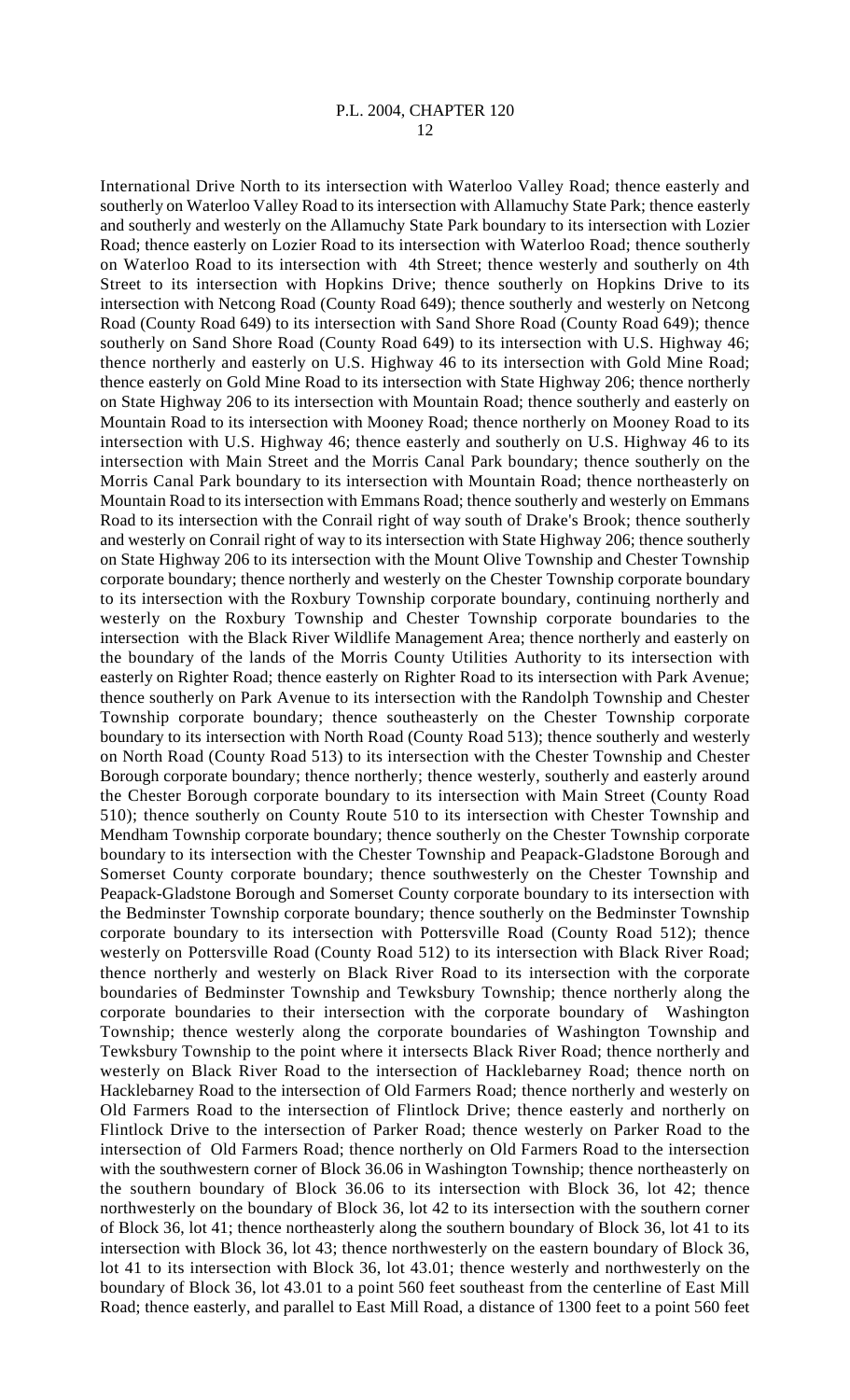International Drive North to its intersection with Waterloo Valley Road; thence easterly and southerly on Waterloo Valley Road to its intersection with Allamuchy State Park; thence easterly and southerly and westerly on the Allamuchy State Park boundary to its intersection with Lozier Road; thence easterly on Lozier Road to its intersection with Waterloo Road; thence southerly on Waterloo Road to its intersection with 4th Street; thence westerly and southerly on 4th Street to its intersection with Hopkins Drive; thence southerly on Hopkins Drive to its intersection with Netcong Road (County Road 649); thence southerly and westerly on Netcong Road (County Road 649) to its intersection with Sand Shore Road (County Road 649); thence southerly on Sand Shore Road (County Road 649) to its intersection with U.S. Highway 46; thence northerly and easterly on U.S. Highway 46 to its intersection with Gold Mine Road; thence easterly on Gold Mine Road to its intersection with State Highway 206; thence northerly on State Highway 206 to its intersection with Mountain Road; thence southerly and easterly on Mountain Road to its intersection with Mooney Road; thence northerly on Mooney Road to its intersection with U.S. Highway 46; thence easterly and southerly on U.S. Highway 46 to its intersection with Main Street and the Morris Canal Park boundary; thence southerly on the Morris Canal Park boundary to its intersection with Mountain Road; thence northeasterly on Mountain Road to its intersection with Emmans Road; thence southerly and westerly on Emmans Road to its intersection with the Conrail right of way south of Drake's Brook; thence southerly and westerly on Conrail right of way to its intersection with State Highway 206; thence southerly on State Highway 206 to its intersection with the Mount Olive Township and Chester Township corporate boundary; thence northerly and westerly on the Chester Township corporate boundary to its intersection with the Roxbury Township corporate boundary, continuing northerly and westerly on the Roxbury Township and Chester Township corporate boundaries to the intersection with the Black River Wildlife Management Area; thence northerly and easterly on the boundary of the lands of the Morris County Utilities Authority to its intersection with easterly on Righter Road; thence easterly on Righter Road to its intersection with Park Avenue; thence southerly on Park Avenue to its intersection with the Randolph Township and Chester Township corporate boundary; thence southeasterly on the Chester Township corporate boundary to its intersection with North Road (County Road 513); thence southerly and westerly on North Road (County Road 513) to its intersection with the Chester Township and Chester Borough corporate boundary; thence northerly; thence westerly, southerly and easterly around the Chester Borough corporate boundary to its intersection with Main Street (County Road 510); thence southerly on County Route 510 to its intersection with Chester Township and Mendham Township corporate boundary; thence southerly on the Chester Township corporate boundary to its intersection with the Chester Township and Peapack-Gladstone Borough and Somerset County corporate boundary; thence southwesterly on the Chester Township and Peapack-Gladstone Borough and Somerset County corporate boundary to its intersection with the Bedminster Township corporate boundary; thence southerly on the Bedminster Township corporate boundary to its intersection with Pottersville Road (County Road 512); thence westerly on Pottersville Road (County Road 512) to its intersection with Black River Road; thence northerly and westerly on Black River Road to its intersection with the corporate boundaries of Bedminster Township and Tewksbury Township; thence northerly along the corporate boundaries to their intersection with the corporate boundary of Washington Township; thence westerly along the corporate boundaries of Washington Township and Tewksbury Township to the point where it intersects Black River Road; thence northerly and westerly on Black River Road to the intersection of Hacklebarney Road; thence north on Hacklebarney Road to the intersection of Old Farmers Road; thence northerly and westerly on Old Farmers Road to the intersection of Flintlock Drive; thence easterly and northerly on Flintlock Drive to the intersection of Parker Road; thence westerly on Parker Road to the intersection of Old Farmers Road; thence northerly on Old Farmers Road to the intersection with the southwestern corner of Block 36.06 in Washington Township; thence northeasterly on the southern boundary of Block 36.06 to its intersection with Block 36, lot 42; thence northwesterly on the boundary of Block 36, lot 42 to its intersection with the southern corner of Block 36, lot 41; thence northeasterly along the southern boundary of Block 36, lot 41 to its intersection with Block 36, lot 43; thence northwesterly on the eastern boundary of Block 36, lot 41 to its intersection with Block 36, lot 43.01; thence westerly and northwesterly on the boundary of Block 36, lot 43.01 to a point 560 feet southeast from the centerline of East Mill Road; thence easterly, and parallel to East Mill Road, a distance of 1300 feet to a point 560 feet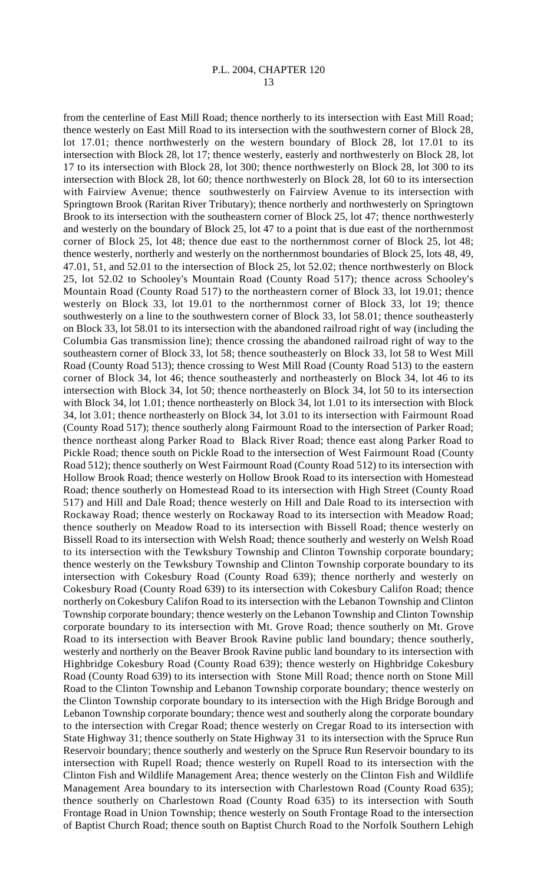from the centerline of East Mill Road; thence northerly to its intersection with East Mill Road; thence westerly on East Mill Road to its intersection with the southwestern corner of Block 28, lot 17.01; thence northwesterly on the western boundary of Block 28, lot 17.01 to its intersection with Block 28, lot 17; thence westerly, easterly and northwesterly on Block 28, lot 17 to its intersection with Block 28, lot 300; thence northwesterly on Block 28, lot 300 to its intersection with Block 28, lot 60; thence northwesterly on Block 28, lot 60 to its intersection with Fairview Avenue; thence southwesterly on Fairview Avenue to its intersection with Springtown Brook (Raritan River Tributary); thence northerly and northwesterly on Springtown Brook to its intersection with the southeastern corner of Block 25, lot 47; thence northwesterly and westerly on the boundary of Block 25, lot 47 to a point that is due east of the northernmost corner of Block 25, lot 48; thence due east to the northernmost corner of Block 25, lot 48; thence westerly, northerly and westerly on the northernmost boundaries of Block 25, lots 48, 49, 47.01, 51, and 52.01 to the intersection of Block 25, lot 52.02; thence northwesterly on Block 25, lot 52.02 to Schooley's Mountain Road (County Road 517); thence across Schooley's Mountain Road (County Road 517) to the northeastern corner of Block 33, lot 19.01; thence westerly on Block 33, lot 19.01 to the northernmost corner of Block 33, lot 19; thence southwesterly on a line to the southwestern corner of Block 33, lot 58.01; thence southeasterly on Block 33, lot 58.01 to its intersection with the abandoned railroad right of way (including the Columbia Gas transmission line); thence crossing the abandoned railroad right of way to the southeastern corner of Block 33, lot 58; thence southeasterly on Block 33, lot 58 to West Mill Road (County Road 513); thence crossing to West Mill Road (County Road 513) to the eastern corner of Block 34, lot 46; thence southeasterly and northeasterly on Block 34, lot 46 to its intersection with Block 34, lot 50; thence northeasterly on Block 34, lot 50 to its intersection with Block 34, lot 1.01; thence northeasterly on Block 34, lot 1.01 to its intersection with Block 34, lot 3.01; thence northeasterly on Block 34, lot 3.01 to its intersection with Fairmount Road (County Road 517); thence southerly along Fairmount Road to the intersection of Parker Road; thence northeast along Parker Road to Black River Road; thence east along Parker Road to Pickle Road; thence south on Pickle Road to the intersection of West Fairmount Road (County Road 512); thence southerly on West Fairmount Road (County Road 512) to its intersection with Hollow Brook Road; thence westerly on Hollow Brook Road to its intersection with Homestead Road; thence southerly on Homestead Road to its intersection with High Street (County Road 517) and Hill and Dale Road; thence westerly on Hill and Dale Road to its intersection with Rockaway Road; thence westerly on Rockaway Road to its intersection with Meadow Road; thence southerly on Meadow Road to its intersection with Bissell Road; thence westerly on Bissell Road to its intersection with Welsh Road; thence southerly and westerly on Welsh Road to its intersection with the Tewksbury Township and Clinton Township corporate boundary; thence westerly on the Tewksbury Township and Clinton Township corporate boundary to its intersection with Cokesbury Road (County Road 639); thence northerly and westerly on Cokesbury Road (County Road 639) to its intersection with Cokesbury Califon Road; thence northerly on Cokesbury Califon Road to its intersection with the Lebanon Township and Clinton Township corporate boundary; thence westerly on the Lebanon Township and Clinton Township corporate boundary to its intersection with Mt. Grove Road; thence southerly on Mt. Grove Road to its intersection with Beaver Brook Ravine public land boundary; thence southerly, westerly and northerly on the Beaver Brook Ravine public land boundary to its intersection with Highbridge Cokesbury Road (County Road 639); thence westerly on Highbridge Cokesbury Road (County Road 639) to its intersection with Stone Mill Road; thence north on Stone Mill Road to the Clinton Township and Lebanon Township corporate boundary; thence westerly on the Clinton Township corporate boundary to its intersection with the High Bridge Borough and Lebanon Township corporate boundary; thence west and southerly along the corporate boundary to the intersection with Cregar Road; thence westerly on Cregar Road to its intersection with State Highway 31; thence southerly on State Highway 31 to its intersection with the Spruce Run Reservoir boundary; thence southerly and westerly on the Spruce Run Reservoir boundary to its intersection with Rupell Road; thence westerly on Rupell Road to its intersection with the Clinton Fish and Wildlife Management Area; thence westerly on the Clinton Fish and Wildlife Management Area boundary to its intersection with Charlestown Road (County Road 635); thence southerly on Charlestown Road (County Road 635) to its intersection with South Frontage Road in Union Township; thence westerly on South Frontage Road to the intersection of Baptist Church Road; thence south on Baptist Church Road to the Norfolk Southern Lehigh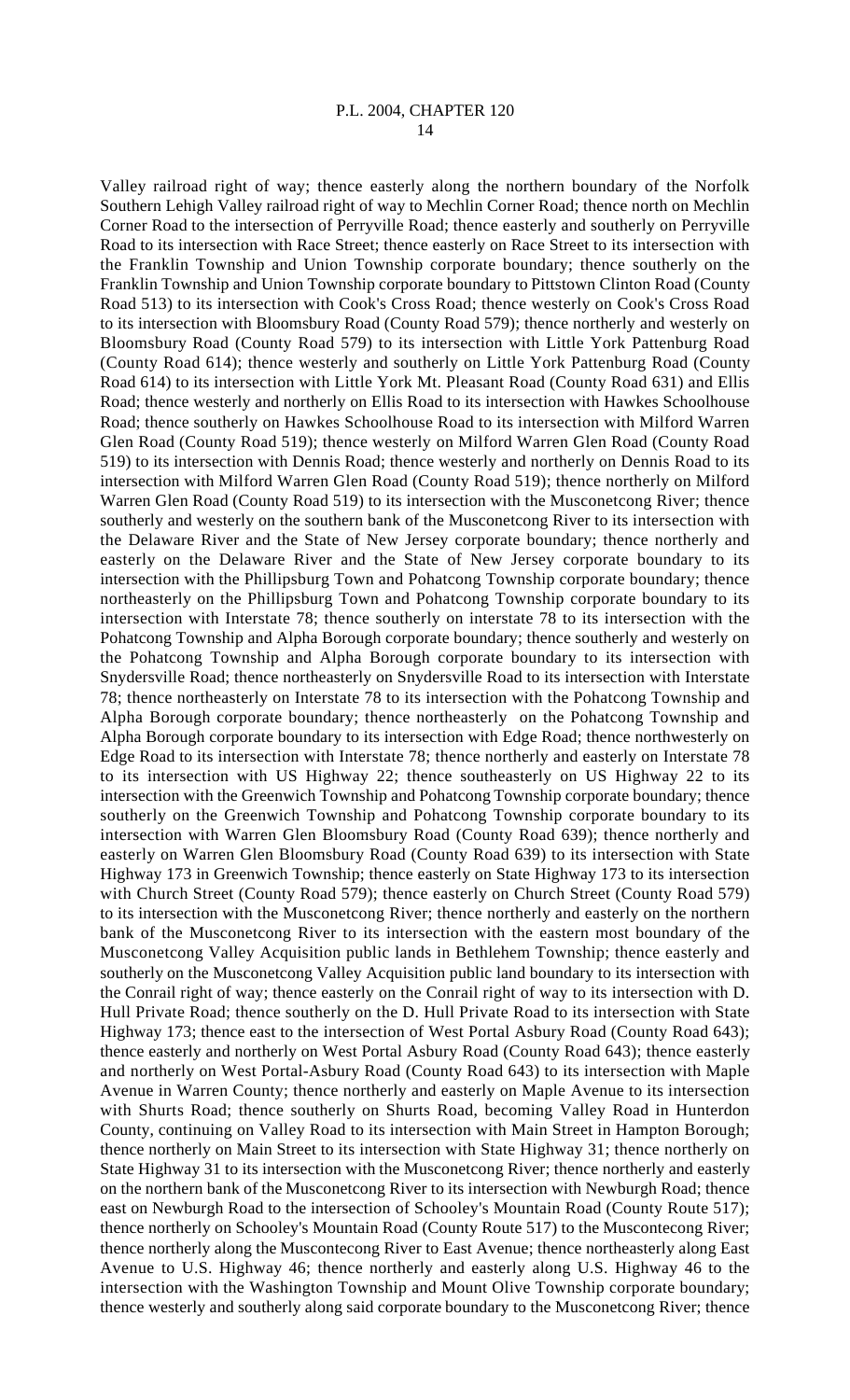Valley railroad right of way; thence easterly along the northern boundary of the Norfolk Southern Lehigh Valley railroad right of way to Mechlin Corner Road; thence north on Mechlin Corner Road to the intersection of Perryville Road; thence easterly and southerly on Perryville Road to its intersection with Race Street; thence easterly on Race Street to its intersection with the Franklin Township and Union Township corporate boundary; thence southerly on the Franklin Township and Union Township corporate boundary to Pittstown Clinton Road (County Road 513) to its intersection with Cook's Cross Road; thence westerly on Cook's Cross Road to its intersection with Bloomsbury Road (County Road 579); thence northerly and westerly on Bloomsbury Road (County Road 579) to its intersection with Little York Pattenburg Road (County Road 614); thence westerly and southerly on Little York Pattenburg Road (County Road 614) to its intersection with Little York Mt. Pleasant Road (County Road 631) and Ellis Road; thence westerly and northerly on Ellis Road to its intersection with Hawkes Schoolhouse Road; thence southerly on Hawkes Schoolhouse Road to its intersection with Milford Warren Glen Road (County Road 519); thence westerly on Milford Warren Glen Road (County Road 519) to its intersection with Dennis Road; thence westerly and northerly on Dennis Road to its intersection with Milford Warren Glen Road (County Road 519); thence northerly on Milford Warren Glen Road (County Road 519) to its intersection with the Musconetcong River; thence southerly and westerly on the southern bank of the Musconetcong River to its intersection with the Delaware River and the State of New Jersey corporate boundary; thence northerly and easterly on the Delaware River and the State of New Jersey corporate boundary to its intersection with the Phillipsburg Town and Pohatcong Township corporate boundary; thence northeasterly on the Phillipsburg Town and Pohatcong Township corporate boundary to its intersection with Interstate 78; thence southerly on interstate 78 to its intersection with the Pohatcong Township and Alpha Borough corporate boundary; thence southerly and westerly on the Pohatcong Township and Alpha Borough corporate boundary to its intersection with Snydersville Road; thence northeasterly on Snydersville Road to its intersection with Interstate 78; thence northeasterly on Interstate 78 to its intersection with the Pohatcong Township and Alpha Borough corporate boundary; thence northeasterly on the Pohatcong Township and Alpha Borough corporate boundary to its intersection with Edge Road; thence northwesterly on Edge Road to its intersection with Interstate 78; thence northerly and easterly on Interstate 78 to its intersection with US Highway 22; thence southeasterly on US Highway 22 to its intersection with the Greenwich Township and Pohatcong Township corporate boundary; thence southerly on the Greenwich Township and Pohatcong Township corporate boundary to its intersection with Warren Glen Bloomsbury Road (County Road 639); thence northerly and easterly on Warren Glen Bloomsbury Road (County Road 639) to its intersection with State Highway 173 in Greenwich Township; thence easterly on State Highway 173 to its intersection with Church Street (County Road 579); thence easterly on Church Street (County Road 579) to its intersection with the Musconetcong River; thence northerly and easterly on the northern bank of the Musconetcong River to its intersection with the eastern most boundary of the Musconetcong Valley Acquisition public lands in Bethlehem Township; thence easterly and southerly on the Musconetcong Valley Acquisition public land boundary to its intersection with the Conrail right of way; thence easterly on the Conrail right of way to its intersection with D. Hull Private Road; thence southerly on the D. Hull Private Road to its intersection with State Highway 173; thence east to the intersection of West Portal Asbury Road (County Road 643); thence easterly and northerly on West Portal Asbury Road (County Road 643); thence easterly and northerly on West Portal-Asbury Road (County Road 643) to its intersection with Maple Avenue in Warren County; thence northerly and easterly on Maple Avenue to its intersection with Shurts Road; thence southerly on Shurts Road, becoming Valley Road in Hunterdon County, continuing on Valley Road to its intersection with Main Street in Hampton Borough; thence northerly on Main Street to its intersection with State Highway 31; thence northerly on State Highway 31 to its intersection with the Musconetcong River; thence northerly and easterly on the northern bank of the Musconetcong River to its intersection with Newburgh Road; thence east on Newburgh Road to the intersection of Schooley's Mountain Road (County Route 517); thence northerly on Schooley's Mountain Road (County Route 517) to the Muscontecong River; thence northerly along the Muscontecong River to East Avenue; thence northeasterly along East Avenue to U.S. Highway 46; thence northerly and easterly along U.S. Highway 46 to the intersection with the Washington Township and Mount Olive Township corporate boundary; thence westerly and southerly along said corporate boundary to the Musconetcong River; thence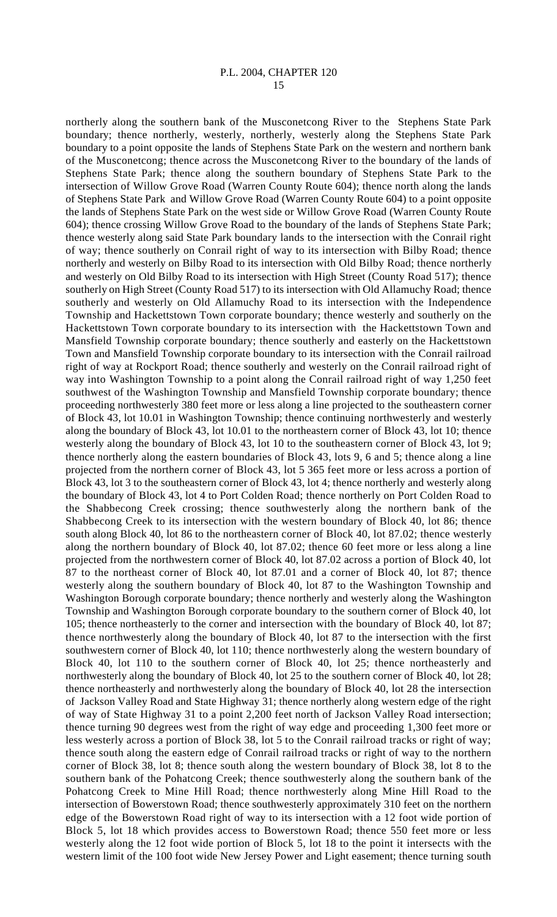northerly along the southern bank of the Musconetcong River to the Stephens State Park boundary; thence northerly, westerly, northerly, westerly along the Stephens State Park boundary to a point opposite the lands of Stephens State Park on the western and northern bank of the Musconetcong; thence across the Musconetcong River to the boundary of the lands of Stephens State Park; thence along the southern boundary of Stephens State Park to the intersection of Willow Grove Road (Warren County Route 604); thence north along the lands of Stephens State Park and Willow Grove Road (Warren County Route 604) to a point opposite the lands of Stephens State Park on the west side or Willow Grove Road (Warren County Route 604); thence crossing Willow Grove Road to the boundary of the lands of Stephens State Park; thence westerly along said State Park boundary lands to the intersection with the Conrail right of way; thence southerly on Conrail right of way to its intersection with Bilby Road; thence northerly and westerly on Bilby Road to its intersection with Old Bilby Road; thence northerly and westerly on Old Bilby Road to its intersection with High Street (County Road 517); thence southerly on High Street (County Road 517) to its intersection with Old Allamuchy Road; thence southerly and westerly on Old Allamuchy Road to its intersection with the Independence Township and Hackettstown Town corporate boundary; thence westerly and southerly on the Hackettstown Town corporate boundary to its intersection with the Hackettstown Town and Mansfield Township corporate boundary; thence southerly and easterly on the Hackettstown Town and Mansfield Township corporate boundary to its intersection with the Conrail railroad right of way at Rockport Road; thence southerly and westerly on the Conrail railroad right of way into Washington Township to a point along the Conrail railroad right of way 1,250 feet southwest of the Washington Township and Mansfield Township corporate boundary; thence proceeding northwesterly 380 feet more or less along a line projected to the southeastern corner of Block 43, lot 10.01 in Washington Township; thence continuing northwesterly and westerly along the boundary of Block 43, lot 10.01 to the northeastern corner of Block 43, lot 10; thence westerly along the boundary of Block 43, lot 10 to the southeastern corner of Block 43, lot 9; thence northerly along the eastern boundaries of Block 43, lots 9, 6 and 5; thence along a line projected from the northern corner of Block 43, lot 5 365 feet more or less across a portion of Block 43, lot 3 to the southeastern corner of Block 43, lot 4; thence northerly and westerly along the boundary of Block 43, lot 4 to Port Colden Road; thence northerly on Port Colden Road to the Shabbecong Creek crossing; thence southwesterly along the northern bank of the Shabbecong Creek to its intersection with the western boundary of Block 40, lot 86; thence south along Block 40, lot 86 to the northeastern corner of Block 40, lot 87.02; thence westerly along the northern boundary of Block 40, lot 87.02; thence 60 feet more or less along a line projected from the northwestern corner of Block 40, lot 87.02 across a portion of Block 40, lot 87 to the northeast corner of Block 40, lot 87.01 and a corner of Block 40, lot 87; thence westerly along the southern boundary of Block 40, lot 87 to the Washington Township and Washington Borough corporate boundary; thence northerly and westerly along the Washington Township and Washington Borough corporate boundary to the southern corner of Block 40, lot 105; thence northeasterly to the corner and intersection with the boundary of Block 40, lot 87; thence northwesterly along the boundary of Block 40, lot 87 to the intersection with the first southwestern corner of Block 40, lot 110; thence northwesterly along the western boundary of Block 40, lot 110 to the southern corner of Block 40, lot 25; thence northeasterly and northwesterly along the boundary of Block 40, lot 25 to the southern corner of Block 40, lot 28; thence northeasterly and northwesterly along the boundary of Block 40, lot 28 the intersection of Jackson Valley Road and State Highway 31; thence northerly along western edge of the right of way of State Highway 31 to a point 2,200 feet north of Jackson Valley Road intersection; thence turning 90 degrees west from the right of way edge and proceeding 1,300 feet more or less westerly across a portion of Block 38, lot 5 to the Conrail railroad tracks or right of way; thence south along the eastern edge of Conrail railroad tracks or right of way to the northern corner of Block 38, lot 8; thence south along the western boundary of Block 38, lot 8 to the southern bank of the Pohatcong Creek; thence southwesterly along the southern bank of the Pohatcong Creek to Mine Hill Road; thence northwesterly along Mine Hill Road to the intersection of Bowerstown Road; thence southwesterly approximately 310 feet on the northern edge of the Bowerstown Road right of way to its intersection with a 12 foot wide portion of Block 5, lot 18 which provides access to Bowerstown Road; thence 550 feet more or less westerly along the 12 foot wide portion of Block 5, lot 18 to the point it intersects with the western limit of the 100 foot wide New Jersey Power and Light easement; thence turning south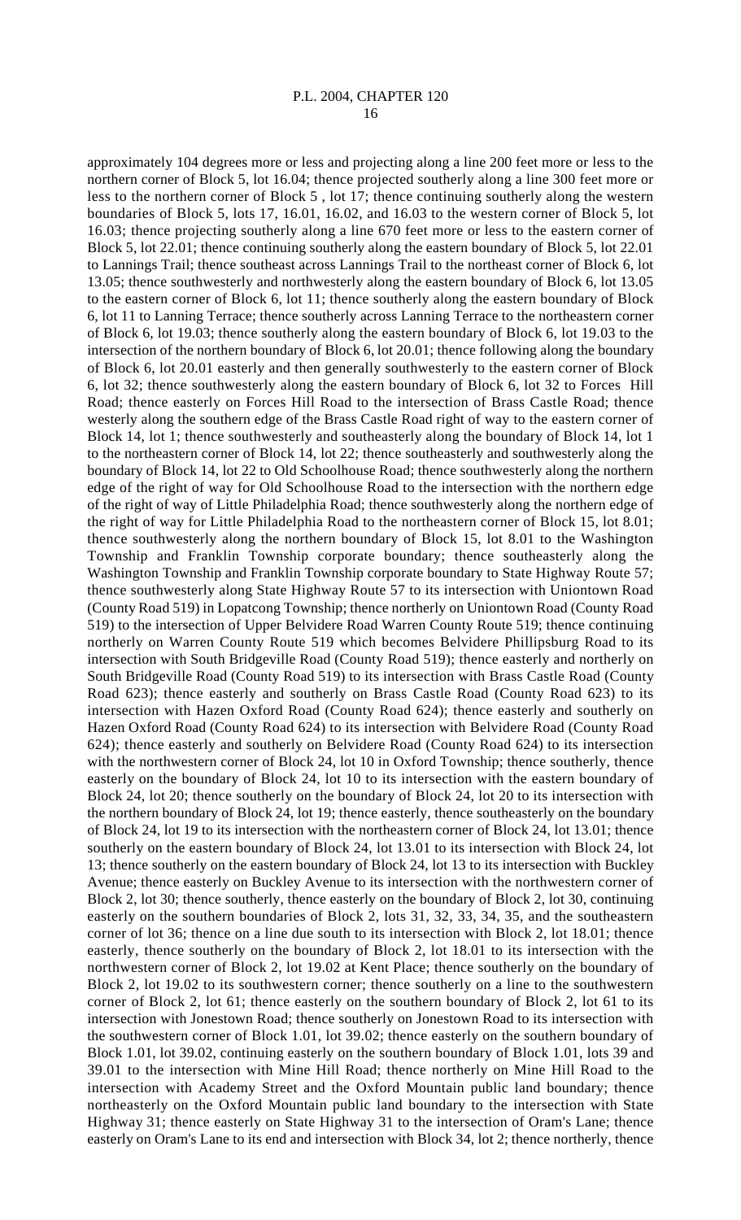approximately 104 degrees more or less and projecting along a line 200 feet more or less to the northern corner of Block 5, lot 16.04; thence projected southerly along a line 300 feet more or less to the northern corner of Block 5 , lot 17; thence continuing southerly along the western boundaries of Block 5, lots 17, 16.01, 16.02, and 16.03 to the western corner of Block 5, lot 16.03; thence projecting southerly along a line 670 feet more or less to the eastern corner of Block 5, lot 22.01; thence continuing southerly along the eastern boundary of Block 5, lot 22.01 to Lannings Trail; thence southeast across Lannings Trail to the northeast corner of Block 6, lot 13.05; thence southwesterly and northwesterly along the eastern boundary of Block 6, lot 13.05 to the eastern corner of Block 6, lot 11; thence southerly along the eastern boundary of Block 6, lot 11 to Lanning Terrace; thence southerly across Lanning Terrace to the northeastern corner of Block 6, lot 19.03; thence southerly along the eastern boundary of Block 6, lot 19.03 to the intersection of the northern boundary of Block 6, lot 20.01; thence following along the boundary of Block 6, lot 20.01 easterly and then generally southwesterly to the eastern corner of Block 6, lot 32; thence southwesterly along the eastern boundary of Block 6, lot 32 to Forces Hill Road; thence easterly on Forces Hill Road to the intersection of Brass Castle Road; thence westerly along the southern edge of the Brass Castle Road right of way to the eastern corner of Block 14, lot 1; thence southwesterly and southeasterly along the boundary of Block 14, lot 1 to the northeastern corner of Block 14, lot 22; thence southeasterly and southwesterly along the boundary of Block 14, lot 22 to Old Schoolhouse Road; thence southwesterly along the northern edge of the right of way for Old Schoolhouse Road to the intersection with the northern edge of the right of way of Little Philadelphia Road; thence southwesterly along the northern edge of the right of way for Little Philadelphia Road to the northeastern corner of Block 15, lot 8.01; thence southwesterly along the northern boundary of Block 15, lot 8.01 to the Washington Township and Franklin Township corporate boundary; thence southeasterly along the Washington Township and Franklin Township corporate boundary to State Highway Route 57; thence southwesterly along State Highway Route 57 to its intersection with Uniontown Road (County Road 519) in Lopatcong Township; thence northerly on Uniontown Road (County Road 519) to the intersection of Upper Belvidere Road Warren County Route 519; thence continuing northerly on Warren County Route 519 which becomes Belvidere Phillipsburg Road to its intersection with South Bridgeville Road (County Road 519); thence easterly and northerly on South Bridgeville Road (County Road 519) to its intersection with Brass Castle Road (County Road 623); thence easterly and southerly on Brass Castle Road (County Road 623) to its intersection with Hazen Oxford Road (County Road 624); thence easterly and southerly on Hazen Oxford Road (County Road 624) to its intersection with Belvidere Road (County Road 624); thence easterly and southerly on Belvidere Road (County Road 624) to its intersection with the northwestern corner of Block 24, lot 10 in Oxford Township; thence southerly, thence easterly on the boundary of Block 24, lot 10 to its intersection with the eastern boundary of Block 24, lot 20; thence southerly on the boundary of Block 24, lot 20 to its intersection with the northern boundary of Block 24, lot 19; thence easterly, thence southeasterly on the boundary of Block 24, lot 19 to its intersection with the northeastern corner of Block 24, lot 13.01; thence southerly on the eastern boundary of Block 24, lot 13.01 to its intersection with Block 24, lot 13; thence southerly on the eastern boundary of Block 24, lot 13 to its intersection with Buckley Avenue; thence easterly on Buckley Avenue to its intersection with the northwestern corner of Block 2, lot 30; thence southerly, thence easterly on the boundary of Block 2, lot 30, continuing easterly on the southern boundaries of Block 2, lots 31, 32, 33, 34, 35, and the southeastern corner of lot 36; thence on a line due south to its intersection with Block 2, lot 18.01; thence easterly, thence southerly on the boundary of Block 2, lot 18.01 to its intersection with the northwestern corner of Block 2, lot 19.02 at Kent Place; thence southerly on the boundary of Block 2, lot 19.02 to its southwestern corner; thence southerly on a line to the southwestern corner of Block 2, lot 61; thence easterly on the southern boundary of Block 2, lot 61 to its intersection with Jonestown Road; thence southerly on Jonestown Road to its intersection with the southwestern corner of Block 1.01, lot 39.02; thence easterly on the southern boundary of Block 1.01, lot 39.02, continuing easterly on the southern boundary of Block 1.01, lots 39 and 39.01 to the intersection with Mine Hill Road; thence northerly on Mine Hill Road to the intersection with Academy Street and the Oxford Mountain public land boundary; thence northeasterly on the Oxford Mountain public land boundary to the intersection with State Highway 31; thence easterly on State Highway 31 to the intersection of Oram's Lane; thence easterly on Oram's Lane to its end and intersection with Block 34, lot 2; thence northerly, thence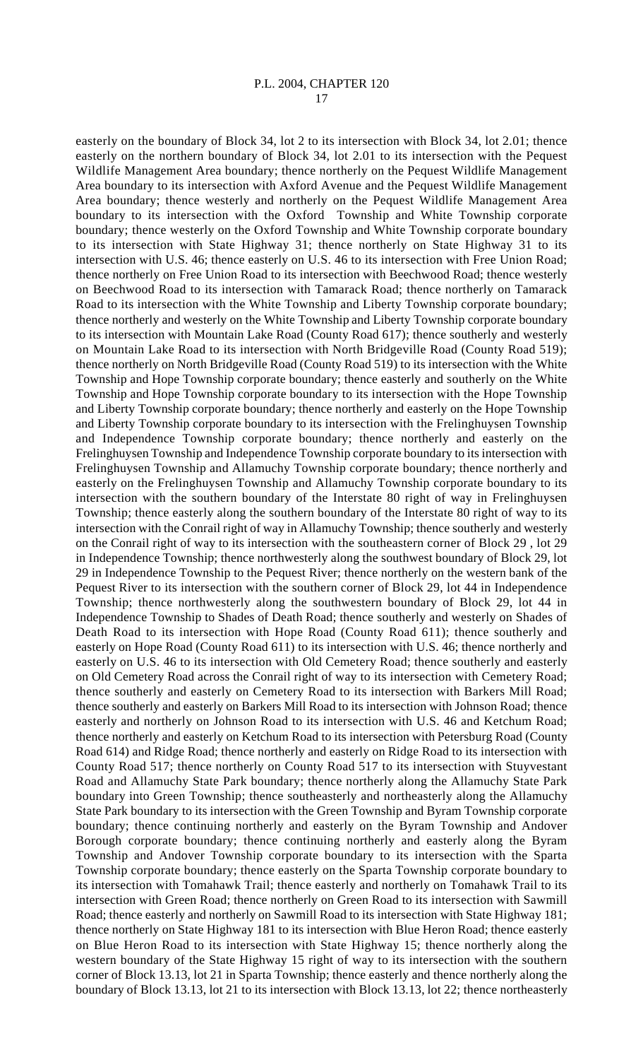easterly on the boundary of Block 34, lot 2 to its intersection with Block 34, lot 2.01; thence easterly on the northern boundary of Block 34, lot 2.01 to its intersection with the Pequest Wildlife Management Area boundary; thence northerly on the Pequest Wildlife Management Area boundary to its intersection with Axford Avenue and the Pequest Wildlife Management Area boundary; thence westerly and northerly on the Pequest Wildlife Management Area boundary to its intersection with the Oxford Township and White Township corporate boundary; thence westerly on the Oxford Township and White Township corporate boundary to its intersection with State Highway 31; thence northerly on State Highway 31 to its intersection with U.S. 46; thence easterly on U.S. 46 to its intersection with Free Union Road; thence northerly on Free Union Road to its intersection with Beechwood Road; thence westerly on Beechwood Road to its intersection with Tamarack Road; thence northerly on Tamarack Road to its intersection with the White Township and Liberty Township corporate boundary; thence northerly and westerly on the White Township and Liberty Township corporate boundary to its intersection with Mountain Lake Road (County Road 617); thence southerly and westerly on Mountain Lake Road to its intersection with North Bridgeville Road (County Road 519); thence northerly on North Bridgeville Road (County Road 519) to its intersection with the White Township and Hope Township corporate boundary; thence easterly and southerly on the White Township and Hope Township corporate boundary to its intersection with the Hope Township and Liberty Township corporate boundary; thence northerly and easterly on the Hope Township and Liberty Township corporate boundary to its intersection with the Frelinghuysen Township and Independence Township corporate boundary; thence northerly and easterly on the Frelinghuysen Township and Independence Township corporate boundary to its intersection with Frelinghuysen Township and Allamuchy Township corporate boundary; thence northerly and easterly on the Frelinghuysen Township and Allamuchy Township corporate boundary to its intersection with the southern boundary of the Interstate 80 right of way in Frelinghuysen Township; thence easterly along the southern boundary of the Interstate 80 right of way to its intersection with the Conrail right of way in Allamuchy Township; thence southerly and westerly on the Conrail right of way to its intersection with the southeastern corner of Block 29 , lot 29 in Independence Township; thence northwesterly along the southwest boundary of Block 29, lot 29 in Independence Township to the Pequest River; thence northerly on the western bank of the Pequest River to its intersection with the southern corner of Block 29, lot 44 in Independence Township; thence northwesterly along the southwestern boundary of Block 29, lot 44 in Independence Township to Shades of Death Road; thence southerly and westerly on Shades of Death Road to its intersection with Hope Road (County Road 611); thence southerly and easterly on Hope Road (County Road 611) to its intersection with U.S. 46; thence northerly and easterly on U.S. 46 to its intersection with Old Cemetery Road; thence southerly and easterly on Old Cemetery Road across the Conrail right of way to its intersection with Cemetery Road; thence southerly and easterly on Cemetery Road to its intersection with Barkers Mill Road; thence southerly and easterly on Barkers Mill Road to its intersection with Johnson Road; thence easterly and northerly on Johnson Road to its intersection with U.S. 46 and Ketchum Road; thence northerly and easterly on Ketchum Road to its intersection with Petersburg Road (County Road 614) and Ridge Road; thence northerly and easterly on Ridge Road to its intersection with County Road 517; thence northerly on County Road 517 to its intersection with Stuyvestant Road and Allamuchy State Park boundary; thence northerly along the Allamuchy State Park boundary into Green Township; thence southeasterly and northeasterly along the Allamuchy State Park boundary to its intersection with the Green Township and Byram Township corporate boundary; thence continuing northerly and easterly on the Byram Township and Andover Borough corporate boundary; thence continuing northerly and easterly along the Byram Township and Andover Township corporate boundary to its intersection with the Sparta Township corporate boundary; thence easterly on the Sparta Township corporate boundary to its intersection with Tomahawk Trail; thence easterly and northerly on Tomahawk Trail to its intersection with Green Road; thence northerly on Green Road to its intersection with Sawmill Road; thence easterly and northerly on Sawmill Road to its intersection with State Highway 181; thence northerly on State Highway 181 to its intersection with Blue Heron Road; thence easterly on Blue Heron Road to its intersection with State Highway 15; thence northerly along the western boundary of the State Highway 15 right of way to its intersection with the southern corner of Block 13.13, lot 21 in Sparta Township; thence easterly and thence northerly along the boundary of Block 13.13, lot 21 to its intersection with Block 13.13, lot 22; thence northeasterly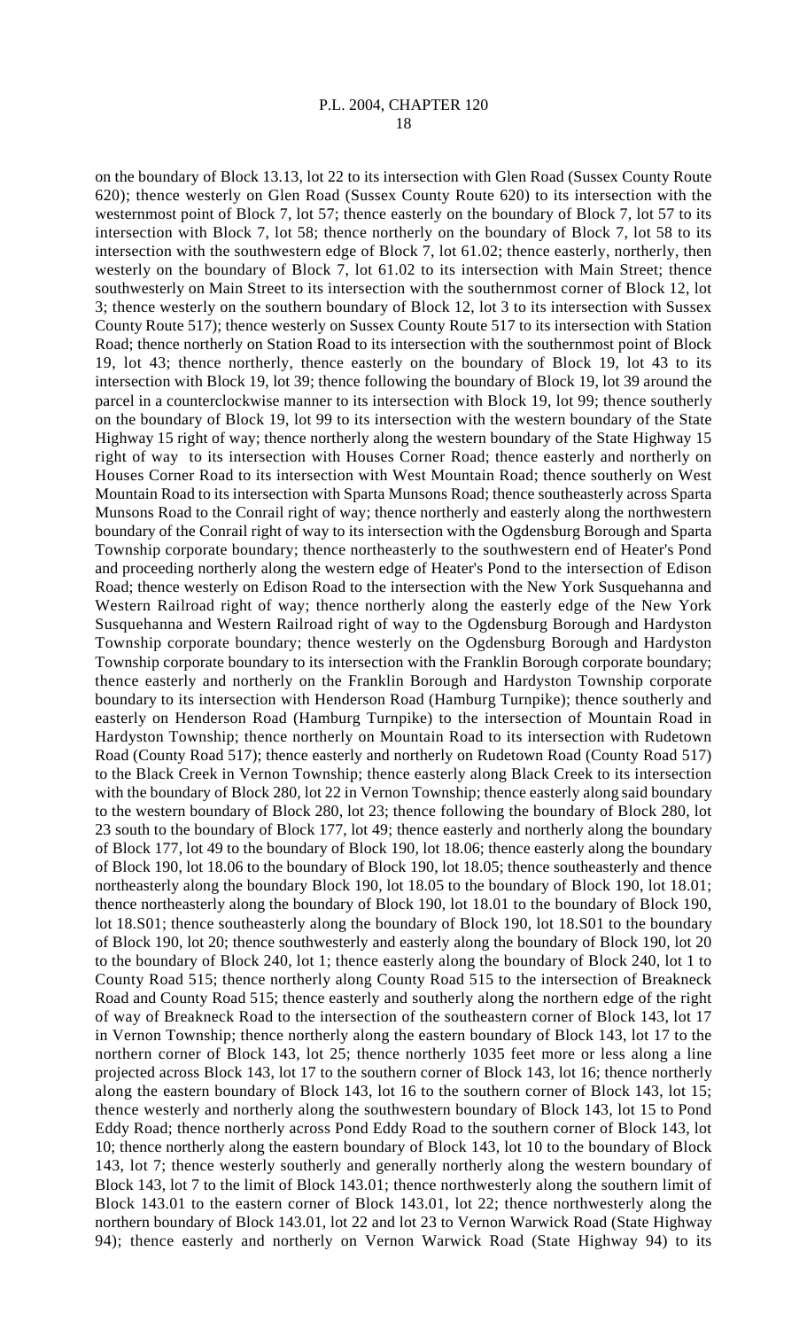on the boundary of Block 13.13, lot 22 to its intersection with Glen Road (Sussex County Route 620); thence westerly on Glen Road (Sussex County Route 620) to its intersection with the westernmost point of Block 7, lot 57; thence easterly on the boundary of Block 7, lot 57 to its intersection with Block 7, lot 58; thence northerly on the boundary of Block 7, lot 58 to its intersection with the southwestern edge of Block 7, lot 61.02; thence easterly, northerly, then westerly on the boundary of Block 7, lot 61.02 to its intersection with Main Street; thence southwesterly on Main Street to its intersection with the southernmost corner of Block 12, lot 3; thence westerly on the southern boundary of Block 12, lot 3 to its intersection with Sussex County Route 517); thence westerly on Sussex County Route 517 to its intersection with Station Road; thence northerly on Station Road to its intersection with the southernmost point of Block 19, lot 43; thence northerly, thence easterly on the boundary of Block 19, lot 43 to its intersection with Block 19, lot 39; thence following the boundary of Block 19, lot 39 around the parcel in a counterclockwise manner to its intersection with Block 19, lot 99; thence southerly on the boundary of Block 19, lot 99 to its intersection with the western boundary of the State Highway 15 right of way; thence northerly along the western boundary of the State Highway 15 right of way to its intersection with Houses Corner Road; thence easterly and northerly on Houses Corner Road to its intersection with West Mountain Road; thence southerly on West Mountain Road to its intersection with Sparta Munsons Road; thence southeasterly across Sparta Munsons Road to the Conrail right of way; thence northerly and easterly along the northwestern boundary of the Conrail right of way to its intersection with the Ogdensburg Borough and Sparta Township corporate boundary; thence northeasterly to the southwestern end of Heater's Pond and proceeding northerly along the western edge of Heater's Pond to the intersection of Edison Road; thence westerly on Edison Road to the intersection with the New York Susquehanna and Western Railroad right of way; thence northerly along the easterly edge of the New York Susquehanna and Western Railroad right of way to the Ogdensburg Borough and Hardyston Township corporate boundary; thence westerly on the Ogdensburg Borough and Hardyston Township corporate boundary to its intersection with the Franklin Borough corporate boundary; thence easterly and northerly on the Franklin Borough and Hardyston Township corporate boundary to its intersection with Henderson Road (Hamburg Turnpike); thence southerly and easterly on Henderson Road (Hamburg Turnpike) to the intersection of Mountain Road in Hardyston Township; thence northerly on Mountain Road to its intersection with Rudetown Road (County Road 517); thence easterly and northerly on Rudetown Road (County Road 517) to the Black Creek in Vernon Township; thence easterly along Black Creek to its intersection with the boundary of Block 280, lot 22 in Vernon Township; thence easterly along said boundary to the western boundary of Block 280, lot 23; thence following the boundary of Block 280, lot 23 south to the boundary of Block 177, lot 49; thence easterly and northerly along the boundary of Block 177, lot 49 to the boundary of Block 190, lot 18.06; thence easterly along the boundary of Block 190, lot 18.06 to the boundary of Block 190, lot 18.05; thence southeasterly and thence northeasterly along the boundary Block 190, lot 18.05 to the boundary of Block 190, lot 18.01; thence northeasterly along the boundary of Block 190, lot 18.01 to the boundary of Block 190, lot 18.S01; thence southeasterly along the boundary of Block 190, lot 18.S01 to the boundary of Block 190, lot 20; thence southwesterly and easterly along the boundary of Block 190, lot 20 to the boundary of Block 240, lot 1; thence easterly along the boundary of Block 240, lot 1 to County Road 515; thence northerly along County Road 515 to the intersection of Breakneck Road and County Road 515; thence easterly and southerly along the northern edge of the right of way of Breakneck Road to the intersection of the southeastern corner of Block 143, lot 17 in Vernon Township; thence northerly along the eastern boundary of Block 143, lot 17 to the northern corner of Block 143, lot 25; thence northerly 1035 feet more or less along a line projected across Block 143, lot 17 to the southern corner of Block 143, lot 16; thence northerly along the eastern boundary of Block 143, lot 16 to the southern corner of Block 143, lot 15; thence westerly and northerly along the southwestern boundary of Block 143, lot 15 to Pond Eddy Road; thence northerly across Pond Eddy Road to the southern corner of Block 143, lot 10; thence northerly along the eastern boundary of Block 143, lot 10 to the boundary of Block 143, lot 7; thence westerly southerly and generally northerly along the western boundary of Block 143, lot 7 to the limit of Block 143.01; thence northwesterly along the southern limit of Block 143.01 to the eastern corner of Block 143.01, lot 22; thence northwesterly along the northern boundary of Block 143.01, lot 22 and lot 23 to Vernon Warwick Road (State Highway 94); thence easterly and northerly on Vernon Warwick Road (State Highway 94) to its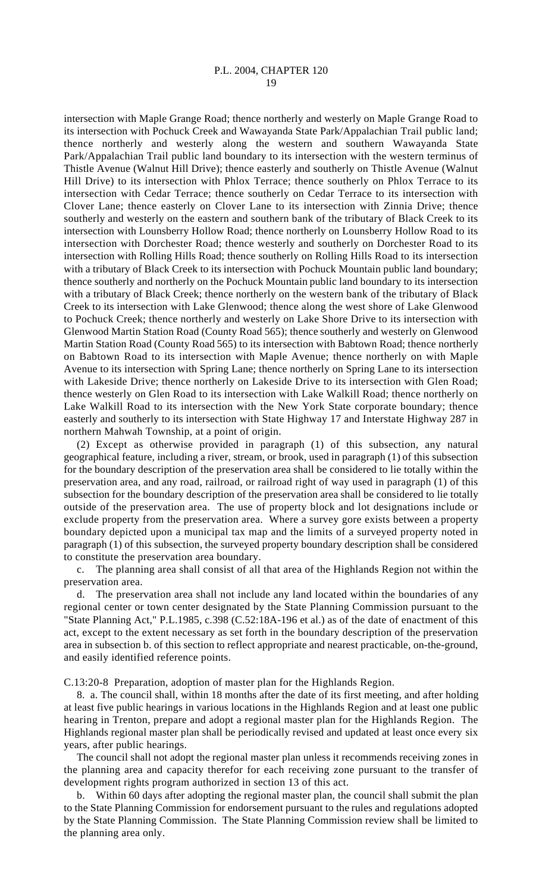intersection with Maple Grange Road; thence northerly and westerly on Maple Grange Road to its intersection with Pochuck Creek and Wawayanda State Park/Appalachian Trail public land; thence northerly and westerly along the western and southern Wawayanda State Park/Appalachian Trail public land boundary to its intersection with the western terminus of Thistle Avenue (Walnut Hill Drive); thence easterly and southerly on Thistle Avenue (Walnut Hill Drive) to its intersection with Phlox Terrace; thence southerly on Phlox Terrace to its intersection with Cedar Terrace; thence southerly on Cedar Terrace to its intersection with Clover Lane; thence easterly on Clover Lane to its intersection with Zinnia Drive; thence southerly and westerly on the eastern and southern bank of the tributary of Black Creek to its intersection with Lounsberry Hollow Road; thence northerly on Lounsberry Hollow Road to its intersection with Dorchester Road; thence westerly and southerly on Dorchester Road to its intersection with Rolling Hills Road; thence southerly on Rolling Hills Road to its intersection with a tributary of Black Creek to its intersection with Pochuck Mountain public land boundary; thence southerly and northerly on the Pochuck Mountain public land boundary to its intersection with a tributary of Black Creek; thence northerly on the western bank of the tributary of Black Creek to its intersection with Lake Glenwood; thence along the west shore of Lake Glenwood to Pochuck Creek; thence northerly and westerly on Lake Shore Drive to its intersection with Glenwood Martin Station Road (County Road 565); thence southerly and westerly on Glenwood Martin Station Road (County Road 565) to its intersection with Babtown Road; thence northerly on Babtown Road to its intersection with Maple Avenue; thence northerly on with Maple Avenue to its intersection with Spring Lane; thence northerly on Spring Lane to its intersection with Lakeside Drive; thence northerly on Lakeside Drive to its intersection with Glen Road; thence westerly on Glen Road to its intersection with Lake Walkill Road; thence northerly on Lake Walkill Road to its intersection with the New York State corporate boundary; thence easterly and southerly to its intersection with State Highway 17 and Interstate Highway 287 in northern Mahwah Township, at a point of origin.

(2) Except as otherwise provided in paragraph (1) of this subsection, any natural geographical feature, including a river, stream, or brook, used in paragraph (1) of this subsection for the boundary description of the preservation area shall be considered to lie totally within the preservation area, and any road, railroad, or railroad right of way used in paragraph (1) of this subsection for the boundary description of the preservation area shall be considered to lie totally outside of the preservation area. The use of property block and lot designations include or exclude property from the preservation area. Where a survey gore exists between a property boundary depicted upon a municipal tax map and the limits of a surveyed property noted in paragraph (1) of this subsection, the surveyed property boundary description shall be considered to constitute the preservation area boundary.

c. The planning area shall consist of all that area of the Highlands Region not within the preservation area.

d. The preservation area shall not include any land located within the boundaries of any regional center or town center designated by the State Planning Commission pursuant to the "State Planning Act," P.L.1985, c.398 (C.52:18A-196 et al.) as of the date of enactment of this act, except to the extent necessary as set forth in the boundary description of the preservation area in subsection b. of this section to reflect appropriate and nearest practicable, on-the-ground, and easily identified reference points.

C.13:20-8 Preparation, adoption of master plan for the Highlands Region.

8. a. The council shall, within 18 months after the date of its first meeting, and after holding at least five public hearings in various locations in the Highlands Region and at least one public hearing in Trenton, prepare and adopt a regional master plan for the Highlands Region. The Highlands regional master plan shall be periodically revised and updated at least once every six years, after public hearings.

The council shall not adopt the regional master plan unless it recommends receiving zones in the planning area and capacity therefor for each receiving zone pursuant to the transfer of development rights program authorized in section 13 of this act.

b. Within 60 days after adopting the regional master plan, the council shall submit the plan to the State Planning Commission for endorsement pursuant to the rules and regulations adopted by the State Planning Commission. The State Planning Commission review shall be limited to the planning area only.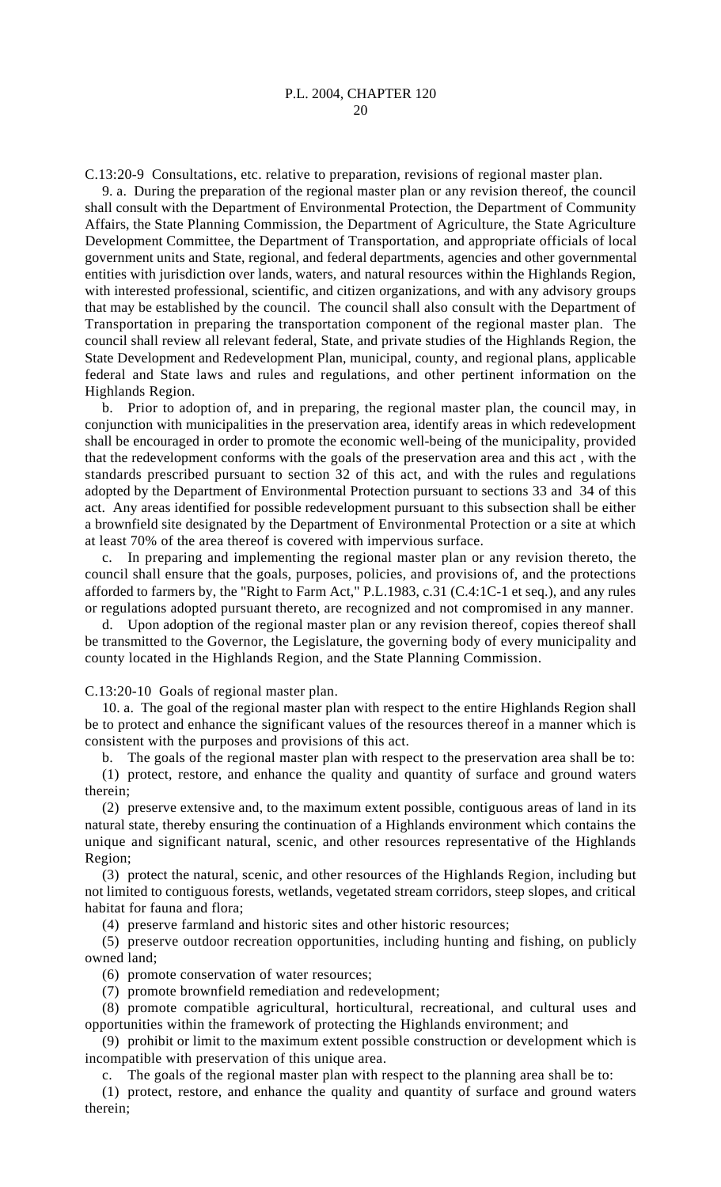C.13:20-9 Consultations, etc. relative to preparation, revisions of regional master plan.

9. a. During the preparation of the regional master plan or any revision thereof, the council shall consult with the Department of Environmental Protection, the Department of Community Affairs, the State Planning Commission, the Department of Agriculture, the State Agriculture Development Committee, the Department of Transportation, and appropriate officials of local government units and State, regional, and federal departments, agencies and other governmental entities with jurisdiction over lands, waters, and natural resources within the Highlands Region, with interested professional, scientific, and citizen organizations, and with any advisory groups that may be established by the council. The council shall also consult with the Department of Transportation in preparing the transportation component of the regional master plan. The council shall review all relevant federal, State, and private studies of the Highlands Region, the State Development and Redevelopment Plan, municipal, county, and regional plans, applicable federal and State laws and rules and regulations, and other pertinent information on the Highlands Region.

b. Prior to adoption of, and in preparing, the regional master plan, the council may, in conjunction with municipalities in the preservation area, identify areas in which redevelopment shall be encouraged in order to promote the economic well-being of the municipality, provided that the redevelopment conforms with the goals of the preservation area and this act , with the standards prescribed pursuant to section 32 of this act, and with the rules and regulations adopted by the Department of Environmental Protection pursuant to sections 33 and 34 of this act. Any areas identified for possible redevelopment pursuant to this subsection shall be either a brownfield site designated by the Department of Environmental Protection or a site at which at least 70% of the area thereof is covered with impervious surface.

c. In preparing and implementing the regional master plan or any revision thereto, the council shall ensure that the goals, purposes, policies, and provisions of, and the protections afforded to farmers by, the "Right to Farm Act," P.L.1983, c.31 (C.4:1C-1 et seq.), and any rules or regulations adopted pursuant thereto, are recognized and not compromised in any manner.

d. Upon adoption of the regional master plan or any revision thereof, copies thereof shall be transmitted to the Governor, the Legislature, the governing body of every municipality and county located in the Highlands Region, and the State Planning Commission.

C.13:20-10 Goals of regional master plan.

10. a. The goal of the regional master plan with respect to the entire Highlands Region shall be to protect and enhance the significant values of the resources thereof in a manner which is consistent with the purposes and provisions of this act.

b. The goals of the regional master plan with respect to the preservation area shall be to:

(1) protect, restore, and enhance the quality and quantity of surface and ground waters therein;

(2) preserve extensive and, to the maximum extent possible, contiguous areas of land in its natural state, thereby ensuring the continuation of a Highlands environment which contains the unique and significant natural, scenic, and other resources representative of the Highlands Region;

(3) protect the natural, scenic, and other resources of the Highlands Region, including but not limited to contiguous forests, wetlands, vegetated stream corridors, steep slopes, and critical habitat for fauna and flora;

(4) preserve farmland and historic sites and other historic resources;

(5) preserve outdoor recreation opportunities, including hunting and fishing, on publicly owned land;

(6) promote conservation of water resources;

(7) promote brownfield remediation and redevelopment;

(8) promote compatible agricultural, horticultural, recreational, and cultural uses and opportunities within the framework of protecting the Highlands environment; and

(9) prohibit or limit to the maximum extent possible construction or development which is incompatible with preservation of this unique area.

c. The goals of the regional master plan with respect to the planning area shall be to:

(1) protect, restore, and enhance the quality and quantity of surface and ground waters therein;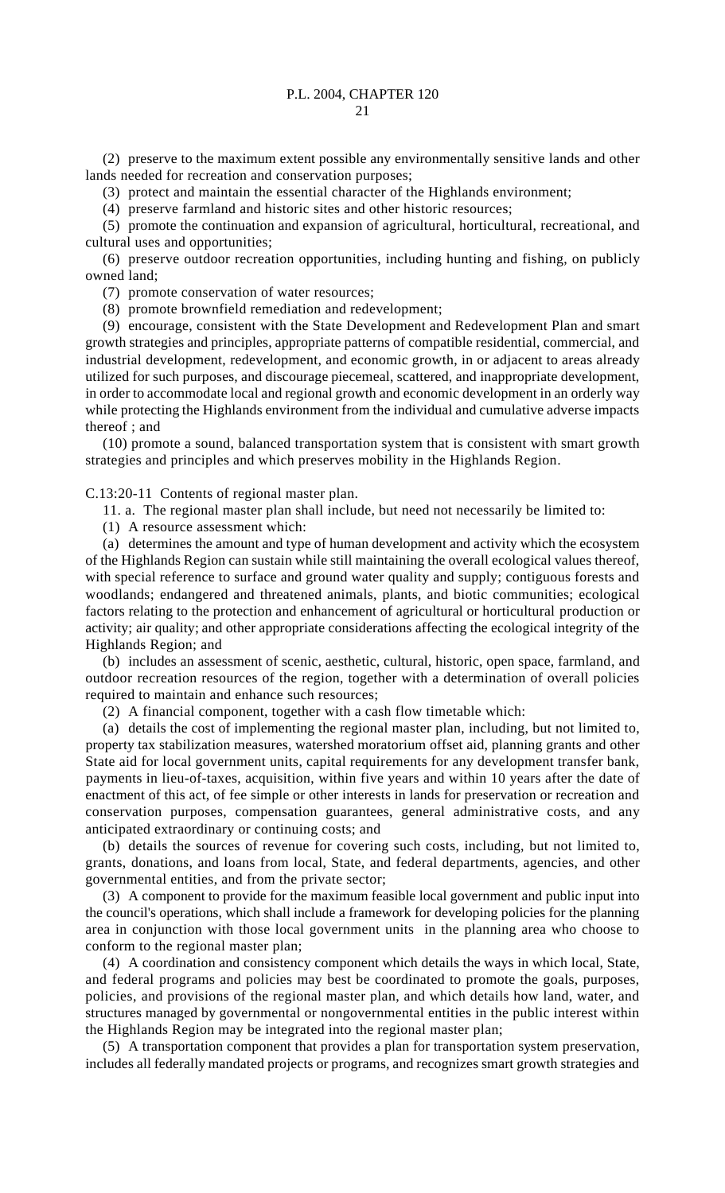(2) preserve to the maximum extent possible any environmentally sensitive lands and other lands needed for recreation and conservation purposes;

(3) protect and maintain the essential character of the Highlands environment;

(4) preserve farmland and historic sites and other historic resources;

(5) promote the continuation and expansion of agricultural, horticultural, recreational, and cultural uses and opportunities;

(6) preserve outdoor recreation opportunities, including hunting and fishing, on publicly owned land;

(7) promote conservation of water resources;

(8) promote brownfield remediation and redevelopment;

(9) encourage, consistent with the State Development and Redevelopment Plan and smart growth strategies and principles, appropriate patterns of compatible residential, commercial, and industrial development, redevelopment, and economic growth, in or adjacent to areas already utilized for such purposes, and discourage piecemeal, scattered, and inappropriate development, in order to accommodate local and regional growth and economic development in an orderly way while protecting the Highlands environment from the individual and cumulative adverse impacts thereof ; and

(10) promote a sound, balanced transportation system that is consistent with smart growth strategies and principles and which preserves mobility in the Highlands Region.

C.13:20-11 Contents of regional master plan.

11. a. The regional master plan shall include, but need not necessarily be limited to:

(1) A resource assessment which:

(a) determines the amount and type of human development and activity which the ecosystem of the Highlands Region can sustain while still maintaining the overall ecological values thereof, with special reference to surface and ground water quality and supply; contiguous forests and woodlands; endangered and threatened animals, plants, and biotic communities; ecological factors relating to the protection and enhancement of agricultural or horticultural production or activity; air quality; and other appropriate considerations affecting the ecological integrity of the Highlands Region; and

(b) includes an assessment of scenic, aesthetic, cultural, historic, open space, farmland, and outdoor recreation resources of the region, together with a determination of overall policies required to maintain and enhance such resources;

(2) A financial component, together with a cash flow timetable which:

(a) details the cost of implementing the regional master plan, including, but not limited to, property tax stabilization measures, watershed moratorium offset aid, planning grants and other State aid for local government units, capital requirements for any development transfer bank, payments in lieu-of-taxes, acquisition, within five years and within 10 years after the date of enactment of this act, of fee simple or other interests in lands for preservation or recreation and conservation purposes, compensation guarantees, general administrative costs, and any anticipated extraordinary or continuing costs; and

(b) details the sources of revenue for covering such costs, including, but not limited to, grants, donations, and loans from local, State, and federal departments, agencies, and other governmental entities, and from the private sector;

(3) A component to provide for the maximum feasible local government and public input into the council's operations, which shall include a framework for developing policies for the planning area in conjunction with those local government units in the planning area who choose to conform to the regional master plan;

(4) A coordination and consistency component which details the ways in which local, State, and federal programs and policies may best be coordinated to promote the goals, purposes, policies, and provisions of the regional master plan, and which details how land, water, and structures managed by governmental or nongovernmental entities in the public interest within the Highlands Region may be integrated into the regional master plan;

(5) A transportation component that provides a plan for transportation system preservation, includes all federally mandated projects or programs, and recognizes smart growth strategies and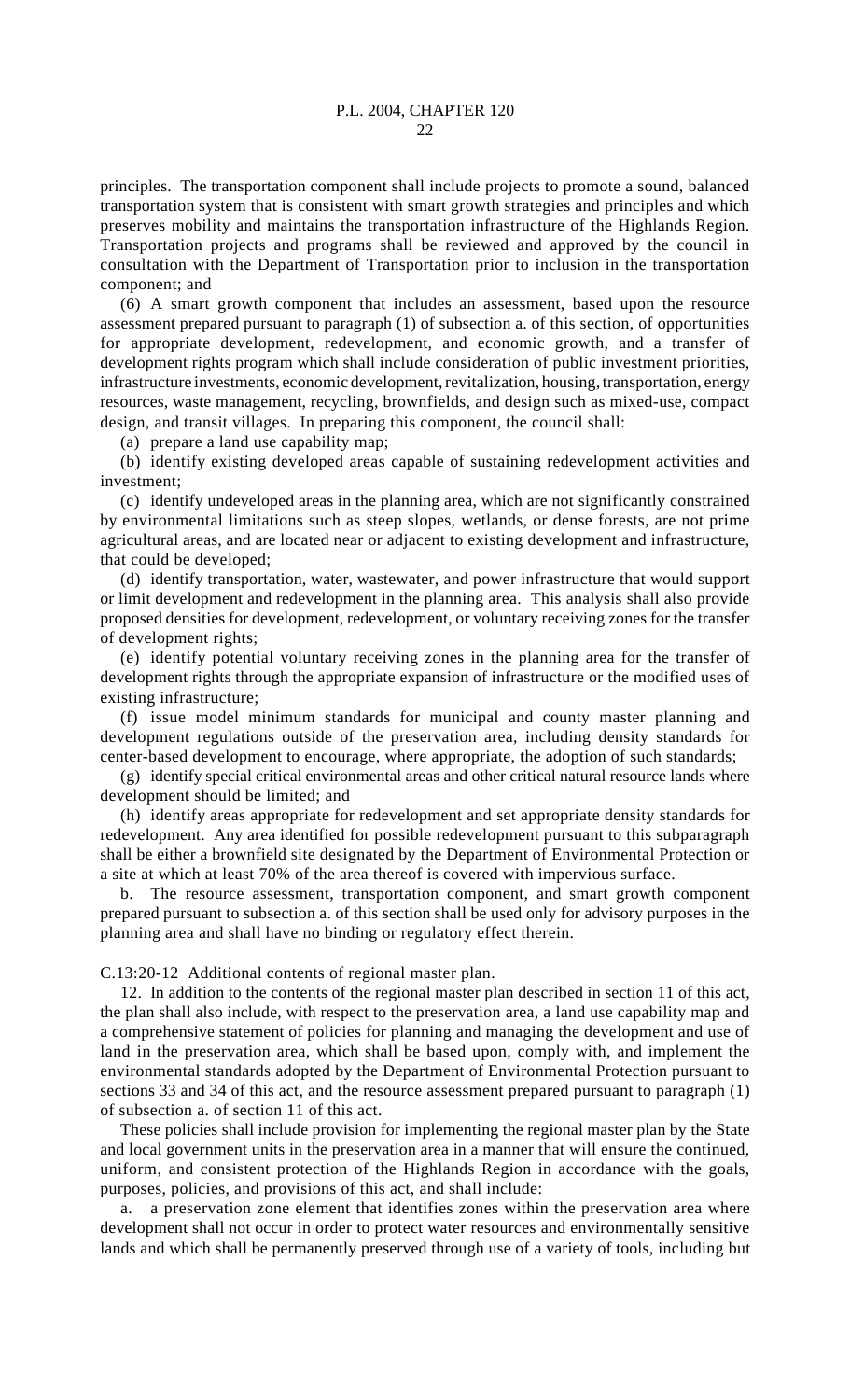principles. The transportation component shall include projects to promote a sound, balanced transportation system that is consistent with smart growth strategies and principles and which preserves mobility and maintains the transportation infrastructure of the Highlands Region. Transportation projects and programs shall be reviewed and approved by the council in consultation with the Department of Transportation prior to inclusion in the transportation component; and

(6) A smart growth component that includes an assessment, based upon the resource assessment prepared pursuant to paragraph (1) of subsection a. of this section, of opportunities for appropriate development, redevelopment, and economic growth, and a transfer of development rights program which shall include consideration of public investment priorities, infrastructure investments, economic development, revitalization, housing, transportation, energy resources, waste management, recycling, brownfields, and design such as mixed-use, compact design, and transit villages. In preparing this component, the council shall:

(a) prepare a land use capability map;

(b) identify existing developed areas capable of sustaining redevelopment activities and investment;

(c) identify undeveloped areas in the planning area, which are not significantly constrained by environmental limitations such as steep slopes, wetlands, or dense forests, are not prime agricultural areas, and are located near or adjacent to existing development and infrastructure, that could be developed;

(d) identify transportation, water, wastewater, and power infrastructure that would support or limit development and redevelopment in the planning area. This analysis shall also provide proposed densities for development, redevelopment, or voluntary receiving zones for the transfer of development rights;

(e) identify potential voluntary receiving zones in the planning area for the transfer of development rights through the appropriate expansion of infrastructure or the modified uses of existing infrastructure;

(f) issue model minimum standards for municipal and county master planning and development regulations outside of the preservation area, including density standards for center-based development to encourage, where appropriate, the adoption of such standards;

(g) identify special critical environmental areas and other critical natural resource lands where development should be limited; and

(h) identify areas appropriate for redevelopment and set appropriate density standards for redevelopment. Any area identified for possible redevelopment pursuant to this subparagraph shall be either a brownfield site designated by the Department of Environmental Protection or a site at which at least 70% of the area thereof is covered with impervious surface.

b. The resource assessment, transportation component, and smart growth component prepared pursuant to subsection a. of this section shall be used only for advisory purposes in the planning area and shall have no binding or regulatory effect therein.

C.13:20-12 Additional contents of regional master plan.

12. In addition to the contents of the regional master plan described in section 11 of this act, the plan shall also include, with respect to the preservation area, a land use capability map and a comprehensive statement of policies for planning and managing the development and use of land in the preservation area, which shall be based upon, comply with, and implement the environmental standards adopted by the Department of Environmental Protection pursuant to sections 33 and 34 of this act, and the resource assessment prepared pursuant to paragraph (1) of subsection a. of section 11 of this act.

These policies shall include provision for implementing the regional master plan by the State and local government units in the preservation area in a manner that will ensure the continued, uniform, and consistent protection of the Highlands Region in accordance with the goals, purposes, policies, and provisions of this act, and shall include:

a. a preservation zone element that identifies zones within the preservation area where development shall not occur in order to protect water resources and environmentally sensitive lands and which shall be permanently preserved through use of a variety of tools, including but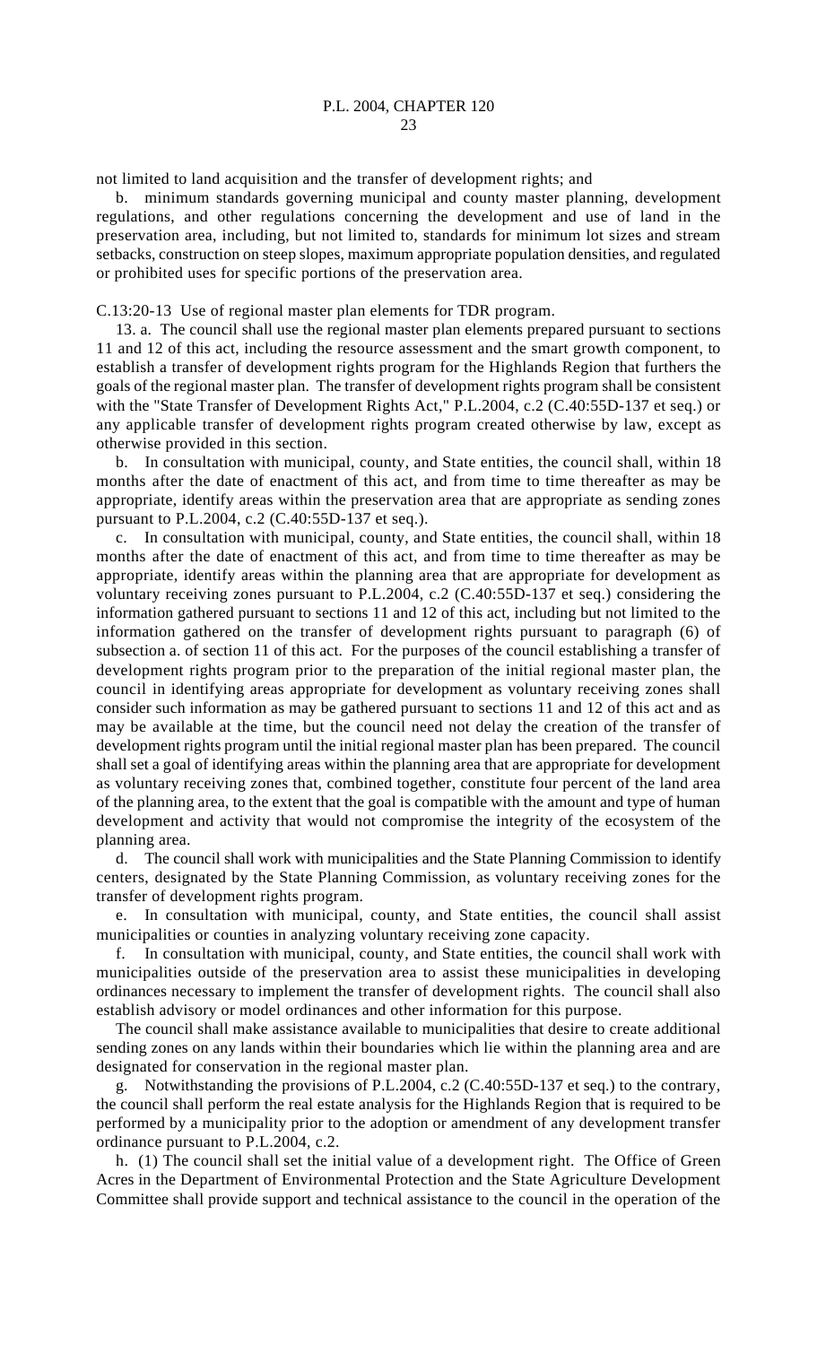not limited to land acquisition and the transfer of development rights; and

b. minimum standards governing municipal and county master planning, development regulations, and other regulations concerning the development and use of land in the preservation area, including, but not limited to, standards for minimum lot sizes and stream setbacks, construction on steep slopes, maximum appropriate population densities, and regulated or prohibited uses for specific portions of the preservation area.

C.13:20-13 Use of regional master plan elements for TDR program.

13. a. The council shall use the regional master plan elements prepared pursuant to sections 11 and 12 of this act, including the resource assessment and the smart growth component, to establish a transfer of development rights program for the Highlands Region that furthers the goals of the regional master plan. The transfer of development rights program shall be consistent with the "State Transfer of Development Rights Act," P.L.2004, c.2 (C.40:55D-137 et seq.) or any applicable transfer of development rights program created otherwise by law, except as otherwise provided in this section.

b. In consultation with municipal, county, and State entities, the council shall, within 18 months after the date of enactment of this act, and from time to time thereafter as may be appropriate, identify areas within the preservation area that are appropriate as sending zones pursuant to P.L.2004, c.2 (C.40:55D-137 et seq.).

c. In consultation with municipal, county, and State entities, the council shall, within 18 months after the date of enactment of this act, and from time to time thereafter as may be appropriate, identify areas within the planning area that are appropriate for development as voluntary receiving zones pursuant to P.L.2004, c.2 (C.40:55D-137 et seq.) considering the information gathered pursuant to sections 11 and 12 of this act, including but not limited to the information gathered on the transfer of development rights pursuant to paragraph (6) of subsection a. of section 11 of this act. For the purposes of the council establishing a transfer of development rights program prior to the preparation of the initial regional master plan, the council in identifying areas appropriate for development as voluntary receiving zones shall consider such information as may be gathered pursuant to sections 11 and 12 of this act and as may be available at the time, but the council need not delay the creation of the transfer of development rights program until the initial regional master plan has been prepared. The council shall set a goal of identifying areas within the planning area that are appropriate for development as voluntary receiving zones that, combined together, constitute four percent of the land area of the planning area, to the extent that the goal is compatible with the amount and type of human development and activity that would not compromise the integrity of the ecosystem of the planning area.

d. The council shall work with municipalities and the State Planning Commission to identify centers, designated by the State Planning Commission, as voluntary receiving zones for the transfer of development rights program.

e. In consultation with municipal, county, and State entities, the council shall assist municipalities or counties in analyzing voluntary receiving zone capacity.

f. In consultation with municipal, county, and State entities, the council shall work with municipalities outside of the preservation area to assist these municipalities in developing ordinances necessary to implement the transfer of development rights. The council shall also establish advisory or model ordinances and other information for this purpose.

The council shall make assistance available to municipalities that desire to create additional sending zones on any lands within their boundaries which lie within the planning area and are designated for conservation in the regional master plan.

g. Notwithstanding the provisions of P.L.2004, c.2 (C.40:55D-137 et seq.) to the contrary, the council shall perform the real estate analysis for the Highlands Region that is required to be performed by a municipality prior to the adoption or amendment of any development transfer ordinance pursuant to P.L.2004, c.2.

h. (1) The council shall set the initial value of a development right. The Office of Green Acres in the Department of Environmental Protection and the State Agriculture Development Committee shall provide support and technical assistance to the council in the operation of the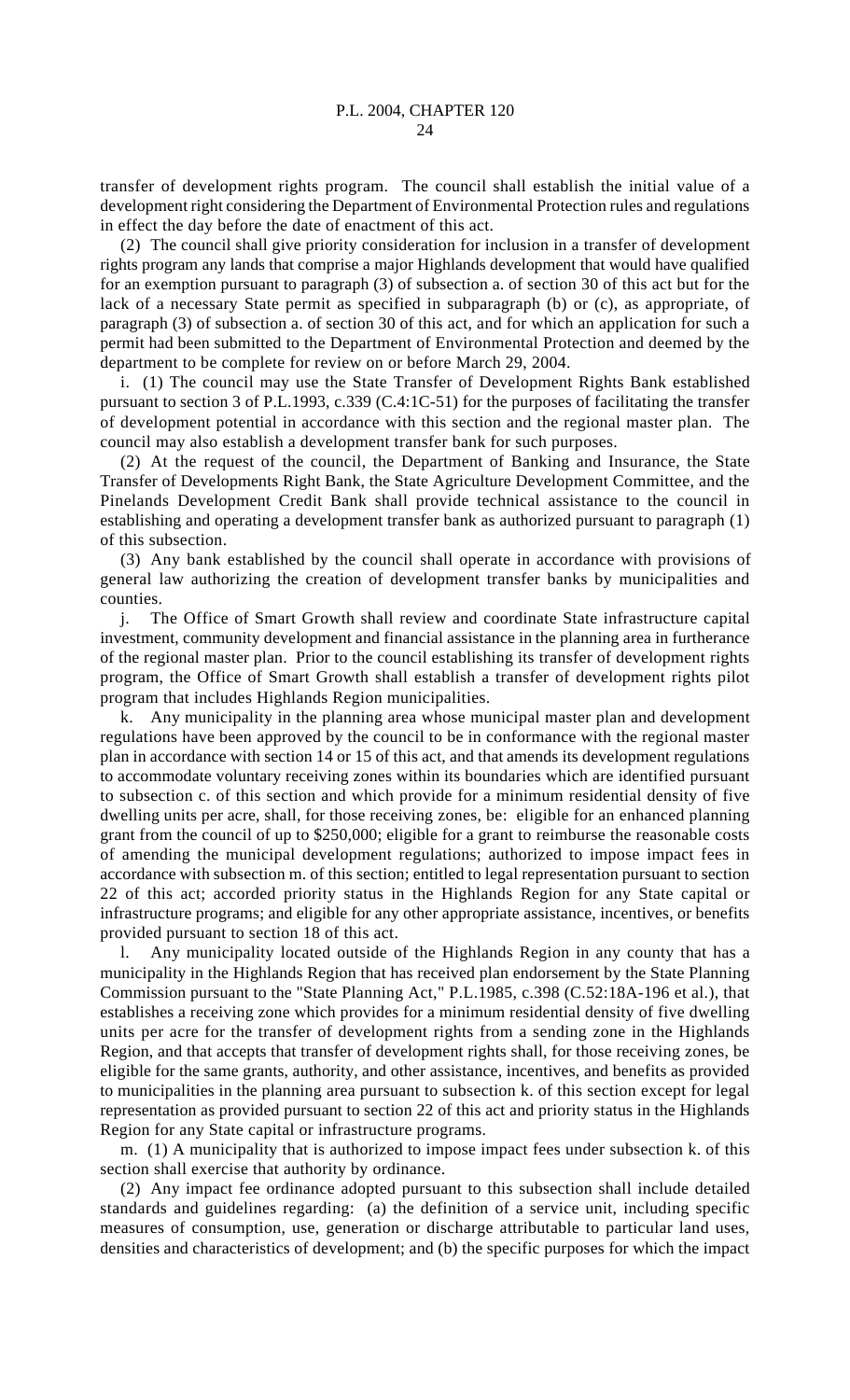transfer of development rights program. The council shall establish the initial value of a development right considering the Department of Environmental Protection rules and regulations in effect the day before the date of enactment of this act.

(2) The council shall give priority consideration for inclusion in a transfer of development rights program any lands that comprise a major Highlands development that would have qualified for an exemption pursuant to paragraph (3) of subsection a. of section 30 of this act but for the lack of a necessary State permit as specified in subparagraph (b) or (c), as appropriate, of paragraph (3) of subsection a. of section 30 of this act, and for which an application for such a permit had been submitted to the Department of Environmental Protection and deemed by the department to be complete for review on or before March 29, 2004.

i. (1) The council may use the State Transfer of Development Rights Bank established pursuant to section 3 of P.L.1993, c.339 (C.4:1C-51) for the purposes of facilitating the transfer of development potential in accordance with this section and the regional master plan. The council may also establish a development transfer bank for such purposes.

(2) At the request of the council, the Department of Banking and Insurance, the State Transfer of Developments Right Bank, the State Agriculture Development Committee, and the Pinelands Development Credit Bank shall provide technical assistance to the council in establishing and operating a development transfer bank as authorized pursuant to paragraph (1) of this subsection.

(3) Any bank established by the council shall operate in accordance with provisions of general law authorizing the creation of development transfer banks by municipalities and counties.

j. The Office of Smart Growth shall review and coordinate State infrastructure capital investment, community development and financial assistance in the planning area in furtherance of the regional master plan. Prior to the council establishing its transfer of development rights program, the Office of Smart Growth shall establish a transfer of development rights pilot program that includes Highlands Region municipalities.

k. Any municipality in the planning area whose municipal master plan and development regulations have been approved by the council to be in conformance with the regional master plan in accordance with section 14 or 15 of this act, and that amends its development regulations to accommodate voluntary receiving zones within its boundaries which are identified pursuant to subsection c. of this section and which provide for a minimum residential density of five dwelling units per acre, shall, for those receiving zones, be: eligible for an enhanced planning grant from the council of up to $250,000; eligible for a grant to reimburse the reasonable costs of amending the municipal development regulations; authorized to impose impact fees in accordance with subsection m. of this section; entitled to legal representation pursuant to section 22 of this act; accorded priority status in the Highlands Region for any State capital or infrastructure programs; and eligible for any other appropriate assistance, incentives, or benefits provided pursuant to section 18 of this act.

l. Any municipality located outside of the Highlands Region in any county that has a municipality in the Highlands Region that has received plan endorsement by the State Planning Commission pursuant to the "State Planning Act," P.L.1985, c.398 (C.52:18A-196 et al.), that establishes a receiving zone which provides for a minimum residential density of five dwelling units per acre for the transfer of development rights from a sending zone in the Highlands Region, and that accepts that transfer of development rights shall, for those receiving zones, be eligible for the same grants, authority, and other assistance, incentives, and benefits as provided to municipalities in the planning area pursuant to subsection k. of this section except for legal representation as provided pursuant to section 22 of this act and priority status in the Highlands Region for any State capital or infrastructure programs.

m. (1) A municipality that is authorized to impose impact fees under subsection k. of this section shall exercise that authority by ordinance.

(2) Any impact fee ordinance adopted pursuant to this subsection shall include detailed standards and guidelines regarding: (a) the definition of a service unit, including specific measures of consumption, use, generation or discharge attributable to particular land uses, densities and characteristics of development; and (b) the specific purposes for which the impact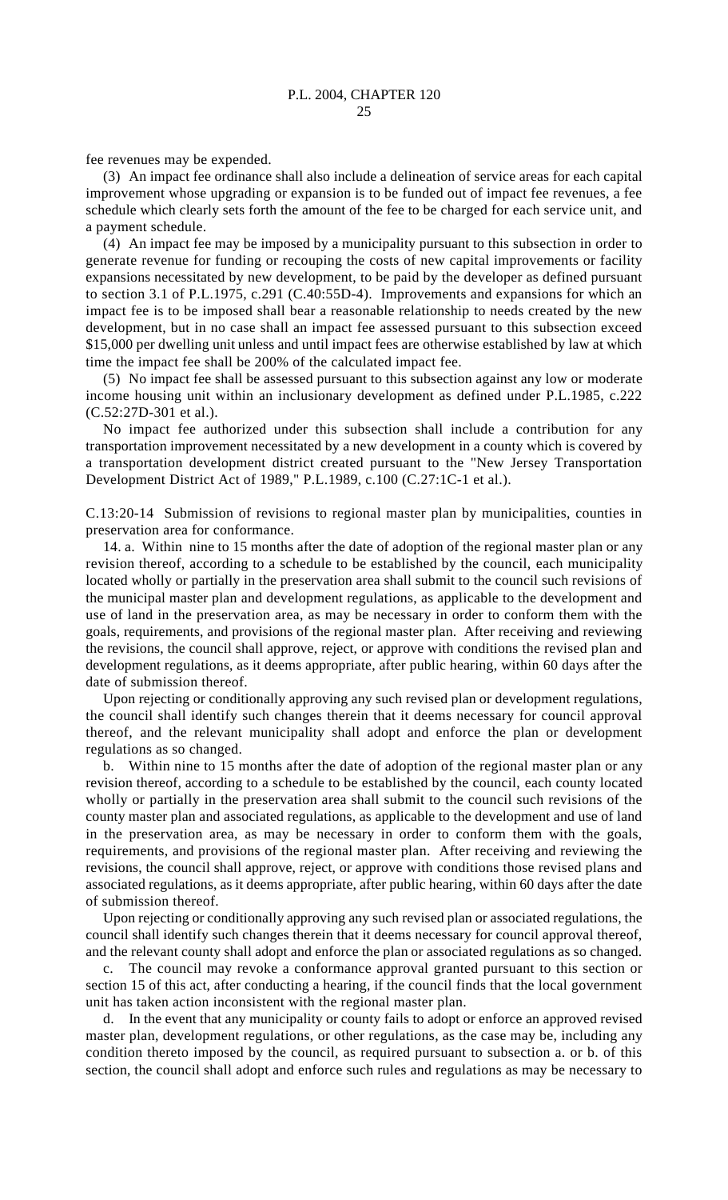fee revenues may be expended.

(3) An impact fee ordinance shall also include a delineation of service areas for each capital improvement whose upgrading or expansion is to be funded out of impact fee revenues, a fee schedule which clearly sets forth the amount of the fee to be charged for each service unit, and a payment schedule.

(4) An impact fee may be imposed by a municipality pursuant to this subsection in order to generate revenue for funding or recouping the costs of new capital improvements or facility expansions necessitated by new development, to be paid by the developer as defined pursuant to section 3.1 of P.L.1975, c.291 (C.40:55D-4). Improvements and expansions for which an impact fee is to be imposed shall bear a reasonable relationship to needs created by the new development, but in no case shall an impact fee assessed pursuant to this subsection exceed $15,000 per dwelling unit unless and until impact fees are otherwise established by law at which time the impact fee shall be 200% of the calculated impact fee.

(5) No impact fee shall be assessed pursuant to this subsection against any low or moderate income housing unit within an inclusionary development as defined under P.L.1985, c.222 (C.52:27D-301 et al.).

No impact fee authorized under this subsection shall include a contribution for any transportation improvement necessitated by a new development in a county which is covered by a transportation development district created pursuant to the "New Jersey Transportation Development District Act of 1989," P.L.1989, c.100 (C.27:1C-1 et al.).

C.13:20-14 Submission of revisions to regional master plan by municipalities, counties in preservation area for conformance.

14. a. Within nine to 15 months after the date of adoption of the regional master plan or any revision thereof, according to a schedule to be established by the council, each municipality located wholly or partially in the preservation area shall submit to the council such revisions of the municipal master plan and development regulations, as applicable to the development and use of land in the preservation area, as may be necessary in order to conform them with the goals, requirements, and provisions of the regional master plan. After receiving and reviewing the revisions, the council shall approve, reject, or approve with conditions the revised plan and development regulations, as it deems appropriate, after public hearing, within 60 days after the date of submission thereof.

Upon rejecting or conditionally approving any such revised plan or development regulations, the council shall identify such changes therein that it deems necessary for council approval thereof, and the relevant municipality shall adopt and enforce the plan or development regulations as so changed.

b. Within nine to 15 months after the date of adoption of the regional master plan or any revision thereof, according to a schedule to be established by the council, each county located wholly or partially in the preservation area shall submit to the council such revisions of the county master plan and associated regulations, as applicable to the development and use of land in the preservation area, as may be necessary in order to conform them with the goals, requirements, and provisions of the regional master plan. After receiving and reviewing the revisions, the council shall approve, reject, or approve with conditions those revised plans and associated regulations, as it deems appropriate, after public hearing, within 60 days after the date of submission thereof.

Upon rejecting or conditionally approving any such revised plan or associated regulations, the council shall identify such changes therein that it deems necessary for council approval thereof, and the relevant county shall adopt and enforce the plan or associated regulations as so changed.

c. The council may revoke a conformance approval granted pursuant to this section or section 15 of this act, after conducting a hearing, if the council finds that the local government unit has taken action inconsistent with the regional master plan.

d. In the event that any municipality or county fails to adopt or enforce an approved revised master plan, development regulations, or other regulations, as the case may be, including any condition thereto imposed by the council, as required pursuant to subsection a. or b. of this section, the council shall adopt and enforce such rules and regulations as may be necessary to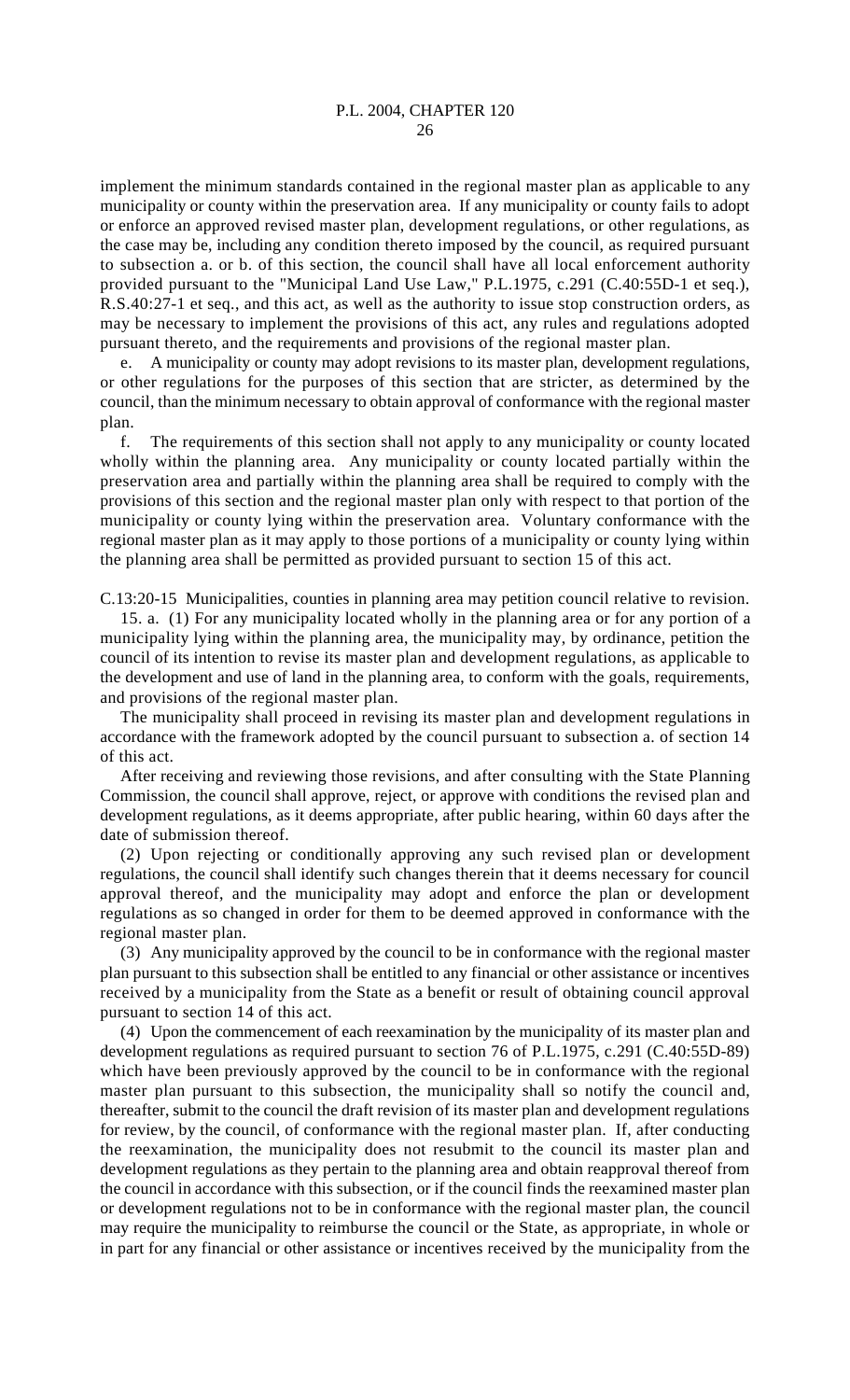implement the minimum standards contained in the regional master plan as applicable to any municipality or county within the preservation area. If any municipality or county fails to adopt or enforce an approved revised master plan, development regulations, or other regulations, as the case may be, including any condition thereto imposed by the council, as required pursuant to subsection a. or b. of this section, the council shall have all local enforcement authority provided pursuant to the "Municipal Land Use Law," P.L.1975, c.291 (C.40:55D-1 et seq.), R.S.40:27-1 et seq., and this act, as well as the authority to issue stop construction orders, as may be necessary to implement the provisions of this act, any rules and regulations adopted pursuant thereto, and the requirements and provisions of the regional master plan.

e. A municipality or county may adopt revisions to its master plan, development regulations, or other regulations for the purposes of this section that are stricter, as determined by the council, than the minimum necessary to obtain approval of conformance with the regional master plan.

f. The requirements of this section shall not apply to any municipality or county located wholly within the planning area. Any municipality or county located partially within the preservation area and partially within the planning area shall be required to comply with the provisions of this section and the regional master plan only with respect to that portion of the municipality or county lying within the preservation area. Voluntary conformance with the regional master plan as it may apply to those portions of a municipality or county lying within the planning area shall be permitted as provided pursuant to section 15 of this act.

C.13:20-15 Municipalities, counties in planning area may petition council relative to revision.

15. a. (1) For any municipality located wholly in the planning area or for any portion of a municipality lying within the planning area, the municipality may, by ordinance, petition the council of its intention to revise its master plan and development regulations, as applicable to the development and use of land in the planning area, to conform with the goals, requirements, and provisions of the regional master plan.

The municipality shall proceed in revising its master plan and development regulations in accordance with the framework adopted by the council pursuant to subsection a. of section 14 of this act.

After receiving and reviewing those revisions, and after consulting with the State Planning Commission, the council shall approve, reject, or approve with conditions the revised plan and development regulations, as it deems appropriate, after public hearing, within 60 days after the date of submission thereof.

(2) Upon rejecting or conditionally approving any such revised plan or development regulations, the council shall identify such changes therein that it deems necessary for council approval thereof, and the municipality may adopt and enforce the plan or development regulations as so changed in order for them to be deemed approved in conformance with the regional master plan.

(3) Any municipality approved by the council to be in conformance with the regional master plan pursuant to this subsection shall be entitled to any financial or other assistance or incentives received by a municipality from the State as a benefit or result of obtaining council approval pursuant to section 14 of this act.

(4) Upon the commencement of each reexamination by the municipality of its master plan and development regulations as required pursuant to section 76 of P.L.1975, c.291 (C.40:55D-89) which have been previously approved by the council to be in conformance with the regional master plan pursuant to this subsection, the municipality shall so notify the council and, thereafter, submit to the council the draft revision of its master plan and development regulations for review, by the council, of conformance with the regional master plan. If, after conducting the reexamination, the municipality does not resubmit to the council its master plan and development regulations as they pertain to the planning area and obtain reapproval thereof from the council in accordance with this subsection, or if the council finds the reexamined master plan or development regulations not to be in conformance with the regional master plan, the council may require the municipality to reimburse the council or the State, as appropriate, in whole or in part for any financial or other assistance or incentives received by the municipality from the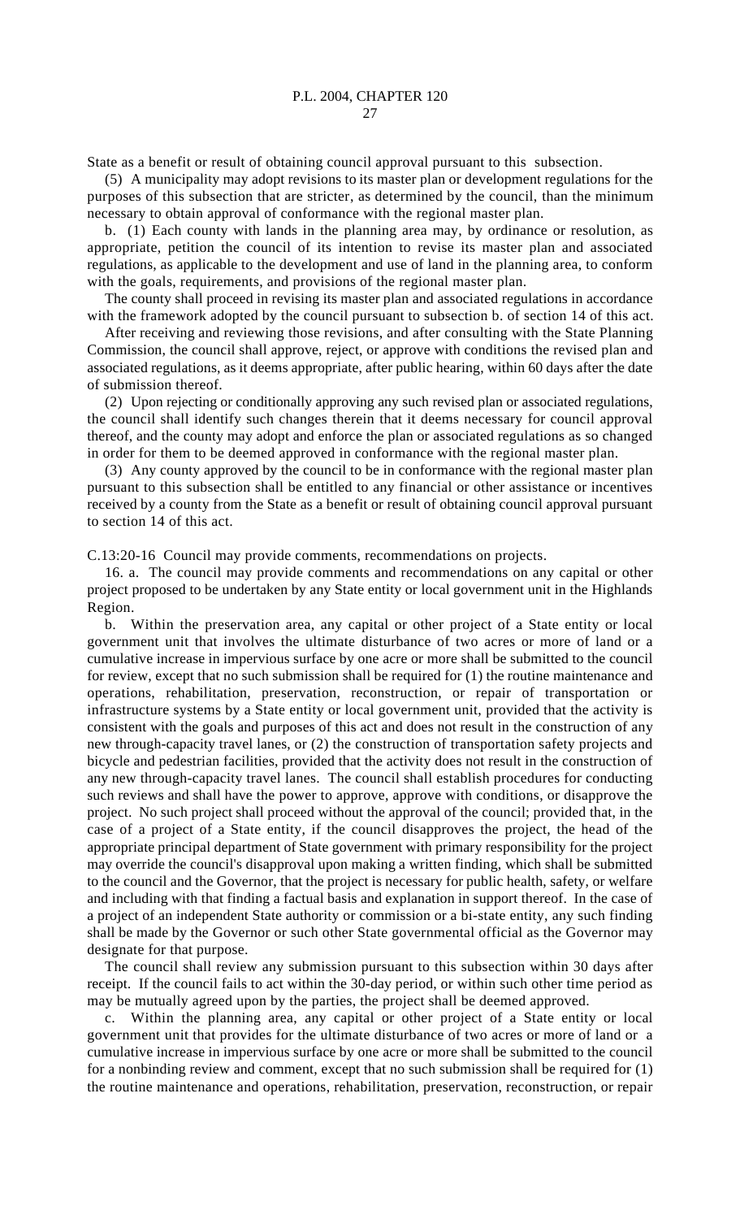State as a benefit or result of obtaining council approval pursuant to this subsection.

(5) A municipality may adopt revisions to its master plan or development regulations for the purposes of this subsection that are stricter, as determined by the council, than the minimum necessary to obtain approval of conformance with the regional master plan.

b. (1) Each county with lands in the planning area may, by ordinance or resolution, as appropriate, petition the council of its intention to revise its master plan and associated regulations, as applicable to the development and use of land in the planning area, to conform with the goals, requirements, and provisions of the regional master plan.

The county shall proceed in revising its master plan and associated regulations in accordance with the framework adopted by the council pursuant to subsection b. of section 14 of this act.

After receiving and reviewing those revisions, and after consulting with the State Planning Commission, the council shall approve, reject, or approve with conditions the revised plan and associated regulations, as it deems appropriate, after public hearing, within 60 days after the date of submission thereof.

(2) Upon rejecting or conditionally approving any such revised plan or associated regulations, the council shall identify such changes therein that it deems necessary for council approval thereof, and the county may adopt and enforce the plan or associated regulations as so changed in order for them to be deemed approved in conformance with the regional master plan.

(3) Any county approved by the council to be in conformance with the regional master plan pursuant to this subsection shall be entitled to any financial or other assistance or incentives received by a county from the State as a benefit or result of obtaining council approval pursuant to section 14 of this act.

C.13:20-16 Council may provide comments, recommendations on projects.

16. a. The council may provide comments and recommendations on any capital or other project proposed to be undertaken by any State entity or local government unit in the Highlands Region.

b. Within the preservation area, any capital or other project of a State entity or local government unit that involves the ultimate disturbance of two acres or more of land or a cumulative increase in impervious surface by one acre or more shall be submitted to the council for review, except that no such submission shall be required for (1) the routine maintenance and operations, rehabilitation, preservation, reconstruction, or repair of transportation or infrastructure systems by a State entity or local government unit, provided that the activity is consistent with the goals and purposes of this act and does not result in the construction of any new through-capacity travel lanes, or (2) the construction of transportation safety projects and bicycle and pedestrian facilities, provided that the activity does not result in the construction of any new through-capacity travel lanes. The council shall establish procedures for conducting such reviews and shall have the power to approve, approve with conditions, or disapprove the project. No such project shall proceed without the approval of the council; provided that, in the case of a project of a State entity, if the council disapproves the project, the head of the appropriate principal department of State government with primary responsibility for the project may override the council's disapproval upon making a written finding, which shall be submitted to the council and the Governor, that the project is necessary for public health, safety, or welfare and including with that finding a factual basis and explanation in support thereof. In the case of a project of an independent State authority or commission or a bi-state entity, any such finding shall be made by the Governor or such other State governmental official as the Governor may designate for that purpose.

The council shall review any submission pursuant to this subsection within 30 days after receipt. If the council fails to act within the 30-day period, or within such other time period as may be mutually agreed upon by the parties, the project shall be deemed approved.

c. Within the planning area, any capital or other project of a State entity or local government unit that provides for the ultimate disturbance of two acres or more of land or a cumulative increase in impervious surface by one acre or more shall be submitted to the council for a nonbinding review and comment, except that no such submission shall be required for (1) the routine maintenance and operations, rehabilitation, preservation, reconstruction, or repair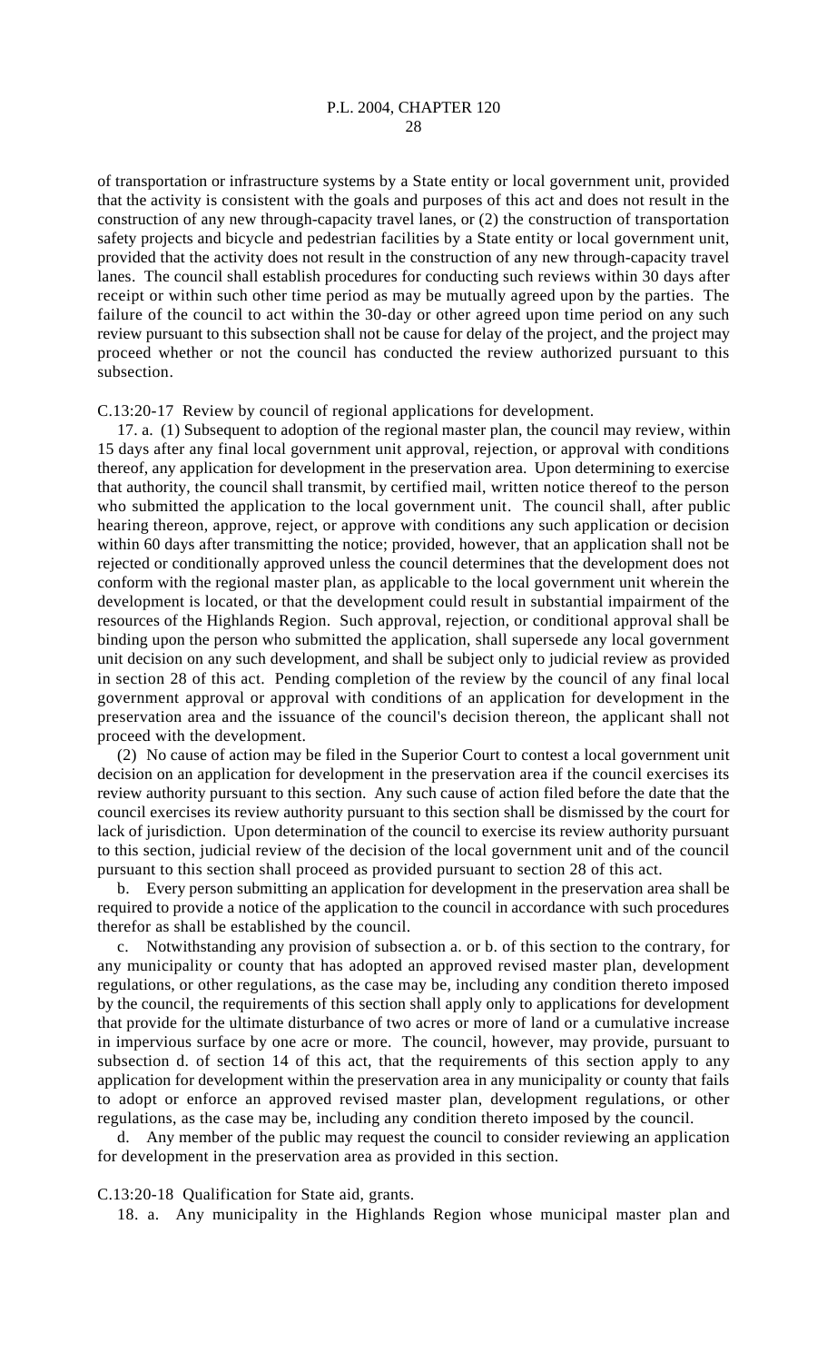of transportation or infrastructure systems by a State entity or local government unit, provided that the activity is consistent with the goals and purposes of this act and does not result in the construction of any new through-capacity travel lanes, or (2) the construction of transportation safety projects and bicycle and pedestrian facilities by a State entity or local government unit, provided that the activity does not result in the construction of any new through-capacity travel lanes. The council shall establish procedures for conducting such reviews within 30 days after receipt or within such other time period as may be mutually agreed upon by the parties. The failure of the council to act within the 30-day or other agreed upon time period on any such review pursuant to this subsection shall not be cause for delay of the project, and the project may proceed whether or not the council has conducted the review authorized pursuant to this subsection.

C.13:20-17 Review by council of regional applications for development.

17. a. (1) Subsequent to adoption of the regional master plan, the council may review, within 15 days after any final local government unit approval, rejection, or approval with conditions thereof, any application for development in the preservation area. Upon determining to exercise that authority, the council shall transmit, by certified mail, written notice thereof to the person who submitted the application to the local government unit. The council shall, after public hearing thereon, approve, reject, or approve with conditions any such application or decision within 60 days after transmitting the notice; provided, however, that an application shall not be rejected or conditionally approved unless the council determines that the development does not conform with the regional master plan, as applicable to the local government unit wherein the development is located, or that the development could result in substantial impairment of the resources of the Highlands Region. Such approval, rejection, or conditional approval shall be binding upon the person who submitted the application, shall supersede any local government unit decision on any such development, and shall be subject only to judicial review as provided in section 28 of this act. Pending completion of the review by the council of any final local government approval or approval with conditions of an application for development in the preservation area and the issuance of the council's decision thereon, the applicant shall not proceed with the development.

(2) No cause of action may be filed in the Superior Court to contest a local government unit decision on an application for development in the preservation area if the council exercises its review authority pursuant to this section. Any such cause of action filed before the date that the council exercises its review authority pursuant to this section shall be dismissed by the court for lack of jurisdiction. Upon determination of the council to exercise its review authority pursuant to this section, judicial review of the decision of the local government unit and of the council pursuant to this section shall proceed as provided pursuant to section 28 of this act.

b. Every person submitting an application for development in the preservation area shall be required to provide a notice of the application to the council in accordance with such procedures therefor as shall be established by the council.

c. Notwithstanding any provision of subsection a. or b. of this section to the contrary, for any municipality or county that has adopted an approved revised master plan, development regulations, or other regulations, as the case may be, including any condition thereto imposed by the council, the requirements of this section shall apply only to applications for development that provide for the ultimate disturbance of two acres or more of land or a cumulative increase in impervious surface by one acre or more. The council, however, may provide, pursuant to subsection d. of section 14 of this act, that the requirements of this section apply to any application for development within the preservation area in any municipality or county that fails to adopt or enforce an approved revised master plan, development regulations, or other regulations, as the case may be, including any condition thereto imposed by the council.

d. Any member of the public may request the council to consider reviewing an application for development in the preservation area as provided in this section.

C.13:20-18 Qualification for State aid, grants.

18. a. Any municipality in the Highlands Region whose municipal master plan and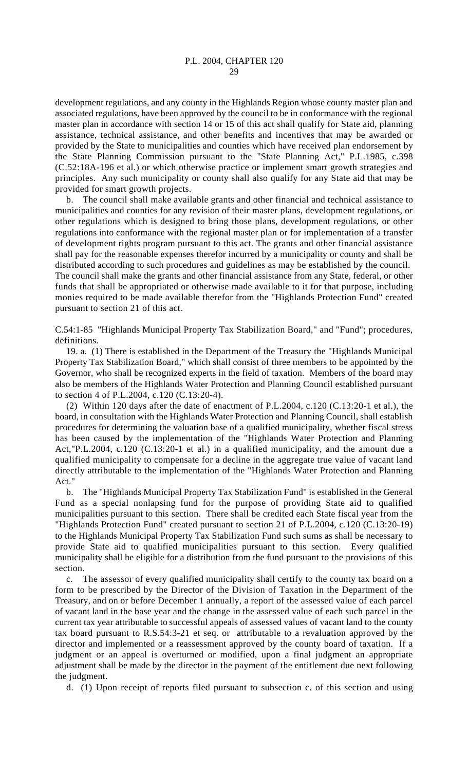development regulations, and any county in the Highlands Region whose county master plan and associated regulations, have been approved by the council to be in conformance with the regional master plan in accordance with section 14 or 15 of this act shall qualify for State aid, planning assistance, technical assistance, and other benefits and incentives that may be awarded or provided by the State to municipalities and counties which have received plan endorsement by the State Planning Commission pursuant to the "State Planning Act," P.L.1985, c.398 (C.52:18A-196 et al.) or which otherwise practice or implement smart growth strategies and principles. Any such municipality or county shall also qualify for any State aid that may be provided for smart growth projects.

b. The council shall make available grants and other financial and technical assistance to municipalities and counties for any revision of their master plans, development regulations, or other regulations which is designed to bring those plans, development regulations, or other regulations into conformance with the regional master plan or for implementation of a transfer of development rights program pursuant to this act. The grants and other financial assistance shall pay for the reasonable expenses therefor incurred by a municipality or county and shall be distributed according to such procedures and guidelines as may be established by the council. The council shall make the grants and other financial assistance from any State, federal, or other funds that shall be appropriated or otherwise made available to it for that purpose, including monies required to be made available therefor from the "Highlands Protection Fund" created pursuant to section 21 of this act.

C.54:1-85 "Highlands Municipal Property Tax Stabilization Board," and "Fund"; procedures, definitions.

19. a. (1) There is established in the Department of the Treasury the "Highlands Municipal Property Tax Stabilization Board," which shall consist of three members to be appointed by the Governor, who shall be recognized experts in the field of taxation. Members of the board may also be members of the Highlands Water Protection and Planning Council established pursuant to section 4 of P.L.2004, c.120 (C.13:20-4).

(2) Within 120 days after the date of enactment of P.L.2004, c.120 (C.13:20-1 et al.), the board, in consultation with the Highlands Water Protection and Planning Council, shall establish procedures for determining the valuation base of a qualified municipality, whether fiscal stress has been caused by the implementation of the "Highlands Water Protection and Planning Act,"P.L.2004, c.120 (C.13:20-1 et al.) in a qualified municipality, and the amount due a qualified municipality to compensate for a decline in the aggregate true value of vacant land directly attributable to the implementation of the "Highlands Water Protection and Planning Act."

b. The "Highlands Municipal Property Tax Stabilization Fund" is established in the General Fund as a special nonlapsing fund for the purpose of providing State aid to qualified municipalities pursuant to this section. There shall be credited each State fiscal year from the "Highlands Protection Fund" created pursuant to section 21 of P.L.2004, c.120 (C.13:20-19) to the Highlands Municipal Property Tax Stabilization Fund such sums as shall be necessary to provide State aid to qualified municipalities pursuant to this section. Every qualified municipality shall be eligible for a distribution from the fund pursuant to the provisions of this section.

c. The assessor of every qualified municipality shall certify to the county tax board on a form to be prescribed by the Director of the Division of Taxation in the Department of the Treasury, and on or before December 1 annually, a report of the assessed value of each parcel of vacant land in the base year and the change in the assessed value of each such parcel in the current tax year attributable to successful appeals of assessed values of vacant land to the county tax board pursuant to R.S.54:3-21 et seq. or attributable to a revaluation approved by the director and implemented or a reassessment approved by the county board of taxation. If a judgment or an appeal is overturned or modified, upon a final judgment an appropriate adjustment shall be made by the director in the payment of the entitlement due next following the judgment.

d. (1) Upon receipt of reports filed pursuant to subsection c. of this section and using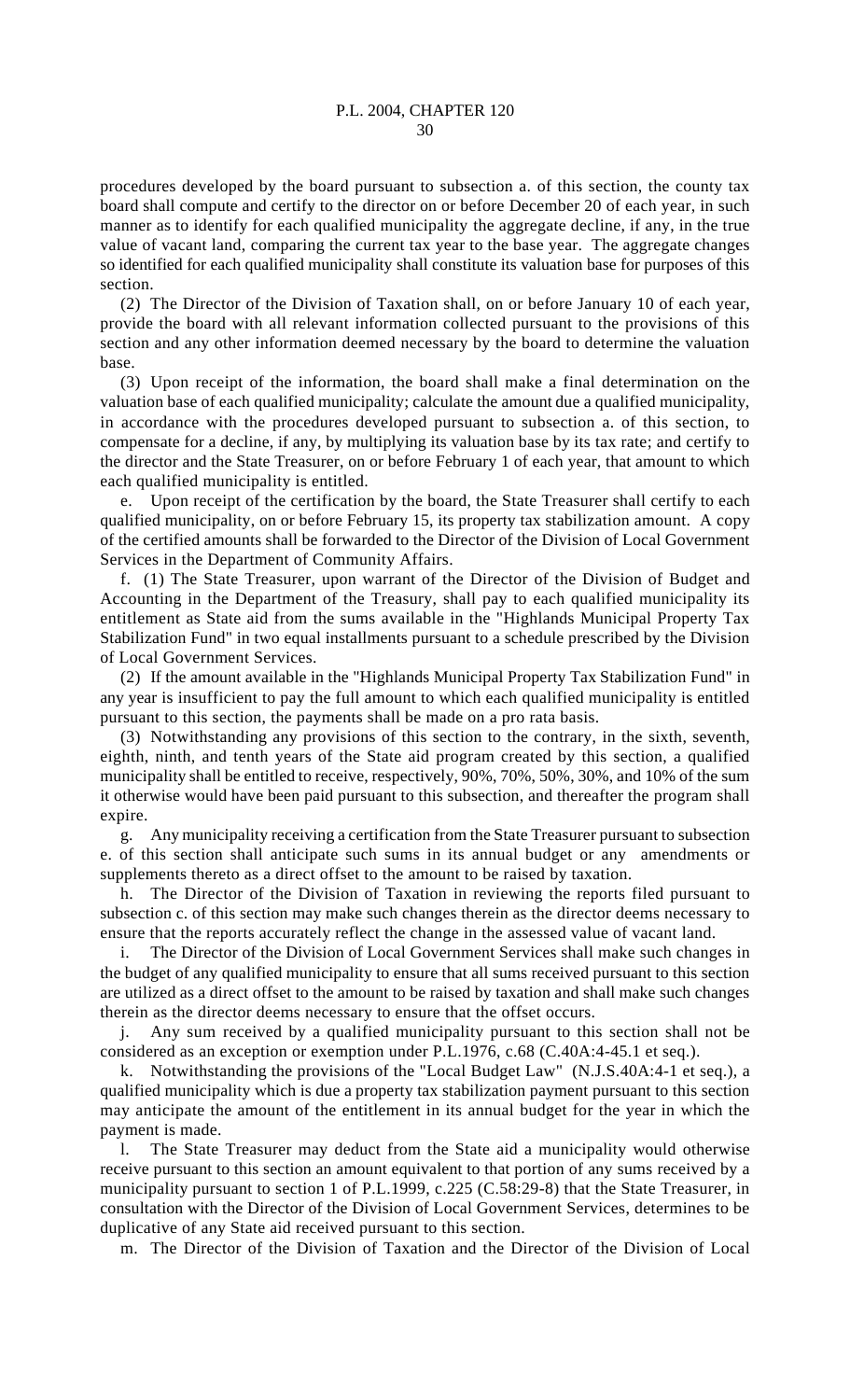procedures developed by the board pursuant to subsection a. of this section, the county tax board shall compute and certify to the director on or before December 20 of each year, in such manner as to identify for each qualified municipality the aggregate decline, if any, in the true value of vacant land, comparing the current tax year to the base year. The aggregate changes so identified for each qualified municipality shall constitute its valuation base for purposes of this section.

(2) The Director of the Division of Taxation shall, on or before January 10 of each year, provide the board with all relevant information collected pursuant to the provisions of this section and any other information deemed necessary by the board to determine the valuation base.

(3) Upon receipt of the information, the board shall make a final determination on the valuation base of each qualified municipality; calculate the amount due a qualified municipality, in accordance with the procedures developed pursuant to subsection a. of this section, to compensate for a decline, if any, by multiplying its valuation base by its tax rate; and certify to the director and the State Treasurer, on or before February 1 of each year, that amount to which each qualified municipality is entitled.

e. Upon receipt of the certification by the board, the State Treasurer shall certify to each qualified municipality, on or before February 15, its property tax stabilization amount. A copy of the certified amounts shall be forwarded to the Director of the Division of Local Government Services in the Department of Community Affairs.

f. (1) The State Treasurer, upon warrant of the Director of the Division of Budget and Accounting in the Department of the Treasury, shall pay to each qualified municipality its entitlement as State aid from the sums available in the "Highlands Municipal Property Tax Stabilization Fund" in two equal installments pursuant to a schedule prescribed by the Division of Local Government Services.

(2) If the amount available in the "Highlands Municipal Property Tax Stabilization Fund" in any year is insufficient to pay the full amount to which each qualified municipality is entitled pursuant to this section, the payments shall be made on a pro rata basis.

(3) Notwithstanding any provisions of this section to the contrary, in the sixth, seventh, eighth, ninth, and tenth years of the State aid program created by this section, a qualified municipality shall be entitled to receive, respectively, 90%, 70%, 50%, 30%, and 10% of the sum it otherwise would have been paid pursuant to this subsection, and thereafter the program shall expire.

g. Any municipality receiving a certification from the State Treasurer pursuant to subsection e. of this section shall anticipate such sums in its annual budget or any amendments or supplements thereto as a direct offset to the amount to be raised by taxation.

h. The Director of the Division of Taxation in reviewing the reports filed pursuant to subsection c. of this section may make such changes therein as the director deems necessary to ensure that the reports accurately reflect the change in the assessed value of vacant land.

i. The Director of the Division of Local Government Services shall make such changes in the budget of any qualified municipality to ensure that all sums received pursuant to this section are utilized as a direct offset to the amount to be raised by taxation and shall make such changes therein as the director deems necessary to ensure that the offset occurs.

j. Any sum received by a qualified municipality pursuant to this section shall not be considered as an exception or exemption under P.L.1976, c.68 (C.40A:4-45.1 et seq.).

k. Notwithstanding the provisions of the "Local Budget Law" (N.J.S.40A:4-1 et seq.), a qualified municipality which is due a property tax stabilization payment pursuant to this section may anticipate the amount of the entitlement in its annual budget for the year in which the payment is made.

l. The State Treasurer may deduct from the State aid a municipality would otherwise receive pursuant to this section an amount equivalent to that portion of any sums received by a municipality pursuant to section 1 of P.L.1999, c.225 (C.58:29-8) that the State Treasurer, in consultation with the Director of the Division of Local Government Services, determines to be duplicative of any State aid received pursuant to this section.

m. The Director of the Division of Taxation and the Director of the Division of Local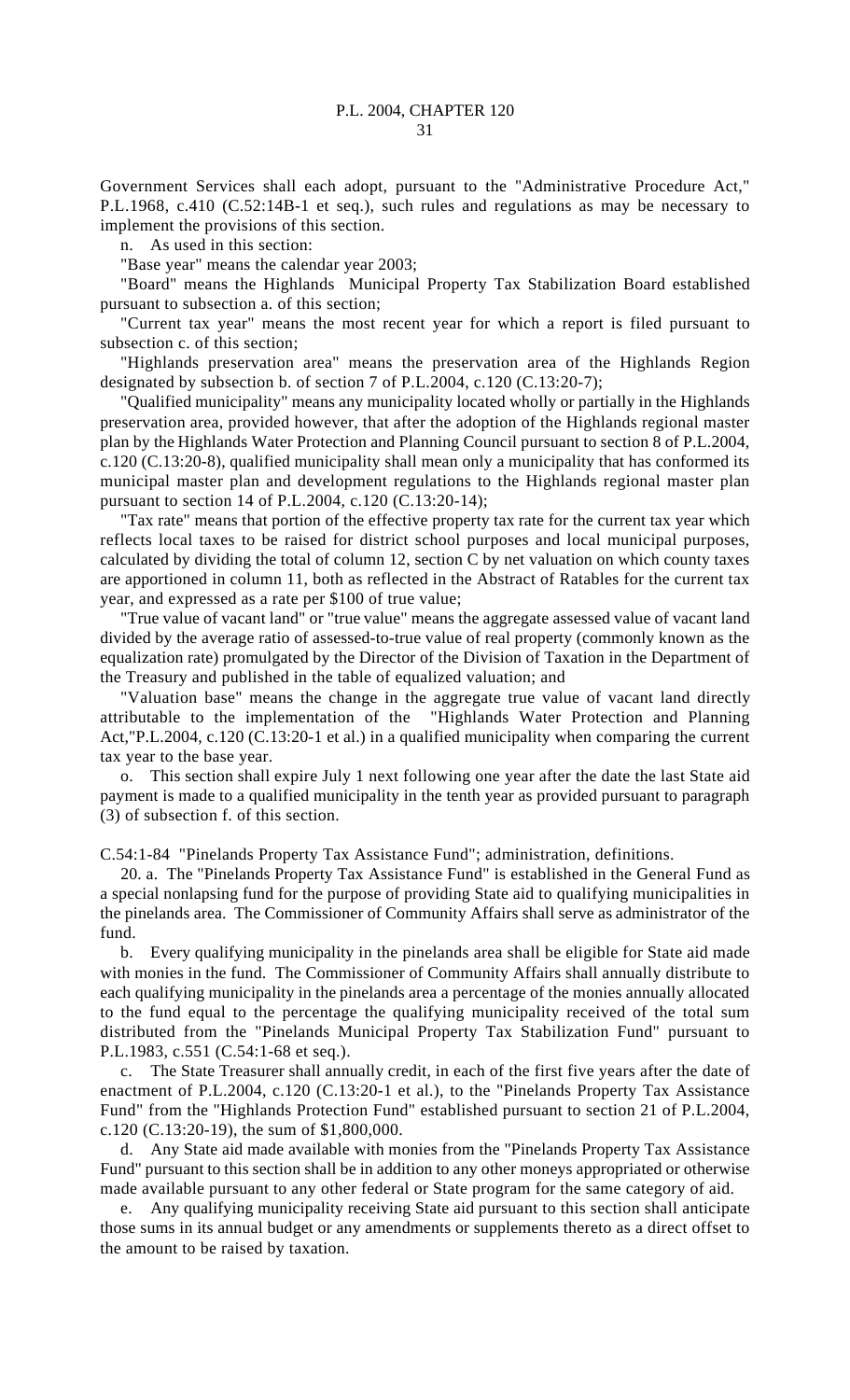Government Services shall each adopt, pursuant to the "Administrative Procedure Act," P.L.1968, c.410 (C.52:14B-1 et seq.), such rules and regulations as may be necessary to implement the provisions of this section.

n. As used in this section:

"Base year" means the calendar year 2003;

"Board" means the Highlands Municipal Property Tax Stabilization Board established pursuant to subsection a. of this section;

"Current tax year" means the most recent year for which a report is filed pursuant to subsection c. of this section;

"Highlands preservation area" means the preservation area of the Highlands Region designated by subsection b. of section 7 of P.L.2004, c.120 (C.13:20-7);

"Qualified municipality" means any municipality located wholly or partially in the Highlands preservation area, provided however, that after the adoption of the Highlands regional master plan by the Highlands Water Protection and Planning Council pursuant to section 8 of P.L.2004, c.120 (C.13:20-8), qualified municipality shall mean only a municipality that has conformed its municipal master plan and development regulations to the Highlands regional master plan pursuant to section 14 of P.L.2004, c.120 (C.13:20-14);

"Tax rate" means that portion of the effective property tax rate for the current tax year which reflects local taxes to be raised for district school purposes and local municipal purposes, calculated by dividing the total of column 12, section C by net valuation on which county taxes are apportioned in column 11, both as reflected in the Abstract of Ratables for the current tax year, and expressed as a rate per $100 of true value;

"True value of vacant land" or "true value" means the aggregate assessed value of vacant land divided by the average ratio of assessed-to-true value of real property (commonly known as the equalization rate) promulgated by the Director of the Division of Taxation in the Department of the Treasury and published in the table of equalized valuation; and

"Valuation base" means the change in the aggregate true value of vacant land directly attributable to the implementation of the "Highlands Water Protection and Planning Act,"P.L.2004, c.120 (C.13:20-1 et al.) in a qualified municipality when comparing the current tax year to the base year.

o. This section shall expire July 1 next following one year after the date the last State aid payment is made to a qualified municipality in the tenth year as provided pursuant to paragraph (3) of subsection f. of this section.

C.54:1-84 "Pinelands Property Tax Assistance Fund"; administration, definitions.

20. a. The "Pinelands Property Tax Assistance Fund" is established in the General Fund as a special nonlapsing fund for the purpose of providing State aid to qualifying municipalities in the pinelands area. The Commissioner of Community Affairs shall serve as administrator of the fund.

b. Every qualifying municipality in the pinelands area shall be eligible for State aid made with monies in the fund. The Commissioner of Community Affairs shall annually distribute to each qualifying municipality in the pinelands area a percentage of the monies annually allocated to the fund equal to the percentage the qualifying municipality received of the total sum distributed from the "Pinelands Municipal Property Tax Stabilization Fund" pursuant to P.L.1983, c.551 (C.54:1-68 et seq.).

c. The State Treasurer shall annually credit, in each of the first five years after the date of enactment of P.L.2004, c.120 (C.13:20-1 et al.), to the "Pinelands Property Tax Assistance Fund" from the "Highlands Protection Fund" established pursuant to section 21 of P.L.2004, c.120 (C.13:20-19), the sum of $1,800,000.

d. Any State aid made available with monies from the "Pinelands Property Tax Assistance Fund" pursuant to this section shall be in addition to any other moneys appropriated or otherwise made available pursuant to any other federal or State program for the same category of aid.

e. Any qualifying municipality receiving State aid pursuant to this section shall anticipate those sums in its annual budget or any amendments or supplements thereto as a direct offset to the amount to be raised by taxation.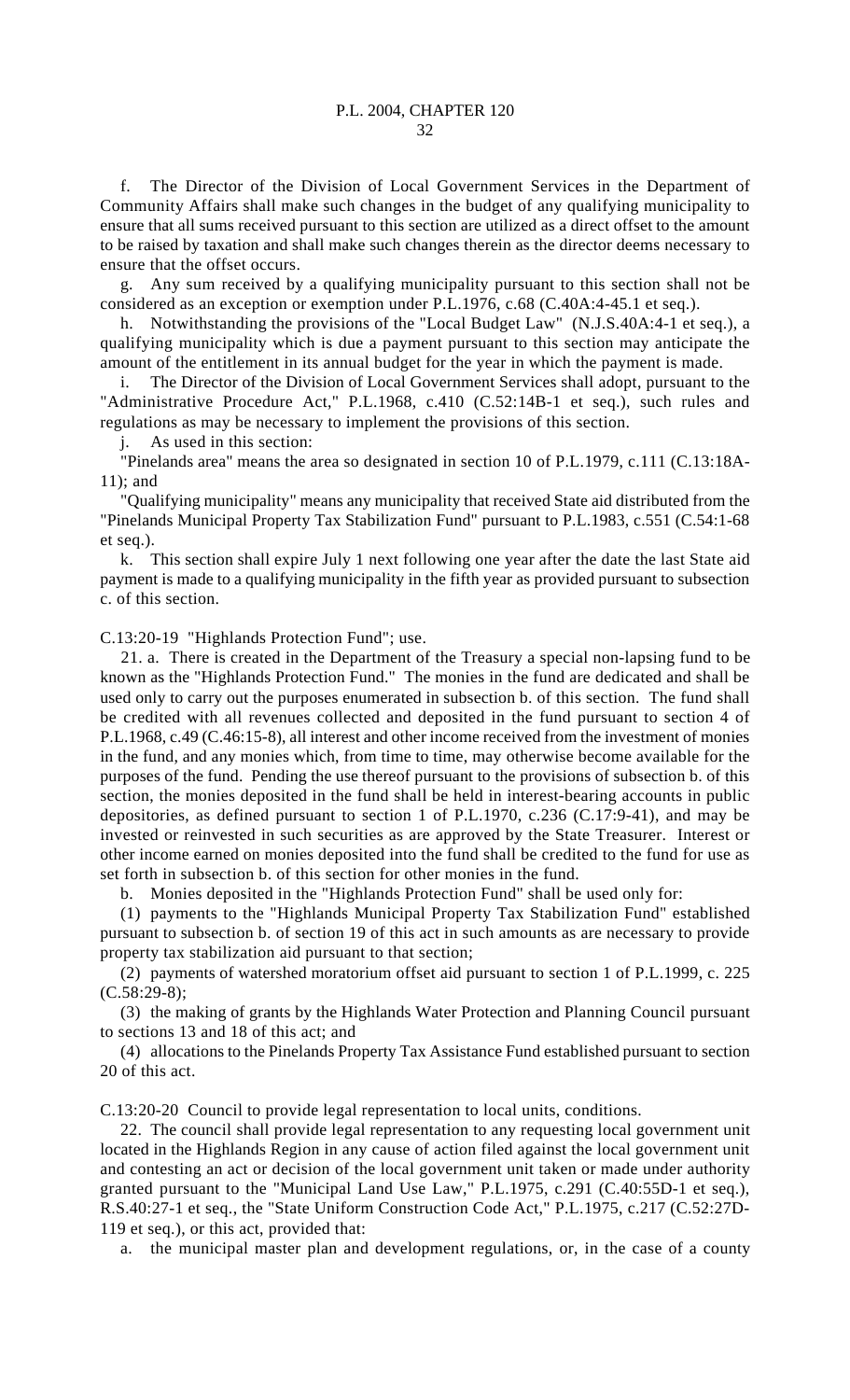f. The Director of the Division of Local Government Services in the Department of Community Affairs shall make such changes in the budget of any qualifying municipality to ensure that all sums received pursuant to this section are utilized as a direct offset to the amount to be raised by taxation and shall make such changes therein as the director deems necessary to ensure that the offset occurs.

g. Any sum received by a qualifying municipality pursuant to this section shall not be considered as an exception or exemption under P.L.1976, c.68 (C.40A:4-45.1 et seq.).

h. Notwithstanding the provisions of the "Local Budget Law" (N.J.S.40A:4-1 et seq.), a qualifying municipality which is due a payment pursuant to this section may anticipate the amount of the entitlement in its annual budget for the year in which the payment is made.

i. The Director of the Division of Local Government Services shall adopt, pursuant to the "Administrative Procedure Act," P.L.1968, c.410 (C.52:14B-1 et seq.), such rules and regulations as may be necessary to implement the provisions of this section.

j. As used in this section:

"Pinelands area" means the area so designated in section 10 of P.L.1979, c.111 (C.13:18A-11); and

"Qualifying municipality" means any municipality that received State aid distributed from the "Pinelands Municipal Property Tax Stabilization Fund" pursuant to P.L.1983, c.551 (C.54:1-68 et seq.).

k. This section shall expire July 1 next following one year after the date the last State aid payment is made to a qualifying municipality in the fifth year as provided pursuant to subsection c. of this section.

C.13:20-19 "Highlands Protection Fund"; use.

21. a. There is created in the Department of the Treasury a special non-lapsing fund to be known as the "Highlands Protection Fund." The monies in the fund are dedicated and shall be used only to carry out the purposes enumerated in subsection b. of this section. The fund shall be credited with all revenues collected and deposited in the fund pursuant to section 4 of P.L.1968, c.49 (C.46:15-8), all interest and other income received from the investment of monies in the fund, and any monies which, from time to time, may otherwise become available for the purposes of the fund. Pending the use thereof pursuant to the provisions of subsection b. of this section, the monies deposited in the fund shall be held in interest-bearing accounts in public depositories, as defined pursuant to section 1 of P.L.1970, c.236 (C.17:9-41), and may be invested or reinvested in such securities as are approved by the State Treasurer. Interest or other income earned on monies deposited into the fund shall be credited to the fund for use as set forth in subsection b. of this section for other monies in the fund.

b. Monies deposited in the "Highlands Protection Fund" shall be used only for:

(1) payments to the "Highlands Municipal Property Tax Stabilization Fund" established pursuant to subsection b. of section 19 of this act in such amounts as are necessary to provide property tax stabilization aid pursuant to that section;

(2) payments of watershed moratorium offset aid pursuant to section 1 of P.L.1999, c. 225 (C.58:29-8);

(3) the making of grants by the Highlands Water Protection and Planning Council pursuant to sections 13 and 18 of this act; and

(4) allocations to the Pinelands Property Tax Assistance Fund established pursuant to section 20 of this act.

C.13:20-20 Council to provide legal representation to local units, conditions.

22. The council shall provide legal representation to any requesting local government unit located in the Highlands Region in any cause of action filed against the local government unit and contesting an act or decision of the local government unit taken or made under authority granted pursuant to the "Municipal Land Use Law," P.L.1975, c.291 (C.40:55D-1 et seq.), R.S.40:27-1 et seq., the "State Uniform Construction Code Act," P.L.1975, c.217 (C.52:27D-119 et seq.), or this act, provided that:

a. the municipal master plan and development regulations, or, in the case of a county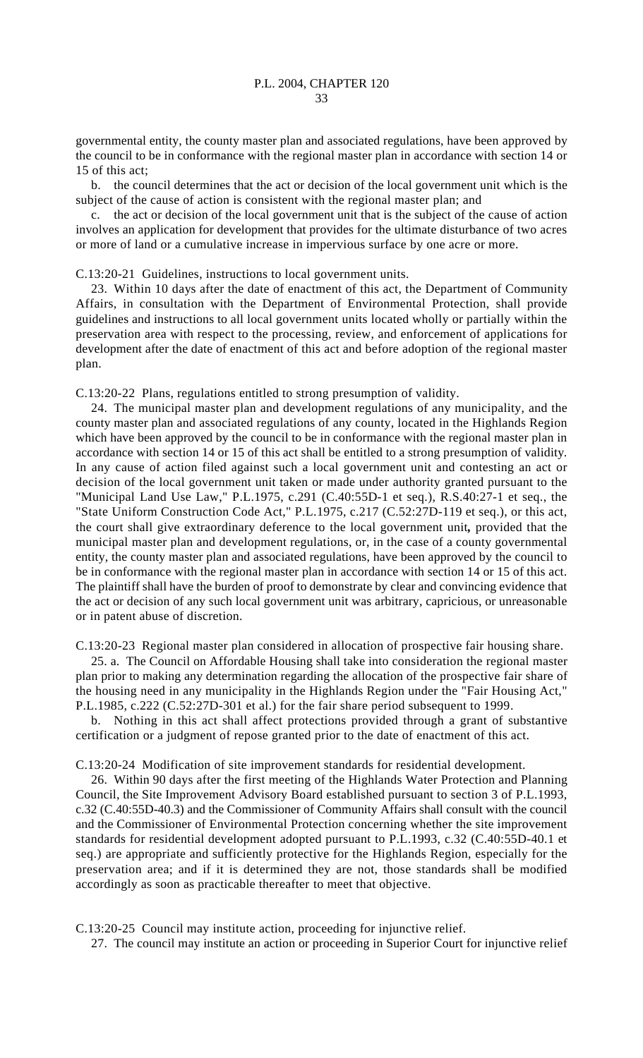governmental entity, the county master plan and associated regulations, have been approved by the council to be in conformance with the regional master plan in accordance with section 14 or 15 of this act;

b. the council determines that the act or decision of the local government unit which is the subject of the cause of action is consistent with the regional master plan; and

c. the act or decision of the local government unit that is the subject of the cause of action involves an application for development that provides for the ultimate disturbance of two acres or more of land or a cumulative increase in impervious surface by one acre or more.

C.13:20-21 Guidelines, instructions to local government units.

23. Within 10 days after the date of enactment of this act, the Department of Community Affairs, in consultation with the Department of Environmental Protection, shall provide guidelines and instructions to all local government units located wholly or partially within the preservation area with respect to the processing, review, and enforcement of applications for development after the date of enactment of this act and before adoption of the regional master plan.

C.13:20-22 Plans, regulations entitled to strong presumption of validity.

24. The municipal master plan and development regulations of any municipality, and the county master plan and associated regulations of any county, located in the Highlands Region which have been approved by the council to be in conformance with the regional master plan in accordance with section 14 or 15 of this act shall be entitled to a strong presumption of validity. In any cause of action filed against such a local government unit and contesting an act or decision of the local government unit taken or made under authority granted pursuant to the "Municipal Land Use Law," P.L.1975, c.291 (C.40:55D-1 et seq.), R.S.40:27-1 et seq., the "State Uniform Construction Code Act," P.L.1975, c.217 (C.52:27D-119 et seq.), or this act, the court shall give extraordinary deference to the local government unit**,** provided that the municipal master plan and development regulations, or, in the case of a county governmental entity, the county master plan and associated regulations, have been approved by the council to be in conformance with the regional master plan in accordance with section 14 or 15 of this act. The plaintiff shall have the burden of proof to demonstrate by clear and convincing evidence that the act or decision of any such local government unit was arbitrary, capricious, or unreasonable or in patent abuse of discretion.

C.13:20-23 Regional master plan considered in allocation of prospective fair housing share.

25. a. The Council on Affordable Housing shall take into consideration the regional master plan prior to making any determination regarding the allocation of the prospective fair share of the housing need in any municipality in the Highlands Region under the "Fair Housing Act," P.L.1985, c.222 (C.52:27D-301 et al.) for the fair share period subsequent to 1999.

b. Nothing in this act shall affect protections provided through a grant of substantive certification or a judgment of repose granted prior to the date of enactment of this act.

C.13:20-24 Modification of site improvement standards for residential development.

26. Within 90 days after the first meeting of the Highlands Water Protection and Planning Council, the Site Improvement Advisory Board established pursuant to section 3 of P.L.1993, c.32 (C.40:55D-40.3) and the Commissioner of Community Affairs shall consult with the council and the Commissioner of Environmental Protection concerning whether the site improvement standards for residential development adopted pursuant to P.L.1993, c.32 (C.40:55D-40.1 et seq.) are appropriate and sufficiently protective for the Highlands Region, especially for the preservation area; and if it is determined they are not, those standards shall be modified accordingly as soon as practicable thereafter to meet that objective.

C.13:20-25 Council may institute action, proceeding for injunctive relief.

27. The council may institute an action or proceeding in Superior Court for injunctive relief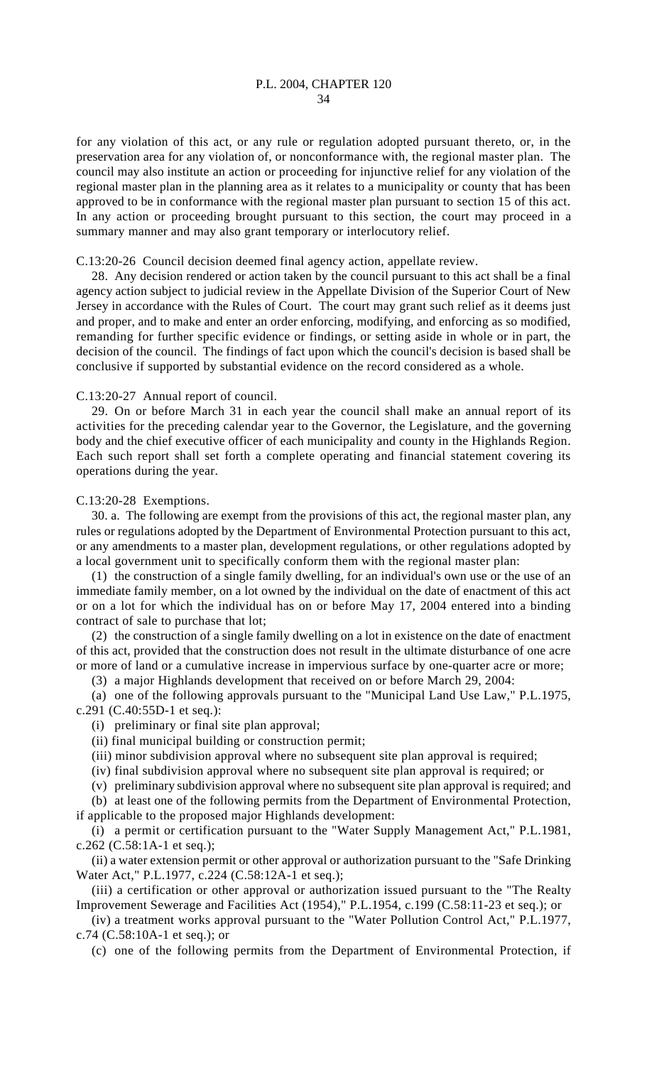for any violation of this act, or any rule or regulation adopted pursuant thereto, or, in the preservation area for any violation of, or nonconformance with, the regional master plan. The council may also institute an action or proceeding for injunctive relief for any violation of the regional master plan in the planning area as it relates to a municipality or county that has been approved to be in conformance with the regional master plan pursuant to section 15 of this act. In any action or proceeding brought pursuant to this section, the court may proceed in a summary manner and may also grant temporary or interlocutory relief.

C.13:20-26 Council decision deemed final agency action, appellate review.

28. Any decision rendered or action taken by the council pursuant to this act shall be a final agency action subject to judicial review in the Appellate Division of the Superior Court of New Jersey in accordance with the Rules of Court. The court may grant such relief as it deems just and proper, and to make and enter an order enforcing, modifying, and enforcing as so modified, remanding for further specific evidence or findings, or setting aside in whole or in part, the decision of the council. The findings of fact upon which the council's decision is based shall be conclusive if supported by substantial evidence on the record considered as a whole.

C.13:20-27 Annual report of council.

29. On or before March 31 in each year the council shall make an annual report of its activities for the preceding calendar year to the Governor, the Legislature, and the governing body and the chief executive officer of each municipality and county in the Highlands Region. Each such report shall set forth a complete operating and financial statement covering its operations during the year.

C.13:20-28 Exemptions.

30. a. The following are exempt from the provisions of this act, the regional master plan, any rules or regulations adopted by the Department of Environmental Protection pursuant to this act, or any amendments to a master plan, development regulations, or other regulations adopted by a local government unit to specifically conform them with the regional master plan:

(1) the construction of a single family dwelling, for an individual's own use or the use of an immediate family member, on a lot owned by the individual on the date of enactment of this act or on a lot for which the individual has on or before May 17, 2004 entered into a binding contract of sale to purchase that lot;

(2) the construction of a single family dwelling on a lot in existence on the date of enactment of this act, provided that the construction does not result in the ultimate disturbance of one acre or more of land or a cumulative increase in impervious surface by one-quarter acre or more;

(3) a major Highlands development that received on or before March 29, 2004:

(a) one of the following approvals pursuant to the "Municipal Land Use Law," P.L.1975, c.291 (C.40:55D-1 et seq.):

(i) preliminary or final site plan approval;

(ii) final municipal building or construction permit;

(iii) minor subdivision approval where no subsequent site plan approval is required;

(iv) final subdivision approval where no subsequent site plan approval is required; or

(v) preliminary subdivision approval where no subsequent site plan approval is required; and

(b) at least one of the following permits from the Department of Environmental Protection, if applicable to the proposed major Highlands development:

(i) a permit or certification pursuant to the "Water Supply Management Act," P.L.1981, c.262 (C.58:1A-1 et seq.);

(ii) a water extension permit or other approval or authorization pursuant to the "Safe Drinking Water Act," P.L.1977, c.224 (C.58:12A-1 et seq.);

(iii) a certification or other approval or authorization issued pursuant to the "The Realty Improvement Sewerage and Facilities Act (1954)," P.L.1954, c.199 (C.58:11-23 et seq.); or

(iv) a treatment works approval pursuant to the "Water Pollution Control Act," P.L.1977, c.74 (C.58:10A-1 et seq.); or

(c) one of the following permits from the Department of Environmental Protection, if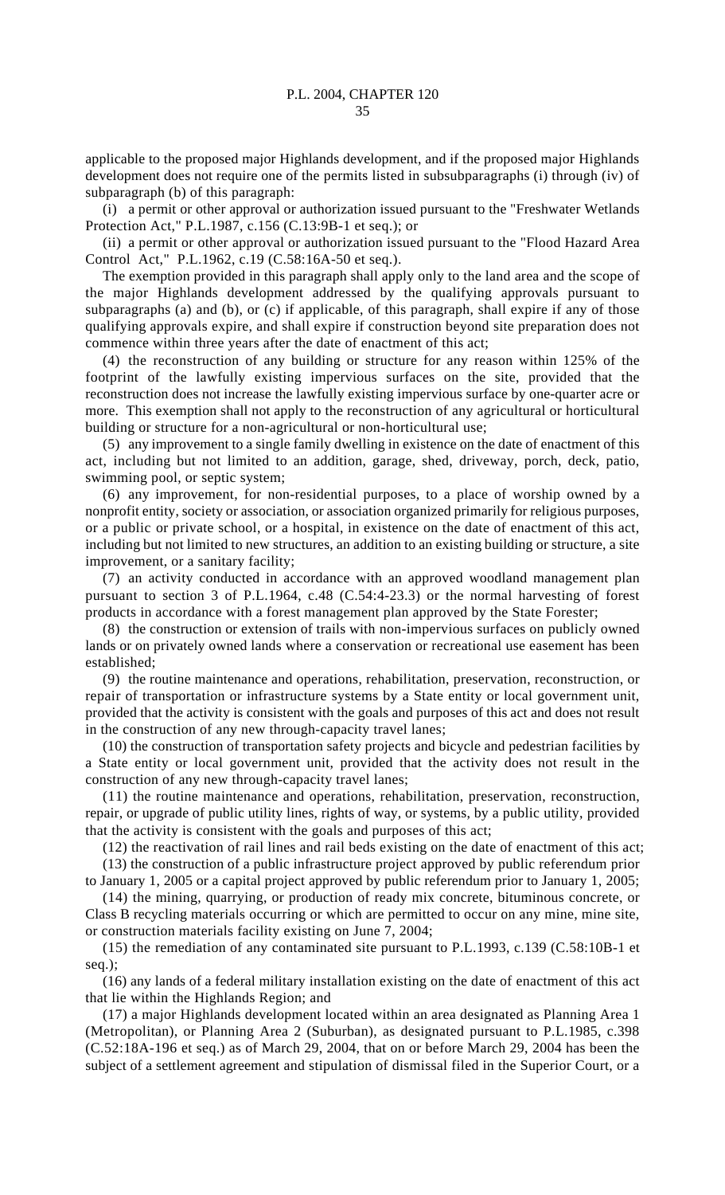applicable to the proposed major Highlands development, and if the proposed major Highlands development does not require one of the permits listed in subsubparagraphs (i) through (iv) of subparagraph (b) of this paragraph:

(i) a permit or other approval or authorization issued pursuant to the "Freshwater Wetlands Protection Act," P.L.1987, c.156 (C.13:9B-1 et seq.); or

(ii) a permit or other approval or authorization issued pursuant to the "Flood Hazard Area Control Act," P.L.1962, c.19 (C.58:16A-50 et seq.).

The exemption provided in this paragraph shall apply only to the land area and the scope of the major Highlands development addressed by the qualifying approvals pursuant to subparagraphs (a) and (b), or (c) if applicable, of this paragraph, shall expire if any of those qualifying approvals expire, and shall expire if construction beyond site preparation does not commence within three years after the date of enactment of this act;

(4) the reconstruction of any building or structure for any reason within 125% of the footprint of the lawfully existing impervious surfaces on the site, provided that the reconstruction does not increase the lawfully existing impervious surface by one-quarter acre or more. This exemption shall not apply to the reconstruction of any agricultural or horticultural building or structure for a non-agricultural or non-horticultural use;

(5) any improvement to a single family dwelling in existence on the date of enactment of this act, including but not limited to an addition, garage, shed, driveway, porch, deck, patio, swimming pool, or septic system;

(6) any improvement, for non-residential purposes, to a place of worship owned by a nonprofit entity, society or association, or association organized primarily for religious purposes, or a public or private school, or a hospital, in existence on the date of enactment of this act, including but not limited to new structures, an addition to an existing building or structure, a site improvement, or a sanitary facility;

(7) an activity conducted in accordance with an approved woodland management plan pursuant to section 3 of P.L.1964, c.48 (C.54:4-23.3) or the normal harvesting of forest products in accordance with a forest management plan approved by the State Forester;

(8) the construction or extension of trails with non-impervious surfaces on publicly owned lands or on privately owned lands where a conservation or recreational use easement has been established;

(9) the routine maintenance and operations, rehabilitation, preservation, reconstruction, or repair of transportation or infrastructure systems by a State entity or local government unit, provided that the activity is consistent with the goals and purposes of this act and does not result in the construction of any new through-capacity travel lanes;

(10) the construction of transportation safety projects and bicycle and pedestrian facilities by a State entity or local government unit, provided that the activity does not result in the construction of any new through-capacity travel lanes;

(11) the routine maintenance and operations, rehabilitation, preservation, reconstruction, repair, or upgrade of public utility lines, rights of way, or systems, by a public utility, provided that the activity is consistent with the goals and purposes of this act;

(12) the reactivation of rail lines and rail beds existing on the date of enactment of this act;

(13) the construction of a public infrastructure project approved by public referendum prior to January 1, 2005 or a capital project approved by public referendum prior to January 1, 2005;

(14) the mining, quarrying, or production of ready mix concrete, bituminous concrete, or Class B recycling materials occurring or which are permitted to occur on any mine, mine site, or construction materials facility existing on June 7, 2004;

(15) the remediation of any contaminated site pursuant to P.L.1993, c.139 (C.58:10B-1 et seq.);

(16) any lands of a federal military installation existing on the date of enactment of this act that lie within the Highlands Region; and

(17) a major Highlands development located within an area designated as Planning Area 1 (Metropolitan), or Planning Area 2 (Suburban), as designated pursuant to P.L.1985, c.398 (C.52:18A-196 et seq.) as of March 29, 2004, that on or before March 29, 2004 has been the subject of a settlement agreement and stipulation of dismissal filed in the Superior Court, or a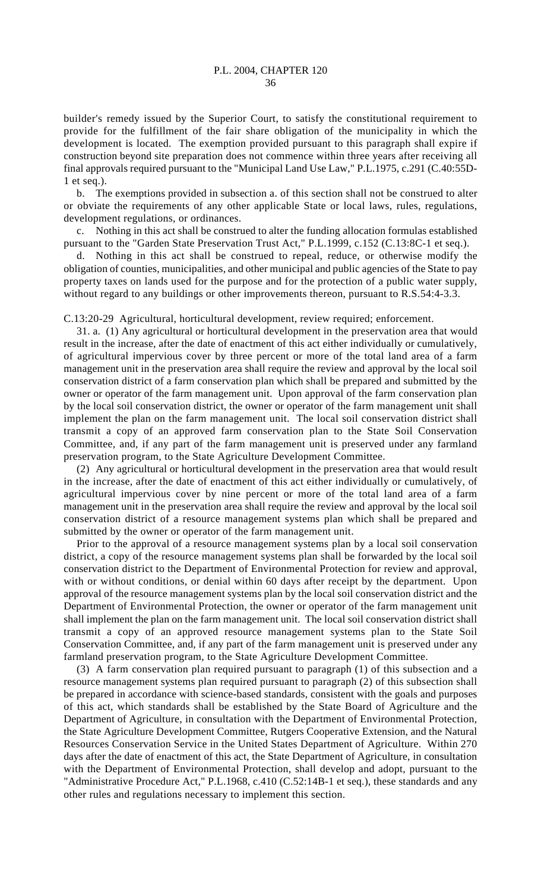builder's remedy issued by the Superior Court, to satisfy the constitutional requirement to provide for the fulfillment of the fair share obligation of the municipality in which the development is located. The exemption provided pursuant to this paragraph shall expire if construction beyond site preparation does not commence within three years after receiving all final approvals required pursuant to the "Municipal Land Use Law," P.L.1975, c.291 (C.40:55D-1 et seq.).

b. The exemptions provided in subsection a. of this section shall not be construed to alter or obviate the requirements of any other applicable State or local laws, rules, regulations, development regulations, or ordinances.

c. Nothing in this act shall be construed to alter the funding allocation formulas established pursuant to the "Garden State Preservation Trust Act," P.L.1999, c.152 (C.13:8C-1 et seq.).

d. Nothing in this act shall be construed to repeal, reduce, or otherwise modify the obligation of counties, municipalities, and other municipal and public agencies of the State to pay property taxes on lands used for the purpose and for the protection of a public water supply, without regard to any buildings or other improvements thereon, pursuant to R.S.54:4-3.3.

C.13:20-29 Agricultural, horticultural development, review required; enforcement.

31. a. (1) Any agricultural or horticultural development in the preservation area that would result in the increase, after the date of enactment of this act either individually or cumulatively, of agricultural impervious cover by three percent or more of the total land area of a farm management unit in the preservation area shall require the review and approval by the local soil conservation district of a farm conservation plan which shall be prepared and submitted by the owner or operator of the farm management unit. Upon approval of the farm conservation plan by the local soil conservation district, the owner or operator of the farm management unit shall implement the plan on the farm management unit. The local soil conservation district shall transmit a copy of an approved farm conservation plan to the State Soil Conservation Committee, and, if any part of the farm management unit is preserved under any farmland preservation program, to the State Agriculture Development Committee.

(2) Any agricultural or horticultural development in the preservation area that would result in the increase, after the date of enactment of this act either individually or cumulatively, of agricultural impervious cover by nine percent or more of the total land area of a farm management unit in the preservation area shall require the review and approval by the local soil conservation district of a resource management systems plan which shall be prepared and submitted by the owner or operator of the farm management unit.

Prior to the approval of a resource management systems plan by a local soil conservation district, a copy of the resource management systems plan shall be forwarded by the local soil conservation district to the Department of Environmental Protection for review and approval, with or without conditions, or denial within 60 days after receipt by the department. Upon approval of the resource management systems plan by the local soil conservation district and the Department of Environmental Protection, the owner or operator of the farm management unit shall implement the plan on the farm management unit. The local soil conservation district shall transmit a copy of an approved resource management systems plan to the State Soil Conservation Committee, and, if any part of the farm management unit is preserved under any farmland preservation program, to the State Agriculture Development Committee.

(3) A farm conservation plan required pursuant to paragraph (1) of this subsection and a resource management systems plan required pursuant to paragraph (2) of this subsection shall be prepared in accordance with science-based standards, consistent with the goals and purposes of this act, which standards shall be established by the State Board of Agriculture and the Department of Agriculture, in consultation with the Department of Environmental Protection, the State Agriculture Development Committee, Rutgers Cooperative Extension, and the Natural Resources Conservation Service in the United States Department of Agriculture. Within 270 days after the date of enactment of this act, the State Department of Agriculture, in consultation with the Department of Environmental Protection, shall develop and adopt, pursuant to the "Administrative Procedure Act," P.L.1968, c.410 (C.52:14B-1 et seq.), these standards and any other rules and regulations necessary to implement this section.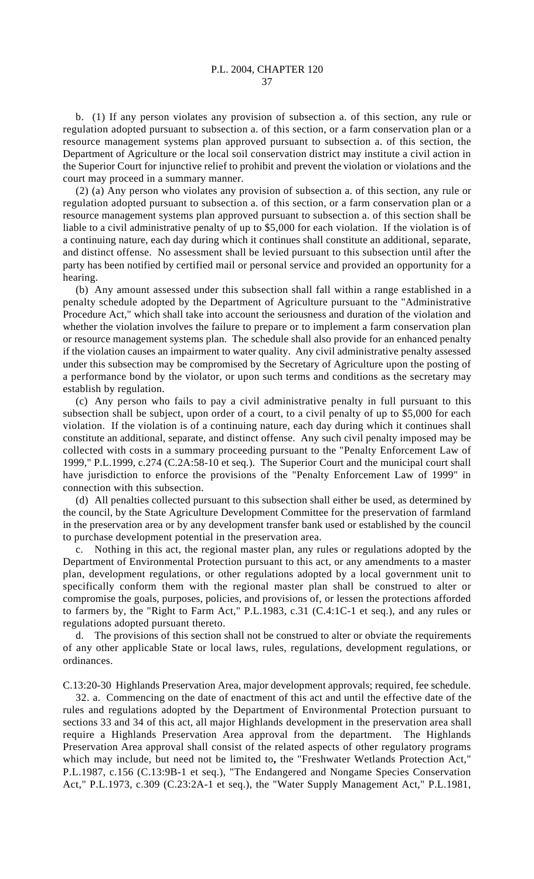b. (1) If any person violates any provision of subsection a. of this section, any rule or regulation adopted pursuant to subsection a. of this section, or a farm conservation plan or a resource management systems plan approved pursuant to subsection a. of this section, the Department of Agriculture or the local soil conservation district may institute a civil action in the Superior Court for injunctive relief to prohibit and prevent the violation or violations and the court may proceed in a summary manner.

(2) (a) Any person who violates any provision of subsection a. of this section, any rule or regulation adopted pursuant to subsection a. of this section, or a farm conservation plan or a resource management systems plan approved pursuant to subsection a. of this section shall be liable to a civil administrative penalty of up to $5,000 for each violation. If the violation is of a continuing nature, each day during which it continues shall constitute an additional, separate, and distinct offense. No assessment shall be levied pursuant to this subsection until after the party has been notified by certified mail or personal service and provided an opportunity for a hearing.

(b) Any amount assessed under this subsection shall fall within a range established in a penalty schedule adopted by the Department of Agriculture pursuant to the "Administrative Procedure Act," which shall take into account the seriousness and duration of the violation and whether the violation involves the failure to prepare or to implement a farm conservation plan or resource management systems plan. The schedule shall also provide for an enhanced penalty if the violation causes an impairment to water quality. Any civil administrative penalty assessed under this subsection may be compromised by the Secretary of Agriculture upon the posting of a performance bond by the violator, or upon such terms and conditions as the secretary may establish by regulation.

(c) Any person who fails to pay a civil administrative penalty in full pursuant to this subsection shall be subject, upon order of a court, to a civil penalty of up to $5,000 for each violation. If the violation is of a continuing nature, each day during which it continues shall constitute an additional, separate, and distinct offense. Any such civil penalty imposed may be collected with costs in a summary proceeding pursuant to the "Penalty Enforcement Law of 1999," P.L.1999, c.274 (C.2A:58-10 et seq.). The Superior Court and the municipal court shall have jurisdiction to enforce the provisions of the "Penalty Enforcement Law of 1999" in connection with this subsection.

(d) All penalties collected pursuant to this subsection shall either be used, as determined by the council, by the State Agriculture Development Committee for the preservation of farmland in the preservation area or by any development transfer bank used or established by the council to purchase development potential in the preservation area.

c. Nothing in this act, the regional master plan, any rules or regulations adopted by the Department of Environmental Protection pursuant to this act, or any amendments to a master plan, development regulations, or other regulations adopted by a local government unit to specifically conform them with the regional master plan shall be construed to alter or compromise the goals, purposes, policies, and provisions of, or lessen the protections afforded to farmers by, the "Right to Farm Act," P.L.1983, c.31 (C.4:1C-1 et seq.), and any rules or regulations adopted pursuant thereto.

d. The provisions of this section shall not be construed to alter or obviate the requirements of any other applicable State or local laws, rules, regulations, development regulations, or ordinances.

C.13:20-30 Highlands Preservation Area, major development approvals; required, fee schedule.

32. a. Commencing on the date of enactment of this act and until the effective date of the rules and regulations adopted by the Department of Environmental Protection pursuant to sections 33 and 34 of this act, all major Highlands development in the preservation area shall require a Highlands Preservation Area approval from the department. The Highlands Preservation Area approval shall consist of the related aspects of other regulatory programs which may include, but need not be limited to**,** the "Freshwater Wetlands Protection Act," P.L.1987, c.156 (C.13:9B-1 et seq.), "The Endangered and Nongame Species Conservation Act," P.L.1973, c.309 (C.23:2A-1 et seq.), the "Water Supply Management Act," P.L.1981,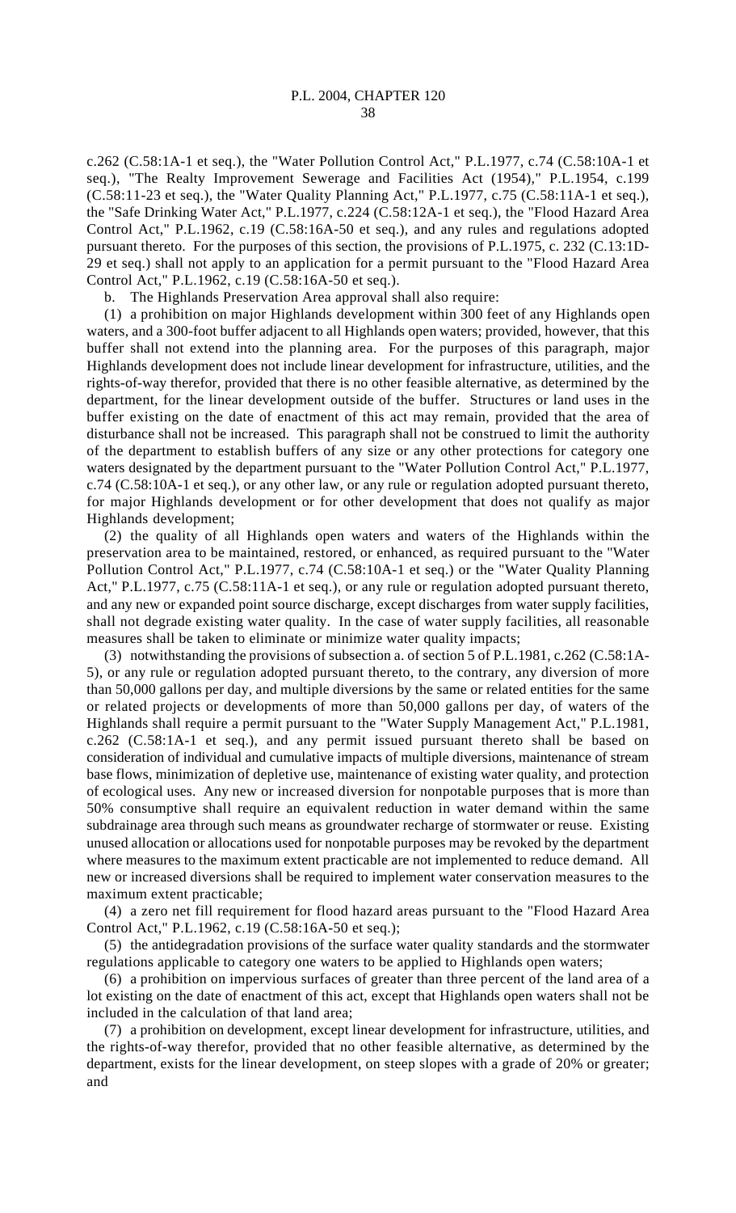c.262 (C.58:1A-1 et seq.), the "Water Pollution Control Act," P.L.1977, c.74 (C.58:10A-1 et seq.), "The Realty Improvement Sewerage and Facilities Act (1954)," P.L.1954, c.199 (C.58:11-23 et seq.), the "Water Quality Planning Act," P.L.1977, c.75 (C.58:11A-1 et seq.), the "Safe Drinking Water Act," P.L.1977, c.224 (C.58:12A-1 et seq.), the "Flood Hazard Area Control Act," P.L.1962, c.19 (C.58:16A-50 et seq.), and any rules and regulations adopted pursuant thereto. For the purposes of this section, the provisions of P.L.1975, c. 232 (C.13:1D-29 et seq.) shall not apply to an application for a permit pursuant to the "Flood Hazard Area Control Act," P.L.1962, c.19 (C.58:16A-50 et seq.).

b. The Highlands Preservation Area approval shall also require:

(1) a prohibition on major Highlands development within 300 feet of any Highlands open waters, and a 300-foot buffer adjacent to all Highlands open waters; provided, however, that this buffer shall not extend into the planning area. For the purposes of this paragraph, major Highlands development does not include linear development for infrastructure, utilities, and the rights-of-way therefor, provided that there is no other feasible alternative, as determined by the department, for the linear development outside of the buffer. Structures or land uses in the buffer existing on the date of enactment of this act may remain, provided that the area of disturbance shall not be increased. This paragraph shall not be construed to limit the authority of the department to establish buffers of any size or any other protections for category one waters designated by the department pursuant to the "Water Pollution Control Act," P.L.1977, c.74 (C.58:10A-1 et seq.), or any other law, or any rule or regulation adopted pursuant thereto, for major Highlands development or for other development that does not qualify as major Highlands development;

(2) the quality of all Highlands open waters and waters of the Highlands within the preservation area to be maintained, restored, or enhanced, as required pursuant to the "Water Pollution Control Act," P.L.1977, c.74 (C.58:10A-1 et seq.) or the "Water Quality Planning Act," P.L.1977, c.75 (C.58:11A-1 et seq.), or any rule or regulation adopted pursuant thereto, and any new or expanded point source discharge, except discharges from water supply facilities, shall not degrade existing water quality. In the case of water supply facilities, all reasonable measures shall be taken to eliminate or minimize water quality impacts;

(3) notwithstanding the provisions of subsection a. of section 5 of P.L.1981, c.262 (C.58:1A-5), or any rule or regulation adopted pursuant thereto, to the contrary, any diversion of more than 50,000 gallons per day, and multiple diversions by the same or related entities for the same or related projects or developments of more than 50,000 gallons per day, of waters of the Highlands shall require a permit pursuant to the "Water Supply Management Act," P.L.1981, c.262 (C.58:1A-1 et seq.), and any permit issued pursuant thereto shall be based on consideration of individual and cumulative impacts of multiple diversions, maintenance of stream base flows, minimization of depletive use, maintenance of existing water quality, and protection of ecological uses. Any new or increased diversion for nonpotable purposes that is more than 50% consumptive shall require an equivalent reduction in water demand within the same subdrainage area through such means as groundwater recharge of stormwater or reuse. Existing unused allocation or allocations used for nonpotable purposes may be revoked by the department where measures to the maximum extent practicable are not implemented to reduce demand. All new or increased diversions shall be required to implement water conservation measures to the maximum extent practicable;

(4) a zero net fill requirement for flood hazard areas pursuant to the "Flood Hazard Area Control Act," P.L.1962, c.19 (C.58:16A-50 et seq.);

(5) the antidegradation provisions of the surface water quality standards and the stormwater regulations applicable to category one waters to be applied to Highlands open waters;

(6) a prohibition on impervious surfaces of greater than three percent of the land area of a lot existing on the date of enactment of this act, except that Highlands open waters shall not be included in the calculation of that land area;

(7) a prohibition on development, except linear development for infrastructure, utilities, and the rights-of-way therefor, provided that no other feasible alternative, as determined by the department, exists for the linear development, on steep slopes with a grade of 20% or greater; and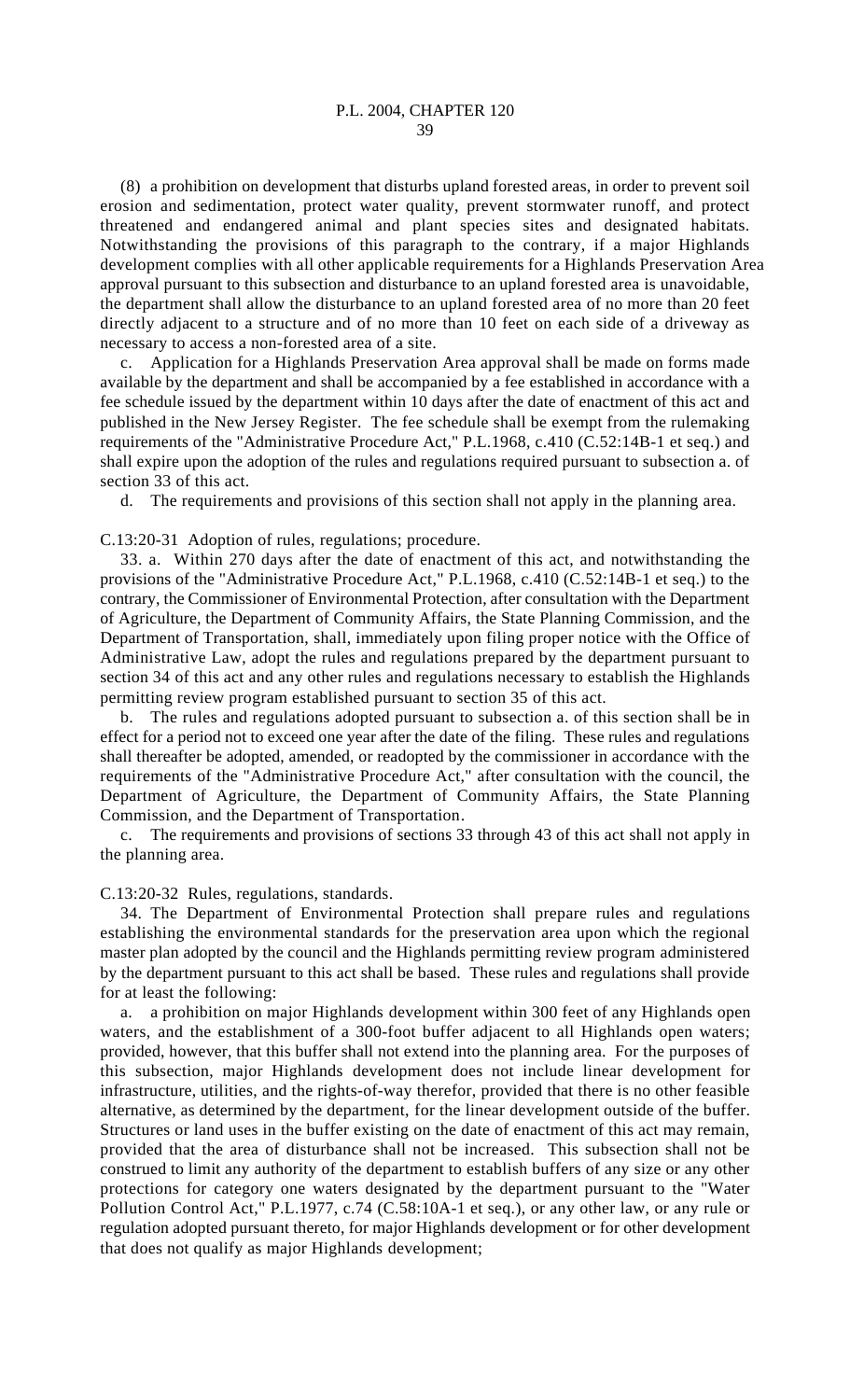(8) a prohibition on development that disturbs upland forested areas, in order to prevent soil erosion and sedimentation, protect water quality, prevent stormwater runoff, and protect threatened and endangered animal and plant species sites and designated habitats. Notwithstanding the provisions of this paragraph to the contrary, if a major Highlands development complies with all other applicable requirements for a Highlands Preservation Area approval pursuant to this subsection and disturbance to an upland forested area is unavoidable, the department shall allow the disturbance to an upland forested area of no more than 20 feet directly adjacent to a structure and of no more than 10 feet on each side of a driveway as necessary to access a non-forested area of a site.

c. Application for a Highlands Preservation Area approval shall be made on forms made available by the department and shall be accompanied by a fee established in accordance with a fee schedule issued by the department within 10 days after the date of enactment of this act and published in the New Jersey Register. The fee schedule shall be exempt from the rulemaking requirements of the "Administrative Procedure Act," P.L.1968, c.410 (C.52:14B-1 et seq.) and shall expire upon the adoption of the rules and regulations required pursuant to subsection a. of section 33 of this act.

d. The requirements and provisions of this section shall not apply in the planning area.

C.13:20-31 Adoption of rules, regulations; procedure.

33. a. Within 270 days after the date of enactment of this act, and notwithstanding the provisions of the "Administrative Procedure Act," P.L.1968, c.410 (C.52:14B-1 et seq.) to the contrary, the Commissioner of Environmental Protection, after consultation with the Department of Agriculture, the Department of Community Affairs, the State Planning Commission, and the Department of Transportation, shall, immediately upon filing proper notice with the Office of Administrative Law, adopt the rules and regulations prepared by the department pursuant to section 34 of this act and any other rules and regulations necessary to establish the Highlands permitting review program established pursuant to section 35 of this act.

b. The rules and regulations adopted pursuant to subsection a. of this section shall be in effect for a period not to exceed one year after the date of the filing. These rules and regulations shall thereafter be adopted, amended, or readopted by the commissioner in accordance with the requirements of the "Administrative Procedure Act," after consultation with the council, the Department of Agriculture, the Department of Community Affairs, the State Planning Commission, and the Department of Transportation.

c. The requirements and provisions of sections 33 through 43 of this act shall not apply in the planning area.

C.13:20-32 Rules, regulations, standards.

34. The Department of Environmental Protection shall prepare rules and regulations establishing the environmental standards for the preservation area upon which the regional master plan adopted by the council and the Highlands permitting review program administered by the department pursuant to this act shall be based. These rules and regulations shall provide for at least the following:

a. a prohibition on major Highlands development within 300 feet of any Highlands open waters, and the establishment of a 300-foot buffer adjacent to all Highlands open waters; provided, however, that this buffer shall not extend into the planning area. For the purposes of this subsection, major Highlands development does not include linear development for infrastructure, utilities, and the rights-of-way therefor, provided that there is no other feasible alternative, as determined by the department, for the linear development outside of the buffer. Structures or land uses in the buffer existing on the date of enactment of this act may remain, provided that the area of disturbance shall not be increased. This subsection shall not be construed to limit any authority of the department to establish buffers of any size or any other protections for category one waters designated by the department pursuant to the "Water Pollution Control Act," P.L.1977, c.74 (C.58:10A-1 et seq.), or any other law, or any rule or regulation adopted pursuant thereto, for major Highlands development or for other development that does not qualify as major Highlands development;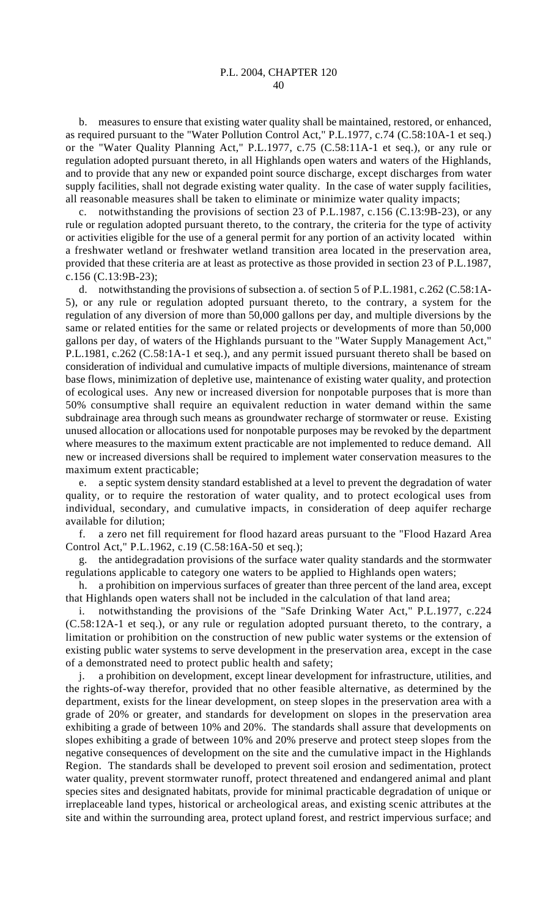b. measures to ensure that existing water quality shall be maintained, restored, or enhanced, as required pursuant to the "Water Pollution Control Act," P.L.1977, c.74 (C.58:10A-1 et seq.) or the "Water Quality Planning Act," P.L.1977, c.75 (C.58:11A-1 et seq.), or any rule or regulation adopted pursuant thereto, in all Highlands open waters and waters of the Highlands, and to provide that any new or expanded point source discharge, except discharges from water supply facilities, shall not degrade existing water quality. In the case of water supply facilities, all reasonable measures shall be taken to eliminate or minimize water quality impacts;

c. notwithstanding the provisions of section 23 of P.L.1987, c.156 (C.13:9B-23), or any rule or regulation adopted pursuant thereto, to the contrary, the criteria for the type of activity or activities eligible for the use of a general permit for any portion of an activity located within a freshwater wetland or freshwater wetland transition area located in the preservation area, provided that these criteria are at least as protective as those provided in section 23 of P.L.1987, c.156 (C.13:9B-23);

d. notwithstanding the provisions of subsection a. of section 5 of P.L.1981, c.262 (C.58:1A-5), or any rule or regulation adopted pursuant thereto, to the contrary, a system for the regulation of any diversion of more than 50,000 gallons per day, and multiple diversions by the same or related entities for the same or related projects or developments of more than 50,000 gallons per day, of waters of the Highlands pursuant to the "Water Supply Management Act," P.L.1981, c.262 (C.58:1A-1 et seq.), and any permit issued pursuant thereto shall be based on consideration of individual and cumulative impacts of multiple diversions, maintenance of stream base flows, minimization of depletive use, maintenance of existing water quality, and protection of ecological uses. Any new or increased diversion for nonpotable purposes that is more than 50% consumptive shall require an equivalent reduction in water demand within the same subdrainage area through such means as groundwater recharge of stormwater or reuse. Existing unused allocation or allocations used for nonpotable purposes may be revoked by the department where measures to the maximum extent practicable are not implemented to reduce demand. All new or increased diversions shall be required to implement water conservation measures to the maximum extent practicable;

e. a septic system density standard established at a level to prevent the degradation of water quality, or to require the restoration of water quality, and to protect ecological uses from individual, secondary, and cumulative impacts, in consideration of deep aquifer recharge available for dilution;

f. a zero net fill requirement for flood hazard areas pursuant to the "Flood Hazard Area Control Act," P.L.1962, c.19 (C.58:16A-50 et seq.);

g. the antidegradation provisions of the surface water quality standards and the stormwater regulations applicable to category one waters to be applied to Highlands open waters;

h. a prohibition on impervious surfaces of greater than three percent of the land area, except that Highlands open waters shall not be included in the calculation of that land area;

i. notwithstanding the provisions of the "Safe Drinking Water Act," P.L.1977, c.224 (C.58:12A-1 et seq.), or any rule or regulation adopted pursuant thereto, to the contrary, a limitation or prohibition on the construction of new public water systems or the extension of existing public water systems to serve development in the preservation area, except in the case of a demonstrated need to protect public health and safety;

j. a prohibition on development, except linear development for infrastructure, utilities, and the rights-of-way therefor, provided that no other feasible alternative, as determined by the department, exists for the linear development, on steep slopes in the preservation area with a grade of 20% or greater, and standards for development on slopes in the preservation area exhibiting a grade of between 10% and 20%. The standards shall assure that developments on slopes exhibiting a grade of between 10% and 20% preserve and protect steep slopes from the negative consequences of development on the site and the cumulative impact in the Highlands Region. The standards shall be developed to prevent soil erosion and sedimentation, protect water quality, prevent stormwater runoff, protect threatened and endangered animal and plant species sites and designated habitats, provide for minimal practicable degradation of unique or irreplaceable land types, historical or archeological areas, and existing scenic attributes at the site and within the surrounding area, protect upland forest, and restrict impervious surface; and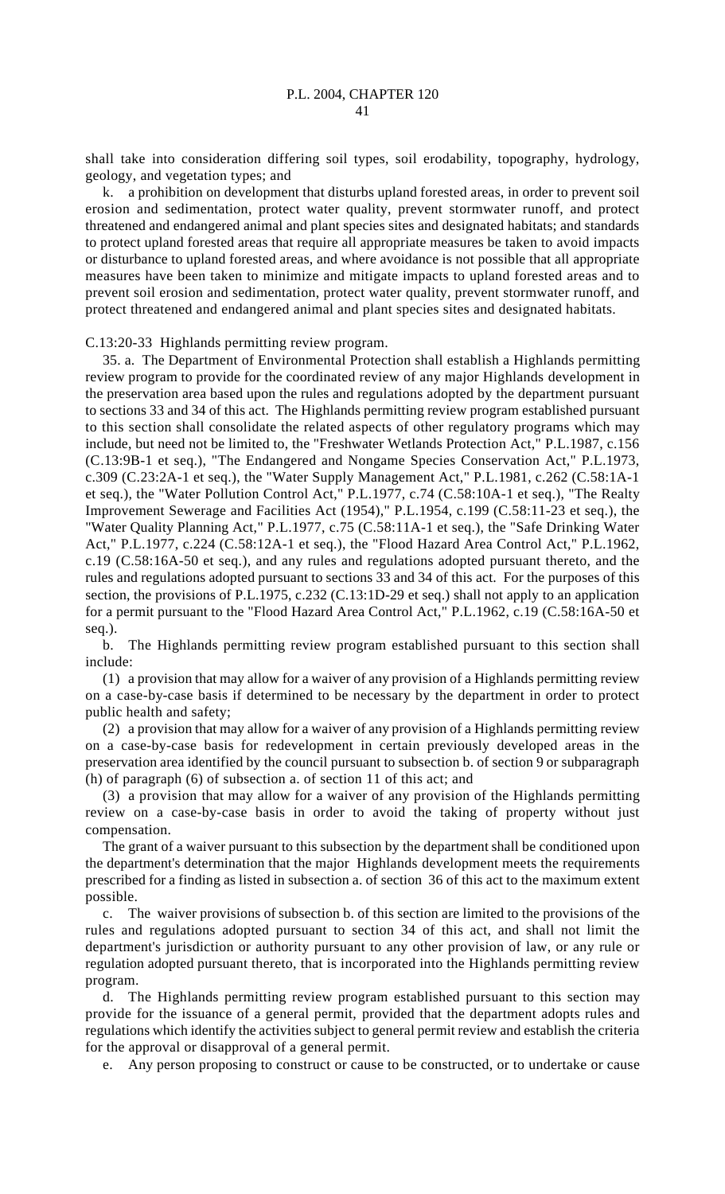shall take into consideration differing soil types, soil erodability, topography, hydrology, geology, and vegetation types; and

k. a prohibition on development that disturbs upland forested areas, in order to prevent soil erosion and sedimentation, protect water quality, prevent stormwater runoff, and protect threatened and endangered animal and plant species sites and designated habitats; and standards to protect upland forested areas that require all appropriate measures be taken to avoid impacts or disturbance to upland forested areas, and where avoidance is not possible that all appropriate measures have been taken to minimize and mitigate impacts to upland forested areas and to prevent soil erosion and sedimentation, protect water quality, prevent stormwater runoff, and protect threatened and endangered animal and plant species sites and designated habitats.

C.13:20-33 Highlands permitting review program.

35. a. The Department of Environmental Protection shall establish a Highlands permitting review program to provide for the coordinated review of any major Highlands development in the preservation area based upon the rules and regulations adopted by the department pursuant to sections 33 and 34 of this act. The Highlands permitting review program established pursuant to this section shall consolidate the related aspects of other regulatory programs which may include, but need not be limited to, the "Freshwater Wetlands Protection Act," P.L.1987, c.156 (C.13:9B-1 et seq.), "The Endangered and Nongame Species Conservation Act," P.L.1973, c.309 (C.23:2A-1 et seq.), the "Water Supply Management Act," P.L.1981, c.262 (C.58:1A-1 et seq.), the "Water Pollution Control Act," P.L.1977, c.74 (C.58:10A-1 et seq.), "The Realty Improvement Sewerage and Facilities Act (1954)," P.L.1954, c.199 (C.58:11-23 et seq.), the "Water Quality Planning Act," P.L.1977, c.75 (C.58:11A-1 et seq.), the "Safe Drinking Water Act," P.L.1977, c.224 (C.58:12A-1 et seq.), the "Flood Hazard Area Control Act," P.L.1962, c.19 (C.58:16A-50 et seq.), and any rules and regulations adopted pursuant thereto, and the rules and regulations adopted pursuant to sections 33 and 34 of this act. For the purposes of this section, the provisions of P.L.1975, c.232 (C.13:1D-29 et seq.) shall not apply to an application for a permit pursuant to the "Flood Hazard Area Control Act," P.L.1962, c.19 (C.58:16A-50 et seq.).

b. The Highlands permitting review program established pursuant to this section shall include:

(1) a provision that may allow for a waiver of any provision of a Highlands permitting review on a case-by-case basis if determined to be necessary by the department in order to protect public health and safety;

(2) a provision that may allow for a waiver of any provision of a Highlands permitting review on a case-by-case basis for redevelopment in certain previously developed areas in the preservation area identified by the council pursuant to subsection b. of section 9 or subparagraph (h) of paragraph (6) of subsection a. of section 11 of this act; and

(3) a provision that may allow for a waiver of any provision of the Highlands permitting review on a case-by-case basis in order to avoid the taking of property without just compensation.

The grant of a waiver pursuant to this subsection by the department shall be conditioned upon the department's determination that the major Highlands development meets the requirements prescribed for a finding as listed in subsection a. of section 36 of this act to the maximum extent possible.

c. The waiver provisions of subsection b. of this section are limited to the provisions of the rules and regulations adopted pursuant to section 34 of this act, and shall not limit the department's jurisdiction or authority pursuant to any other provision of law, or any rule or regulation adopted pursuant thereto, that is incorporated into the Highlands permitting review program.

d. The Highlands permitting review program established pursuant to this section may provide for the issuance of a general permit, provided that the department adopts rules and regulations which identify the activities subject to general permit review and establish the criteria for the approval or disapproval of a general permit.

e. Any person proposing to construct or cause to be constructed, or to undertake or cause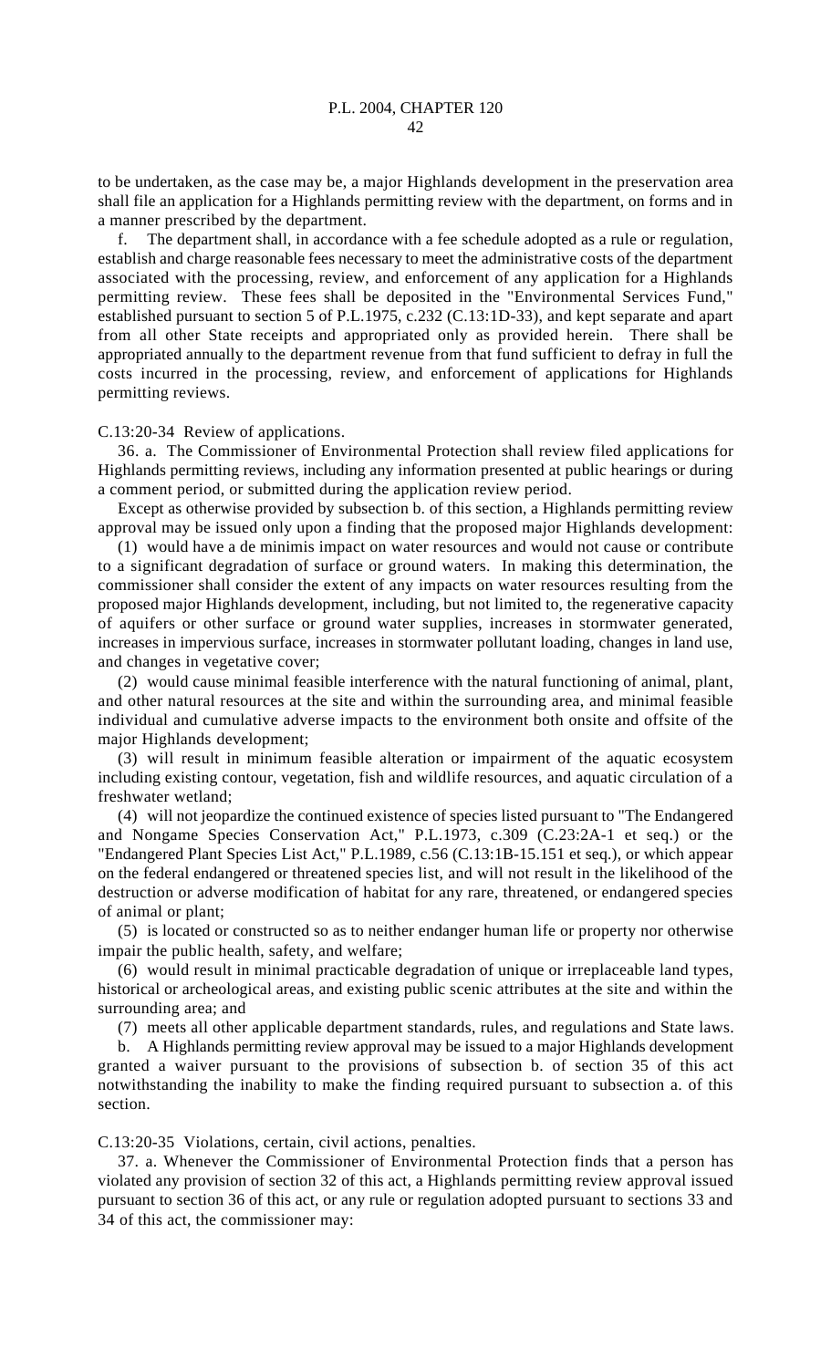to be undertaken, as the case may be, a major Highlands development in the preservation area shall file an application for a Highlands permitting review with the department, on forms and in a manner prescribed by the department.

f. The department shall, in accordance with a fee schedule adopted as a rule or regulation, establish and charge reasonable fees necessary to meet the administrative costs of the department associated with the processing, review, and enforcement of any application for a Highlands permitting review. These fees shall be deposited in the "Environmental Services Fund," established pursuant to section 5 of P.L.1975, c.232 (C.13:1D-33), and kept separate and apart from all other State receipts and appropriated only as provided herein. There shall be appropriated annually to the department revenue from that fund sufficient to defray in full the costs incurred in the processing, review, and enforcement of applications for Highlands permitting reviews.

C.13:20-34 Review of applications.

36. a. The Commissioner of Environmental Protection shall review filed applications for Highlands permitting reviews, including any information presented at public hearings or during a comment period, or submitted during the application review period.

Except as otherwise provided by subsection b. of this section, a Highlands permitting review approval may be issued only upon a finding that the proposed major Highlands development:

(1) would have a de minimis impact on water resources and would not cause or contribute to a significant degradation of surface or ground waters. In making this determination, the commissioner shall consider the extent of any impacts on water resources resulting from the proposed major Highlands development, including, but not limited to, the regenerative capacity of aquifers or other surface or ground water supplies, increases in stormwater generated, increases in impervious surface, increases in stormwater pollutant loading, changes in land use, and changes in vegetative cover;

(2) would cause minimal feasible interference with the natural functioning of animal, plant, and other natural resources at the site and within the surrounding area, and minimal feasible individual and cumulative adverse impacts to the environment both onsite and offsite of the major Highlands development;

(3) will result in minimum feasible alteration or impairment of the aquatic ecosystem including existing contour, vegetation, fish and wildlife resources, and aquatic circulation of a freshwater wetland;

(4) will not jeopardize the continued existence of species listed pursuant to "The Endangered and Nongame Species Conservation Act," P.L.1973, c.309 (C.23:2A-1 et seq.) or the "Endangered Plant Species List Act," P.L.1989, c.56 (C.13:1B-15.151 et seq.), or which appear on the federal endangered or threatened species list, and will not result in the likelihood of the destruction or adverse modification of habitat for any rare, threatened, or endangered species of animal or plant;

(5) is located or constructed so as to neither endanger human life or property nor otherwise impair the public health, safety, and welfare;

(6) would result in minimal practicable degradation of unique or irreplaceable land types, historical or archeological areas, and existing public scenic attributes at the site and within the surrounding area; and

(7) meets all other applicable department standards, rules, and regulations and State laws.

b. A Highlands permitting review approval may be issued to a major Highlands development granted a waiver pursuant to the provisions of subsection b. of section 35 of this act notwithstanding the inability to make the finding required pursuant to subsection a. of this section.

C.13:20-35 Violations, certain, civil actions, penalties.

37. a. Whenever the Commissioner of Environmental Protection finds that a person has violated any provision of section 32 of this act, a Highlands permitting review approval issued pursuant to section 36 of this act, or any rule or regulation adopted pursuant to sections 33 and 34 of this act, the commissioner may: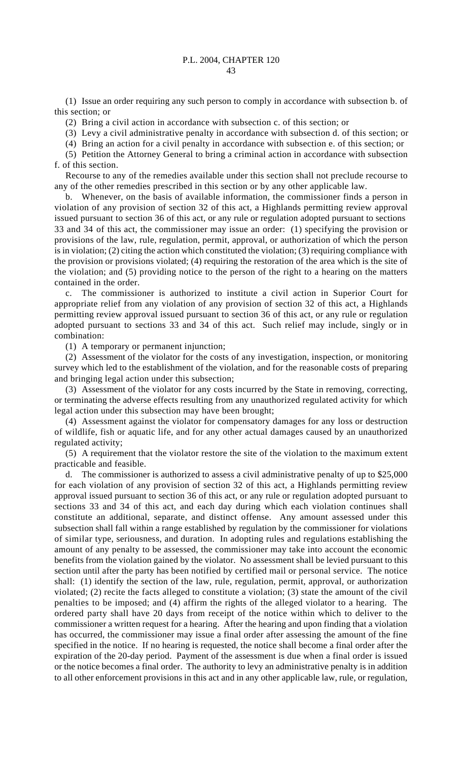(1) Issue an order requiring any such person to comply in accordance with subsection b. of this section; or

(2) Bring a civil action in accordance with subsection c. of this section; or

(3) Levy a civil administrative penalty in accordance with subsection d. of this section; or

(4) Bring an action for a civil penalty in accordance with subsection e. of this section; or

(5) Petition the Attorney General to bring a criminal action in accordance with subsection f. of this section.

Recourse to any of the remedies available under this section shall not preclude recourse to any of the other remedies prescribed in this section or by any other applicable law.

b. Whenever, on the basis of available information, the commissioner finds a person in violation of any provision of section 32 of this act, a Highlands permitting review approval issued pursuant to section 36 of this act, or any rule or regulation adopted pursuant to sections 33 and 34 of this act, the commissioner may issue an order: (1) specifying the provision or provisions of the law, rule, regulation, permit, approval, or authorization of which the person is in violation; (2) citing the action which constituted the violation; (3) requiring compliance with the provision or provisions violated; (4) requiring the restoration of the area which is the site of the violation; and (5) providing notice to the person of the right to a hearing on the matters contained in the order.

c. The commissioner is authorized to institute a civil action in Superior Court for appropriate relief from any violation of any provision of section 32 of this act, a Highlands permitting review approval issued pursuant to section 36 of this act, or any rule or regulation adopted pursuant to sections 33 and 34 of this act. Such relief may include, singly or in combination:

(1) A temporary or permanent injunction;

(2) Assessment of the violator for the costs of any investigation, inspection, or monitoring survey which led to the establishment of the violation, and for the reasonable costs of preparing and bringing legal action under this subsection;

(3) Assessment of the violator for any costs incurred by the State in removing, correcting, or terminating the adverse effects resulting from any unauthorized regulated activity for which legal action under this subsection may have been brought;

(4) Assessment against the violator for compensatory damages for any loss or destruction of wildlife, fish or aquatic life, and for any other actual damages caused by an unauthorized regulated activity;

(5) A requirement that the violator restore the site of the violation to the maximum extent practicable and feasible.

d. The commissioner is authorized to assess a civil administrative penalty of up to $25,000 for each violation of any provision of section 32 of this act, a Highlands permitting review approval issued pursuant to section 36 of this act, or any rule or regulation adopted pursuant to sections 33 and 34 of this act, and each day during which each violation continues shall constitute an additional, separate, and distinct offense. Any amount assessed under this subsection shall fall within a range established by regulation by the commissioner for violations of similar type, seriousness, and duration. In adopting rules and regulations establishing the amount of any penalty to be assessed, the commissioner may take into account the economic benefits from the violation gained by the violator. No assessment shall be levied pursuant to this section until after the party has been notified by certified mail or personal service. The notice shall: (1) identify the section of the law, rule, regulation, permit, approval, or authorization violated; (2) recite the facts alleged to constitute a violation; (3) state the amount of the civil penalties to be imposed; and (4) affirm the rights of the alleged violator to a hearing. The ordered party shall have 20 days from receipt of the notice within which to deliver to the commissioner a written request for a hearing. After the hearing and upon finding that a violation has occurred, the commissioner may issue a final order after assessing the amount of the fine specified in the notice. If no hearing is requested, the notice shall become a final order after the expiration of the 20-day period. Payment of the assessment is due when a final order is issued or the notice becomes a final order. The authority to levy an administrative penalty is in addition to all other enforcement provisions in this act and in any other applicable law, rule, or regulation,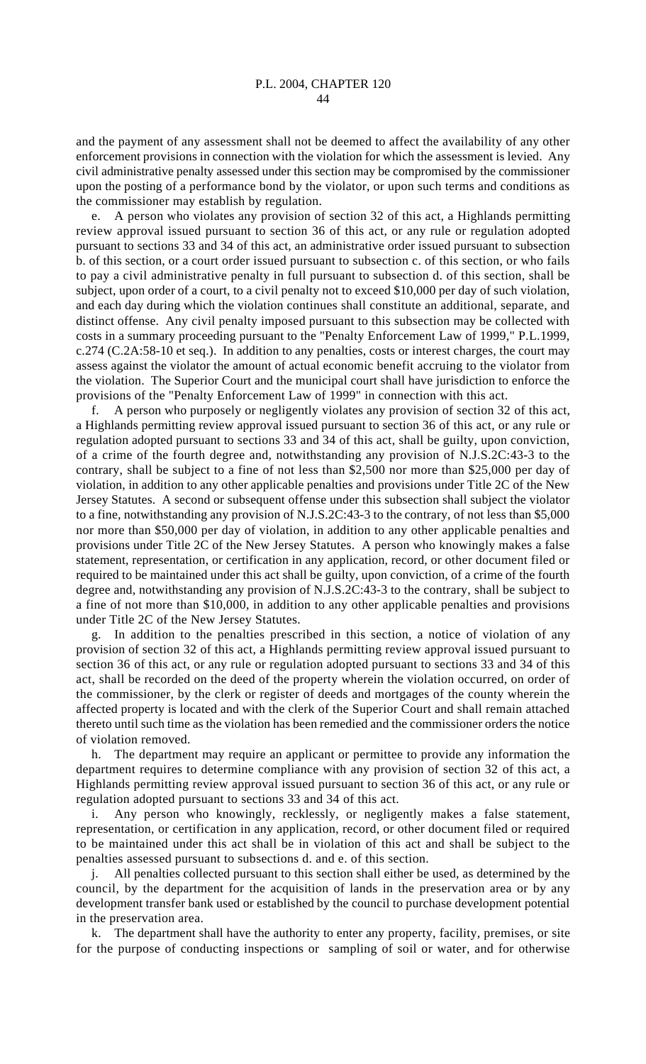and the payment of any assessment shall not be deemed to affect the availability of any other enforcement provisions in connection with the violation for which the assessment is levied. Any civil administrative penalty assessed under this section may be compromised by the commissioner upon the posting of a performance bond by the violator, or upon such terms and conditions as the commissioner may establish by regulation.

e. A person who violates any provision of section 32 of this act, a Highlands permitting review approval issued pursuant to section 36 of this act, or any rule or regulation adopted pursuant to sections 33 and 34 of this act, an administrative order issued pursuant to subsection b. of this section, or a court order issued pursuant to subsection c. of this section, or who fails to pay a civil administrative penalty in full pursuant to subsection d. of this section, shall be subject, upon order of a court, to a civil penalty not to exceed $10,000 per day of such violation, and each day during which the violation continues shall constitute an additional, separate, and distinct offense. Any civil penalty imposed pursuant to this subsection may be collected with costs in a summary proceeding pursuant to the "Penalty Enforcement Law of 1999," P.L.1999, c.274 (C.2A:58-10 et seq.). In addition to any penalties, costs or interest charges, the court may assess against the violator the amount of actual economic benefit accruing to the violator from the violation. The Superior Court and the municipal court shall have jurisdiction to enforce the provisions of the "Penalty Enforcement Law of 1999" in connection with this act.

f. A person who purposely or negligently violates any provision of section 32 of this act, a Highlands permitting review approval issued pursuant to section 36 of this act, or any rule or regulation adopted pursuant to sections 33 and 34 of this act, shall be guilty, upon conviction, of a crime of the fourth degree and, notwithstanding any provision of N.J.S.2C:43-3 to the contrary, shall be subject to a fine of not less than $2,500 nor more than $25,000 per day of violation, in addition to any other applicable penalties and provisions under Title 2C of the New Jersey Statutes. A second or subsequent offense under this subsection shall subject the violator to a fine, notwithstanding any provision of N.J.S.2C:43-3 to the contrary, of not less than $5,000 nor more than $50,000 per day of violation, in addition to any other applicable penalties and provisions under Title 2C of the New Jersey Statutes. A person who knowingly makes a false statement, representation, or certification in any application, record, or other document filed or required to be maintained under this act shall be guilty, upon conviction, of a crime of the fourth degree and, notwithstanding any provision of N.J.S.2C:43-3 to the contrary, shall be subject to a fine of not more than $10,000, in addition to any other applicable penalties and provisions under Title 2C of the New Jersey Statutes.

g. In addition to the penalties prescribed in this section, a notice of violation of any provision of section 32 of this act, a Highlands permitting review approval issued pursuant to section 36 of this act, or any rule or regulation adopted pursuant to sections 33 and 34 of this act, shall be recorded on the deed of the property wherein the violation occurred, on order of the commissioner, by the clerk or register of deeds and mortgages of the county wherein the affected property is located and with the clerk of the Superior Court and shall remain attached thereto until such time as the violation has been remedied and the commissioner orders the notice of violation removed.

h. The department may require an applicant or permittee to provide any information the department requires to determine compliance with any provision of section 32 of this act, a Highlands permitting review approval issued pursuant to section 36 of this act, or any rule or regulation adopted pursuant to sections 33 and 34 of this act.

i. Any person who knowingly, recklessly, or negligently makes a false statement, representation, or certification in any application, record, or other document filed or required to be maintained under this act shall be in violation of this act and shall be subject to the penalties assessed pursuant to subsections d. and e. of this section.

j. All penalties collected pursuant to this section shall either be used, as determined by the council, by the department for the acquisition of lands in the preservation area or by any development transfer bank used or established by the council to purchase development potential in the preservation area.

k. The department shall have the authority to enter any property, facility, premises, or site for the purpose of conducting inspections or sampling of soil or water, and for otherwise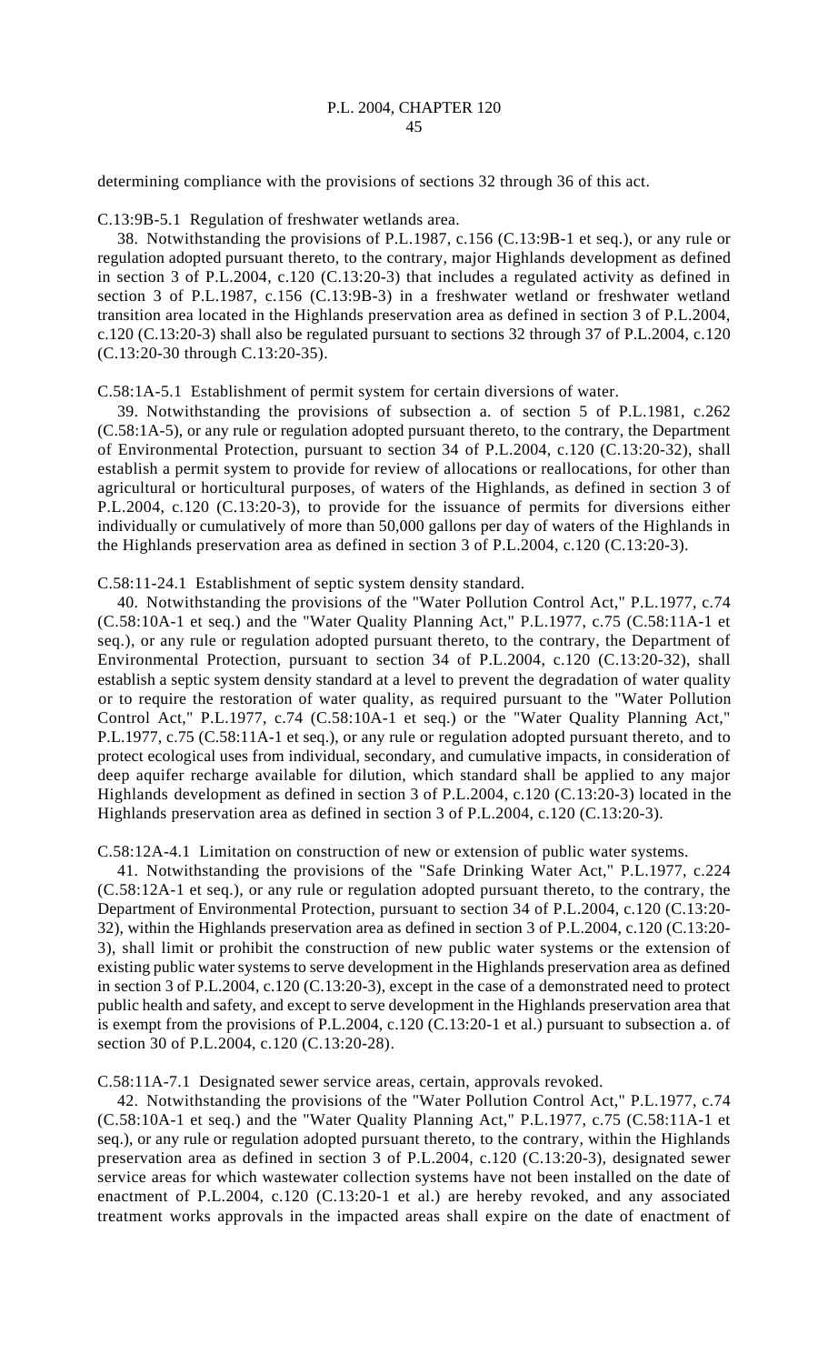determining compliance with the provisions of sections 32 through 36 of this act.

C.13:9B-5.1 Regulation of freshwater wetlands area.

38. Notwithstanding the provisions of P.L.1987, c.156 (C.13:9B-1 et seq.), or any rule or regulation adopted pursuant thereto, to the contrary, major Highlands development as defined in section 3 of P.L.2004, c.120 (C.13:20-3) that includes a regulated activity as defined in section 3 of P.L.1987, c.156 (C.13:9B-3) in a freshwater wetland or freshwater wetland transition area located in the Highlands preservation area as defined in section 3 of P.L.2004, c.120 (C.13:20-3) shall also be regulated pursuant to sections 32 through 37 of P.L.2004, c.120 (C.13:20-30 through C.13:20-35).

C.58:1A-5.1 Establishment of permit system for certain diversions of water.

39. Notwithstanding the provisions of subsection a. of section 5 of P.L.1981, c.262 (C.58:1A-5), or any rule or regulation adopted pursuant thereto, to the contrary, the Department of Environmental Protection, pursuant to section 34 of P.L.2004, c.120 (C.13:20-32), shall establish a permit system to provide for review of allocations or reallocations, for other than agricultural or horticultural purposes, of waters of the Highlands, as defined in section 3 of P.L.2004, c.120 (C.13:20-3), to provide for the issuance of permits for diversions either individually or cumulatively of more than 50,000 gallons per day of waters of the Highlands in the Highlands preservation area as defined in section 3 of P.L.2004, c.120 (C.13:20-3).

C.58:11-24.1 Establishment of septic system density standard.

40. Notwithstanding the provisions of the "Water Pollution Control Act," P.L.1977, c.74 (C.58:10A-1 et seq.) and the "Water Quality Planning Act," P.L.1977, c.75 (C.58:11A-1 et seq.), or any rule or regulation adopted pursuant thereto, to the contrary, the Department of Environmental Protection, pursuant to section 34 of P.L.2004, c.120 (C.13:20-32), shall establish a septic system density standard at a level to prevent the degradation of water quality or to require the restoration of water quality, as required pursuant to the "Water Pollution Control Act," P.L.1977, c.74 (C.58:10A-1 et seq.) or the "Water Quality Planning Act," P.L.1977, c.75 (C.58:11A-1 et seq.), or any rule or regulation adopted pursuant thereto, and to protect ecological uses from individual, secondary, and cumulative impacts, in consideration of deep aquifer recharge available for dilution, which standard shall be applied to any major Highlands development as defined in section 3 of P.L.2004, c.120 (C.13:20-3) located in the Highlands preservation area as defined in section 3 of P.L.2004, c.120 (C.13:20-3).

C.58:12A-4.1 Limitation on construction of new or extension of public water systems.

41. Notwithstanding the provisions of the "Safe Drinking Water Act," P.L.1977, c.224 (C.58:12A-1 et seq.), or any rule or regulation adopted pursuant thereto, to the contrary, the Department of Environmental Protection, pursuant to section 34 of P.L.2004, c.120 (C.13:20-32), within the Highlands preservation area as defined in section 3 of P.L.2004, c.120 (C.13:20-3), shall limit or prohibit the construction of new public water systems or the extension of existing public water systems to serve development in the Highlands preservation area as defined in section 3 of P.L.2004, c.120 (C.13:20-3), except in the case of a demonstrated need to protect public health and safety, and except to serve development in the Highlands preservation area that is exempt from the provisions of P.L.2004, c.120 (C.13:20-1 et al.) pursuant to subsection a. of section 30 of P.L.2004, c.120 (C.13:20-28).

C.58:11A-7.1 Designated sewer service areas, certain, approvals revoked.

42. Notwithstanding the provisions of the "Water Pollution Control Act," P.L.1977, c.74 (C.58:10A-1 et seq.) and the "Water Quality Planning Act," P.L.1977, c.75 (C.58:11A-1 et seq.), or any rule or regulation adopted pursuant thereto, to the contrary, within the Highlands preservation area as defined in section 3 of P.L.2004, c.120 (C.13:20-3), designated sewer service areas for which wastewater collection systems have not been installed on the date of enactment of P.L.2004, c.120 (C.13:20-1 et al.) are hereby revoked, and any associated treatment works approvals in the impacted areas shall expire on the date of enactment of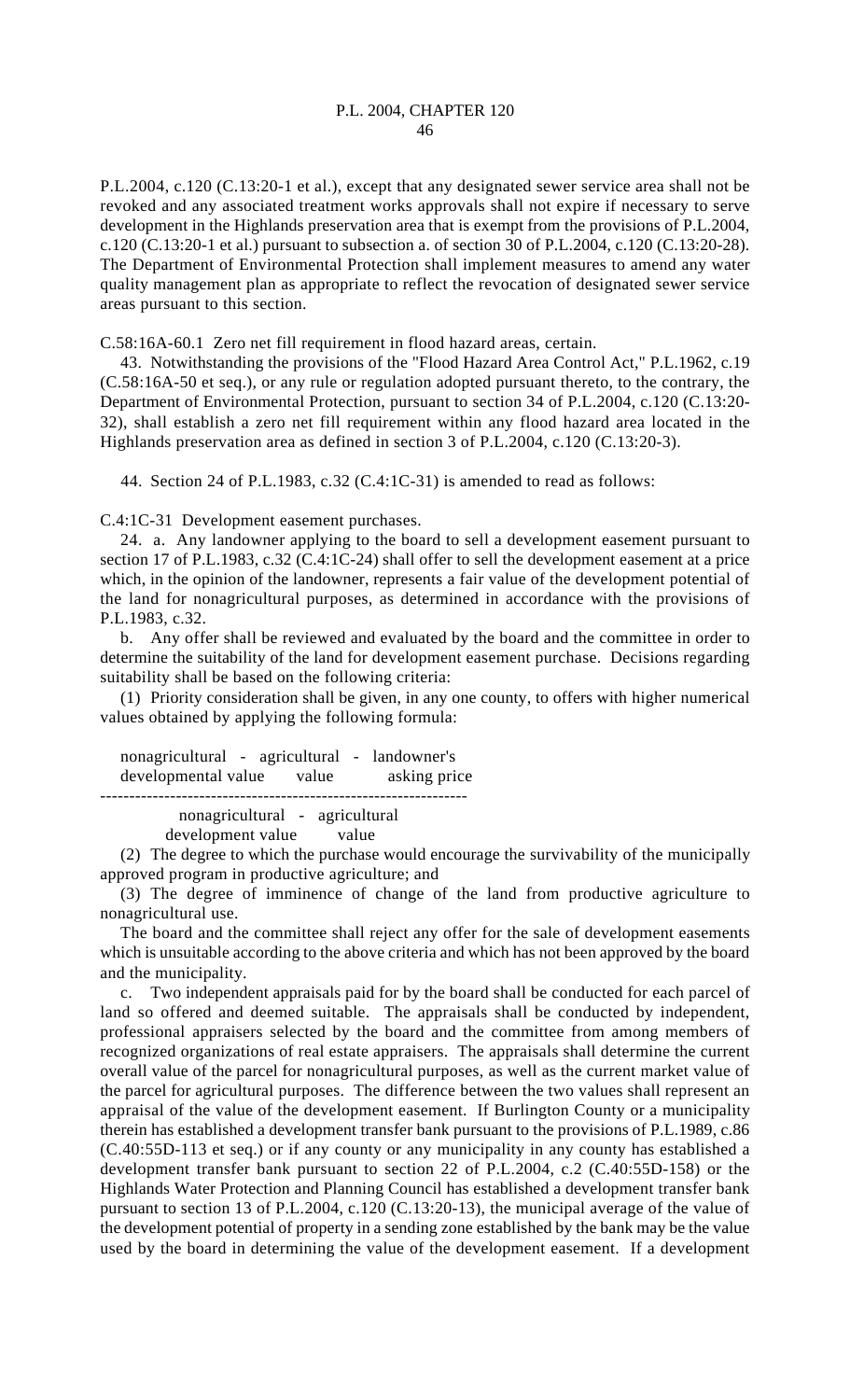P.L.2004, c.120 (C.13:20-1 et al.), except that any designated sewer service area shall not be revoked and any associated treatment works approvals shall not expire if necessary to serve development in the Highlands preservation area that is exempt from the provisions of P.L.2004, c.120 (C.13:20-1 et al.) pursuant to subsection a. of section 30 of P.L.2004, c.120 (C.13:20-28). The Department of Environmental Protection shall implement measures to amend any water quality management plan as appropriate to reflect the revocation of designated sewer service areas pursuant to this section.

C.58:16A-60.1 Zero net fill requirement in flood hazard areas, certain.

43. Notwithstanding the provisions of the "Flood Hazard Area Control Act," P.L.1962, c.19 (C.58:16A-50 et seq.), or any rule or regulation adopted pursuant thereto, to the contrary, the Department of Environmental Protection, pursuant to section 34 of P.L.2004, c.120 (C.13:20-32), shall establish a zero net fill requirement within any flood hazard area located in the Highlands preservation area as defined in section 3 of P.L.2004, c.120 (C.13:20-3).

44. Section 24 of P.L.1983, c.32 (C.4:1C-31) is amended to read as follows:

C.4:1C-31 Development easement purchases.

24. a. Any landowner applying to the board to sell a development easement pursuant to section 17 of P.L.1983, c.32 (C.4:1C-24) shall offer to sell the development easement at a price which, in the opinion of the landowner, represents a fair value of the development potential of the land for nonagricultural purposes, as determined in accordance with the provisions of P.L.1983, c.32.

b. Any offer shall be reviewed and evaluated by the board and the committee in order to determine the suitability of the land for development easement purchase. Decisions regarding suitability shall be based on the following criteria:

(1) Priority consideration shall be given, in any one county, to offers with higher numerical values obtained by applying the following formula:

$$\frac{\text{nonagricultural developmental value} - \text{agricultural value} - \text{landowner's asking price}}{\text{nonagricultural development value} - \text{agricultural value}}$$

(2) The degree to which the purchase would encourage the survivability of the municipally approved program in productive agriculture; and

(3) The degree of imminence of change of the land from productive agriculture to nonagricultural use.

The board and the committee shall reject any offer for the sale of development easements which is unsuitable according to the above criteria and which has not been approved by the board and the municipality.

c. Two independent appraisals paid for by the board shall be conducted for each parcel of land so offered and deemed suitable. The appraisals shall be conducted by independent, professional appraisers selected by the board and the committee from among members of recognized organizations of real estate appraisers. The appraisals shall determine the current overall value of the parcel for nonagricultural purposes, as well as the current market value of the parcel for agricultural purposes. The difference between the two values shall represent an appraisal of the value of the development easement. If Burlington County or a municipality therein has established a development transfer bank pursuant to the provisions of P.L.1989, c.86 (C.40:55D-113 et seq.) or if any county or any municipality in any county has established a development transfer bank pursuant to section 22 of P.L.2004, c.2 (C.40:55D-158) or the Highlands Water Protection and Planning Council has established a development transfer bank pursuant to section 13 of P.L.2004, c.120 (C.13:20-13), the municipal average of the value of the development potential of property in a sending zone established by the bank may be the value used by the board in determining the value of the development easement. If a development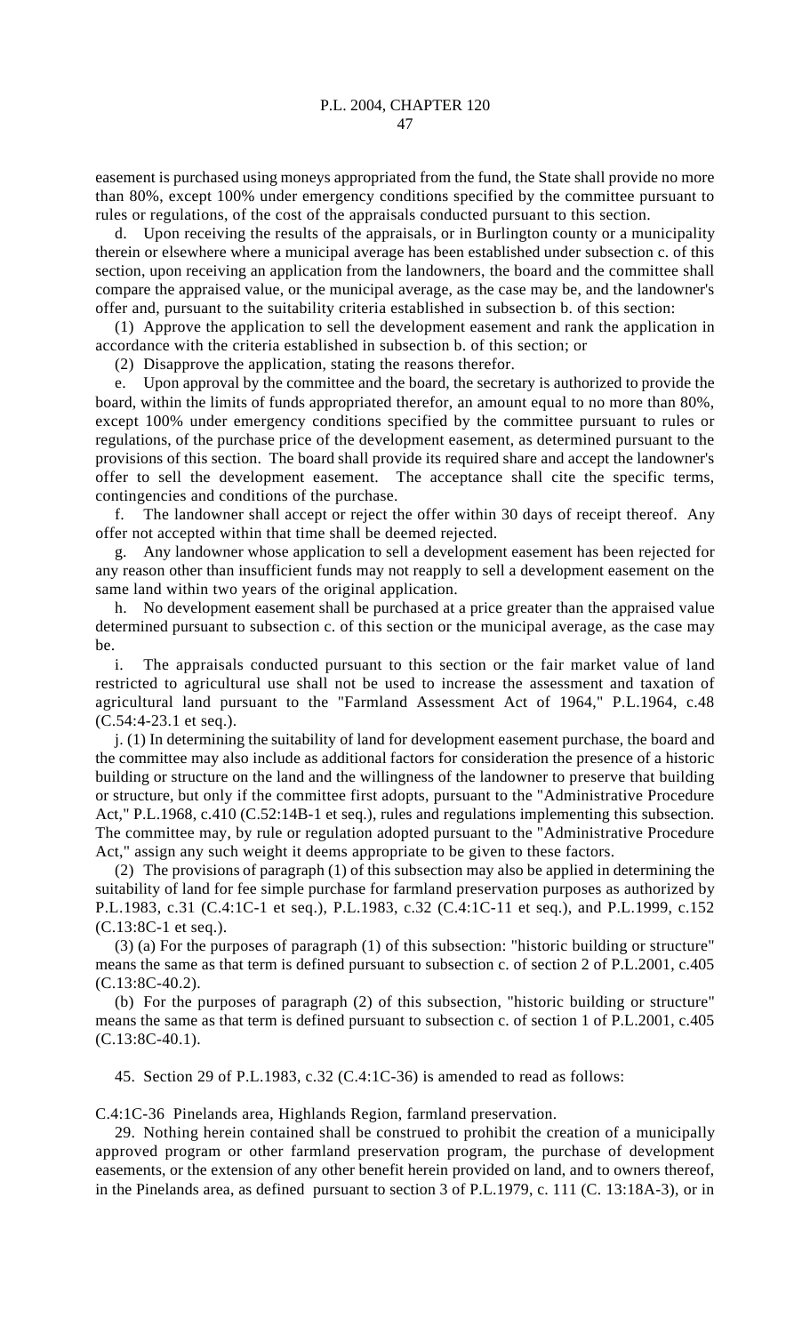easement is purchased using moneys appropriated from the fund, the State shall provide no more than 80%, except 100% under emergency conditions specified by the committee pursuant to rules or regulations, of the cost of the appraisals conducted pursuant to this section.

d. Upon receiving the results of the appraisals, or in Burlington county or a municipality therein or elsewhere where a municipal average has been established under subsection c. of this section, upon receiving an application from the landowners, the board and the committee shall compare the appraised value, or the municipal average, as the case may be, and the landowner's offer and, pursuant to the suitability criteria established in subsection b. of this section:

(1) Approve the application to sell the development easement and rank the application in accordance with the criteria established in subsection b. of this section; or

(2) Disapprove the application, stating the reasons therefor.

e. Upon approval by the committee and the board, the secretary is authorized to provide the board, within the limits of funds appropriated therefor, an amount equal to no more than 80%, except 100% under emergency conditions specified by the committee pursuant to rules or regulations, of the purchase price of the development easement, as determined pursuant to the provisions of this section. The board shall provide its required share and accept the landowner's offer to sell the development easement. The acceptance shall cite the specific terms, contingencies and conditions of the purchase.

f. The landowner shall accept or reject the offer within 30 days of receipt thereof. Any offer not accepted within that time shall be deemed rejected.

g. Any landowner whose application to sell a development easement has been rejected for any reason other than insufficient funds may not reapply to sell a development easement on the same land within two years of the original application.

h. No development easement shall be purchased at a price greater than the appraised value determined pursuant to subsection c. of this section or the municipal average, as the case may be.

i. The appraisals conducted pursuant to this section or the fair market value of land restricted to agricultural use shall not be used to increase the assessment and taxation of agricultural land pursuant to the "Farmland Assessment Act of 1964," P.L.1964, c.48 (C.54:4-23.1 et seq.).

j. (1) In determining the suitability of land for development easement purchase, the board and the committee may also include as additional factors for consideration the presence of a historic building or structure on the land and the willingness of the landowner to preserve that building or structure, but only if the committee first adopts, pursuant to the "Administrative Procedure Act," P.L.1968, c.410 (C.52:14B-1 et seq.), rules and regulations implementing this subsection. The committee may, by rule or regulation adopted pursuant to the "Administrative Procedure Act," assign any such weight it deems appropriate to be given to these factors.

(2) The provisions of paragraph (1) of this subsection may also be applied in determining the suitability of land for fee simple purchase for farmland preservation purposes as authorized by P.L.1983, c.31 (C.4:1C-1 et seq.), P.L.1983, c.32 (C.4:1C-11 et seq.), and P.L.1999, c.152 (C.13:8C-1 et seq.).

(3) (a) For the purposes of paragraph (1) of this subsection: "historic building or structure" means the same as that term is defined pursuant to subsection c. of section 2 of P.L.2001, c.405 (C.13:8C-40.2).

(b) For the purposes of paragraph (2) of this subsection, "historic building or structure" means the same as that term is defined pursuant to subsection c. of section 1 of P.L.2001, c.405 (C.13:8C-40.1).

45. Section 29 of P.L.1983, c.32 (C.4:1C-36) is amended to read as follows:

C.4:1C-36 Pinelands area, Highlands Region, farmland preservation.

29. Nothing herein contained shall be construed to prohibit the creation of a municipally approved program or other farmland preservation program, the purchase of development easements, or the extension of any other benefit herein provided on land, and to owners thereof, in the Pinelands area, as defined pursuant to section 3 of P.L.1979, c. 111 (C. 13:18A-3), or in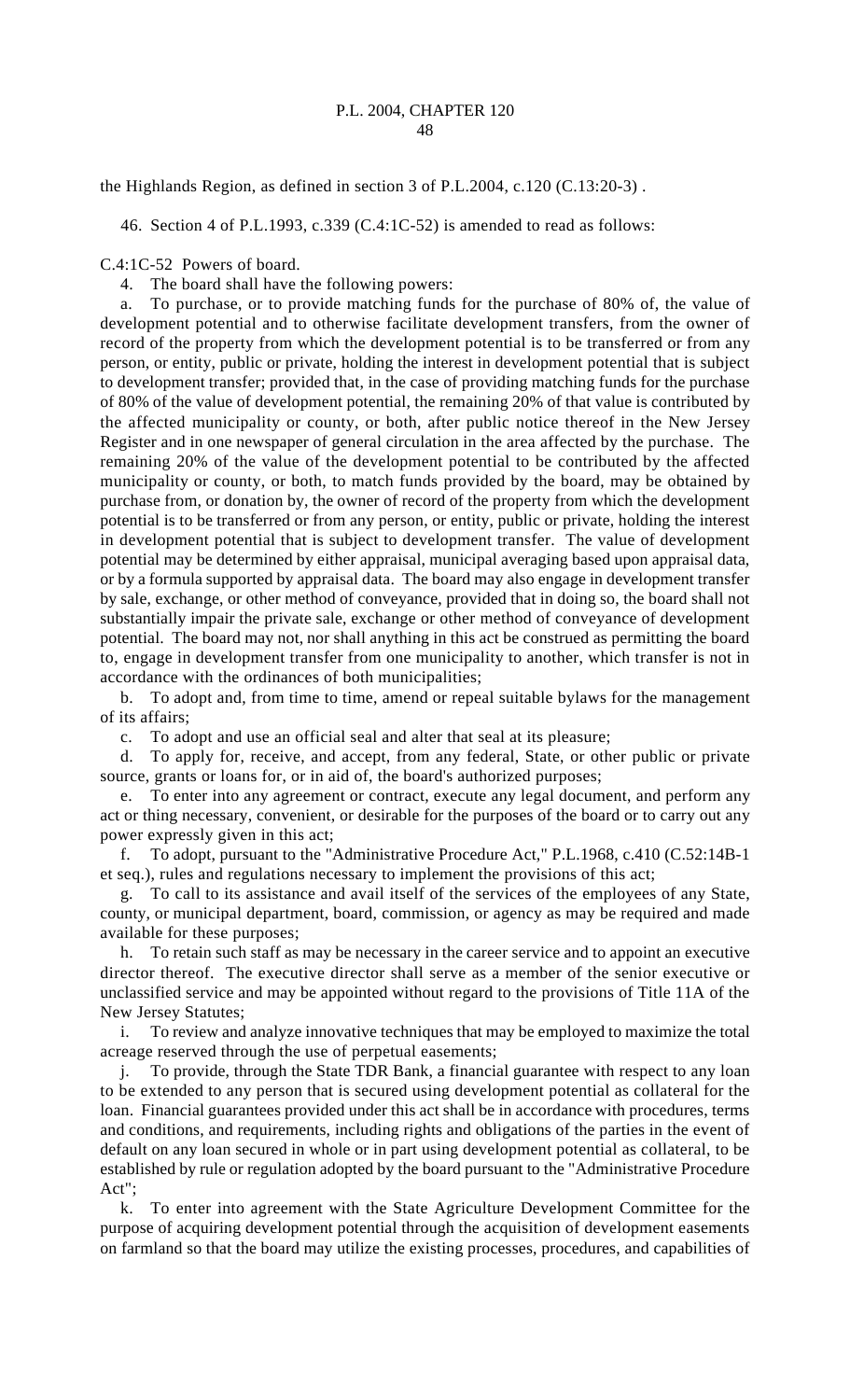the Highlands Region, as defined in section 3 of P.L.2004, c.120 (C.13:20-3) .

46. Section 4 of P.L.1993, c.339 (C.4:1C-52) is amended to read as follows:

C.4:1C-52 Powers of board.

4. The board shall have the following powers:

a. To purchase, or to provide matching funds for the purchase of 80% of, the value of development potential and to otherwise facilitate development transfers, from the owner of record of the property from which the development potential is to be transferred or from any person, or entity, public or private, holding the interest in development potential that is subject to development transfer; provided that, in the case of providing matching funds for the purchase of 80% of the value of development potential, the remaining 20% of that value is contributed by the affected municipality or county, or both, after public notice thereof in the New Jersey Register and in one newspaper of general circulation in the area affected by the purchase. The remaining 20% of the value of the development potential to be contributed by the affected municipality or county, or both, to match funds provided by the board, may be obtained by purchase from, or donation by, the owner of record of the property from which the development potential is to be transferred or from any person, or entity, public or private, holding the interest in development potential that is subject to development transfer. The value of development potential may be determined by either appraisal, municipal averaging based upon appraisal data, or by a formula supported by appraisal data. The board may also engage in development transfer by sale, exchange, or other method of conveyance, provided that in doing so, the board shall not substantially impair the private sale, exchange or other method of conveyance of development potential. The board may not, nor shall anything in this act be construed as permitting the board to, engage in development transfer from one municipality to another, which transfer is not in accordance with the ordinances of both municipalities;

b. To adopt and, from time to time, amend or repeal suitable bylaws for the management of its affairs;

c. To adopt and use an official seal and alter that seal at its pleasure;

d. To apply for, receive, and accept, from any federal, State, or other public or private source, grants or loans for, or in aid of, the board's authorized purposes;

e. To enter into any agreement or contract, execute any legal document, and perform any act or thing necessary, convenient, or desirable for the purposes of the board or to carry out any power expressly given in this act;

f. To adopt, pursuant to the "Administrative Procedure Act," P.L.1968, c.410 (C.52:14B-1 et seq.), rules and regulations necessary to implement the provisions of this act;

g. To call to its assistance and avail itself of the services of the employees of any State, county, or municipal department, board, commission, or agency as may be required and made available for these purposes;

h. To retain such staff as may be necessary in the career service and to appoint an executive director thereof. The executive director shall serve as a member of the senior executive or unclassified service and may be appointed without regard to the provisions of Title 11A of the New Jersey Statutes;

i. To review and analyze innovative techniques that may be employed to maximize the total acreage reserved through the use of perpetual easements;

j. To provide, through the State TDR Bank, a financial guarantee with respect to any loan to be extended to any person that is secured using development potential as collateral for the loan. Financial guarantees provided under this act shall be in accordance with procedures, terms and conditions, and requirements, including rights and obligations of the parties in the event of default on any loan secured in whole or in part using development potential as collateral, to be established by rule or regulation adopted by the board pursuant to the "Administrative Procedure Act";

k. To enter into agreement with the State Agriculture Development Committee for the purpose of acquiring development potential through the acquisition of development easements on farmland so that the board may utilize the existing processes, procedures, and capabilities of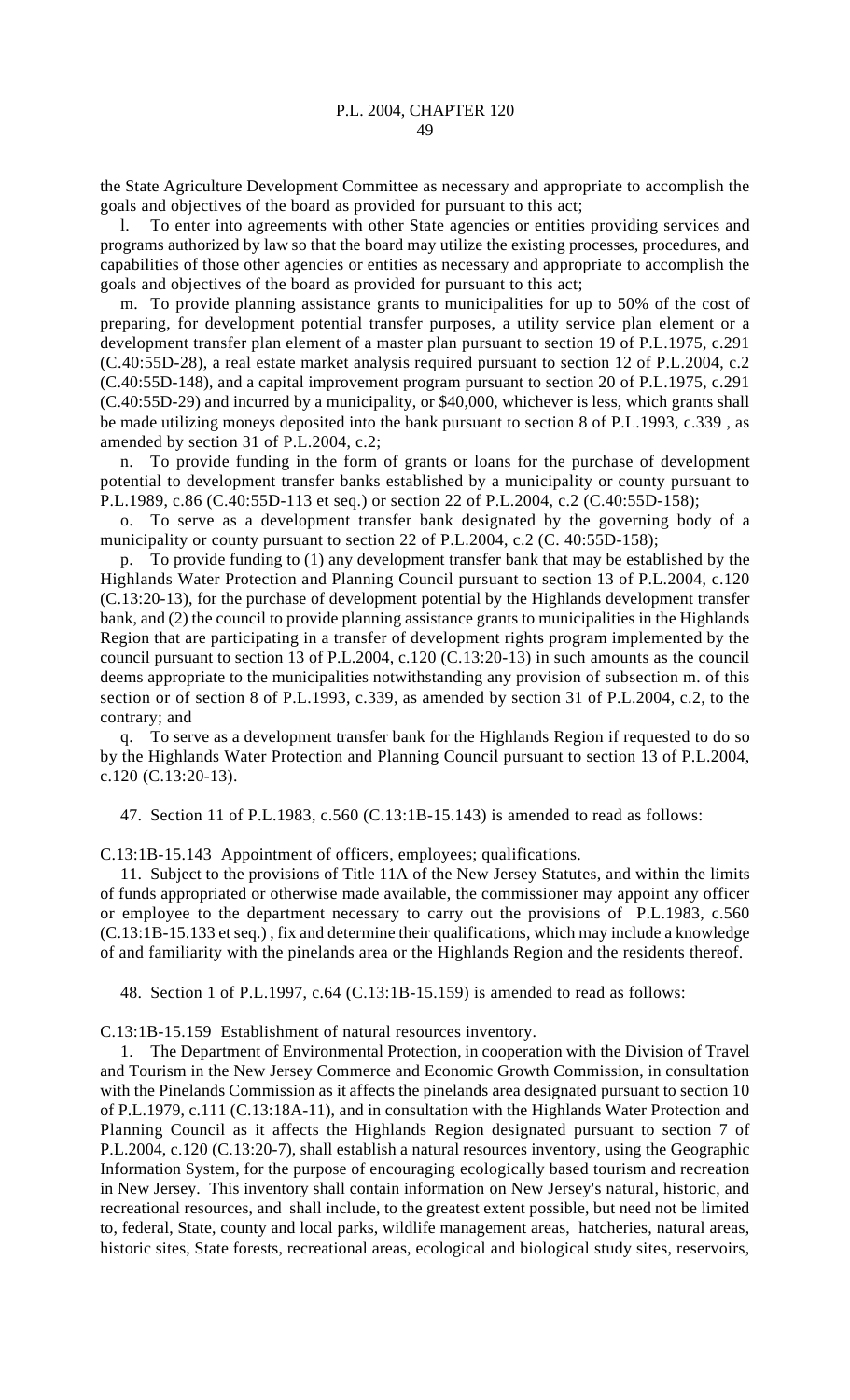the State Agriculture Development Committee as necessary and appropriate to accomplish the goals and objectives of the board as provided for pursuant to this act;

l. To enter into agreements with other State agencies or entities providing services and programs authorized by law so that the board may utilize the existing processes, procedures, and capabilities of those other agencies or entities as necessary and appropriate to accomplish the goals and objectives of the board as provided for pursuant to this act;

m. To provide planning assistance grants to municipalities for up to 50% of the cost of preparing, for development potential transfer purposes, a utility service plan element or a development transfer plan element of a master plan pursuant to section 19 of P.L.1975, c.291 (C.40:55D-28), a real estate market analysis required pursuant to section 12 of P.L.2004, c.2 (C.40:55D-148), and a capital improvement program pursuant to section 20 of P.L.1975, c.291 (C.40:55D-29) and incurred by a municipality, or $40,000, whichever is less, which grants shall be made utilizing moneys deposited into the bank pursuant to section 8 of P.L.1993, c.339 , as amended by section 31 of P.L.2004, c.2;

n. To provide funding in the form of grants or loans for the purchase of development potential to development transfer banks established by a municipality or county pursuant to P.L.1989, c.86 (C.40:55D-113 et seq.) or section 22 of P.L.2004, c.2 (C.40:55D-158);

o. To serve as a development transfer bank designated by the governing body of a municipality or county pursuant to section 22 of P.L.2004, c.2 (C. 40:55D-158);

p. To provide funding to (1) any development transfer bank that may be established by the Highlands Water Protection and Planning Council pursuant to section 13 of P.L.2004, c.120 (C.13:20-13), for the purchase of development potential by the Highlands development transfer bank, and (2) the council to provide planning assistance grants to municipalities in the Highlands Region that are participating in a transfer of development rights program implemented by the council pursuant to section 13 of P.L.2004, c.120 (C.13:20-13) in such amounts as the council deems appropriate to the municipalities notwithstanding any provision of subsection m. of this section or of section 8 of P.L.1993, c.339, as amended by section 31 of P.L.2004, c.2, to the contrary; and

q. To serve as a development transfer bank for the Highlands Region if requested to do so by the Highlands Water Protection and Planning Council pursuant to section 13 of P.L.2004, c.120 (C.13:20-13).

47. Section 11 of P.L.1983, c.560 (C.13:1B-15.143) is amended to read as follows:

C.13:1B-15.143 Appointment of officers, employees; qualifications.

11. Subject to the provisions of Title 11A of the New Jersey Statutes, and within the limits of funds appropriated or otherwise made available, the commissioner may appoint any officer or employee to the department necessary to carry out the provisions of P.L.1983, c.560 (C.13:1B-15.133 et seq.) , fix and determine their qualifications, which may include a knowledge of and familiarity with the pinelands area or the Highlands Region and the residents thereof.

48. Section 1 of P.L.1997, c.64 (C.13:1B-15.159) is amended to read as follows:

C.13:1B-15.159 Establishment of natural resources inventory.

1. The Department of Environmental Protection, in cooperation with the Division of Travel and Tourism in the New Jersey Commerce and Economic Growth Commission, in consultation with the Pinelands Commission as it affects the pinelands area designated pursuant to section 10 of P.L.1979, c.111 (C.13:18A-11), and in consultation with the Highlands Water Protection and Planning Council as it affects the Highlands Region designated pursuant to section 7 of P.L.2004, c.120 (C.13:20-7), shall establish a natural resources inventory, using the Geographic Information System, for the purpose of encouraging ecologically based tourism and recreation in New Jersey. This inventory shall contain information on New Jersey's natural, historic, and recreational resources, and shall include, to the greatest extent possible, but need not be limited to, federal, State, county and local parks, wildlife management areas, hatcheries, natural areas, historic sites, State forests, recreational areas, ecological and biological study sites, reservoirs,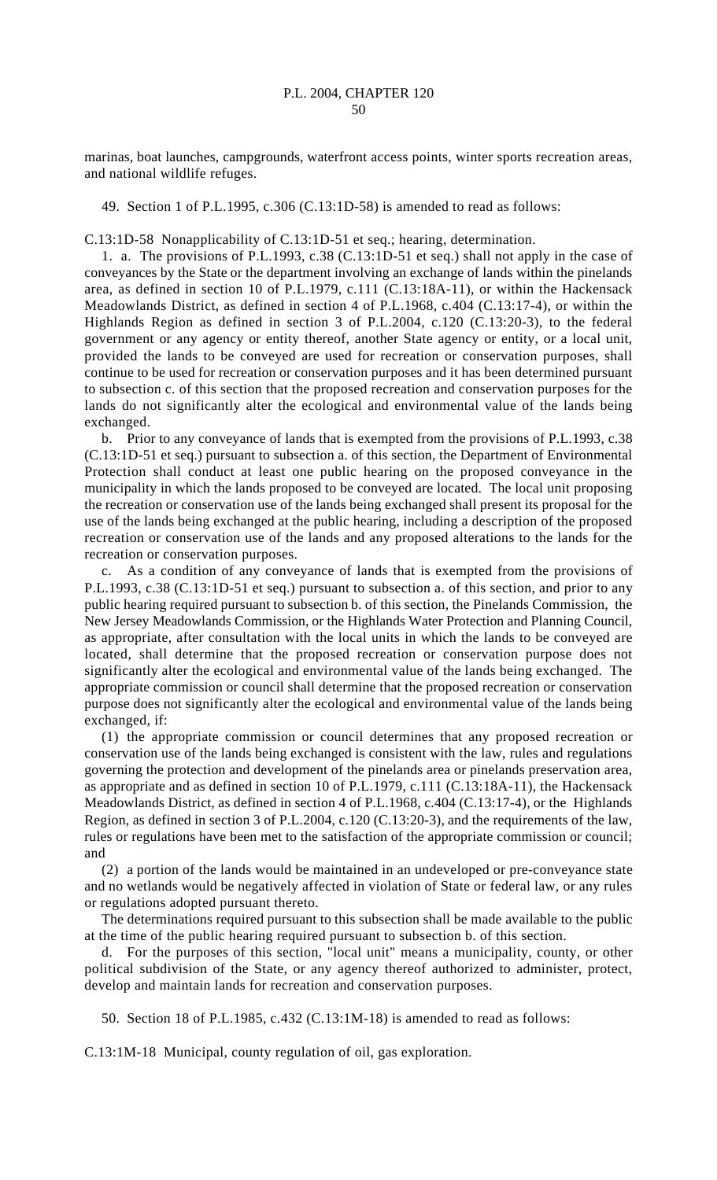marinas, boat launches, campgrounds, waterfront access points, winter sports recreation areas, and national wildlife refuges.

49. Section 1 of P.L.1995, c.306 (C.13:1D-58) is amended to read as follows:

C.13:1D-58 Nonapplicability of C.13:1D-51 et seq.; hearing, determination.

1. a. The provisions of P.L.1993, c.38 (C.13:1D-51 et seq.) shall not apply in the case of conveyances by the State or the department involving an exchange of lands within the pinelands area, as defined in section 10 of P.L.1979, c.111 (C.13:18A-11), or within the Hackensack Meadowlands District, as defined in section 4 of P.L.1968, c.404 (C.13:17-4), or within the Highlands Region as defined in section 3 of P.L.2004, c.120 (C.13:20-3), to the federal government or any agency or entity thereof, another State agency or entity, or a local unit, provided the lands to be conveyed are used for recreation or conservation purposes, shall continue to be used for recreation or conservation purposes and it has been determined pursuant to subsection c. of this section that the proposed recreation and conservation purposes for the lands do not significantly alter the ecological and environmental value of the lands being exchanged.

b. Prior to any conveyance of lands that is exempted from the provisions of P.L.1993, c.38 (C.13:1D-51 et seq.) pursuant to subsection a. of this section, the Department of Environmental Protection shall conduct at least one public hearing on the proposed conveyance in the municipality in which the lands proposed to be conveyed are located. The local unit proposing the recreation or conservation use of the lands being exchanged shall present its proposal for the use of the lands being exchanged at the public hearing, including a description of the proposed recreation or conservation use of the lands and any proposed alterations to the lands for the recreation or conservation purposes.

c. As a condition of any conveyance of lands that is exempted from the provisions of P.L.1993, c.38 (C.13:1D-51 et seq.) pursuant to subsection a. of this section, and prior to any public hearing required pursuant to subsection b. of this section, the Pinelands Commission, the New Jersey Meadowlands Commission, or the Highlands Water Protection and Planning Council, as appropriate, after consultation with the local units in which the lands to be conveyed are located, shall determine that the proposed recreation or conservation purpose does not significantly alter the ecological and environmental value of the lands being exchanged. The appropriate commission or council shall determine that the proposed recreation or conservation purpose does not significantly alter the ecological and environmental value of the lands being exchanged, if:

(1) the appropriate commission or council determines that any proposed recreation or conservation use of the lands being exchanged is consistent with the law, rules and regulations governing the protection and development of the pinelands area or pinelands preservation area, as appropriate and as defined in section 10 of P.L.1979, c.111 (C.13:18A-11), the Hackensack Meadowlands District, as defined in section 4 of P.L.1968, c.404 (C.13:17-4), or the Highlands Region, as defined in section 3 of P.L.2004, c.120 (C.13:20-3), and the requirements of the law, rules or regulations have been met to the satisfaction of the appropriate commission or council; and

(2) a portion of the lands would be maintained in an undeveloped or pre-conveyance state and no wetlands would be negatively affected in violation of State or federal law, or any rules or regulations adopted pursuant thereto.

The determinations required pursuant to this subsection shall be made available to the public at the time of the public hearing required pursuant to subsection b. of this section.

d. For the purposes of this section, "local unit" means a municipality, county, or other political subdivision of the State, or any agency thereof authorized to administer, protect, develop and maintain lands for recreation and conservation purposes.

50. Section 18 of P.L.1985, c.432 (C.13:1M-18) is amended to read as follows:

C.13:1M-18 Municipal, county regulation of oil, gas exploration.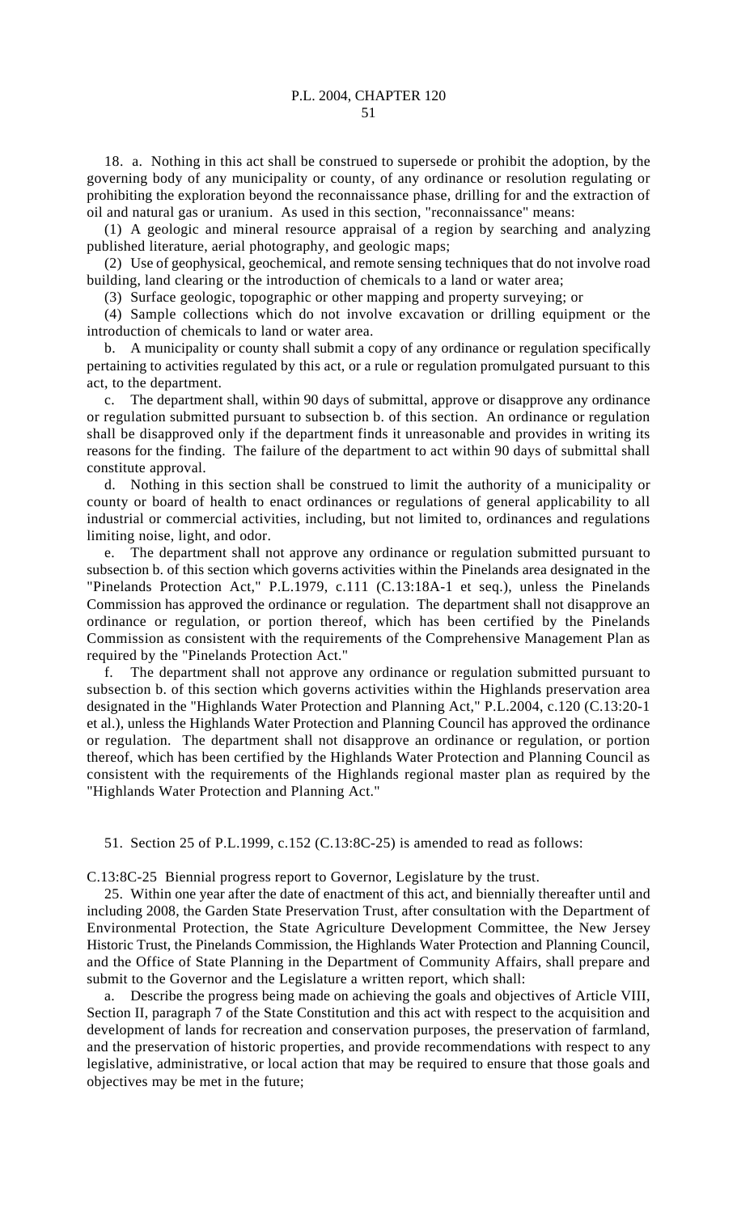18. a. Nothing in this act shall be construed to supersede or prohibit the adoption, by the governing body of any municipality or county, of any ordinance or resolution regulating or prohibiting the exploration beyond the reconnaissance phase, drilling for and the extraction of oil and natural gas or uranium. As used in this section, "reconnaissance" means:

(1) A geologic and mineral resource appraisal of a region by searching and analyzing published literature, aerial photography, and geologic maps;

(2) Use of geophysical, geochemical, and remote sensing techniques that do not involve road building, land clearing or the introduction of chemicals to a land or water area;

(3) Surface geologic, topographic or other mapping and property surveying; or

(4) Sample collections which do not involve excavation or drilling equipment or the introduction of chemicals to land or water area.

b. A municipality or county shall submit a copy of any ordinance or regulation specifically pertaining to activities regulated by this act, or a rule or regulation promulgated pursuant to this act, to the department.

c. The department shall, within 90 days of submittal, approve or disapprove any ordinance or regulation submitted pursuant to subsection b. of this section. An ordinance or regulation shall be disapproved only if the department finds it unreasonable and provides in writing its reasons for the finding. The failure of the department to act within 90 days of submittal shall constitute approval.

d. Nothing in this section shall be construed to limit the authority of a municipality or county or board of health to enact ordinances or regulations of general applicability to all industrial or commercial activities, including, but not limited to, ordinances and regulations limiting noise, light, and odor.

e. The department shall not approve any ordinance or regulation submitted pursuant to subsection b. of this section which governs activities within the Pinelands area designated in the "Pinelands Protection Act," P.L.1979, c.111 (C.13:18A-1 et seq.), unless the Pinelands Commission has approved the ordinance or regulation. The department shall not disapprove an ordinance or regulation, or portion thereof, which has been certified by the Pinelands Commission as consistent with the requirements of the Comprehensive Management Plan as required by the "Pinelands Protection Act."

f. The department shall not approve any ordinance or regulation submitted pursuant to subsection b. of this section which governs activities within the Highlands preservation area designated in the "Highlands Water Protection and Planning Act," P.L.2004, c.120 (C.13:20-1 et al.), unless the Highlands Water Protection and Planning Council has approved the ordinance or regulation. The department shall not disapprove an ordinance or regulation, or portion thereof, which has been certified by the Highlands Water Protection and Planning Council as consistent with the requirements of the Highlands regional master plan as required by the "Highlands Water Protection and Planning Act."

51. Section 25 of P.L.1999, c.152 (C.13:8C-25) is amended to read as follows:

C.13:8C-25 Biennial progress report to Governor, Legislature by the trust.

25. Within one year after the date of enactment of this act, and biennially thereafter until and including 2008, the Garden State Preservation Trust, after consultation with the Department of Environmental Protection, the State Agriculture Development Committee, the New Jersey Historic Trust, the Pinelands Commission, the Highlands Water Protection and Planning Council, and the Office of State Planning in the Department of Community Affairs, shall prepare and submit to the Governor and the Legislature a written report, which shall:

a. Describe the progress being made on achieving the goals and objectives of Article VIII, Section II, paragraph 7 of the State Constitution and this act with respect to the acquisition and development of lands for recreation and conservation purposes, the preservation of farmland, and the preservation of historic properties, and provide recommendations with respect to any legislative, administrative, or local action that may be required to ensure that those goals and objectives may be met in the future;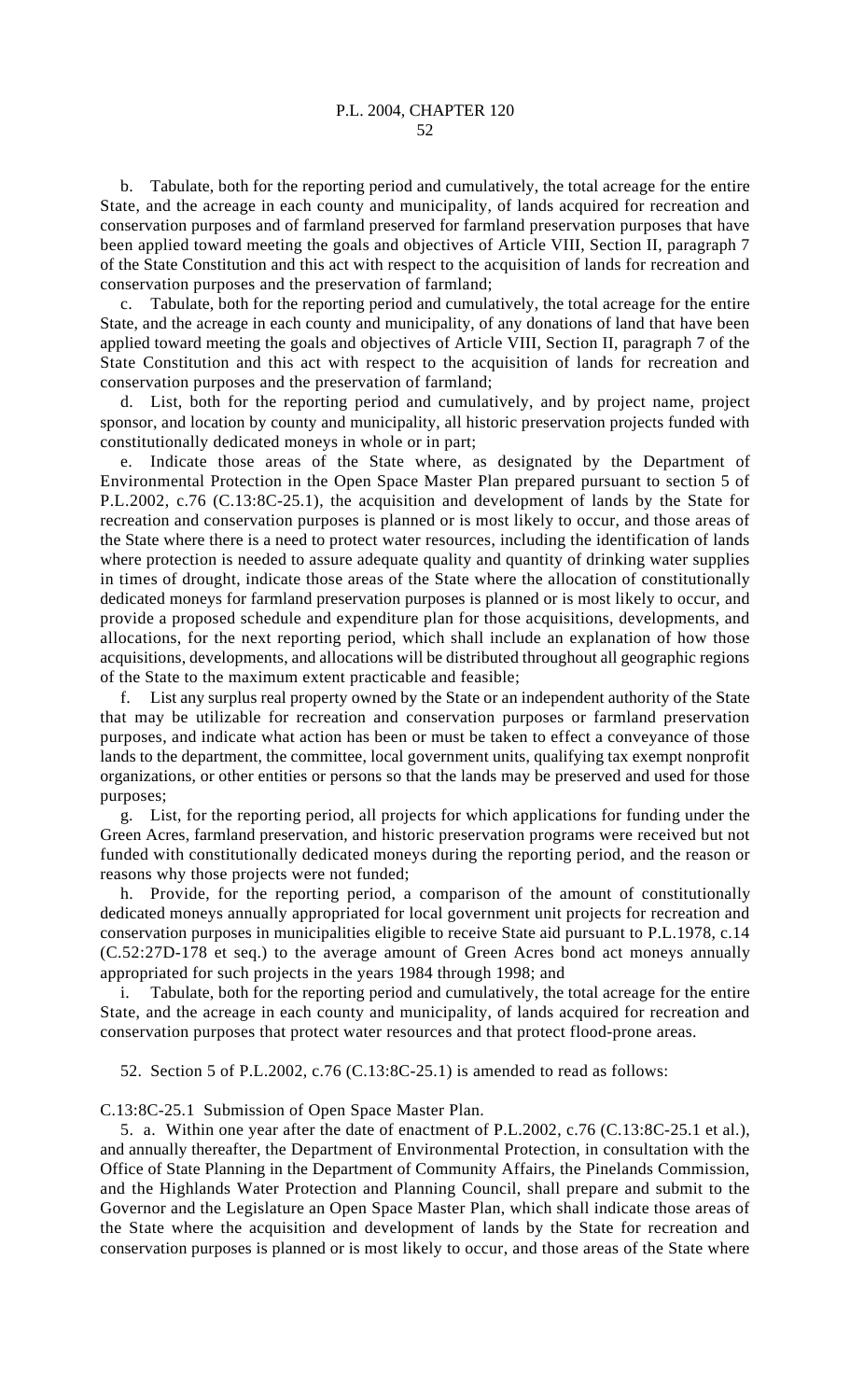b. Tabulate, both for the reporting period and cumulatively, the total acreage for the entire State, and the acreage in each county and municipality, of lands acquired for recreation and conservation purposes and of farmland preserved for farmland preservation purposes that have been applied toward meeting the goals and objectives of Article VIII, Section II, paragraph 7 of the State Constitution and this act with respect to the acquisition of lands for recreation and conservation purposes and the preservation of farmland;

c. Tabulate, both for the reporting period and cumulatively, the total acreage for the entire State, and the acreage in each county and municipality, of any donations of land that have been applied toward meeting the goals and objectives of Article VIII, Section II, paragraph 7 of the State Constitution and this act with respect to the acquisition of lands for recreation and conservation purposes and the preservation of farmland;

d. List, both for the reporting period and cumulatively, and by project name, project sponsor, and location by county and municipality, all historic preservation projects funded with constitutionally dedicated moneys in whole or in part;

e. Indicate those areas of the State where, as designated by the Department of Environmental Protection in the Open Space Master Plan prepared pursuant to section 5 of P.L.2002, c.76 (C.13:8C-25.1), the acquisition and development of lands by the State for recreation and conservation purposes is planned or is most likely to occur, and those areas of the State where there is a need to protect water resources, including the identification of lands where protection is needed to assure adequate quality and quantity of drinking water supplies in times of drought, indicate those areas of the State where the allocation of constitutionally dedicated moneys for farmland preservation purposes is planned or is most likely to occur, and provide a proposed schedule and expenditure plan for those acquisitions, developments, and allocations, for the next reporting period, which shall include an explanation of how those acquisitions, developments, and allocations will be distributed throughout all geographic regions of the State to the maximum extent practicable and feasible;

f. List any surplus real property owned by the State or an independent authority of the State that may be utilizable for recreation and conservation purposes or farmland preservation purposes, and indicate what action has been or must be taken to effect a conveyance of those lands to the department, the committee, local government units, qualifying tax exempt nonprofit organizations, or other entities or persons so that the lands may be preserved and used for those purposes;

g. List, for the reporting period, all projects for which applications for funding under the Green Acres, farmland preservation, and historic preservation programs were received but not funded with constitutionally dedicated moneys during the reporting period, and the reason or reasons why those projects were not funded;

h. Provide, for the reporting period, a comparison of the amount of constitutionally dedicated moneys annually appropriated for local government unit projects for recreation and conservation purposes in municipalities eligible to receive State aid pursuant to P.L.1978, c.14 (C.52:27D-178 et seq.) to the average amount of Green Acres bond act moneys annually appropriated for such projects in the years 1984 through 1998; and

i. Tabulate, both for the reporting period and cumulatively, the total acreage for the entire State, and the acreage in each county and municipality, of lands acquired for recreation and conservation purposes that protect water resources and that protect flood-prone areas.

52. Section 5 of P.L.2002, c.76 (C.13:8C-25.1) is amended to read as follows:

C.13:8C-25.1 Submission of Open Space Master Plan.

5. a. Within one year after the date of enactment of P.L.2002, c.76 (C.13:8C-25.1 et al.), and annually thereafter, the Department of Environmental Protection, in consultation with the Office of State Planning in the Department of Community Affairs, the Pinelands Commission, and the Highlands Water Protection and Planning Council, shall prepare and submit to the Governor and the Legislature an Open Space Master Plan, which shall indicate those areas of the State where the acquisition and development of lands by the State for recreation and conservation purposes is planned or is most likely to occur, and those areas of the State where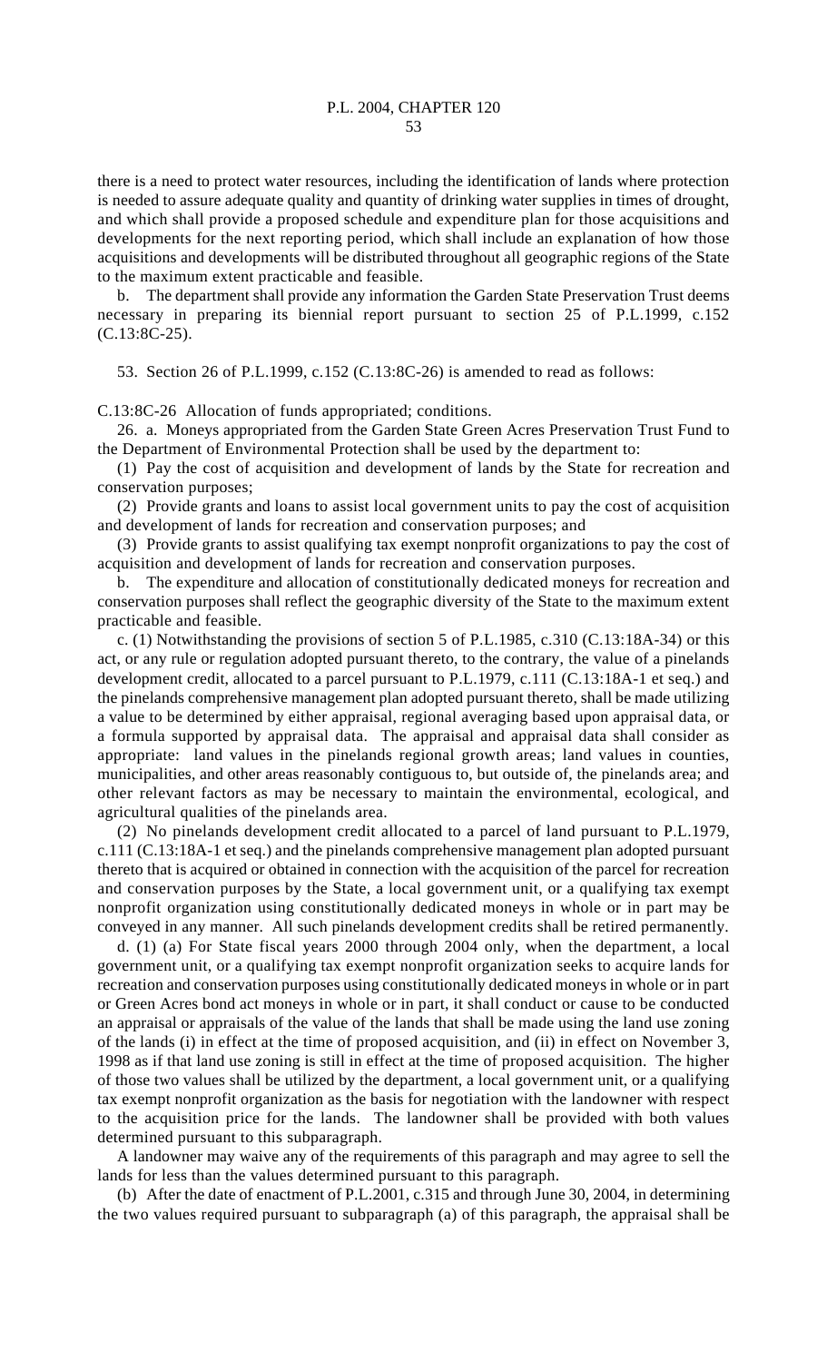there is a need to protect water resources, including the identification of lands where protection is needed to assure adequate quality and quantity of drinking water supplies in times of drought, and which shall provide a proposed schedule and expenditure plan for those acquisitions and developments for the next reporting period, which shall include an explanation of how those acquisitions and developments will be distributed throughout all geographic regions of the State to the maximum extent practicable and feasible.

b. The department shall provide any information the Garden State Preservation Trust deems necessary in preparing its biennial report pursuant to section 25 of P.L.1999, c.152 (C.13:8C-25).

53. Section 26 of P.L.1999, c.152 (C.13:8C-26) is amended to read as follows:

C.13:8C-26 Allocation of funds appropriated; conditions.

26. a. Moneys appropriated from the Garden State Green Acres Preservation Trust Fund to the Department of Environmental Protection shall be used by the department to:

(1) Pay the cost of acquisition and development of lands by the State for recreation and conservation purposes;

(2) Provide grants and loans to assist local government units to pay the cost of acquisition and development of lands for recreation and conservation purposes; and

(3) Provide grants to assist qualifying tax exempt nonprofit organizations to pay the cost of acquisition and development of lands for recreation and conservation purposes.

b. The expenditure and allocation of constitutionally dedicated moneys for recreation and conservation purposes shall reflect the geographic diversity of the State to the maximum extent practicable and feasible.

c. (1) Notwithstanding the provisions of section 5 of P.L.1985, c.310 (C.13:18A-34) or this act, or any rule or regulation adopted pursuant thereto, to the contrary, the value of a pinelands development credit, allocated to a parcel pursuant to P.L.1979, c.111 (C.13:18A-1 et seq.) and the pinelands comprehensive management plan adopted pursuant thereto, shall be made utilizing a value to be determined by either appraisal, regional averaging based upon appraisal data, or a formula supported by appraisal data. The appraisal and appraisal data shall consider as appropriate: land values in the pinelands regional growth areas; land values in counties, municipalities, and other areas reasonably contiguous to, but outside of, the pinelands area; and other relevant factors as may be necessary to maintain the environmental, ecological, and agricultural qualities of the pinelands area.

(2) No pinelands development credit allocated to a parcel of land pursuant to P.L.1979, c.111 (C.13:18A-1 et seq.) and the pinelands comprehensive management plan adopted pursuant thereto that is acquired or obtained in connection with the acquisition of the parcel for recreation and conservation purposes by the State, a local government unit, or a qualifying tax exempt nonprofit organization using constitutionally dedicated moneys in whole or in part may be conveyed in any manner. All such pinelands development credits shall be retired permanently.

d. (1) (a) For State fiscal years 2000 through 2004 only, when the department, a local government unit, or a qualifying tax exempt nonprofit organization seeks to acquire lands for recreation and conservation purposes using constitutionally dedicated moneys in whole or in part or Green Acres bond act moneys in whole or in part, it shall conduct or cause to be conducted an appraisal or appraisals of the value of the lands that shall be made using the land use zoning of the lands (i) in effect at the time of proposed acquisition, and (ii) in effect on November 3, 1998 as if that land use zoning is still in effect at the time of proposed acquisition. The higher of those two values shall be utilized by the department, a local government unit, or a qualifying tax exempt nonprofit organization as the basis for negotiation with the landowner with respect to the acquisition price for the lands. The landowner shall be provided with both values determined pursuant to this subparagraph.

A landowner may waive any of the requirements of this paragraph and may agree to sell the lands for less than the values determined pursuant to this paragraph.

(b) After the date of enactment of P.L.2001, c.315 and through June 30, 2004, in determining the two values required pursuant to subparagraph (a) of this paragraph, the appraisal shall be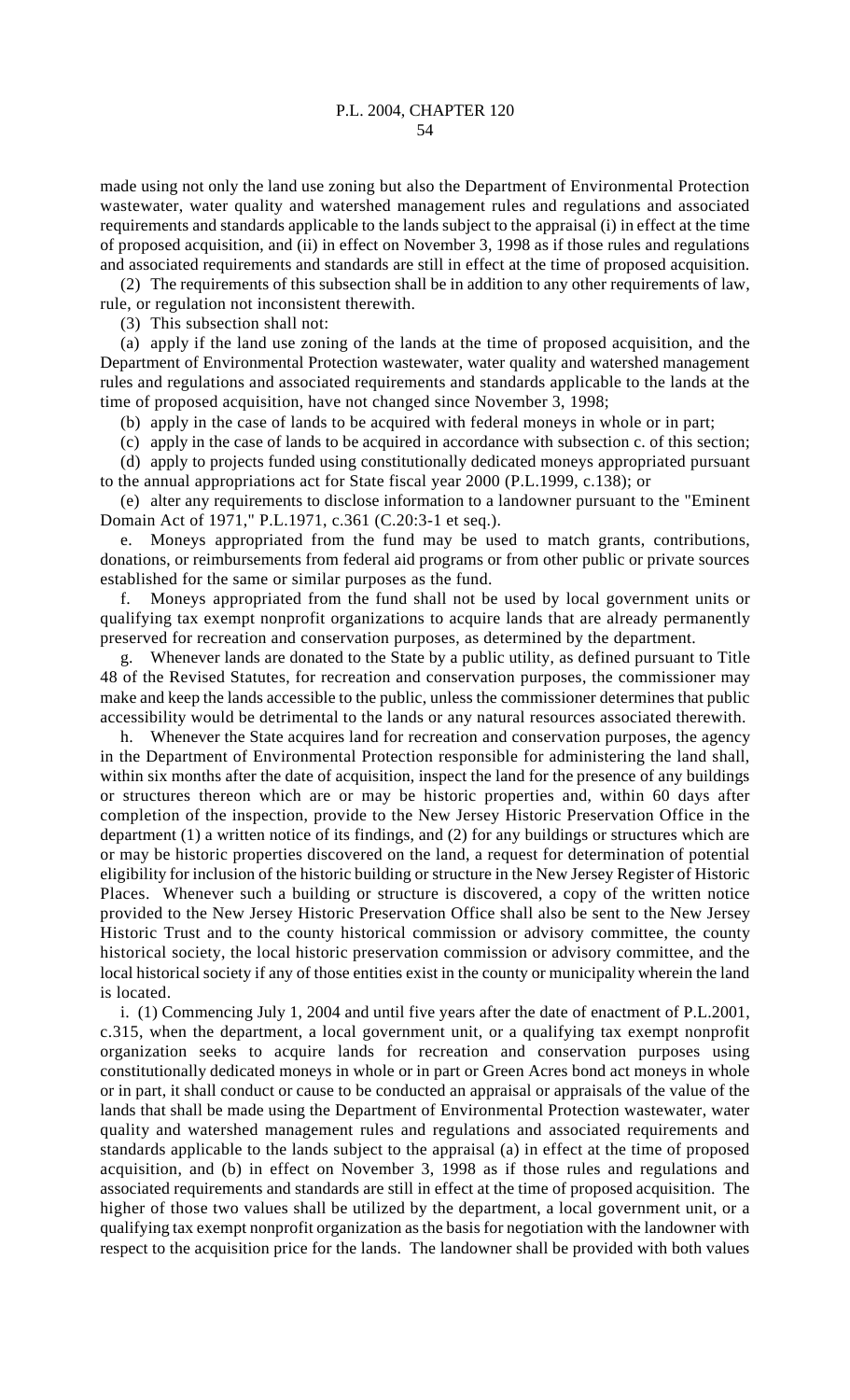made using not only the land use zoning but also the Department of Environmental Protection wastewater, water quality and watershed management rules and regulations and associated requirements and standards applicable to the lands subject to the appraisal (i) in effect at the time of proposed acquisition, and (ii) in effect on November 3, 1998 as if those rules and regulations and associated requirements and standards are still in effect at the time of proposed acquisition.

(2) The requirements of this subsection shall be in addition to any other requirements of law, rule, or regulation not inconsistent therewith.

(3) This subsection shall not:

(a) apply if the land use zoning of the lands at the time of proposed acquisition, and the Department of Environmental Protection wastewater, water quality and watershed management rules and regulations and associated requirements and standards applicable to the lands at the time of proposed acquisition, have not changed since November 3, 1998;

(b) apply in the case of lands to be acquired with federal moneys in whole or in part;

(c) apply in the case of lands to be acquired in accordance with subsection c. of this section;

(d) apply to projects funded using constitutionally dedicated moneys appropriated pursuant to the annual appropriations act for State fiscal year 2000 (P.L.1999, c.138); or

(e) alter any requirements to disclose information to a landowner pursuant to the "Eminent Domain Act of 1971," P.L.1971, c.361 (C.20:3-1 et seq.).

e. Moneys appropriated from the fund may be used to match grants, contributions, donations, or reimbursements from federal aid programs or from other public or private sources established for the same or similar purposes as the fund.

f. Moneys appropriated from the fund shall not be used by local government units or qualifying tax exempt nonprofit organizations to acquire lands that are already permanently preserved for recreation and conservation purposes, as determined by the department.

g. Whenever lands are donated to the State by a public utility, as defined pursuant to Title 48 of the Revised Statutes, for recreation and conservation purposes, the commissioner may make and keep the lands accessible to the public, unless the commissioner determines that public accessibility would be detrimental to the lands or any natural resources associated therewith.

h. Whenever the State acquires land for recreation and conservation purposes, the agency in the Department of Environmental Protection responsible for administering the land shall, within six months after the date of acquisition, inspect the land for the presence of any buildings or structures thereon which are or may be historic properties and, within 60 days after completion of the inspection, provide to the New Jersey Historic Preservation Office in the department (1) a written notice of its findings, and (2) for any buildings or structures which are or may be historic properties discovered on the land, a request for determination of potential eligibility for inclusion of the historic building or structure in the New Jersey Register of Historic Places. Whenever such a building or structure is discovered, a copy of the written notice provided to the New Jersey Historic Preservation Office shall also be sent to the New Jersey Historic Trust and to the county historical commission or advisory committee, the county historical society, the local historic preservation commission or advisory committee, and the local historical society if any of those entities exist in the county or municipality wherein the land is located.

i. (1) Commencing July 1, 2004 and until five years after the date of enactment of P.L.2001, c.315, when the department, a local government unit, or a qualifying tax exempt nonprofit organization seeks to acquire lands for recreation and conservation purposes using constitutionally dedicated moneys in whole or in part or Green Acres bond act moneys in whole or in part, it shall conduct or cause to be conducted an appraisal or appraisals of the value of the lands that shall be made using the Department of Environmental Protection wastewater, water quality and watershed management rules and regulations and associated requirements and standards applicable to the lands subject to the appraisal (a) in effect at the time of proposed acquisition, and (b) in effect on November 3, 1998 as if those rules and regulations and associated requirements and standards are still in effect at the time of proposed acquisition. The higher of those two values shall be utilized by the department, a local government unit, or a qualifying tax exempt nonprofit organization as the basis for negotiation with the landowner with respect to the acquisition price for the lands. The landowner shall be provided with both values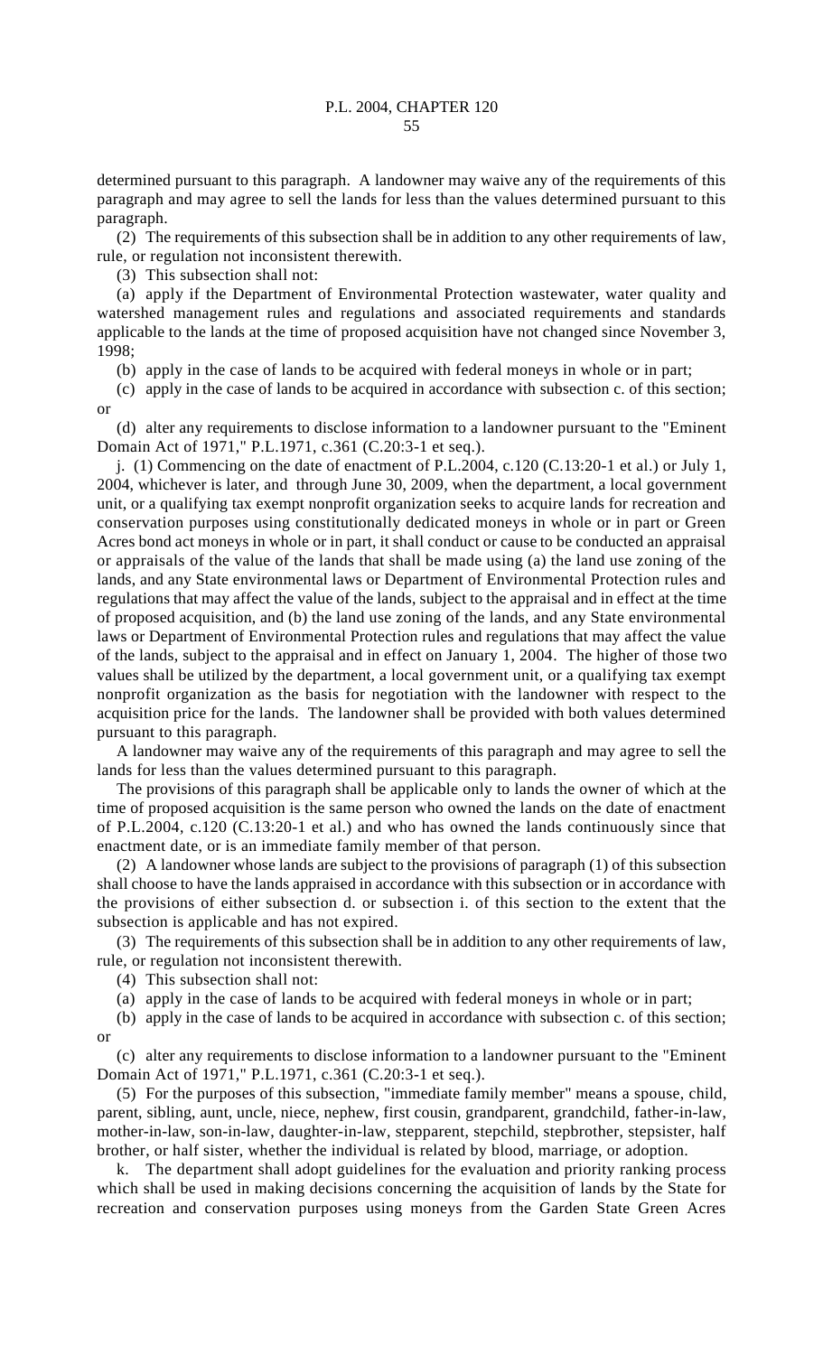determined pursuant to this paragraph. A landowner may waive any of the requirements of this paragraph and may agree to sell the lands for less than the values determined pursuant to this paragraph.

(2) The requirements of this subsection shall be in addition to any other requirements of law, rule, or regulation not inconsistent therewith.

(3) This subsection shall not:

(a) apply if the Department of Environmental Protection wastewater, water quality and watershed management rules and regulations and associated requirements and standards applicable to the lands at the time of proposed acquisition have not changed since November 3, 1998;

(b) apply in the case of lands to be acquired with federal moneys in whole or in part;

(c) apply in the case of lands to be acquired in accordance with subsection c. of this section; or

(d) alter any requirements to disclose information to a landowner pursuant to the "Eminent Domain Act of 1971," P.L.1971, c.361 (C.20:3-1 et seq.).

j. (1) Commencing on the date of enactment of P.L.2004, c.120 (C.13:20-1 et al.) or July 1, 2004, whichever is later, and through June 30, 2009, when the department, a local government unit, or a qualifying tax exempt nonprofit organization seeks to acquire lands for recreation and conservation purposes using constitutionally dedicated moneys in whole or in part or Green Acres bond act moneys in whole or in part, it shall conduct or cause to be conducted an appraisal or appraisals of the value of the lands that shall be made using (a) the land use zoning of the lands, and any State environmental laws or Department of Environmental Protection rules and regulations that may affect the value of the lands, subject to the appraisal and in effect at the time of proposed acquisition, and (b) the land use zoning of the lands, and any State environmental laws or Department of Environmental Protection rules and regulations that may affect the value of the lands, subject to the appraisal and in effect on January 1, 2004. The higher of those two values shall be utilized by the department, a local government unit, or a qualifying tax exempt nonprofit organization as the basis for negotiation with the landowner with respect to the acquisition price for the lands. The landowner shall be provided with both values determined pursuant to this paragraph.

A landowner may waive any of the requirements of this paragraph and may agree to sell the lands for less than the values determined pursuant to this paragraph.

The provisions of this paragraph shall be applicable only to lands the owner of which at the time of proposed acquisition is the same person who owned the lands on the date of enactment of P.L.2004, c.120 (C.13:20-1 et al.) and who has owned the lands continuously since that enactment date, or is an immediate family member of that person.

(2) A landowner whose lands are subject to the provisions of paragraph (1) of this subsection shall choose to have the lands appraised in accordance with this subsection or in accordance with the provisions of either subsection d. or subsection i. of this section to the extent that the subsection is applicable and has not expired.

(3) The requirements of this subsection shall be in addition to any other requirements of law, rule, or regulation not inconsistent therewith.

(4) This subsection shall not:

(a) apply in the case of lands to be acquired with federal moneys in whole or in part;

(b) apply in the case of lands to be acquired in accordance with subsection c. of this section; or

(c) alter any requirements to disclose information to a landowner pursuant to the "Eminent Domain Act of 1971," P.L.1971, c.361 (C.20:3-1 et seq.).

(5) For the purposes of this subsection, "immediate family member" means a spouse, child, parent, sibling, aunt, uncle, niece, nephew, first cousin, grandparent, grandchild, father-in-law, mother-in-law, son-in-law, daughter-in-law, stepparent, stepchild, stepbrother, stepsister, half brother, or half sister, whether the individual is related by blood, marriage, or adoption.

k. The department shall adopt guidelines for the evaluation and priority ranking process which shall be used in making decisions concerning the acquisition of lands by the State for recreation and conservation purposes using moneys from the Garden State Green Acres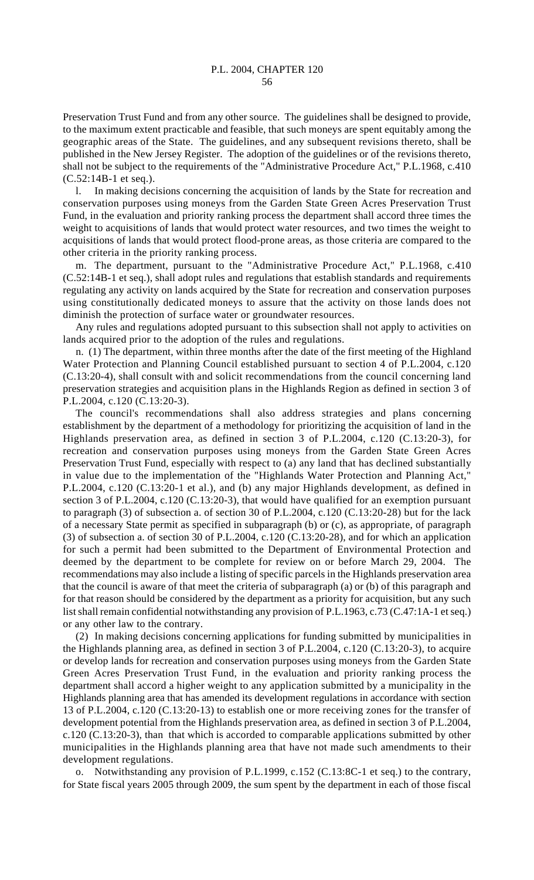Preservation Trust Fund and from any other source. The guidelines shall be designed to provide, to the maximum extent practicable and feasible, that such moneys are spent equitably among the geographic areas of the State. The guidelines, and any subsequent revisions thereto, shall be published in the New Jersey Register. The adoption of the guidelines or of the revisions thereto, shall not be subject to the requirements of the "Administrative Procedure Act," P.L.1968, c.410 (C.52:14B-1 et seq.).

l. In making decisions concerning the acquisition of lands by the State for recreation and conservation purposes using moneys from the Garden State Green Acres Preservation Trust Fund, in the evaluation and priority ranking process the department shall accord three times the weight to acquisitions of lands that would protect water resources, and two times the weight to acquisitions of lands that would protect flood-prone areas, as those criteria are compared to the other criteria in the priority ranking process.

m. The department, pursuant to the "Administrative Procedure Act," P.L.1968, c.410 (C.52:14B-1 et seq.), shall adopt rules and regulations that establish standards and requirements regulating any activity on lands acquired by the State for recreation and conservation purposes using constitutionally dedicated moneys to assure that the activity on those lands does not diminish the protection of surface water or groundwater resources.

Any rules and regulations adopted pursuant to this subsection shall not apply to activities on lands acquired prior to the adoption of the rules and regulations.

n. (1) The department, within three months after the date of the first meeting of the Highland Water Protection and Planning Council established pursuant to section 4 of P.L.2004, c.120 (C.13:20-4), shall consult with and solicit recommendations from the council concerning land preservation strategies and acquisition plans in the Highlands Region as defined in section 3 of P.L.2004, c.120 (C.13:20-3).

The council's recommendations shall also address strategies and plans concerning establishment by the department of a methodology for prioritizing the acquisition of land in the Highlands preservation area, as defined in section 3 of P.L.2004, c.120 (C.13:20-3), for recreation and conservation purposes using moneys from the Garden State Green Acres Preservation Trust Fund, especially with respect to (a) any land that has declined substantially in value due to the implementation of the "Highlands Water Protection and Planning Act," P.L.2004, c.120 (C.13:20-1 et al.), and (b) any major Highlands development, as defined in section 3 of P.L.2004, c.120 (C.13:20-3), that would have qualified for an exemption pursuant to paragraph (3) of subsection a. of section 30 of P.L.2004, c.120 (C.13:20-28) but for the lack of a necessary State permit as specified in subparagraph (b) or (c), as appropriate, of paragraph (3) of subsection a. of section 30 of P.L.2004, c.120 (C.13:20-28), and for which an application for such a permit had been submitted to the Department of Environmental Protection and deemed by the department to be complete for review on or before March 29, 2004. The recommendations may also include a listing of specific parcels in the Highlands preservation area that the council is aware of that meet the criteria of subparagraph (a) or (b) of this paragraph and for that reason should be considered by the department as a priority for acquisition, but any such list shall remain confidential notwithstanding any provision of P.L.1963, c.73 (C.47:1A-1 et seq.) or any other law to the contrary.

(2) In making decisions concerning applications for funding submitted by municipalities in the Highlands planning area, as defined in section 3 of P.L.2004, c.120 (C.13:20-3), to acquire or develop lands for recreation and conservation purposes using moneys from the Garden State Green Acres Preservation Trust Fund, in the evaluation and priority ranking process the department shall accord a higher weight to any application submitted by a municipality in the Highlands planning area that has amended its development regulations in accordance with section 13 of P.L.2004, c.120 (C.13:20-13) to establish one or more receiving zones for the transfer of development potential from the Highlands preservation area, as defined in section 3 of P.L.2004, c.120 (C.13:20-3), than that which is accorded to comparable applications submitted by other municipalities in the Highlands planning area that have not made such amendments to their development regulations.

o. Notwithstanding any provision of P.L.1999, c.152 (C.13:8C-1 et seq.) to the contrary, for State fiscal years 2005 through 2009, the sum spent by the department in each of those fiscal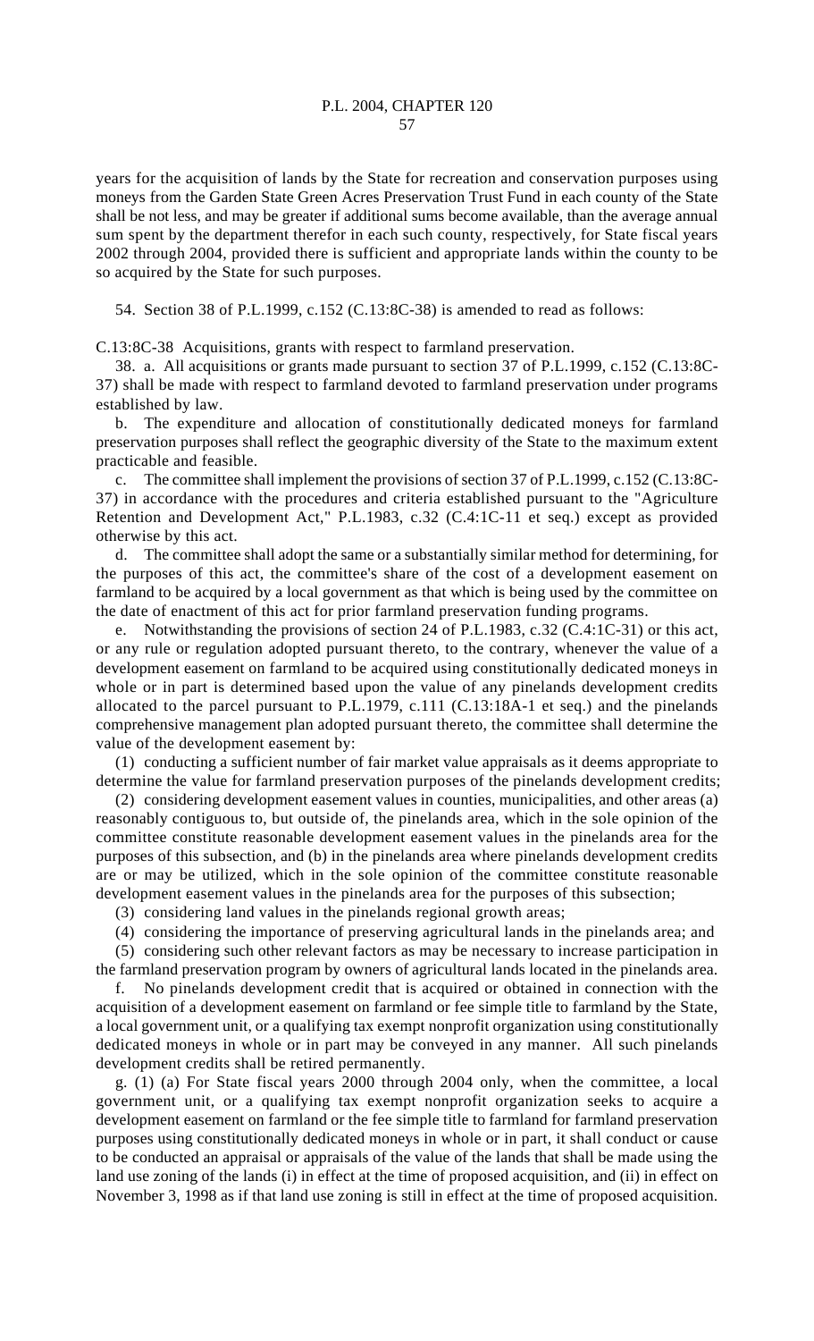years for the acquisition of lands by the State for recreation and conservation purposes using moneys from the Garden State Green Acres Preservation Trust Fund in each county of the State shall be not less, and may be greater if additional sums become available, than the average annual sum spent by the department therefor in each such county, respectively, for State fiscal years 2002 through 2004, provided there is sufficient and appropriate lands within the county to be so acquired by the State for such purposes.

54. Section 38 of P.L.1999, c.152 (C.13:8C-38) is amended to read as follows:

C.13:8C-38 Acquisitions, grants with respect to farmland preservation.

38. a. All acquisitions or grants made pursuant to section 37 of P.L.1999, c.152 (C.13:8C-37) shall be made with respect to farmland devoted to farmland preservation under programs established by law.

b. The expenditure and allocation of constitutionally dedicated moneys for farmland preservation purposes shall reflect the geographic diversity of the State to the maximum extent practicable and feasible.

c. The committee shall implement the provisions of section 37 of P.L.1999, c.152 (C.13:8C-37) in accordance with the procedures and criteria established pursuant to the "Agriculture Retention and Development Act," P.L.1983, c.32 (C.4:1C-11 et seq.) except as provided otherwise by this act.

d. The committee shall adopt the same or a substantially similar method for determining, for the purposes of this act, the committee's share of the cost of a development easement on farmland to be acquired by a local government as that which is being used by the committee on the date of enactment of this act for prior farmland preservation funding programs.

e. Notwithstanding the provisions of section 24 of P.L.1983, c.32 (C.4:1C-31) or this act, or any rule or regulation adopted pursuant thereto, to the contrary, whenever the value of a development easement on farmland to be acquired using constitutionally dedicated moneys in whole or in part is determined based upon the value of any pinelands development credits allocated to the parcel pursuant to P.L.1979, c.111 (C.13:18A-1 et seq.) and the pinelands comprehensive management plan adopted pursuant thereto, the committee shall determine the value of the development easement by:

(1) conducting a sufficient number of fair market value appraisals as it deems appropriate to determine the value for farmland preservation purposes of the pinelands development credits;

(2) considering development easement values in counties, municipalities, and other areas (a) reasonably contiguous to, but outside of, the pinelands area, which in the sole opinion of the committee constitute reasonable development easement values in the pinelands area for the purposes of this subsection, and (b) in the pinelands area where pinelands development credits are or may be utilized, which in the sole opinion of the committee constitute reasonable development easement values in the pinelands area for the purposes of this subsection;

(3) considering land values in the pinelands regional growth areas;

(4) considering the importance of preserving agricultural lands in the pinelands area; and

(5) considering such other relevant factors as may be necessary to increase participation in the farmland preservation program by owners of agricultural lands located in the pinelands area.

f. No pinelands development credit that is acquired or obtained in connection with the acquisition of a development easement on farmland or fee simple title to farmland by the State, a local government unit, or a qualifying tax exempt nonprofit organization using constitutionally dedicated moneys in whole or in part may be conveyed in any manner. All such pinelands development credits shall be retired permanently.

g. (1) (a) For State fiscal years 2000 through 2004 only, when the committee, a local government unit, or a qualifying tax exempt nonprofit organization seeks to acquire a development easement on farmland or the fee simple title to farmland for farmland preservation purposes using constitutionally dedicated moneys in whole or in part, it shall conduct or cause to be conducted an appraisal or appraisals of the value of the lands that shall be made using the land use zoning of the lands (i) in effect at the time of proposed acquisition, and (ii) in effect on November 3, 1998 as if that land use zoning is still in effect at the time of proposed acquisition.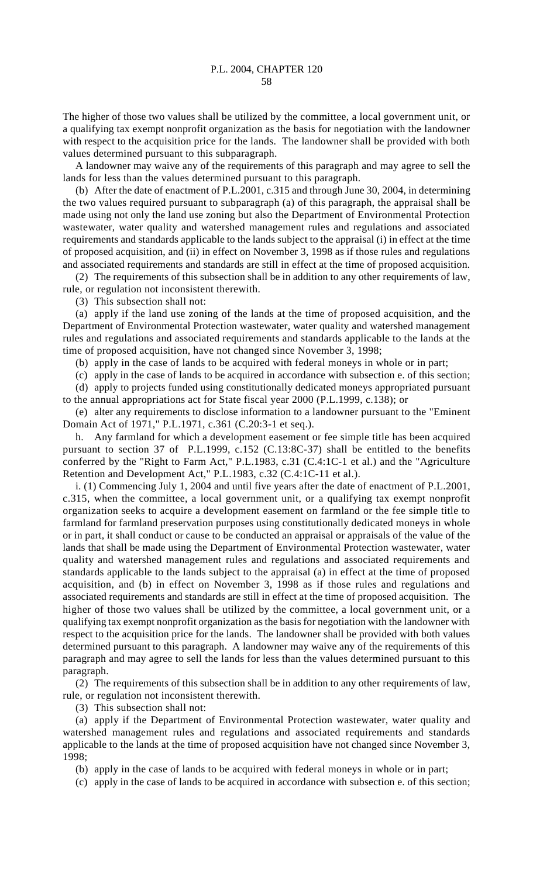The higher of those two values shall be utilized by the committee, a local government unit, or a qualifying tax exempt nonprofit organization as the basis for negotiation with the landowner with respect to the acquisition price for the lands. The landowner shall be provided with both values determined pursuant to this subparagraph.

A landowner may waive any of the requirements of this paragraph and may agree to sell the lands for less than the values determined pursuant to this paragraph.

(b) After the date of enactment of P.L.2001, c.315 and through June 30, 2004, in determining the two values required pursuant to subparagraph (a) of this paragraph, the appraisal shall be made using not only the land use zoning but also the Department of Environmental Protection wastewater, water quality and watershed management rules and regulations and associated requirements and standards applicable to the lands subject to the appraisal (i) in effect at the time of proposed acquisition, and (ii) in effect on November 3, 1998 as if those rules and regulations and associated requirements and standards are still in effect at the time of proposed acquisition.

(2) The requirements of this subsection shall be in addition to any other requirements of law, rule, or regulation not inconsistent therewith.

(3) This subsection shall not:

(a) apply if the land use zoning of the lands at the time of proposed acquisition, and the Department of Environmental Protection wastewater, water quality and watershed management rules and regulations and associated requirements and standards applicable to the lands at the time of proposed acquisition, have not changed since November 3, 1998;

(b) apply in the case of lands to be acquired with federal moneys in whole or in part;

(c) apply in the case of lands to be acquired in accordance with subsection e. of this section;

(d) apply to projects funded using constitutionally dedicated moneys appropriated pursuant to the annual appropriations act for State fiscal year 2000 (P.L.1999, c.138); or

(e) alter any requirements to disclose information to a landowner pursuant to the "Eminent Domain Act of 1971," P.L.1971, c.361 (C.20:3-1 et seq.).

h. Any farmland for which a development easement or fee simple title has been acquired pursuant to section 37 of P.L.1999, c.152 (C.13:8C-37) shall be entitled to the benefits conferred by the "Right to Farm Act," P.L.1983, c.31 (C.4:1C-1 et al.) and the "Agriculture Retention and Development Act," P.L.1983, c.32 (C.4:1C-11 et al.).

i. (1) Commencing July 1, 2004 and until five years after the date of enactment of P.L.2001, c.315, when the committee, a local government unit, or a qualifying tax exempt nonprofit organization seeks to acquire a development easement on farmland or the fee simple title to farmland for farmland preservation purposes using constitutionally dedicated moneys in whole or in part, it shall conduct or cause to be conducted an appraisal or appraisals of the value of the lands that shall be made using the Department of Environmental Protection wastewater, water quality and watershed management rules and regulations and associated requirements and standards applicable to the lands subject to the appraisal (a) in effect at the time of proposed acquisition, and (b) in effect on November 3, 1998 as if those rules and regulations and associated requirements and standards are still in effect at the time of proposed acquisition. The higher of those two values shall be utilized by the committee, a local government unit, or a qualifying tax exempt nonprofit organization as the basis for negotiation with the landowner with respect to the acquisition price for the lands. The landowner shall be provided with both values determined pursuant to this paragraph. A landowner may waive any of the requirements of this paragraph and may agree to sell the lands for less than the values determined pursuant to this paragraph.

(2) The requirements of this subsection shall be in addition to any other requirements of law, rule, or regulation not inconsistent therewith.

(3) This subsection shall not:

(a) apply if the Department of Environmental Protection wastewater, water quality and watershed management rules and regulations and associated requirements and standards applicable to the lands at the time of proposed acquisition have not changed since November 3, 1998;

(b) apply in the case of lands to be acquired with federal moneys in whole or in part;

(c) apply in the case of lands to be acquired in accordance with subsection e. of this section;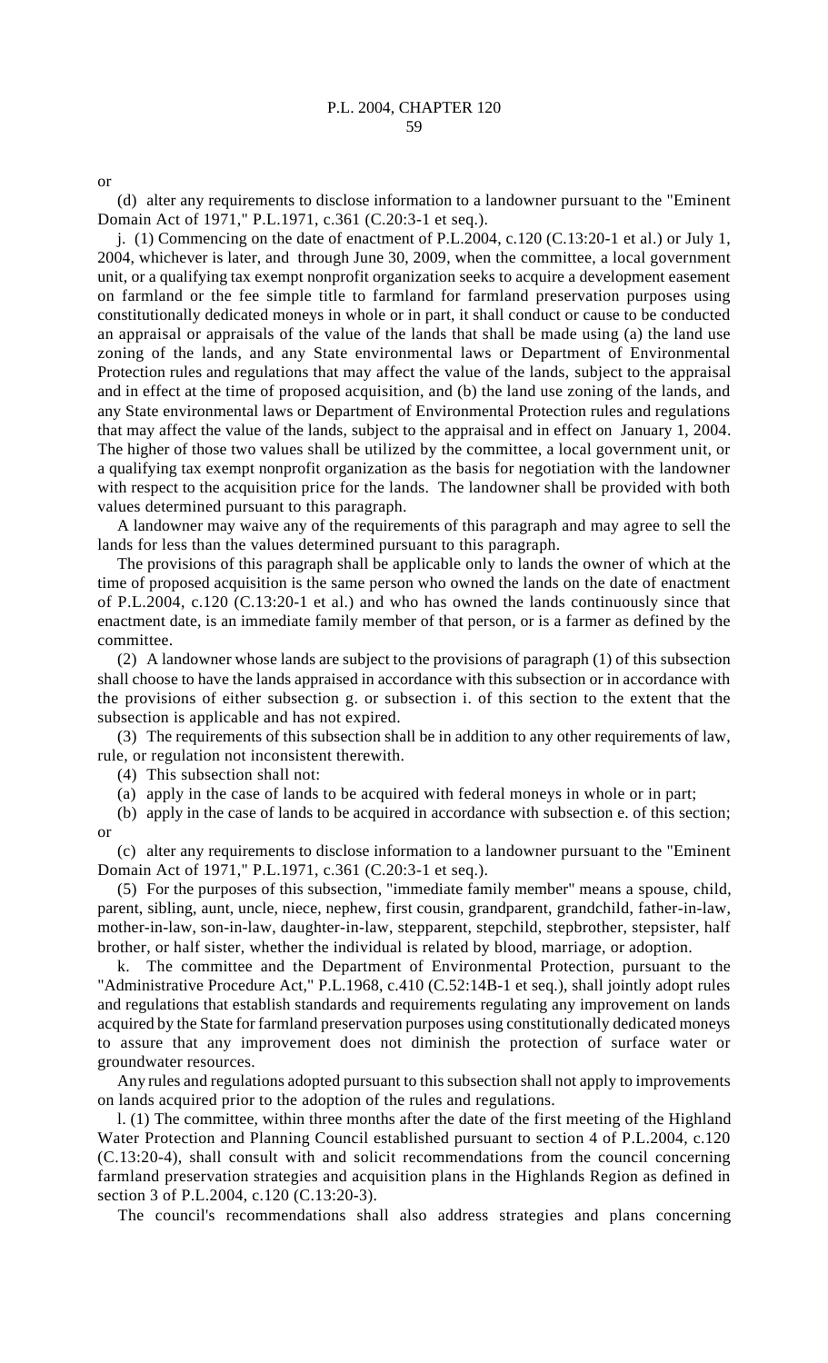or

(d) alter any requirements to disclose information to a landowner pursuant to the "Eminent Domain Act of 1971," P.L.1971, c.361 (C.20:3-1 et seq.).

j. (1) Commencing on the date of enactment of P.L.2004, c.120 (C.13:20-1 et al.) or July 1, 2004, whichever is later, and through June 30, 2009, when the committee, a local government unit, or a qualifying tax exempt nonprofit organization seeks to acquire a development easement on farmland or the fee simple title to farmland for farmland preservation purposes using constitutionally dedicated moneys in whole or in part, it shall conduct or cause to be conducted an appraisal or appraisals of the value of the lands that shall be made using (a) the land use zoning of the lands, and any State environmental laws or Department of Environmental Protection rules and regulations that may affect the value of the lands, subject to the appraisal and in effect at the time of proposed acquisition, and (b) the land use zoning of the lands, and any State environmental laws or Department of Environmental Protection rules and regulations that may affect the value of the lands, subject to the appraisal and in effect on January 1, 2004. The higher of those two values shall be utilized by the committee, a local government unit, or a qualifying tax exempt nonprofit organization as the basis for negotiation with the landowner with respect to the acquisition price for the lands. The landowner shall be provided with both values determined pursuant to this paragraph.

A landowner may waive any of the requirements of this paragraph and may agree to sell the lands for less than the values determined pursuant to this paragraph.

The provisions of this paragraph shall be applicable only to lands the owner of which at the time of proposed acquisition is the same person who owned the lands on the date of enactment of P.L.2004, c.120 (C.13:20-1 et al.) and who has owned the lands continuously since that enactment date, is an immediate family member of that person, or is a farmer as defined by the committee.

(2) A landowner whose lands are subject to the provisions of paragraph (1) of this subsection shall choose to have the lands appraised in accordance with this subsection or in accordance with the provisions of either subsection g. or subsection i. of this section to the extent that the subsection is applicable and has not expired.

(3) The requirements of this subsection shall be in addition to any other requirements of law, rule, or regulation not inconsistent therewith.

(4) This subsection shall not:

(a) apply in the case of lands to be acquired with federal moneys in whole or in part;

(b) apply in the case of lands to be acquired in accordance with subsection e. of this section; or

(c) alter any requirements to disclose information to a landowner pursuant to the "Eminent Domain Act of 1971," P.L.1971, c.361 (C.20:3-1 et seq.).

(5) For the purposes of this subsection, "immediate family member" means a spouse, child, parent, sibling, aunt, uncle, niece, nephew, first cousin, grandparent, grandchild, father-in-law, mother-in-law, son-in-law, daughter-in-law, stepparent, stepchild, stepbrother, stepsister, half brother, or half sister, whether the individual is related by blood, marriage, or adoption.

k. The committee and the Department of Environmental Protection, pursuant to the "Administrative Procedure Act," P.L.1968, c.410 (C.52:14B-1 et seq.), shall jointly adopt rules and regulations that establish standards and requirements regulating any improvement on lands acquired by the State for farmland preservation purposes using constitutionally dedicated moneys to assure that any improvement does not diminish the protection of surface water or groundwater resources.

Any rules and regulations adopted pursuant to this subsection shall not apply to improvements on lands acquired prior to the adoption of the rules and regulations.

l. (1) The committee, within three months after the date of the first meeting of the Highland Water Protection and Planning Council established pursuant to section 4 of P.L.2004, c.120 (C.13:20-4), shall consult with and solicit recommendations from the council concerning farmland preservation strategies and acquisition plans in the Highlands Region as defined in section 3 of P.L.2004, c.120 (C.13:20-3).

The council's recommendations shall also address strategies and plans concerning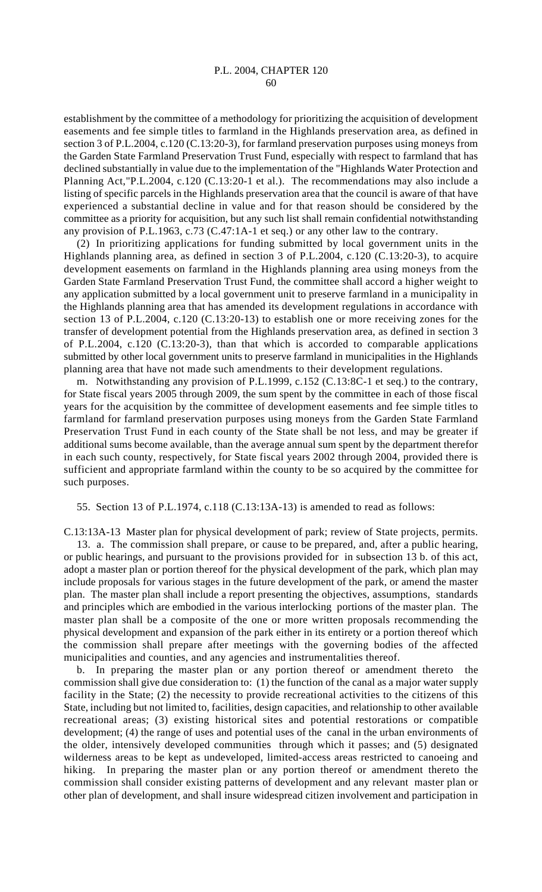establishment by the committee of a methodology for prioritizing the acquisition of development easements and fee simple titles to farmland in the Highlands preservation area, as defined in section 3 of P.L.2004, c.120 (C.13:20-3), for farmland preservation purposes using moneys from the Garden State Farmland Preservation Trust Fund, especially with respect to farmland that has declined substantially in value due to the implementation of the "Highlands Water Protection and Planning Act,"P.L.2004, c.120 (C.13:20-1 et al.). The recommendations may also include a listing of specific parcels in the Highlands preservation area that the council is aware of that have experienced a substantial decline in value and for that reason should be considered by the committee as a priority for acquisition, but any such list shall remain confidential notwithstanding any provision of P.L.1963, c.73 (C.47:1A-1 et seq.) or any other law to the contrary.

(2) In prioritizing applications for funding submitted by local government units in the Highlands planning area, as defined in section 3 of P.L.2004, c.120 (C.13:20-3), to acquire development easements on farmland in the Highlands planning area using moneys from the Garden State Farmland Preservation Trust Fund, the committee shall accord a higher weight to any application submitted by a local government unit to preserve farmland in a municipality in the Highlands planning area that has amended its development regulations in accordance with section 13 of P.L.2004, c.120 (C.13:20-13) to establish one or more receiving zones for the transfer of development potential from the Highlands preservation area, as defined in section 3 of P.L.2004, c.120 (C.13:20-3), than that which is accorded to comparable applications submitted by other local government units to preserve farmland in municipalities in the Highlands planning area that have not made such amendments to their development regulations.

m. Notwithstanding any provision of P.L.1999, c.152 (C.13:8C-1 et seq.) to the contrary, for State fiscal years 2005 through 2009, the sum spent by the committee in each of those fiscal years for the acquisition by the committee of development easements and fee simple titles to farmland for farmland preservation purposes using moneys from the Garden State Farmland Preservation Trust Fund in each county of the State shall be not less, and may be greater if additional sums become available, than the average annual sum spent by the department therefor in each such county, respectively, for State fiscal years 2002 through 2004, provided there is sufficient and appropriate farmland within the county to be so acquired by the committee for such purposes.

55. Section 13 of P.L.1974, c.118 (C.13:13A-13) is amended to read as follows:

C.13:13A-13 Master plan for physical development of park; review of State projects, permits.

13. a. The commission shall prepare, or cause to be prepared, and, after a public hearing, or public hearings, and pursuant to the provisions provided for in subsection 13 b. of this act, adopt a master plan or portion thereof for the physical development of the park, which plan may include proposals for various stages in the future development of the park, or amend the master plan. The master plan shall include a report presenting the objectives, assumptions, standards and principles which are embodied in the various interlocking portions of the master plan. The master plan shall be a composite of the one or more written proposals recommending the physical development and expansion of the park either in its entirety or a portion thereof which the commission shall prepare after meetings with the governing bodies of the affected municipalities and counties, and any agencies and instrumentalities thereof.

b. In preparing the master plan or any portion thereof or amendment thereto the commission shall give due consideration to: (1) the function of the canal as a major water supply facility in the State; (2) the necessity to provide recreational activities to the citizens of this State, including but not limited to, facilities, design capacities, and relationship to other available recreational areas; (3) existing historical sites and potential restorations or compatible development; (4) the range of uses and potential uses of the canal in the urban environments of the older, intensively developed communities through which it passes; and (5) designated wilderness areas to be kept as undeveloped, limited-access areas restricted to canoeing and hiking. In preparing the master plan or any portion thereof or amendment thereto the commission shall consider existing patterns of development and any relevant master plan or other plan of development, and shall insure widespread citizen involvement and participation in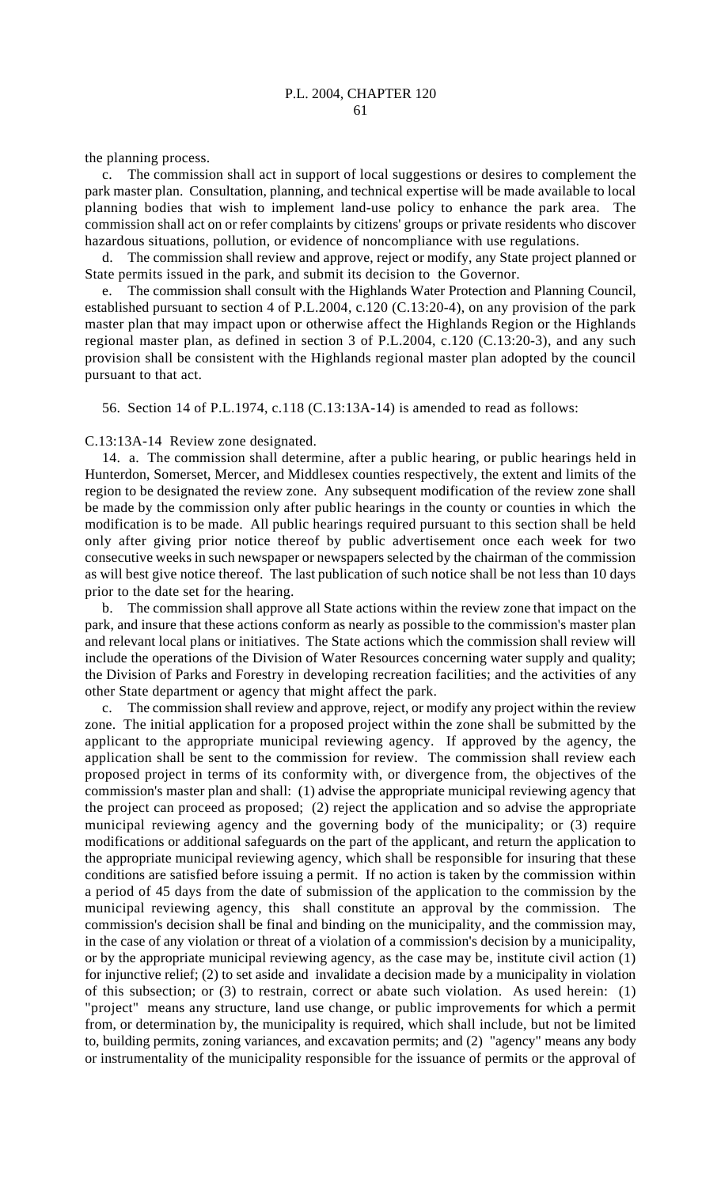the planning process.

c. The commission shall act in support of local suggestions or desires to complement the park master plan. Consultation, planning, and technical expertise will be made available to local planning bodies that wish to implement land-use policy to enhance the park area. The commission shall act on or refer complaints by citizens' groups or private residents who discover hazardous situations, pollution, or evidence of noncompliance with use regulations.

d. The commission shall review and approve, reject or modify, any State project planned or State permits issued in the park, and submit its decision to the Governor.

e. The commission shall consult with the Highlands Water Protection and Planning Council, established pursuant to section 4 of P.L.2004, c.120 (C.13:20-4), on any provision of the park master plan that may impact upon or otherwise affect the Highlands Region or the Highlands regional master plan, as defined in section 3 of P.L.2004, c.120 (C.13:20-3), and any such provision shall be consistent with the Highlands regional master plan adopted by the council pursuant to that act.

56. Section 14 of P.L.1974, c.118 (C.13:13A-14) is amended to read as follows:

C.13:13A-14 Review zone designated.

14. a. The commission shall determine, after a public hearing, or public hearings held in Hunterdon, Somerset, Mercer, and Middlesex counties respectively, the extent and limits of the region to be designated the review zone. Any subsequent modification of the review zone shall be made by the commission only after public hearings in the county or counties in which the modification is to be made. All public hearings required pursuant to this section shall be held only after giving prior notice thereof by public advertisement once each week for two consecutive weeks in such newspaper or newspapers selected by the chairman of the commission as will best give notice thereof. The last publication of such notice shall be not less than 10 days prior to the date set for the hearing.

b. The commission shall approve all State actions within the review zone that impact on the park, and insure that these actions conform as nearly as possible to the commission's master plan and relevant local plans or initiatives. The State actions which the commission shall review will include the operations of the Division of Water Resources concerning water supply and quality; the Division of Parks and Forestry in developing recreation facilities; and the activities of any other State department or agency that might affect the park.

c. The commission shall review and approve, reject, or modify any project within the review zone. The initial application for a proposed project within the zone shall be submitted by the applicant to the appropriate municipal reviewing agency. If approved by the agency, the application shall be sent to the commission for review. The commission shall review each proposed project in terms of its conformity with, or divergence from, the objectives of the commission's master plan and shall: (1) advise the appropriate municipal reviewing agency that the project can proceed as proposed; (2) reject the application and so advise the appropriate municipal reviewing agency and the governing body of the municipality; or (3) require modifications or additional safeguards on the part of the applicant, and return the application to the appropriate municipal reviewing agency, which shall be responsible for insuring that these conditions are satisfied before issuing a permit. If no action is taken by the commission within a period of 45 days from the date of submission of the application to the commission by the municipal reviewing agency, this shall constitute an approval by the commission. The commission's decision shall be final and binding on the municipality, and the commission may, in the case of any violation or threat of a violation of a commission's decision by a municipality, or by the appropriate municipal reviewing agency, as the case may be, institute civil action (1) for injunctive relief; (2) to set aside and invalidate a decision made by a municipality in violation of this subsection; or (3) to restrain, correct or abate such violation. As used herein: (1) "project" means any structure, land use change, or public improvements for which a permit from, or determination by, the municipality is required, which shall include, but not be limited to, building permits, zoning variances, and excavation permits; and (2) "agency" means any body or instrumentality of the municipality responsible for the issuance of permits or the approval of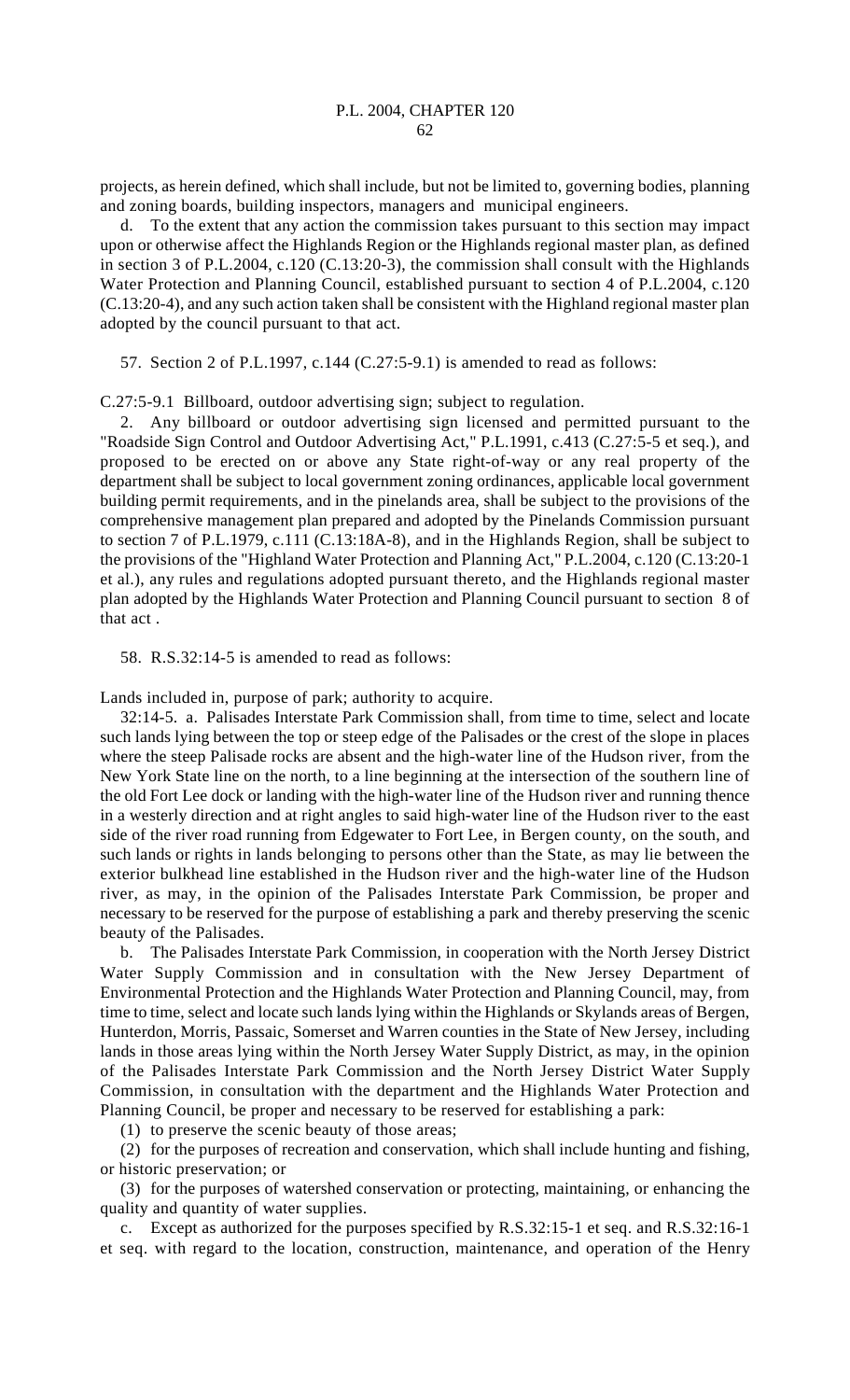projects, as herein defined, which shall include, but not be limited to, governing bodies, planning and zoning boards, building inspectors, managers and municipal engineers.

d. To the extent that any action the commission takes pursuant to this section may impact upon or otherwise affect the Highlands Region or the Highlands regional master plan, as defined in section 3 of P.L.2004, c.120 (C.13:20-3), the commission shall consult with the Highlands Water Protection and Planning Council, established pursuant to section 4 of P.L.2004, c.120 (C.13:20-4), and any such action taken shall be consistent with the Highland regional master plan adopted by the council pursuant to that act.

57. Section 2 of P.L.1997, c.144 (C.27:5-9.1) is amended to read as follows:

C.27:5-9.1 Billboard, outdoor advertising sign; subject to regulation.

2. Any billboard or outdoor advertising sign licensed and permitted pursuant to the "Roadside Sign Control and Outdoor Advertising Act," P.L.1991, c.413 (C.27:5-5 et seq.), and proposed to be erected on or above any State right-of-way or any real property of the department shall be subject to local government zoning ordinances, applicable local government building permit requirements, and in the pinelands area, shall be subject to the provisions of the comprehensive management plan prepared and adopted by the Pinelands Commission pursuant to section 7 of P.L.1979, c.111 (C.13:18A-8), and in the Highlands Region, shall be subject to the provisions of the "Highland Water Protection and Planning Act," P.L.2004, c.120 (C.13:20-1 et al.), any rules and regulations adopted pursuant thereto, and the Highlands regional master plan adopted by the Highlands Water Protection and Planning Council pursuant to section 8 of that act .

58. R.S.32:14-5 is amended to read as follows:

Lands included in, purpose of park; authority to acquire.

32:14-5. a. Palisades Interstate Park Commission shall, from time to time, select and locate such lands lying between the top or steep edge of the Palisades or the crest of the slope in places where the steep Palisade rocks are absent and the high-water line of the Hudson river, from the New York State line on the north, to a line beginning at the intersection of the southern line of the old Fort Lee dock or landing with the high-water line of the Hudson river and running thence in a westerly direction and at right angles to said high-water line of the Hudson river to the east side of the river road running from Edgewater to Fort Lee, in Bergen county, on the south, and such lands or rights in lands belonging to persons other than the State, as may lie between the exterior bulkhead line established in the Hudson river and the high-water line of the Hudson river, as may, in the opinion of the Palisades Interstate Park Commission, be proper and necessary to be reserved for the purpose of establishing a park and thereby preserving the scenic beauty of the Palisades.

b. The Palisades Interstate Park Commission, in cooperation with the North Jersey District Water Supply Commission and in consultation with the New Jersey Department of Environmental Protection and the Highlands Water Protection and Planning Council, may, from time to time, select and locate such lands lying within the Highlands or Skylands areas of Bergen, Hunterdon, Morris, Passaic, Somerset and Warren counties in the State of New Jersey, including lands in those areas lying within the North Jersey Water Supply District, as may, in the opinion of the Palisades Interstate Park Commission and the North Jersey District Water Supply Commission, in consultation with the department and the Highlands Water Protection and Planning Council, be proper and necessary to be reserved for establishing a park:

(1) to preserve the scenic beauty of those areas;

(2) for the purposes of recreation and conservation, which shall include hunting and fishing, or historic preservation; or

(3) for the purposes of watershed conservation or protecting, maintaining, or enhancing the quality and quantity of water supplies.

c. Except as authorized for the purposes specified by R.S.32:15-1 et seq. and R.S.32:16-1 et seq. with regard to the location, construction, maintenance, and operation of the Henry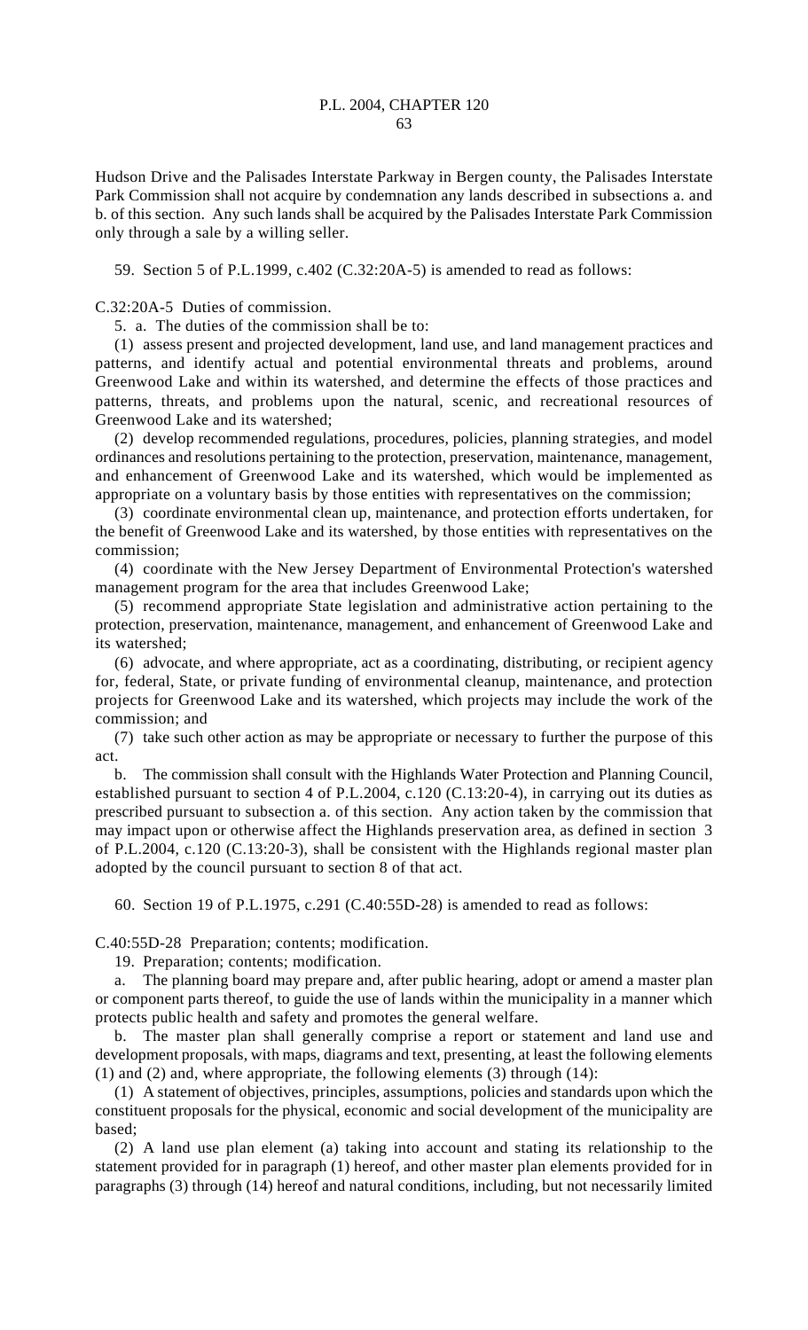Hudson Drive and the Palisades Interstate Parkway in Bergen county, the Palisades Interstate Park Commission shall not acquire by condemnation any lands described in subsections a. and b. of this section. Any such lands shall be acquired by the Palisades Interstate Park Commission only through a sale by a willing seller.

59. Section 5 of P.L.1999, c.402 (C.32:20A-5) is amended to read as follows:

C.32:20A-5 Duties of commission.

5. a. The duties of the commission shall be to:

(1) assess present and projected development, land use, and land management practices and patterns, and identify actual and potential environmental threats and problems, around Greenwood Lake and within its watershed, and determine the effects of those practices and patterns, threats, and problems upon the natural, scenic, and recreational resources of Greenwood Lake and its watershed;

(2) develop recommended regulations, procedures, policies, planning strategies, and model ordinances and resolutions pertaining to the protection, preservation, maintenance, management, and enhancement of Greenwood Lake and its watershed, which would be implemented as appropriate on a voluntary basis by those entities with representatives on the commission;

(3) coordinate environmental clean up, maintenance, and protection efforts undertaken, for the benefit of Greenwood Lake and its watershed, by those entities with representatives on the commission;

(4) coordinate with the New Jersey Department of Environmental Protection's watershed management program for the area that includes Greenwood Lake;

(5) recommend appropriate State legislation and administrative action pertaining to the protection, preservation, maintenance, management, and enhancement of Greenwood Lake and its watershed;

(6) advocate, and where appropriate, act as a coordinating, distributing, or recipient agency for, federal, State, or private funding of environmental cleanup, maintenance, and protection projects for Greenwood Lake and its watershed, which projects may include the work of the commission; and

(7) take such other action as may be appropriate or necessary to further the purpose of this act.

b. The commission shall consult with the Highlands Water Protection and Planning Council, established pursuant to section 4 of P.L.2004, c.120 (C.13:20-4), in carrying out its duties as prescribed pursuant to subsection a. of this section. Any action taken by the commission that may impact upon or otherwise affect the Highlands preservation area, as defined in section 3 of P.L.2004, c.120 (C.13:20-3), shall be consistent with the Highlands regional master plan adopted by the council pursuant to section 8 of that act.

60. Section 19 of P.L.1975, c.291 (C.40:55D-28) is amended to read as follows:

C.40:55D-28 Preparation; contents; modification.

19. Preparation; contents; modification.

a. The planning board may prepare and, after public hearing, adopt or amend a master plan or component parts thereof, to guide the use of lands within the municipality in a manner which protects public health and safety and promotes the general welfare.

b. The master plan shall generally comprise a report or statement and land use and development proposals, with maps, diagrams and text, presenting, at least the following elements (1) and (2) and, where appropriate, the following elements (3) through (14):

(1) A statement of objectives, principles, assumptions, policies and standards upon which the constituent proposals for the physical, economic and social development of the municipality are based;

(2) A land use plan element (a) taking into account and stating its relationship to the statement provided for in paragraph (1) hereof, and other master plan elements provided for in paragraphs (3) through (14) hereof and natural conditions, including, but not necessarily limited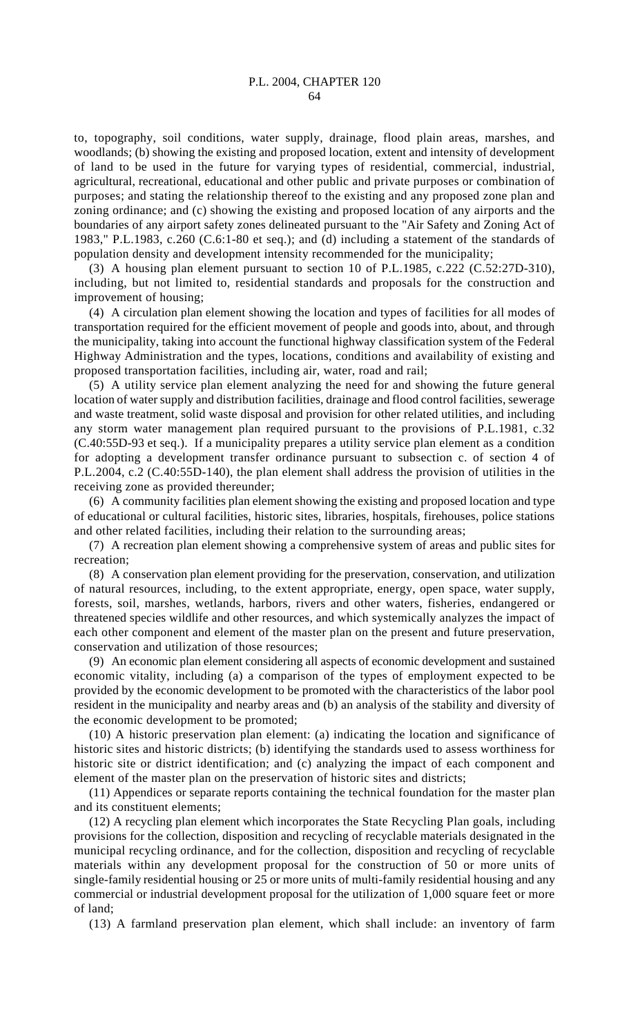to, topography, soil conditions, water supply, drainage, flood plain areas, marshes, and woodlands; (b) showing the existing and proposed location, extent and intensity of development of land to be used in the future for varying types of residential, commercial, industrial, agricultural, recreational, educational and other public and private purposes or combination of purposes; and stating the relationship thereof to the existing and any proposed zone plan and zoning ordinance; and (c) showing the existing and proposed location of any airports and the boundaries of any airport safety zones delineated pursuant to the "Air Safety and Zoning Act of 1983," P.L.1983, c.260 (C.6:1-80 et seq.); and (d) including a statement of the standards of population density and development intensity recommended for the municipality;

(3) A housing plan element pursuant to section 10 of P.L.1985, c.222 (C.52:27D-310), including, but not limited to, residential standards and proposals for the construction and improvement of housing;

(4) A circulation plan element showing the location and types of facilities for all modes of transportation required for the efficient movement of people and goods into, about, and through the municipality, taking into account the functional highway classification system of the Federal Highway Administration and the types, locations, conditions and availability of existing and proposed transportation facilities, including air, water, road and rail;

(5) A utility service plan element analyzing the need for and showing the future general location of water supply and distribution facilities, drainage and flood control facilities, sewerage and waste treatment, solid waste disposal and provision for other related utilities, and including any storm water management plan required pursuant to the provisions of P.L.1981, c.32 (C.40:55D-93 et seq.). If a municipality prepares a utility service plan element as a condition for adopting a development transfer ordinance pursuant to subsection c. of section 4 of P.L.2004, c.2 (C.40:55D-140), the plan element shall address the provision of utilities in the receiving zone as provided thereunder;

(6) A community facilities plan element showing the existing and proposed location and type of educational or cultural facilities, historic sites, libraries, hospitals, firehouses, police stations and other related facilities, including their relation to the surrounding areas;

(7) A recreation plan element showing a comprehensive system of areas and public sites for recreation;

(8) A conservation plan element providing for the preservation, conservation, and utilization of natural resources, including, to the extent appropriate, energy, open space, water supply, forests, soil, marshes, wetlands, harbors, rivers and other waters, fisheries, endangered or threatened species wildlife and other resources, and which systemically analyzes the impact of each other component and element of the master plan on the present and future preservation, conservation and utilization of those resources;

(9) An economic plan element considering all aspects of economic development and sustained economic vitality, including (a) a comparison of the types of employment expected to be provided by the economic development to be promoted with the characteristics of the labor pool resident in the municipality and nearby areas and (b) an analysis of the stability and diversity of the economic development to be promoted;

(10) A historic preservation plan element: (a) indicating the location and significance of historic sites and historic districts; (b) identifying the standards used to assess worthiness for historic site or district identification; and (c) analyzing the impact of each component and element of the master plan on the preservation of historic sites and districts;

(11) Appendices or separate reports containing the technical foundation for the master plan and its constituent elements;

(12) A recycling plan element which incorporates the State Recycling Plan goals, including provisions for the collection, disposition and recycling of recyclable materials designated in the municipal recycling ordinance, and for the collection, disposition and recycling of recyclable materials within any development proposal for the construction of 50 or more units of single-family residential housing or 25 or more units of multi-family residential housing and any commercial or industrial development proposal for the utilization of 1,000 square feet or more of land;

(13) A farmland preservation plan element, which shall include: an inventory of farm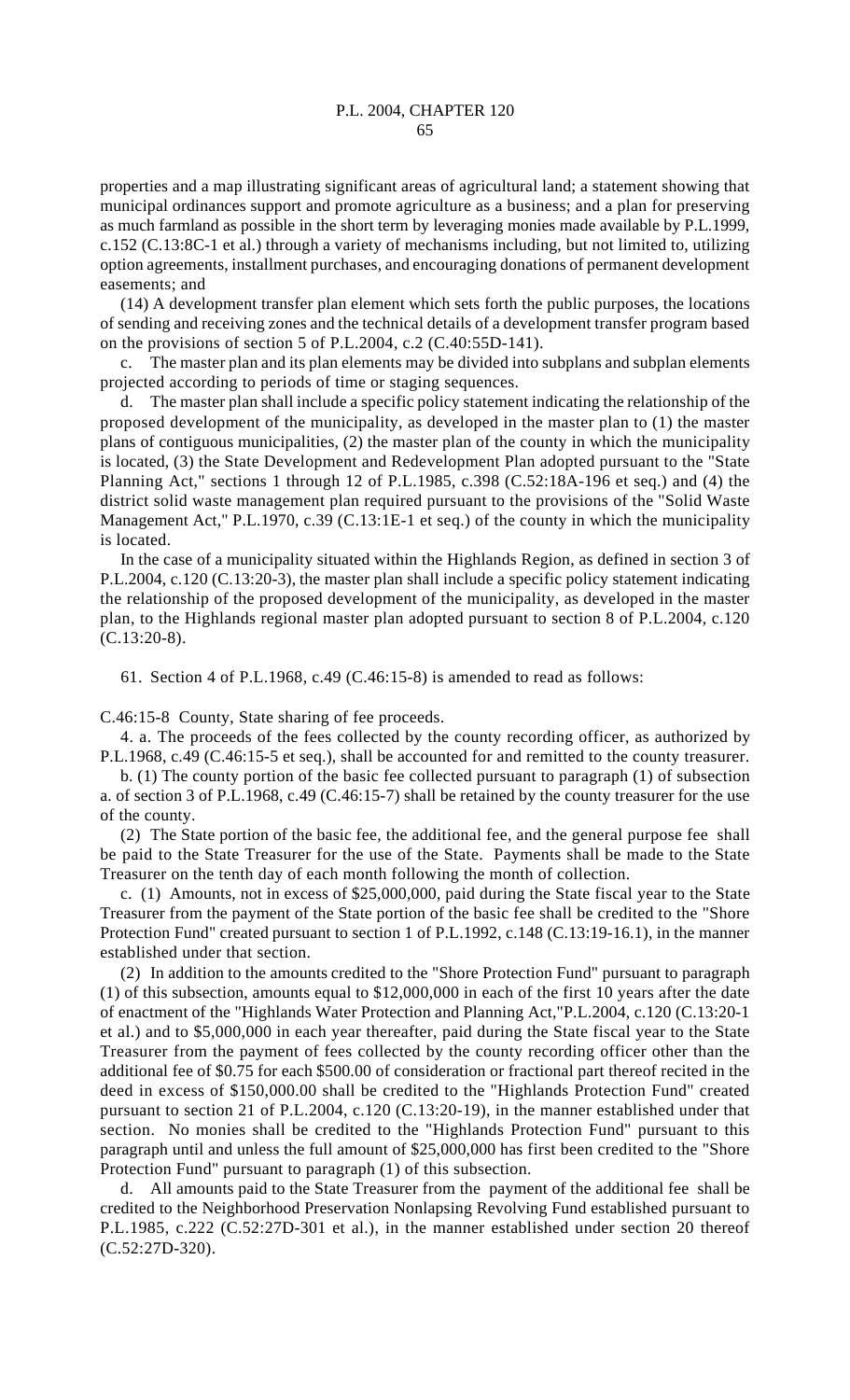properties and a map illustrating significant areas of agricultural land; a statement showing that municipal ordinances support and promote agriculture as a business; and a plan for preserving as much farmland as possible in the short term by leveraging monies made available by P.L.1999, c.152 (C.13:8C-1 et al.) through a variety of mechanisms including, but not limited to, utilizing option agreements, installment purchases, and encouraging donations of permanent development easements; and

(14) A development transfer plan element which sets forth the public purposes, the locations of sending and receiving zones and the technical details of a development transfer program based on the provisions of section 5 of P.L.2004, c.2 (C.40:55D-141).

c. The master plan and its plan elements may be divided into subplans and subplan elements projected according to periods of time or staging sequences.

d. The master plan shall include a specific policy statement indicating the relationship of the proposed development of the municipality, as developed in the master plan to (1) the master plans of contiguous municipalities, (2) the master plan of the county in which the municipality is located, (3) the State Development and Redevelopment Plan adopted pursuant to the "State Planning Act," sections 1 through 12 of P.L.1985, c.398 (C.52:18A-196 et seq.) and (4) the district solid waste management plan required pursuant to the provisions of the "Solid Waste Management Act," P.L.1970, c.39 (C.13:1E-1 et seq.) of the county in which the municipality is located.

In the case of a municipality situated within the Highlands Region, as defined in section 3 of P.L.2004, c.120 (C.13:20-3), the master plan shall include a specific policy statement indicating the relationship of the proposed development of the municipality, as developed in the master plan, to the Highlands regional master plan adopted pursuant to section 8 of P.L.2004, c.120 (C.13:20-8).

61. Section 4 of P.L.1968, c.49 (C.46:15-8) is amended to read as follows:

C.46:15-8 County, State sharing of fee proceeds.

4. a. The proceeds of the fees collected by the county recording officer, as authorized by P.L.1968, c.49 (C.46:15-5 et seq.), shall be accounted for and remitted to the county treasurer.

b. (1) The county portion of the basic fee collected pursuant to paragraph (1) of subsection a. of section 3 of P.L.1968, c.49 (C.46:15-7) shall be retained by the county treasurer for the use of the county.

(2) The State portion of the basic fee, the additional fee, and the general purpose fee shall be paid to the State Treasurer for the use of the State. Payments shall be made to the State Treasurer on the tenth day of each month following the month of collection.

c. (1) Amounts, not in excess of $25,000,000, paid during the State fiscal year to the State Treasurer from the payment of the State portion of the basic fee shall be credited to the "Shore Protection Fund" created pursuant to section 1 of P.L.1992, c.148 (C.13:19-16.1), in the manner established under that section.

(2) In addition to the amounts credited to the "Shore Protection Fund" pursuant to paragraph (1) of this subsection, amounts equal to $12,000,000 in each of the first 10 years after the date of enactment of the "Highlands Water Protection and Planning Act,"P.L.2004, c.120 (C.13:20-1 et al.) and to $5,000,000 in each year thereafter, paid during the State fiscal year to the State Treasurer from the payment of fees collected by the county recording officer other than the additional fee of $0.75 for each $500.00 of consideration or fractional part thereof recited in the deed in excess of $150,000.00 shall be credited to the "Highlands Protection Fund" created pursuant to section 21 of P.L.2004, c.120 (C.13:20-19), in the manner established under that section. No monies shall be credited to the "Highlands Protection Fund" pursuant to this paragraph until and unless the full amount of $25,000,000 has first been credited to the "Shore Protection Fund" pursuant to paragraph (1) of this subsection.

d. All amounts paid to the State Treasurer from the payment of the additional fee shall be credited to the Neighborhood Preservation Nonlapsing Revolving Fund established pursuant to P.L.1985, c.222 (C.52:27D-301 et al.), in the manner established under section 20 thereof (C.52:27D-320).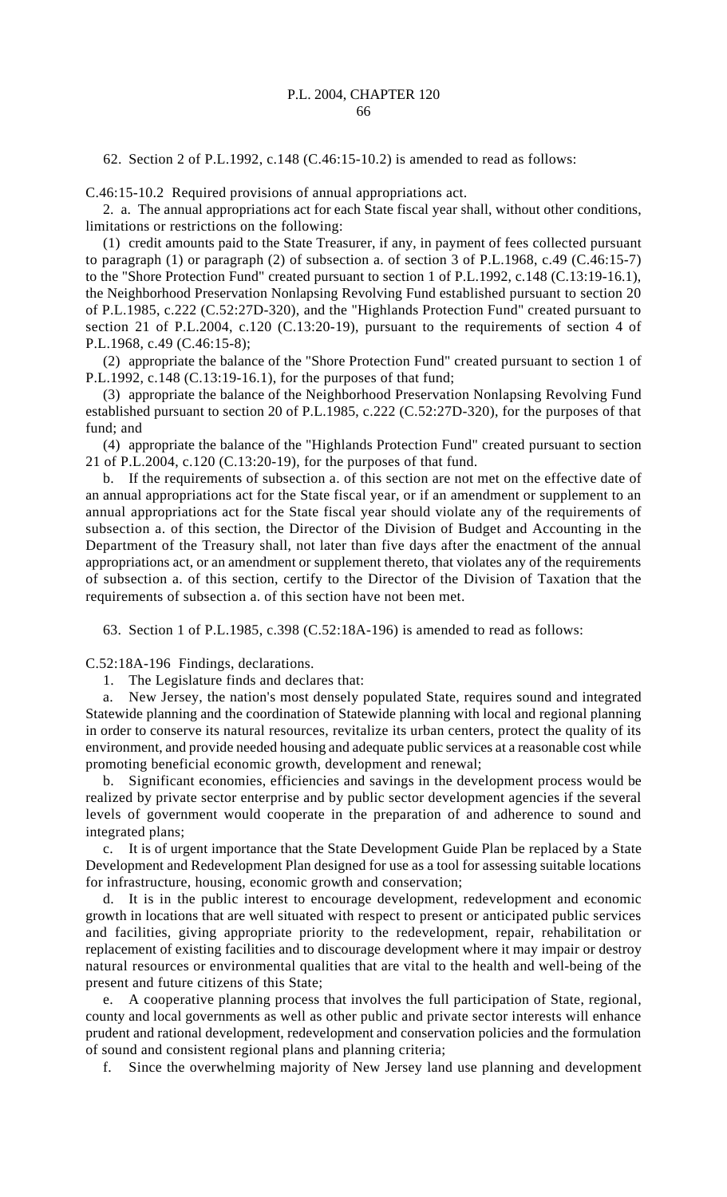62. Section 2 of P.L.1992, c.148 (C.46:15-10.2) is amended to read as follows:

C.46:15-10.2 Required provisions of annual appropriations act.

2. a. The annual appropriations act for each State fiscal year shall, without other conditions, limitations or restrictions on the following:

(1) credit amounts paid to the State Treasurer, if any, in payment of fees collected pursuant to paragraph (1) or paragraph (2) of subsection a. of section 3 of P.L.1968, c.49 (C.46:15-7) to the "Shore Protection Fund" created pursuant to section 1 of P.L.1992, c.148 (C.13:19-16.1), the Neighborhood Preservation Nonlapsing Revolving Fund established pursuant to section 20 of P.L.1985, c.222 (C.52:27D-320), and the "Highlands Protection Fund" created pursuant to section 21 of P.L.2004, c.120 (C.13:20-19), pursuant to the requirements of section 4 of P.L.1968, c.49 (C.46:15-8);

(2) appropriate the balance of the "Shore Protection Fund" created pursuant to section 1 of P.L.1992, c.148 (C.13:19-16.1), for the purposes of that fund;

(3) appropriate the balance of the Neighborhood Preservation Nonlapsing Revolving Fund established pursuant to section 20 of P.L.1985, c.222 (C.52:27D-320), for the purposes of that fund; and

(4) appropriate the balance of the "Highlands Protection Fund" created pursuant to section 21 of P.L.2004, c.120 (C.13:20-19), for the purposes of that fund.

b. If the requirements of subsection a. of this section are not met on the effective date of an annual appropriations act for the State fiscal year, or if an amendment or supplement to an annual appropriations act for the State fiscal year should violate any of the requirements of subsection a. of this section, the Director of the Division of Budget and Accounting in the Department of the Treasury shall, not later than five days after the enactment of the annual appropriations act, or an amendment or supplement thereto, that violates any of the requirements of subsection a. of this section, certify to the Director of the Division of Taxation that the requirements of subsection a. of this section have not been met.

63. Section 1 of P.L.1985, c.398 (C.52:18A-196) is amended to read as follows:

C.52:18A-196 Findings, declarations.

1. The Legislature finds and declares that:

a. New Jersey, the nation's most densely populated State, requires sound and integrated Statewide planning and the coordination of Statewide planning with local and regional planning in order to conserve its natural resources, revitalize its urban centers, protect the quality of its environment, and provide needed housing and adequate public services at a reasonable cost while promoting beneficial economic growth, development and renewal;

b. Significant economies, efficiencies and savings in the development process would be realized by private sector enterprise and by public sector development agencies if the several levels of government would cooperate in the preparation of and adherence to sound and integrated plans;

c. It is of urgent importance that the State Development Guide Plan be replaced by a State Development and Redevelopment Plan designed for use as a tool for assessing suitable locations for infrastructure, housing, economic growth and conservation;

d. It is in the public interest to encourage development, redevelopment and economic growth in locations that are well situated with respect to present or anticipated public services and facilities, giving appropriate priority to the redevelopment, repair, rehabilitation or replacement of existing facilities and to discourage development where it may impair or destroy natural resources or environmental qualities that are vital to the health and well-being of the present and future citizens of this State;

e. A cooperative planning process that involves the full participation of State, regional, county and local governments as well as other public and private sector interests will enhance prudent and rational development, redevelopment and conservation policies and the formulation of sound and consistent regional plans and planning criteria;

f. Since the overwhelming majority of New Jersey land use planning and development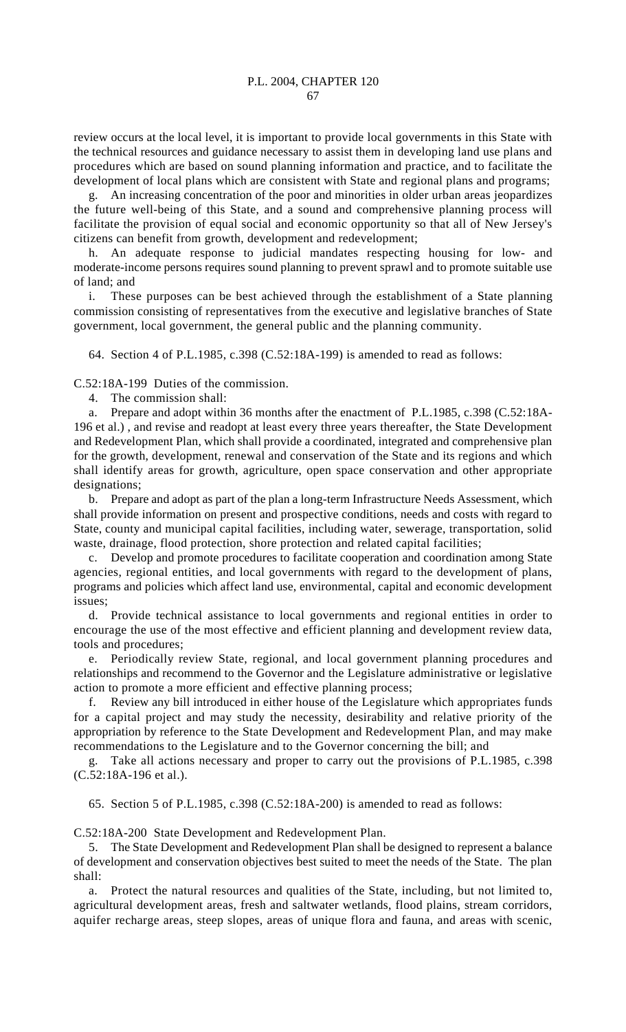review occurs at the local level, it is important to provide local governments in this State with the technical resources and guidance necessary to assist them in developing land use plans and procedures which are based on sound planning information and practice, and to facilitate the development of local plans which are consistent with State and regional plans and programs;

g. An increasing concentration of the poor and minorities in older urban areas jeopardizes the future well-being of this State, and a sound and comprehensive planning process will facilitate the provision of equal social and economic opportunity so that all of New Jersey's citizens can benefit from growth, development and redevelopment;

h. An adequate response to judicial mandates respecting housing for low- and moderate-income persons requires sound planning to prevent sprawl and to promote suitable use of land; and

i. These purposes can be best achieved through the establishment of a State planning commission consisting of representatives from the executive and legislative branches of State government, local government, the general public and the planning community.

64. Section 4 of P.L.1985, c.398 (C.52:18A-199) is amended to read as follows:

C.52:18A-199 Duties of the commission.

4. The commission shall:

a. Prepare and adopt within 36 months after the enactment of P.L.1985, c.398 (C.52:18A-196 et al.) , and revise and readopt at least every three years thereafter, the State Development and Redevelopment Plan, which shall provide a coordinated, integrated and comprehensive plan for the growth, development, renewal and conservation of the State and its regions and which shall identify areas for growth, agriculture, open space conservation and other appropriate designations;

b. Prepare and adopt as part of the plan a long-term Infrastructure Needs Assessment, which shall provide information on present and prospective conditions, needs and costs with regard to State, county and municipal capital facilities, including water, sewerage, transportation, solid waste, drainage, flood protection, shore protection and related capital facilities;

c. Develop and promote procedures to facilitate cooperation and coordination among State agencies, regional entities, and local governments with regard to the development of plans, programs and policies which affect land use, environmental, capital and economic development issues;

d. Provide technical assistance to local governments and regional entities in order to encourage the use of the most effective and efficient planning and development review data, tools and procedures;

e. Periodically review State, regional, and local government planning procedures and relationships and recommend to the Governor and the Legislature administrative or legislative action to promote a more efficient and effective planning process;

f. Review any bill introduced in either house of the Legislature which appropriates funds for a capital project and may study the necessity, desirability and relative priority of the appropriation by reference to the State Development and Redevelopment Plan, and may make recommendations to the Legislature and to the Governor concerning the bill; and

g. Take all actions necessary and proper to carry out the provisions of P.L.1985, c.398 (C.52:18A-196 et al.).

65. Section 5 of P.L.1985, c.398 (C.52:18A-200) is amended to read as follows:

C.52:18A-200 State Development and Redevelopment Plan.

5. The State Development and Redevelopment Plan shall be designed to represent a balance of development and conservation objectives best suited to meet the needs of the State. The plan shall:

a. Protect the natural resources and qualities of the State, including, but not limited to, agricultural development areas, fresh and saltwater wetlands, flood plains, stream corridors, aquifer recharge areas, steep slopes, areas of unique flora and fauna, and areas with scenic,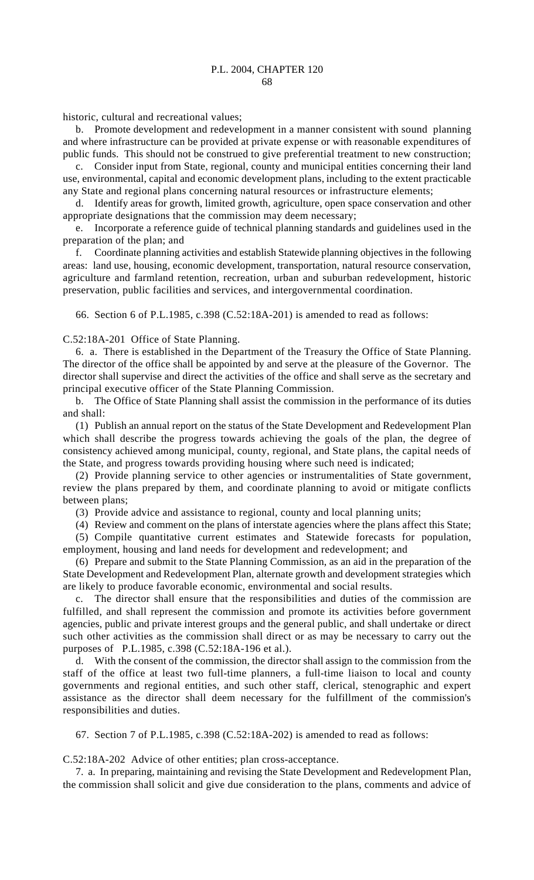historic, cultural and recreational values;

b. Promote development and redevelopment in a manner consistent with sound planning and where infrastructure can be provided at private expense or with reasonable expenditures of public funds. This should not be construed to give preferential treatment to new construction;

c. Consider input from State, regional, county and municipal entities concerning their land use, environmental, capital and economic development plans, including to the extent practicable any State and regional plans concerning natural resources or infrastructure elements;

d. Identify areas for growth, limited growth, agriculture, open space conservation and other appropriate designations that the commission may deem necessary;

e. Incorporate a reference guide of technical planning standards and guidelines used in the preparation of the plan; and

f. Coordinate planning activities and establish Statewide planning objectives in the following areas: land use, housing, economic development, transportation, natural resource conservation, agriculture and farmland retention, recreation, urban and suburban redevelopment, historic preservation, public facilities and services, and intergovernmental coordination.

66. Section 6 of P.L.1985, c.398 (C.52:18A-201) is amended to read as follows:

C.52:18A-201 Office of State Planning.

6. a. There is established in the Department of the Treasury the Office of State Planning. The director of the office shall be appointed by and serve at the pleasure of the Governor. The director shall supervise and direct the activities of the office and shall serve as the secretary and principal executive officer of the State Planning Commission.

b. The Office of State Planning shall assist the commission in the performance of its duties and shall:

(1) Publish an annual report on the status of the State Development and Redevelopment Plan which shall describe the progress towards achieving the goals of the plan, the degree of consistency achieved among municipal, county, regional, and State plans, the capital needs of the State, and progress towards providing housing where such need is indicated;

(2) Provide planning service to other agencies or instrumentalities of State government, review the plans prepared by them, and coordinate planning to avoid or mitigate conflicts between plans;

(3) Provide advice and assistance to regional, county and local planning units;

(4) Review and comment on the plans of interstate agencies where the plans affect this State;

(5) Compile quantitative current estimates and Statewide forecasts for population, employment, housing and land needs for development and redevelopment; and

(6) Prepare and submit to the State Planning Commission, as an aid in the preparation of the State Development and Redevelopment Plan, alternate growth and development strategies which are likely to produce favorable economic, environmental and social results.

c. The director shall ensure that the responsibilities and duties of the commission are fulfilled, and shall represent the commission and promote its activities before government agencies, public and private interest groups and the general public, and shall undertake or direct such other activities as the commission shall direct or as may be necessary to carry out the purposes of P.L.1985, c.398 (C.52:18A-196 et al.).

d. With the consent of the commission, the director shall assign to the commission from the staff of the office at least two full-time planners, a full-time liaison to local and county governments and regional entities, and such other staff, clerical, stenographic and expert assistance as the director shall deem necessary for the fulfillment of the commission's responsibilities and duties.

67. Section 7 of P.L.1985, c.398 (C.52:18A-202) is amended to read as follows:

C.52:18A-202 Advice of other entities; plan cross-acceptance.

7. a. In preparing, maintaining and revising the State Development and Redevelopment Plan, the commission shall solicit and give due consideration to the plans, comments and advice of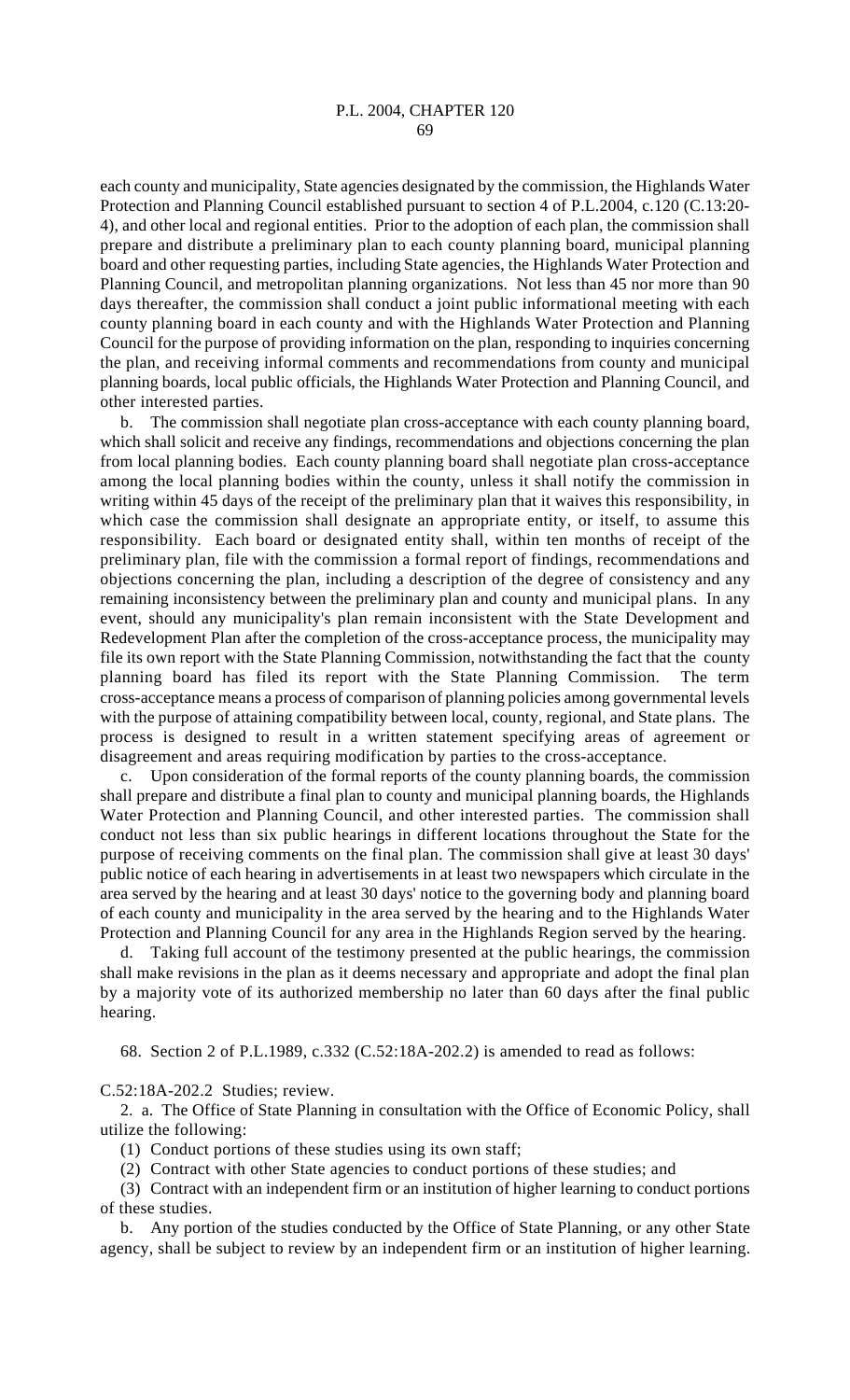each county and municipality, State agencies designated by the commission, the Highlands Water Protection and Planning Council established pursuant to section 4 of P.L.2004, c.120 (C.13:20-4), and other local and regional entities. Prior to the adoption of each plan, the commission shall prepare and distribute a preliminary plan to each county planning board, municipal planning board and other requesting parties, including State agencies, the Highlands Water Protection and Planning Council, and metropolitan planning organizations. Not less than 45 nor more than 90 days thereafter, the commission shall conduct a joint public informational meeting with each county planning board in each county and with the Highlands Water Protection and Planning Council for the purpose of providing information on the plan, responding to inquiries concerning the plan, and receiving informal comments and recommendations from county and municipal planning boards, local public officials, the Highlands Water Protection and Planning Council, and other interested parties.

b. The commission shall negotiate plan cross-acceptance with each county planning board, which shall solicit and receive any findings, recommendations and objections concerning the plan from local planning bodies. Each county planning board shall negotiate plan cross-acceptance among the local planning bodies within the county, unless it shall notify the commission in writing within 45 days of the receipt of the preliminary plan that it waives this responsibility, in which case the commission shall designate an appropriate entity, or itself, to assume this responsibility. Each board or designated entity shall, within ten months of receipt of the preliminary plan, file with the commission a formal report of findings, recommendations and objections concerning the plan, including a description of the degree of consistency and any remaining inconsistency between the preliminary plan and county and municipal plans. In any event, should any municipality's plan remain inconsistent with the State Development and Redevelopment Plan after the completion of the cross-acceptance process, the municipality may file its own report with the State Planning Commission, notwithstanding the fact that the county planning board has filed its report with the State Planning Commission. The term cross-acceptance means a process of comparison of planning policies among governmental levels with the purpose of attaining compatibility between local, county, regional, and State plans. The process is designed to result in a written statement specifying areas of agreement or disagreement and areas requiring modification by parties to the cross-acceptance.

c. Upon consideration of the formal reports of the county planning boards, the commission shall prepare and distribute a final plan to county and municipal planning boards, the Highlands Water Protection and Planning Council, and other interested parties. The commission shall conduct not less than six public hearings in different locations throughout the State for the purpose of receiving comments on the final plan. The commission shall give at least 30 days' public notice of each hearing in advertisements in at least two newspapers which circulate in the area served by the hearing and at least 30 days' notice to the governing body and planning board of each county and municipality in the area served by the hearing and to the Highlands Water Protection and Planning Council for any area in the Highlands Region served by the hearing.

d. Taking full account of the testimony presented at the public hearings, the commission shall make revisions in the plan as it deems necessary and appropriate and adopt the final plan by a majority vote of its authorized membership no later than 60 days after the final public hearing.

68. Section 2 of P.L.1989, c.332 (C.52:18A-202.2) is amended to read as follows:

C.52:18A-202.2 Studies; review.

2. a. The Office of State Planning in consultation with the Office of Economic Policy, shall utilize the following:

(1) Conduct portions of these studies using its own staff;

(2) Contract with other State agencies to conduct portions of these studies; and

(3) Contract with an independent firm or an institution of higher learning to conduct portions of these studies.

b. Any portion of the studies conducted by the Office of State Planning, or any other State agency, shall be subject to review by an independent firm or an institution of higher learning.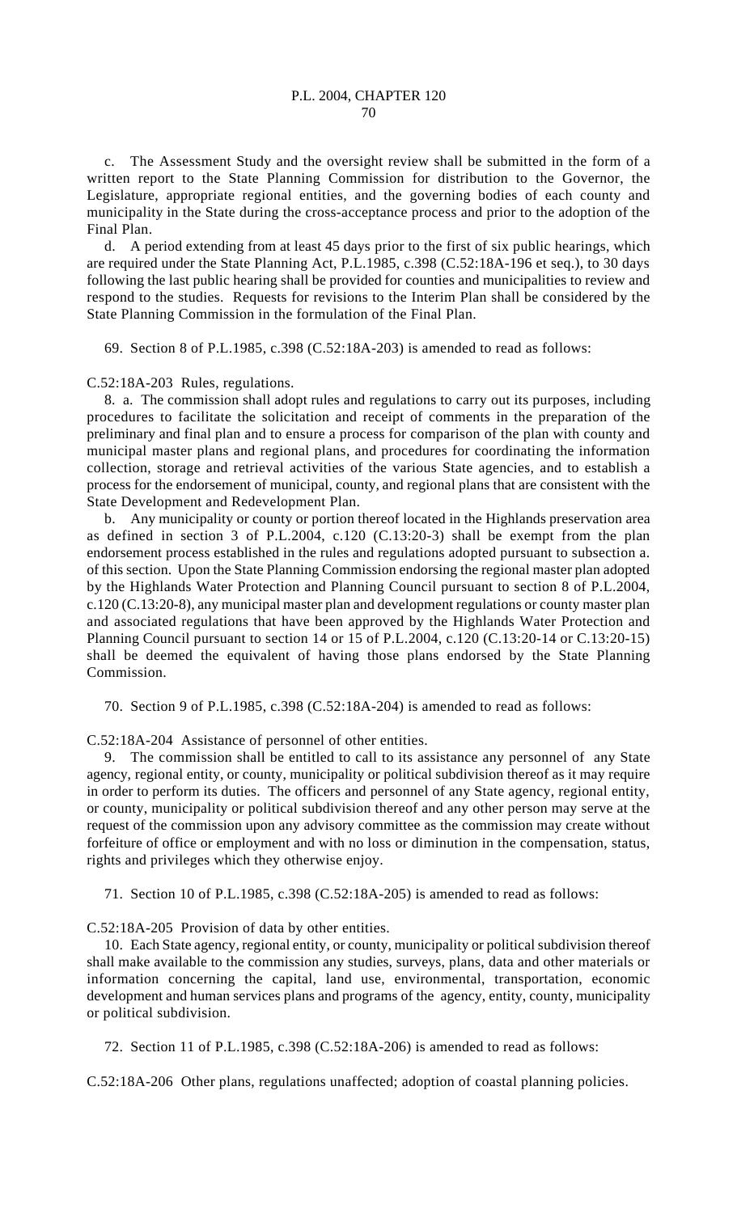c. The Assessment Study and the oversight review shall be submitted in the form of a written report to the State Planning Commission for distribution to the Governor, the Legislature, appropriate regional entities, and the governing bodies of each county and municipality in the State during the cross-acceptance process and prior to the adoption of the Final Plan.

d. A period extending from at least 45 days prior to the first of six public hearings, which are required under the State Planning Act, P.L.1985, c.398 (C.52:18A-196 et seq.), to 30 days following the last public hearing shall be provided for counties and municipalities to review and respond to the studies. Requests for revisions to the Interim Plan shall be considered by the State Planning Commission in the formulation of the Final Plan.

69. Section 8 of P.L.1985, c.398 (C.52:18A-203) is amended to read as follows:

C.52:18A-203 Rules, regulations.

8. a. The commission shall adopt rules and regulations to carry out its purposes, including procedures to facilitate the solicitation and receipt of comments in the preparation of the preliminary and final plan and to ensure a process for comparison of the plan with county and municipal master plans and regional plans, and procedures for coordinating the information collection, storage and retrieval activities of the various State agencies, and to establish a process for the endorsement of municipal, county, and regional plans that are consistent with the State Development and Redevelopment Plan.

b. Any municipality or county or portion thereof located in the Highlands preservation area as defined in section 3 of P.L.2004, c.120 (C.13:20-3) shall be exempt from the plan endorsement process established in the rules and regulations adopted pursuant to subsection a. of this section. Upon the State Planning Commission endorsing the regional master plan adopted by the Highlands Water Protection and Planning Council pursuant to section 8 of P.L.2004, c.120 (C.13:20-8), any municipal master plan and development regulations or county master plan and associated regulations that have been approved by the Highlands Water Protection and Planning Council pursuant to section 14 or 15 of P.L.2004, c.120 (C.13:20-14 or C.13:20-15) shall be deemed the equivalent of having those plans endorsed by the State Planning Commission.

70. Section 9 of P.L.1985, c.398 (C.52:18A-204) is amended to read as follows:

C.52:18A-204 Assistance of personnel of other entities.

9. The commission shall be entitled to call to its assistance any personnel of any State agency, regional entity, or county, municipality or political subdivision thereof as it may require in order to perform its duties. The officers and personnel of any State agency, regional entity, or county, municipality or political subdivision thereof and any other person may serve at the request of the commission upon any advisory committee as the commission may create without forfeiture of office or employment and with no loss or diminution in the compensation, status, rights and privileges which they otherwise enjoy.

71. Section 10 of P.L.1985, c.398 (C.52:18A-205) is amended to read as follows:

C.52:18A-205 Provision of data by other entities.

10. Each State agency, regional entity, or county, municipality or political subdivision thereof shall make available to the commission any studies, surveys, plans, data and other materials or information concerning the capital, land use, environmental, transportation, economic development and human services plans and programs of the agency, entity, county, municipality or political subdivision.

72. Section 11 of P.L.1985, c.398 (C.52:18A-206) is amended to read as follows:

C.52:18A-206 Other plans, regulations unaffected; adoption of coastal planning policies.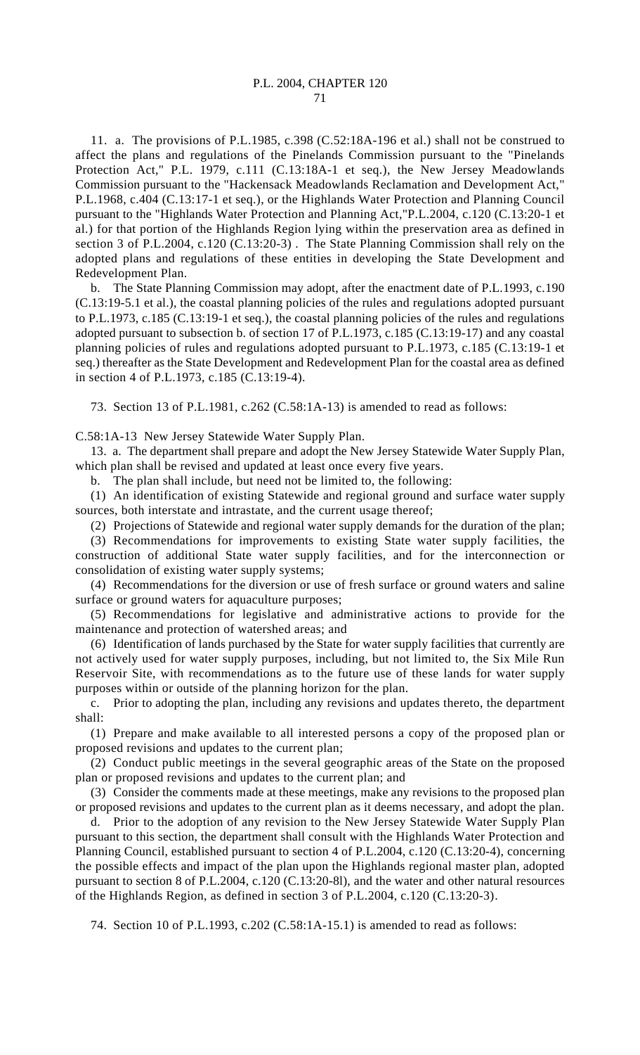11. a. The provisions of P.L.1985, c.398 (C.52:18A-196 et al.) shall not be construed to affect the plans and regulations of the Pinelands Commission pursuant to the "Pinelands Protection Act," P.L. 1979, c.111 (C.13:18A-1 et seq.), the New Jersey Meadowlands Commission pursuant to the "Hackensack Meadowlands Reclamation and Development Act," P.L.1968, c.404 (C.13:17-1 et seq.), or the Highlands Water Protection and Planning Council pursuant to the "Highlands Water Protection and Planning Act,"P.L.2004, c.120 (C.13:20-1 et al.) for that portion of the Highlands Region lying within the preservation area as defined in section 3 of P.L.2004, c.120 (C.13:20-3) . The State Planning Commission shall rely on the adopted plans and regulations of these entities in developing the State Development and Redevelopment Plan.

b. The State Planning Commission may adopt, after the enactment date of P.L.1993, c.190 (C.13:19-5.1 et al.), the coastal planning policies of the rules and regulations adopted pursuant to P.L.1973, c.185 (C.13:19-1 et seq.), the coastal planning policies of the rules and regulations adopted pursuant to subsection b. of section 17 of P.L.1973, c.185 (C.13:19-17) and any coastal planning policies of rules and regulations adopted pursuant to P.L.1973, c.185 (C.13:19-1 et seq.) thereafter as the State Development and Redevelopment Plan for the coastal area as defined in section 4 of P.L.1973, c.185 (C.13:19-4).

73. Section 13 of P.L.1981, c.262 (C.58:1A-13) is amended to read as follows:

C.58:1A-13 New Jersey Statewide Water Supply Plan.

13. a. The department shall prepare and adopt the New Jersey Statewide Water Supply Plan, which plan shall be revised and updated at least once every five years.

b. The plan shall include, but need not be limited to, the following:

(1) An identification of existing Statewide and regional ground and surface water supply sources, both interstate and intrastate, and the current usage thereof;

(2) Projections of Statewide and regional water supply demands for the duration of the plan;

(3) Recommendations for improvements to existing State water supply facilities, the construction of additional State water supply facilities, and for the interconnection or consolidation of existing water supply systems;

(4) Recommendations for the diversion or use of fresh surface or ground waters and saline surface or ground waters for aquaculture purposes;

(5) Recommendations for legislative and administrative actions to provide for the maintenance and protection of watershed areas; and

(6) Identification of lands purchased by the State for water supply facilities that currently are not actively used for water supply purposes, including, but not limited to, the Six Mile Run Reservoir Site, with recommendations as to the future use of these lands for water supply purposes within or outside of the planning horizon for the plan.

c. Prior to adopting the plan, including any revisions and updates thereto, the department shall:

(1) Prepare and make available to all interested persons a copy of the proposed plan or proposed revisions and updates to the current plan;

(2) Conduct public meetings in the several geographic areas of the State on the proposed plan or proposed revisions and updates to the current plan; and

(3) Consider the comments made at these meetings, make any revisions to the proposed plan or proposed revisions and updates to the current plan as it deems necessary, and adopt the plan.

d. Prior to the adoption of any revision to the New Jersey Statewide Water Supply Plan pursuant to this section, the department shall consult with the Highlands Water Protection and Planning Council, established pursuant to section 4 of P.L.2004, c.120 (C.13:20-4), concerning the possible effects and impact of the plan upon the Highlands regional master plan, adopted pursuant to section 8 of P.L.2004, c.120 (C.13:20-8l), and the water and other natural resources of the Highlands Region, as defined in section 3 of P.L.2004, c.120 (C.13:20-3).

74. Section 10 of P.L.1993, c.202 (C.58:1A-15.1) is amended to read as follows: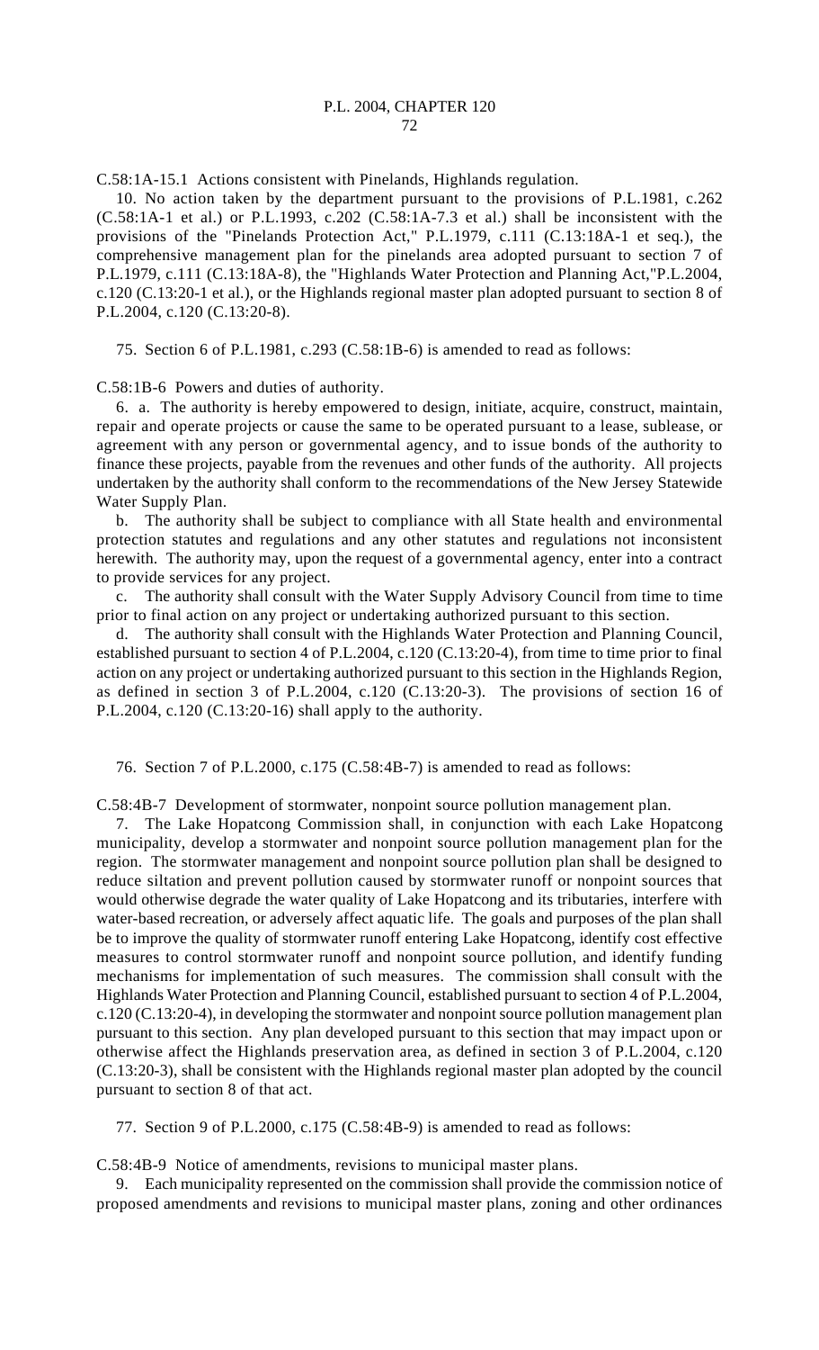C.58:1A-15.1 Actions consistent with Pinelands, Highlands regulation.

10. No action taken by the department pursuant to the provisions of P.L.1981, c.262 (C.58:1A-1 et al.) or P.L.1993, c.202 (C.58:1A-7.3 et al.) shall be inconsistent with the provisions of the "Pinelands Protection Act," P.L.1979, c.111 (C.13:18A-1 et seq.), the comprehensive management plan for the pinelands area adopted pursuant to section 7 of P.L.1979, c.111 (C.13:18A-8), the "Highlands Water Protection and Planning Act,"P.L.2004, c.120 (C.13:20-1 et al.), or the Highlands regional master plan adopted pursuant to section 8 of P.L.2004, c.120 (C.13:20-8).

75. Section 6 of P.L.1981, c.293 (C.58:1B-6) is amended to read as follows:

C.58:1B-6 Powers and duties of authority.

6. a. The authority is hereby empowered to design, initiate, acquire, construct, maintain, repair and operate projects or cause the same to be operated pursuant to a lease, sublease, or agreement with any person or governmental agency, and to issue bonds of the authority to finance these projects, payable from the revenues and other funds of the authority. All projects undertaken by the authority shall conform to the recommendations of the New Jersey Statewide Water Supply Plan.

b. The authority shall be subject to compliance with all State health and environmental protection statutes and regulations and any other statutes and regulations not inconsistent herewith. The authority may, upon the request of a governmental agency, enter into a contract to provide services for any project.

c. The authority shall consult with the Water Supply Advisory Council from time to time prior to final action on any project or undertaking authorized pursuant to this section.

d. The authority shall consult with the Highlands Water Protection and Planning Council, established pursuant to section 4 of P.L.2004, c.120 (C.13:20-4), from time to time prior to final action on any project or undertaking authorized pursuant to this section in the Highlands Region, as defined in section 3 of P.L.2004, c.120 (C.13:20-3). The provisions of section 16 of P.L.2004, c.120 (C.13:20-16) shall apply to the authority.

76. Section 7 of P.L.2000, c.175 (C.58:4B-7) is amended to read as follows:

C.58:4B-7 Development of stormwater, nonpoint source pollution management plan.

7. The Lake Hopatcong Commission shall, in conjunction with each Lake Hopatcong municipality, develop a stormwater and nonpoint source pollution management plan for the region. The stormwater management and nonpoint source pollution plan shall be designed to reduce siltation and prevent pollution caused by stormwater runoff or nonpoint sources that would otherwise degrade the water quality of Lake Hopatcong and its tributaries, interfere with water-based recreation, or adversely affect aquatic life. The goals and purposes of the plan shall be to improve the quality of stormwater runoff entering Lake Hopatcong, identify cost effective measures to control stormwater runoff and nonpoint source pollution, and identify funding mechanisms for implementation of such measures. The commission shall consult with the Highlands Water Protection and Planning Council, established pursuant to section 4 of P.L.2004, c.120 (C.13:20-4), in developing the stormwater and nonpoint source pollution management plan pursuant to this section. Any plan developed pursuant to this section that may impact upon or otherwise affect the Highlands preservation area, as defined in section 3 of P.L.2004, c.120 (C.13:20-3), shall be consistent with the Highlands regional master plan adopted by the council pursuant to section 8 of that act.

77. Section 9 of P.L.2000, c.175 (C.58:4B-9) is amended to read as follows:

C.58:4B-9 Notice of amendments, revisions to municipal master plans.

9. Each municipality represented on the commission shall provide the commission notice of proposed amendments and revisions to municipal master plans, zoning and other ordinances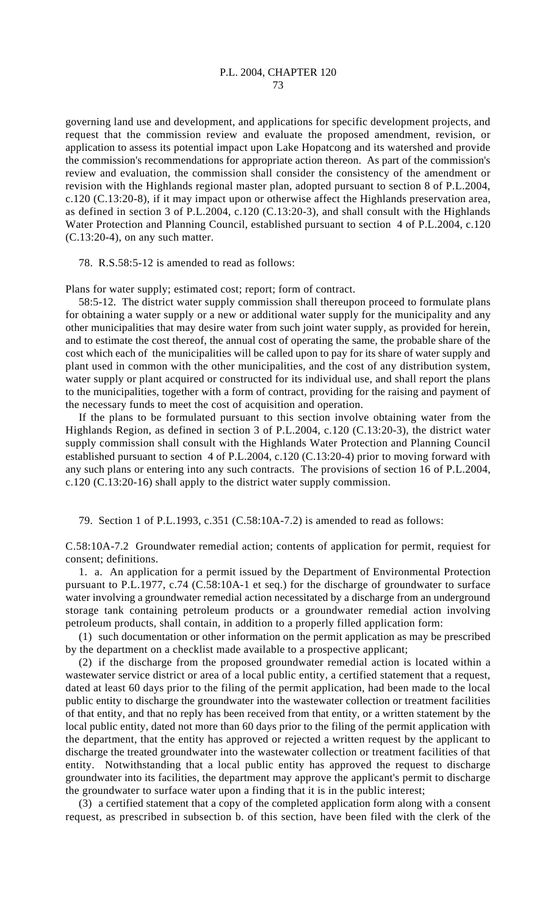governing land use and development, and applications for specific development projects, and request that the commission review and evaluate the proposed amendment, revision, or application to assess its potential impact upon Lake Hopatcong and its watershed and provide the commission's recommendations for appropriate action thereon. As part of the commission's review and evaluation, the commission shall consider the consistency of the amendment or revision with the Highlands regional master plan, adopted pursuant to section 8 of P.L.2004, c.120 (C.13:20-8), if it may impact upon or otherwise affect the Highlands preservation area, as defined in section 3 of P.L.2004, c.120 (C.13:20-3), and shall consult with the Highlands Water Protection and Planning Council, established pursuant to section 4 of P.L.2004, c.120 (C.13:20-4), on any such matter.

78. R.S.58:5-12 is amended to read as follows:

Plans for water supply; estimated cost; report; form of contract.

58:5-12. The district water supply commission shall thereupon proceed to formulate plans for obtaining a water supply or a new or additional water supply for the municipality and any other municipalities that may desire water from such joint water supply, as provided for herein, and to estimate the cost thereof, the annual cost of operating the same, the probable share of the cost which each of the municipalities will be called upon to pay for its share of water supply and plant used in common with the other municipalities, and the cost of any distribution system, water supply or plant acquired or constructed for its individual use, and shall report the plans to the municipalities, together with a form of contract, providing for the raising and payment of the necessary funds to meet the cost of acquisition and operation.

If the plans to be formulated pursuant to this section involve obtaining water from the Highlands Region, as defined in section 3 of P.L.2004, c.120 (C.13:20-3), the district water supply commission shall consult with the Highlands Water Protection and Planning Council established pursuant to section 4 of P.L.2004, c.120 (C.13:20-4) prior to moving forward with any such plans or entering into any such contracts. The provisions of section 16 of P.L.2004, c.120 (C.13:20-16) shall apply to the district water supply commission.

79. Section 1 of P.L.1993, c.351 (C.58:10A-7.2) is amended to read as follows:

C.58:10A-7.2 Groundwater remedial action; contents of application for permit, requiest for consent; definitions.

1. a. An application for a permit issued by the Department of Environmental Protection pursuant to P.L.1977, c.74 (C.58:10A-1 et seq.) for the discharge of groundwater to surface water involving a groundwater remedial action necessitated by a discharge from an underground storage tank containing petroleum products or a groundwater remedial action involving petroleum products, shall contain, in addition to a properly filled application form:

(1) such documentation or other information on the permit application as may be prescribed by the department on a checklist made available to a prospective applicant;

(2) if the discharge from the proposed groundwater remedial action is located within a wastewater service district or area of a local public entity, a certified statement that a request, dated at least 60 days prior to the filing of the permit application, had been made to the local public entity to discharge the groundwater into the wastewater collection or treatment facilities of that entity, and that no reply has been received from that entity, or a written statement by the local public entity, dated not more than 60 days prior to the filing of the permit application with the department, that the entity has approved or rejected a written request by the applicant to discharge the treated groundwater into the wastewater collection or treatment facilities of that entity. Notwithstanding that a local public entity has approved the request to discharge groundwater into its facilities, the department may approve the applicant's permit to discharge the groundwater to surface water upon a finding that it is in the public interest;

(3) a certified statement that a copy of the completed application form along with a consent request, as prescribed in subsection b. of this section, have been filed with the clerk of the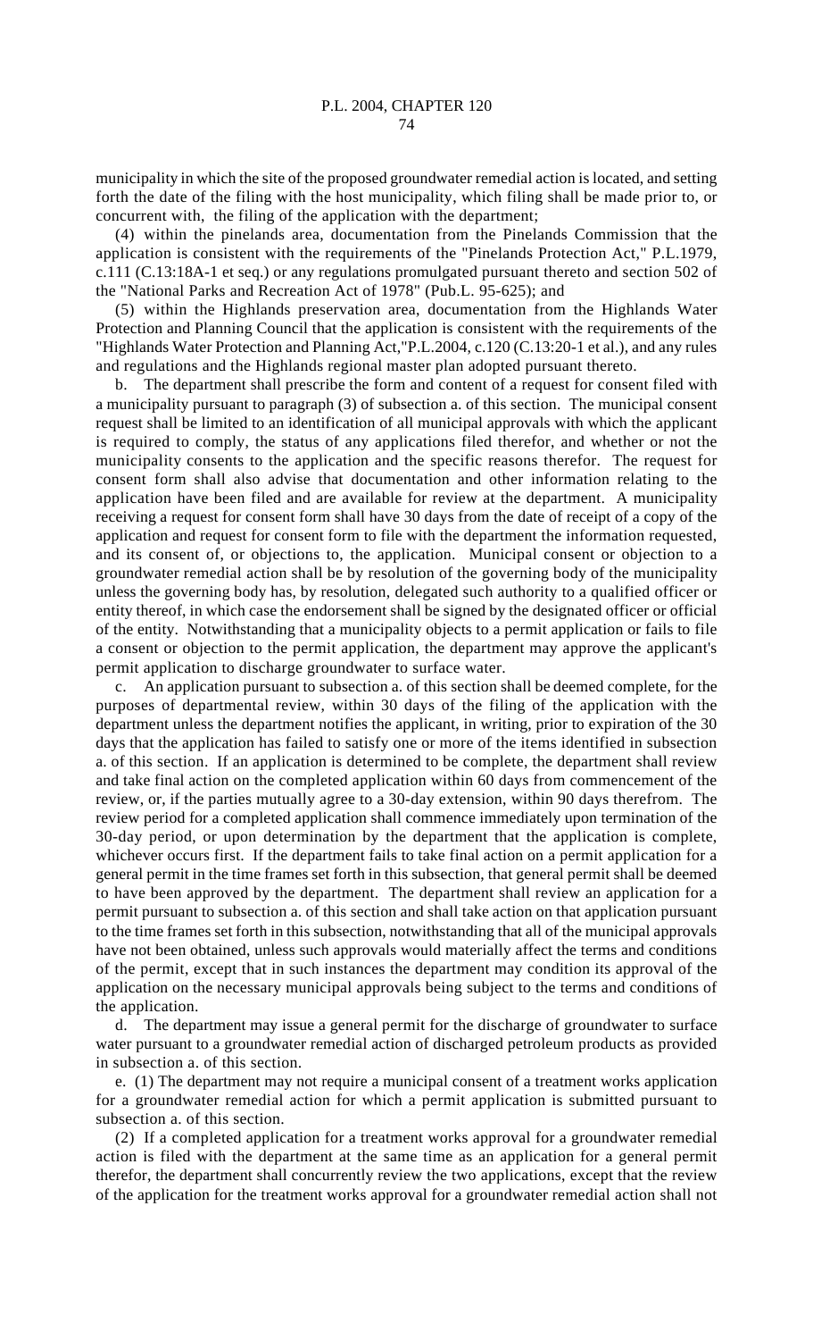municipality in which the site of the proposed groundwater remedial action is located, and setting forth the date of the filing with the host municipality, which filing shall be made prior to, or concurrent with, the filing of the application with the department;

(4) within the pinelands area, documentation from the Pinelands Commission that the application is consistent with the requirements of the "Pinelands Protection Act," P.L.1979, c.111 (C.13:18A-1 et seq.) or any regulations promulgated pursuant thereto and section 502 of the "National Parks and Recreation Act of 1978" (Pub.L. 95-625); and

(5) within the Highlands preservation area, documentation from the Highlands Water Protection and Planning Council that the application is consistent with the requirements of the "Highlands Water Protection and Planning Act,"P.L.2004, c.120 (C.13:20-1 et al.), and any rules and regulations and the Highlands regional master plan adopted pursuant thereto.

b. The department shall prescribe the form and content of a request for consent filed with a municipality pursuant to paragraph (3) of subsection a. of this section. The municipal consent request shall be limited to an identification of all municipal approvals with which the applicant is required to comply, the status of any applications filed therefor, and whether or not the municipality consents to the application and the specific reasons therefor. The request for consent form shall also advise that documentation and other information relating to the application have been filed and are available for review at the department. A municipality receiving a request for consent form shall have 30 days from the date of receipt of a copy of the application and request for consent form to file with the department the information requested, and its consent of, or objections to, the application. Municipal consent or objection to a groundwater remedial action shall be by resolution of the governing body of the municipality unless the governing body has, by resolution, delegated such authority to a qualified officer or entity thereof, in which case the endorsement shall be signed by the designated officer or official of the entity. Notwithstanding that a municipality objects to a permit application or fails to file a consent or objection to the permit application, the department may approve the applicant's permit application to discharge groundwater to surface water.

c. An application pursuant to subsection a. of this section shall be deemed complete, for the purposes of departmental review, within 30 days of the filing of the application with the department unless the department notifies the applicant, in writing, prior to expiration of the 30 days that the application has failed to satisfy one or more of the items identified in subsection a. of this section. If an application is determined to be complete, the department shall review and take final action on the completed application within 60 days from commencement of the review, or, if the parties mutually agree to a 30-day extension, within 90 days therefrom. The review period for a completed application shall commence immediately upon termination of the 30-day period, or upon determination by the department that the application is complete, whichever occurs first. If the department fails to take final action on a permit application for a general permit in the time frames set forth in this subsection, that general permit shall be deemed to have been approved by the department. The department shall review an application for a permit pursuant to subsection a. of this section and shall take action on that application pursuant to the time frames set forth in this subsection, notwithstanding that all of the municipal approvals have not been obtained, unless such approvals would materially affect the terms and conditions of the permit, except that in such instances the department may condition its approval of the application on the necessary municipal approvals being subject to the terms and conditions of the application.

d. The department may issue a general permit for the discharge of groundwater to surface water pursuant to a groundwater remedial action of discharged petroleum products as provided in subsection a. of this section.

e. (1) The department may not require a municipal consent of a treatment works application for a groundwater remedial action for which a permit application is submitted pursuant to subsection a. of this section.

(2) If a completed application for a treatment works approval for a groundwater remedial action is filed with the department at the same time as an application for a general permit therefor, the department shall concurrently review the two applications, except that the review of the application for the treatment works approval for a groundwater remedial action shall not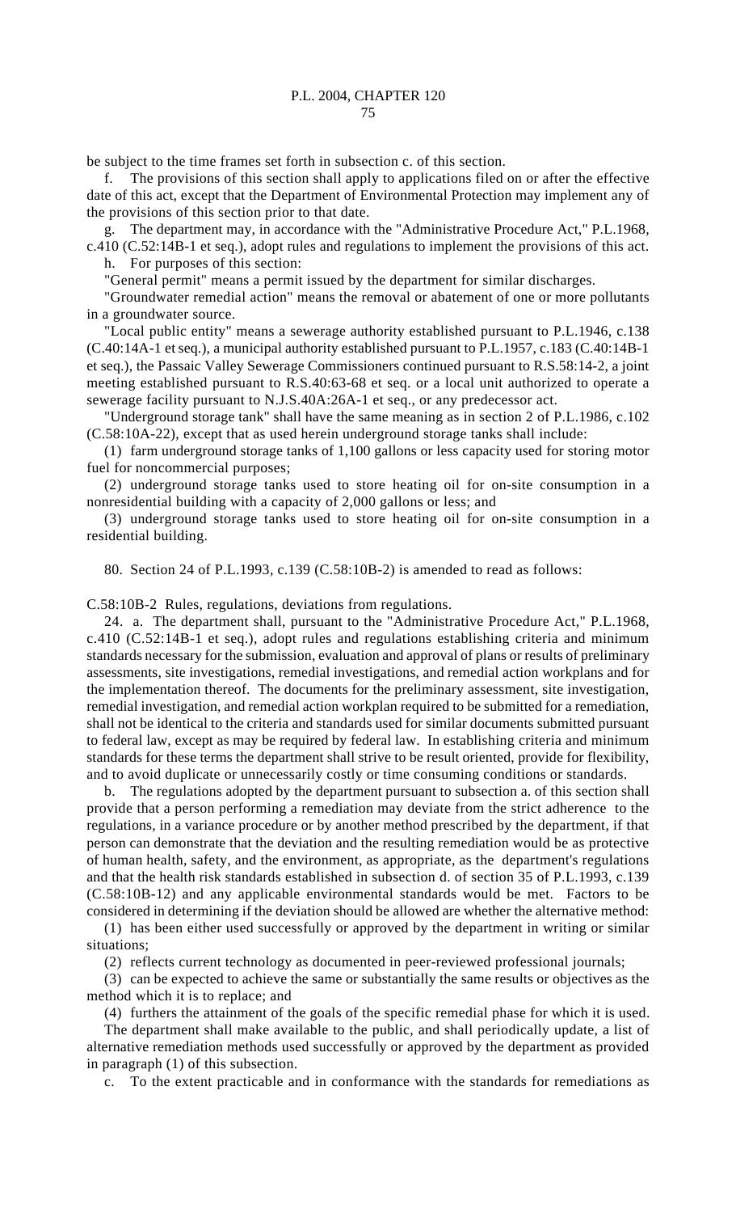be subject to the time frames set forth in subsection c. of this section.

f. The provisions of this section shall apply to applications filed on or after the effective date of this act, except that the Department of Environmental Protection may implement any of the provisions of this section prior to that date.

g. The department may, in accordance with the "Administrative Procedure Act," P.L.1968, c.410 (C.52:14B-1 et seq.), adopt rules and regulations to implement the provisions of this act.

h. For purposes of this section:

"General permit" means a permit issued by the department for similar discharges.

"Groundwater remedial action" means the removal or abatement of one or more pollutants in a groundwater source.

"Local public entity" means a sewerage authority established pursuant to P.L.1946, c.138 (C.40:14A-1 et seq.), a municipal authority established pursuant to P.L.1957, c.183 (C.40:14B-1 et seq.), the Passaic Valley Sewerage Commissioners continued pursuant to R.S.58:14-2, a joint meeting established pursuant to R.S.40:63-68 et seq. or a local unit authorized to operate a sewerage facility pursuant to N.J.S.40A:26A-1 et seq., or any predecessor act.

"Underground storage tank" shall have the same meaning as in section 2 of P.L.1986, c.102 (C.58:10A-22), except that as used herein underground storage tanks shall include:

(1) farm underground storage tanks of 1,100 gallons or less capacity used for storing motor fuel for noncommercial purposes;

(2) underground storage tanks used to store heating oil for on-site consumption in a nonresidential building with a capacity of 2,000 gallons or less; and

(3) underground storage tanks used to store heating oil for on-site consumption in a residential building.

80. Section 24 of P.L.1993, c.139 (C.58:10B-2) is amended to read as follows:

C.58:10B-2 Rules, regulations, deviations from regulations.

24. a. The department shall, pursuant to the "Administrative Procedure Act," P.L.1968, c.410 (C.52:14B-1 et seq.), adopt rules and regulations establishing criteria and minimum standards necessary for the submission, evaluation and approval of plans or results of preliminary assessments, site investigations, remedial investigations, and remedial action workplans and for the implementation thereof. The documents for the preliminary assessment, site investigation, remedial investigation, and remedial action workplan required to be submitted for a remediation, shall not be identical to the criteria and standards used for similar documents submitted pursuant to federal law, except as may be required by federal law. In establishing criteria and minimum standards for these terms the department shall strive to be result oriented, provide for flexibility, and to avoid duplicate or unnecessarily costly or time consuming conditions or standards.

b. The regulations adopted by the department pursuant to subsection a. of this section shall provide that a person performing a remediation may deviate from the strict adherence to the regulations, in a variance procedure or by another method prescribed by the department, if that person can demonstrate that the deviation and the resulting remediation would be as protective of human health, safety, and the environment, as appropriate, as the department's regulations and that the health risk standards established in subsection d. of section 35 of P.L.1993, c.139 (C.58:10B-12) and any applicable environmental standards would be met. Factors to be considered in determining if the deviation should be allowed are whether the alternative method:

(1) has been either used successfully or approved by the department in writing or similar situations;

(2) reflects current technology as documented in peer-reviewed professional journals;

(3) can be expected to achieve the same or substantially the same results or objectives as the method which it is to replace; and

(4) furthers the attainment of the goals of the specific remedial phase for which it is used.

The department shall make available to the public, and shall periodically update, a list of alternative remediation methods used successfully or approved by the department as provided in paragraph (1) of this subsection.

c. To the extent practicable and in conformance with the standards for remediations as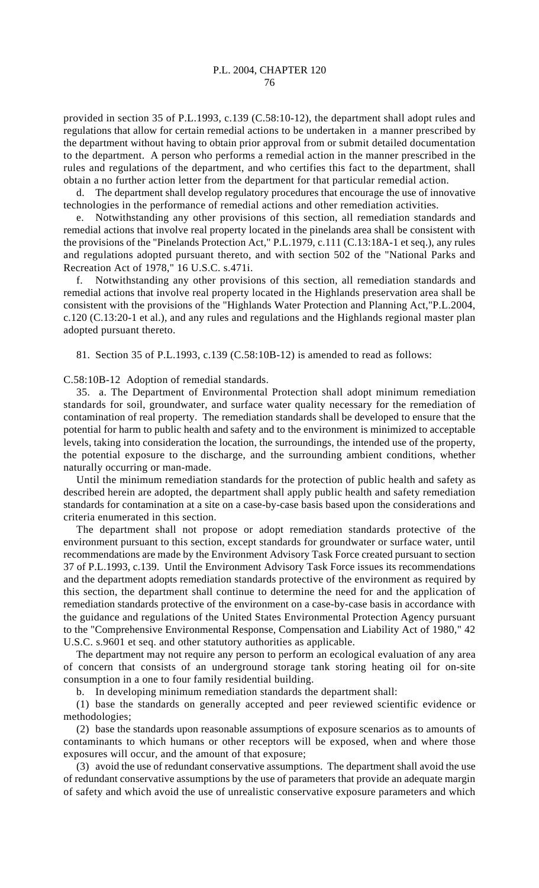provided in section 35 of P.L.1993, c.139 (C.58:10-12), the department shall adopt rules and regulations that allow for certain remedial actions to be undertaken in a manner prescribed by the department without having to obtain prior approval from or submit detailed documentation to the department. A person who performs a remedial action in the manner prescribed in the rules and regulations of the department, and who certifies this fact to the department, shall obtain a no further action letter from the department for that particular remedial action.

d. The department shall develop regulatory procedures that encourage the use of innovative technologies in the performance of remedial actions and other remediation activities.

e. Notwithstanding any other provisions of this section, all remediation standards and remedial actions that involve real property located in the pinelands area shall be consistent with the provisions of the "Pinelands Protection Act," P.L.1979, c.111 (C.13:18A-1 et seq.), any rules and regulations adopted pursuant thereto, and with section 502 of the "National Parks and Recreation Act of 1978," 16 U.S.C. s.471i.

f. Notwithstanding any other provisions of this section, all remediation standards and remedial actions that involve real property located in the Highlands preservation area shall be consistent with the provisions of the "Highlands Water Protection and Planning Act,"P.L.2004, c.120 (C.13:20-1 et al.), and any rules and regulations and the Highlands regional master plan adopted pursuant thereto.

81. Section 35 of P.L.1993, c.139 (C.58:10B-12) is amended to read as follows:

C.58:10B-12 Adoption of remedial standards.

35. a. The Department of Environmental Protection shall adopt minimum remediation standards for soil, groundwater, and surface water quality necessary for the remediation of contamination of real property. The remediation standards shall be developed to ensure that the potential for harm to public health and safety and to the environment is minimized to acceptable levels, taking into consideration the location, the surroundings, the intended use of the property, the potential exposure to the discharge, and the surrounding ambient conditions, whether naturally occurring or man-made.

Until the minimum remediation standards for the protection of public health and safety as described herein are adopted, the department shall apply public health and safety remediation standards for contamination at a site on a case-by-case basis based upon the considerations and criteria enumerated in this section.

The department shall not propose or adopt remediation standards protective of the environment pursuant to this section, except standards for groundwater or surface water, until recommendations are made by the Environment Advisory Task Force created pursuant to section 37 of P.L.1993, c.139. Until the Environment Advisory Task Force issues its recommendations and the department adopts remediation standards protective of the environment as required by this section, the department shall continue to determine the need for and the application of remediation standards protective of the environment on a case-by-case basis in accordance with the guidance and regulations of the United States Environmental Protection Agency pursuant to the "Comprehensive Environmental Response, Compensation and Liability Act of 1980," 42 U.S.C. s.9601 et seq. and other statutory authorities as applicable.

The department may not require any person to perform an ecological evaluation of any area of concern that consists of an underground storage tank storing heating oil for on-site consumption in a one to four family residential building.

b. In developing minimum remediation standards the department shall:

(1) base the standards on generally accepted and peer reviewed scientific evidence or methodologies;

(2) base the standards upon reasonable assumptions of exposure scenarios as to amounts of contaminants to which humans or other receptors will be exposed, when and where those exposures will occur, and the amount of that exposure;

(3) avoid the use of redundant conservative assumptions. The department shall avoid the use of redundant conservative assumptions by the use of parameters that provide an adequate margin of safety and which avoid the use of unrealistic conservative exposure parameters and which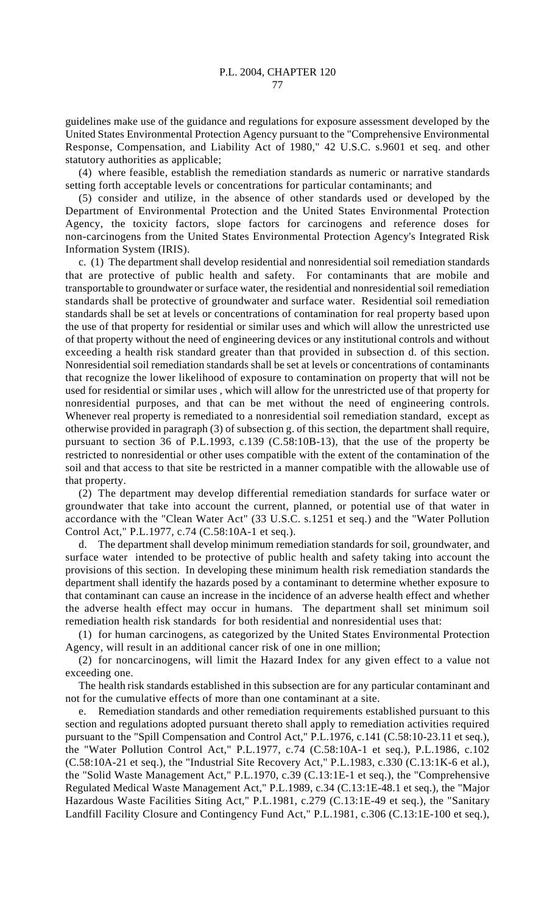guidelines make use of the guidance and regulations for exposure assessment developed by the United States Environmental Protection Agency pursuant to the "Comprehensive Environmental Response, Compensation, and Liability Act of 1980," 42 U.S.C. s.9601 et seq. and other statutory authorities as applicable;

(4) where feasible, establish the remediation standards as numeric or narrative standards setting forth acceptable levels or concentrations for particular contaminants; and

(5) consider and utilize, in the absence of other standards used or developed by the Department of Environmental Protection and the United States Environmental Protection Agency, the toxicity factors, slope factors for carcinogens and reference doses for non-carcinogens from the United States Environmental Protection Agency's Integrated Risk Information System (IRIS).

c. (1) The department shall develop residential and nonresidential soil remediation standards that are protective of public health and safety. For contaminants that are mobile and transportable to groundwater or surface water, the residential and nonresidential soil remediation standards shall be protective of groundwater and surface water. Residential soil remediation standards shall be set at levels or concentrations of contamination for real property based upon the use of that property for residential or similar uses and which will allow the unrestricted use of that property without the need of engineering devices or any institutional controls and without exceeding a health risk standard greater than that provided in subsection d. of this section. Nonresidential soil remediation standards shall be set at levels or concentrations of contaminants that recognize the lower likelihood of exposure to contamination on property that will not be used for residential or similar uses , which will allow for the unrestricted use of that property for nonresidential purposes, and that can be met without the need of engineering controls. Whenever real property is remediated to a nonresidential soil remediation standard, except as otherwise provided in paragraph (3) of subsection g. of this section, the department shall require, pursuant to section 36 of P.L.1993, c.139 (C.58:10B-13), that the use of the property be restricted to nonresidential or other uses compatible with the extent of the contamination of the soil and that access to that site be restricted in a manner compatible with the allowable use of that property.

(2) The department may develop differential remediation standards for surface water or groundwater that take into account the current, planned, or potential use of that water in accordance with the "Clean Water Act" (33 U.S.C. s.1251 et seq.) and the "Water Pollution Control Act," P.L.1977, c.74 (C.58:10A-1 et seq.).

d. The department shall develop minimum remediation standards for soil, groundwater, and surface water intended to be protective of public health and safety taking into account the provisions of this section. In developing these minimum health risk remediation standards the department shall identify the hazards posed by a contaminant to determine whether exposure to that contaminant can cause an increase in the incidence of an adverse health effect and whether the adverse health effect may occur in humans. The department shall set minimum soil remediation health risk standards for both residential and nonresidential uses that:

(1) for human carcinogens, as categorized by the United States Environmental Protection Agency, will result in an additional cancer risk of one in one million;

(2) for noncarcinogens, will limit the Hazard Index for any given effect to a value not exceeding one.

The health risk standards established in this subsection are for any particular contaminant and not for the cumulative effects of more than one contaminant at a site.

e. Remediation standards and other remediation requirements established pursuant to this section and regulations adopted pursuant thereto shall apply to remediation activities required pursuant to the "Spill Compensation and Control Act," P.L.1976, c.141 (C.58:10-23.11 et seq.), the "Water Pollution Control Act," P.L.1977, c.74 (C.58:10A-1 et seq.), P.L.1986, c.102 (C.58:10A-21 et seq.), the "Industrial Site Recovery Act," P.L.1983, c.330 (C.13:1K-6 et al.), the "Solid Waste Management Act," P.L.1970, c.39 (C.13:1E-1 et seq.), the "Comprehensive Regulated Medical Waste Management Act," P.L.1989, c.34 (C.13:1E-48.1 et seq.), the "Major Hazardous Waste Facilities Siting Act," P.L.1981, c.279 (C.13:1E-49 et seq.), the "Sanitary Landfill Facility Closure and Contingency Fund Act," P.L.1981, c.306 (C.13:1E-100 et seq.),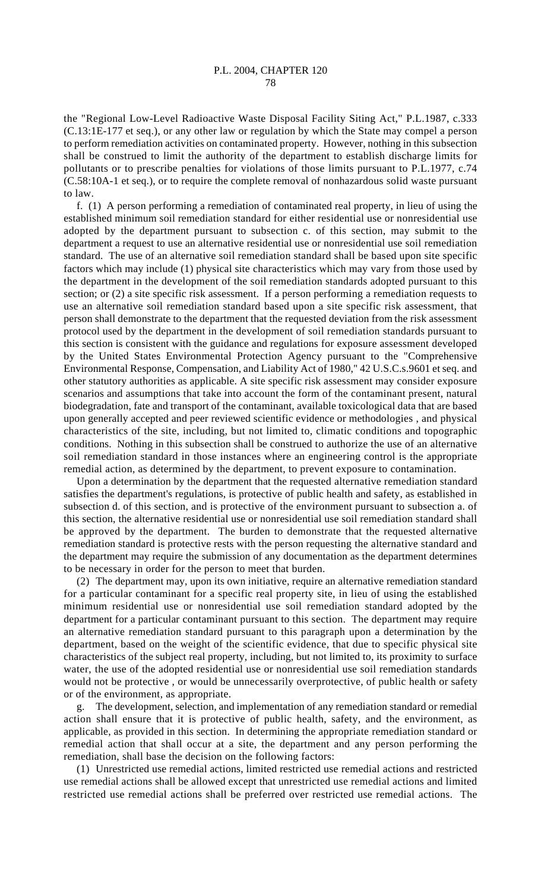the "Regional Low-Level Radioactive Waste Disposal Facility Siting Act," P.L.1987, c.333 (C.13:1E-177 et seq.), or any other law or regulation by which the State may compel a person to perform remediation activities on contaminated property. However, nothing in this subsection shall be construed to limit the authority of the department to establish discharge limits for pollutants or to prescribe penalties for violations of those limits pursuant to P.L.1977, c.74 (C.58:10A-1 et seq.), or to require the complete removal of nonhazardous solid waste pursuant to law.

f. (1) A person performing a remediation of contaminated real property, in lieu of using the established minimum soil remediation standard for either residential use or nonresidential use adopted by the department pursuant to subsection c. of this section, may submit to the department a request to use an alternative residential use or nonresidential use soil remediation standard. The use of an alternative soil remediation standard shall be based upon site specific factors which may include (1) physical site characteristics which may vary from those used by the department in the development of the soil remediation standards adopted pursuant to this section; or (2) a site specific risk assessment. If a person performing a remediation requests to use an alternative soil remediation standard based upon a site specific risk assessment, that person shall demonstrate to the department that the requested deviation from the risk assessment protocol used by the department in the development of soil remediation standards pursuant to this section is consistent with the guidance and regulations for exposure assessment developed by the United States Environmental Protection Agency pursuant to the "Comprehensive Environmental Response, Compensation, and Liability Act of 1980," 42 U.S.C.s.9601 et seq. and other statutory authorities as applicable. A site specific risk assessment may consider exposure scenarios and assumptions that take into account the form of the contaminant present, natural biodegradation, fate and transport of the contaminant, available toxicological data that are based upon generally accepted and peer reviewed scientific evidence or methodologies , and physical characteristics of the site, including, but not limited to, climatic conditions and topographic conditions. Nothing in this subsection shall be construed to authorize the use of an alternative soil remediation standard in those instances where an engineering control is the appropriate remedial action, as determined by the department, to prevent exposure to contamination.

Upon a determination by the department that the requested alternative remediation standard satisfies the department's regulations, is protective of public health and safety, as established in subsection d. of this section, and is protective of the environment pursuant to subsection a. of this section, the alternative residential use or nonresidential use soil remediation standard shall be approved by the department. The burden to demonstrate that the requested alternative remediation standard is protective rests with the person requesting the alternative standard and the department may require the submission of any documentation as the department determines to be necessary in order for the person to meet that burden.

(2) The department may, upon its own initiative, require an alternative remediation standard for a particular contaminant for a specific real property site, in lieu of using the established minimum residential use or nonresidential use soil remediation standard adopted by the department for a particular contaminant pursuant to this section. The department may require an alternative remediation standard pursuant to this paragraph upon a determination by the department, based on the weight of the scientific evidence, that due to specific physical site characteristics of the subject real property, including, but not limited to, its proximity to surface water, the use of the adopted residential use or nonresidential use soil remediation standards would not be protective , or would be unnecessarily overprotective, of public health or safety or of the environment, as appropriate.

g. The development, selection, and implementation of any remediation standard or remedial action shall ensure that it is protective of public health, safety, and the environment, as applicable, as provided in this section. In determining the appropriate remediation standard or remedial action that shall occur at a site, the department and any person performing the remediation, shall base the decision on the following factors:

(1) Unrestricted use remedial actions, limited restricted use remedial actions and restricted use remedial actions shall be allowed except that unrestricted use remedial actions and limited restricted use remedial actions shall be preferred over restricted use remedial actions. The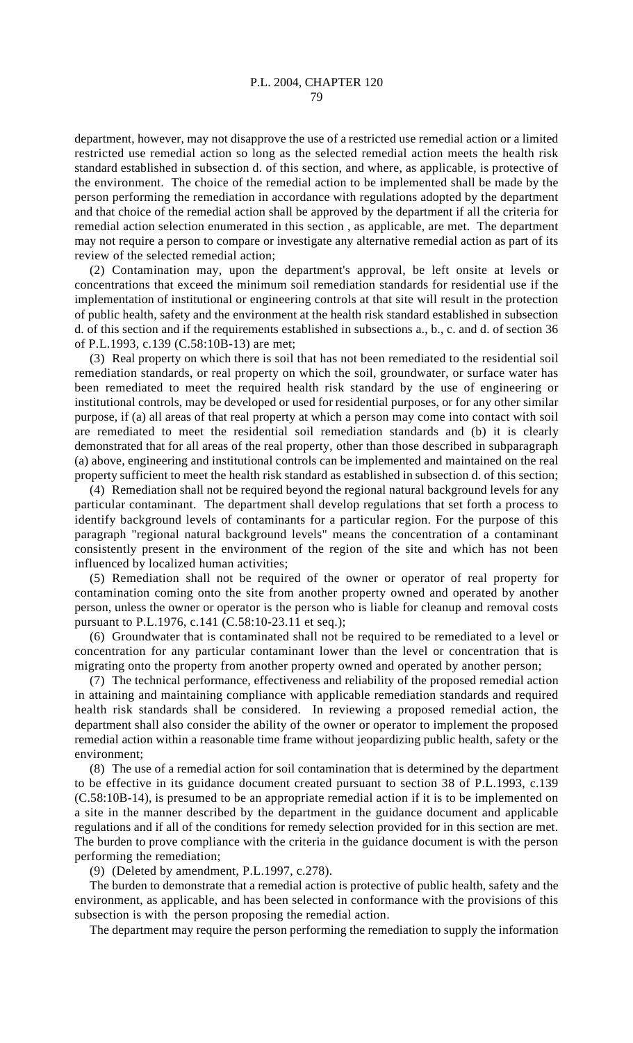department, however, may not disapprove the use of a restricted use remedial action or a limited restricted use remedial action so long as the selected remedial action meets the health risk standard established in subsection d. of this section, and where, as applicable, is protective of the environment. The choice of the remedial action to be implemented shall be made by the person performing the remediation in accordance with regulations adopted by the department and that choice of the remedial action shall be approved by the department if all the criteria for remedial action selection enumerated in this section , as applicable, are met. The department may not require a person to compare or investigate any alternative remedial action as part of its review of the selected remedial action;

(2) Contamination may, upon the department's approval, be left onsite at levels or concentrations that exceed the minimum soil remediation standards for residential use if the implementation of institutional or engineering controls at that site will result in the protection of public health, safety and the environment at the health risk standard established in subsection d. of this section and if the requirements established in subsections a., b., c. and d. of section 36 of P.L.1993, c.139 (C.58:10B-13) are met;

(3) Real property on which there is soil that has not been remediated to the residential soil remediation standards, or real property on which the soil, groundwater, or surface water has been remediated to meet the required health risk standard by the use of engineering or institutional controls, may be developed or used for residential purposes, or for any other similar purpose, if (a) all areas of that real property at which a person may come into contact with soil are remediated to meet the residential soil remediation standards and (b) it is clearly demonstrated that for all areas of the real property, other than those described in subparagraph (a) above, engineering and institutional controls can be implemented and maintained on the real property sufficient to meet the health risk standard as established in subsection d. of this section;

(4) Remediation shall not be required beyond the regional natural background levels for any particular contaminant. The department shall develop regulations that set forth a process to identify background levels of contaminants for a particular region. For the purpose of this paragraph "regional natural background levels" means the concentration of a contaminant consistently present in the environment of the region of the site and which has not been influenced by localized human activities;

(5) Remediation shall not be required of the owner or operator of real property for contamination coming onto the site from another property owned and operated by another person, unless the owner or operator is the person who is liable for cleanup and removal costs pursuant to P.L.1976, c.141 (C.58:10-23.11 et seq.);

(6) Groundwater that is contaminated shall not be required to be remediated to a level or concentration for any particular contaminant lower than the level or concentration that is migrating onto the property from another property owned and operated by another person;

(7) The technical performance, effectiveness and reliability of the proposed remedial action in attaining and maintaining compliance with applicable remediation standards and required health risk standards shall be considered. In reviewing a proposed remedial action, the department shall also consider the ability of the owner or operator to implement the proposed remedial action within a reasonable time frame without jeopardizing public health, safety or the environment;

(8) The use of a remedial action for soil contamination that is determined by the department to be effective in its guidance document created pursuant to section 38 of P.L.1993, c.139 (C.58:10B-14), is presumed to be an appropriate remedial action if it is to be implemented on a site in the manner described by the department in the guidance document and applicable regulations and if all of the conditions for remedy selection provided for in this section are met. The burden to prove compliance with the criteria in the guidance document is with the person performing the remediation;

(9) (Deleted by amendment, P.L.1997, c.278).

The burden to demonstrate that a remedial action is protective of public health, safety and the environment, as applicable, and has been selected in conformance with the provisions of this subsection is with the person proposing the remedial action.

The department may require the person performing the remediation to supply the information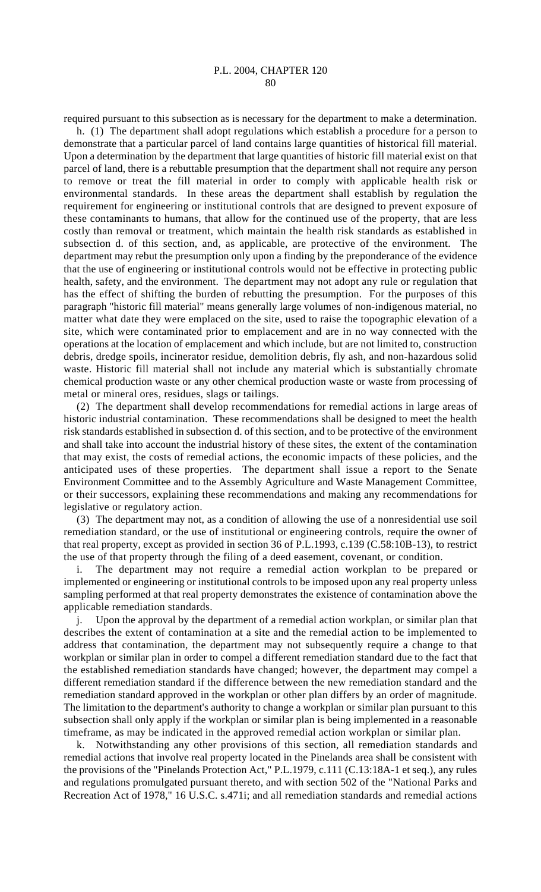required pursuant to this subsection as is necessary for the department to make a determination.

h. (1) The department shall adopt regulations which establish a procedure for a person to demonstrate that a particular parcel of land contains large quantities of historical fill material. Upon a determination by the department that large quantities of historic fill material exist on that parcel of land, there is a rebuttable presumption that the department shall not require any person to remove or treat the fill material in order to comply with applicable health risk or environmental standards. In these areas the department shall establish by regulation the requirement for engineering or institutional controls that are designed to prevent exposure of these contaminants to humans, that allow for the continued use of the property, that are less costly than removal or treatment, which maintain the health risk standards as established in subsection d. of this section, and, as applicable, are protective of the environment. The department may rebut the presumption only upon a finding by the preponderance of the evidence that the use of engineering or institutional controls would not be effective in protecting public health, safety, and the environment. The department may not adopt any rule or regulation that has the effect of shifting the burden of rebutting the presumption. For the purposes of this paragraph "historic fill material" means generally large volumes of non-indigenous material, no matter what date they were emplaced on the site, used to raise the topographic elevation of a site, which were contaminated prior to emplacement and are in no way connected with the operations at the location of emplacement and which include, but are not limited to, construction debris, dredge spoils, incinerator residue, demolition debris, fly ash, and non-hazardous solid waste. Historic fill material shall not include any material which is substantially chromate chemical production waste or any other chemical production waste or waste from processing of metal or mineral ores, residues, slags or tailings.

(2) The department shall develop recommendations for remedial actions in large areas of historic industrial contamination. These recommendations shall be designed to meet the health risk standards established in subsection d. of this section, and to be protective of the environment and shall take into account the industrial history of these sites, the extent of the contamination that may exist, the costs of remedial actions, the economic impacts of these policies, and the anticipated uses of these properties. The department shall issue a report to the Senate Environment Committee and to the Assembly Agriculture and Waste Management Committee, or their successors, explaining these recommendations and making any recommendations for legislative or regulatory action.

(3) The department may not, as a condition of allowing the use of a nonresidential use soil remediation standard, or the use of institutional or engineering controls, require the owner of that real property, except as provided in section 36 of P.L.1993, c.139 (C.58:10B-13), to restrict the use of that property through the filing of a deed easement, covenant, or condition.

i. The department may not require a remedial action workplan to be prepared or implemented or engineering or institutional controls to be imposed upon any real property unless sampling performed at that real property demonstrates the existence of contamination above the applicable remediation standards.

j. Upon the approval by the department of a remedial action workplan, or similar plan that describes the extent of contamination at a site and the remedial action to be implemented to address that contamination, the department may not subsequently require a change to that workplan or similar plan in order to compel a different remediation standard due to the fact that the established remediation standards have changed; however, the department may compel a different remediation standard if the difference between the new remediation standard and the remediation standard approved in the workplan or other plan differs by an order of magnitude. The limitation to the department's authority to change a workplan or similar plan pursuant to this subsection shall only apply if the workplan or similar plan is being implemented in a reasonable timeframe, as may be indicated in the approved remedial action workplan or similar plan.

k. Notwithstanding any other provisions of this section, all remediation standards and remedial actions that involve real property located in the Pinelands area shall be consistent with the provisions of the "Pinelands Protection Act," P.L.1979, c.111 (C.13:18A-1 et seq.), any rules and regulations promulgated pursuant thereto, and with section 502 of the "National Parks and Recreation Act of 1978," 16 U.S.C. s.471i; and all remediation standards and remedial actions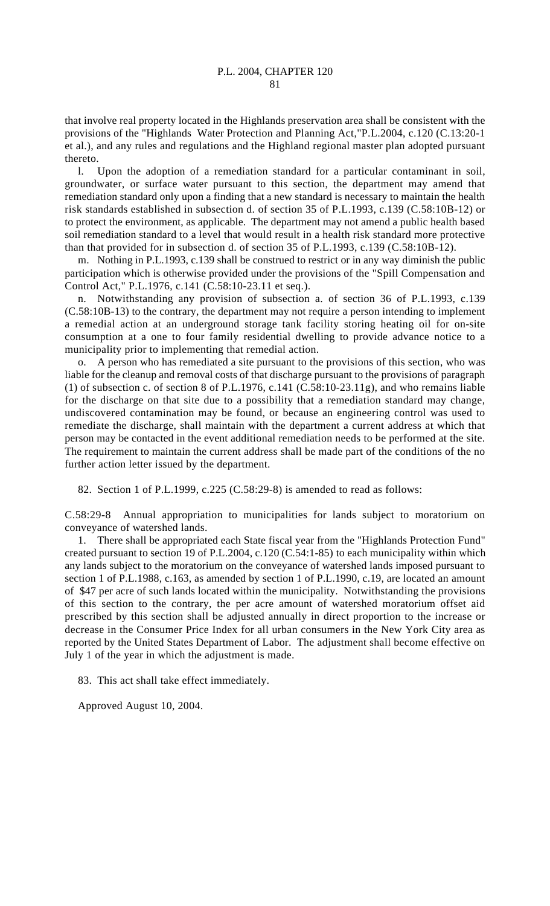that involve real property located in the Highlands preservation area shall be consistent with the provisions of the "Highlands Water Protection and Planning Act,"P.L.2004, c.120 (C.13:20-1 et al.), and any rules and regulations and the Highland regional master plan adopted pursuant thereto.

l. Upon the adoption of a remediation standard for a particular contaminant in soil, groundwater, or surface water pursuant to this section, the department may amend that remediation standard only upon a finding that a new standard is necessary to maintain the health risk standards established in subsection d. of section 35 of P.L.1993, c.139 (C.58:10B-12) or to protect the environment, as applicable. The department may not amend a public health based soil remediation standard to a level that would result in a health risk standard more protective than that provided for in subsection d. of section 35 of P.L.1993, c.139 (C.58:10B-12).

m. Nothing in P.L.1993, c.139 shall be construed to restrict or in any way diminish the public participation which is otherwise provided under the provisions of the "Spill Compensation and Control Act," P.L.1976, c.141 (C.58:10-23.11 et seq.).

n. Notwithstanding any provision of subsection a. of section 36 of P.L.1993, c.139 (C.58:10B-13) to the contrary, the department may not require a person intending to implement a remedial action at an underground storage tank facility storing heating oil for on-site consumption at a one to four family residential dwelling to provide advance notice to a municipality prior to implementing that remedial action.

o. A person who has remediated a site pursuant to the provisions of this section, who was liable for the cleanup and removal costs of that discharge pursuant to the provisions of paragraph (1) of subsection c. of section 8 of P.L.1976, c.141 (C.58:10-23.11g), and who remains liable for the discharge on that site due to a possibility that a remediation standard may change, undiscovered contamination may be found, or because an engineering control was used to remediate the discharge, shall maintain with the department a current address at which that person may be contacted in the event additional remediation needs to be performed at the site. The requirement to maintain the current address shall be made part of the conditions of the no further action letter issued by the department.

82. Section 1 of P.L.1999, c.225 (C.58:29-8) is amended to read as follows:

C.58:29-8 Annual appropriation to municipalities for lands subject to moratorium on conveyance of watershed lands.

1. There shall be appropriated each State fiscal year from the "Highlands Protection Fund" created pursuant to section 19 of P.L.2004, c.120 (C.54:1-85) to each municipality within which any lands subject to the moratorium on the conveyance of watershed lands imposed pursuant to section 1 of P.L.1988, c.163, as amended by section 1 of P.L.1990, c.19, are located an amount of $47 per acre of such lands located within the municipality. Notwithstanding the provisions of this section to the contrary, the per acre amount of watershed moratorium offset aid prescribed by this section shall be adjusted annually in direct proportion to the increase or decrease in the Consumer Price Index for all urban consumers in the New York City area as reported by the United States Department of Labor. The adjustment shall become effective on July 1 of the year in which the adjustment is made.

83. This act shall take effect immediately.

Approved August 10, 2004.